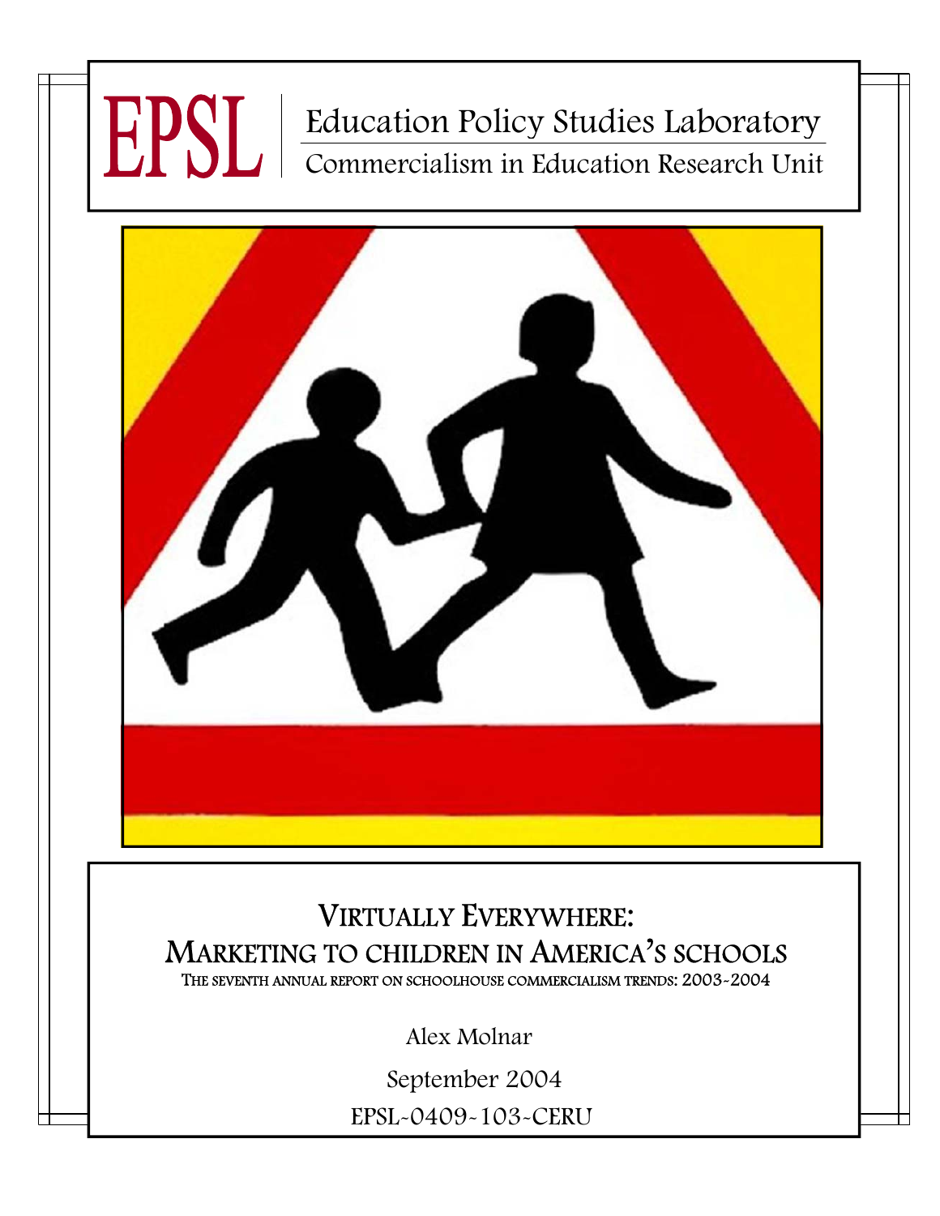EPSL | Education Policy Studies Laboratory

Commercialism in Education Research Unit

# VIRTUALLY EVERYWHERE: MARKETING TO CHILDREN IN AMERICA'S SCHOOLS

## THE SEVENTH ANNUAL REPORT ON SCHOOLHOUSE COMMERCIALISM TRENDS: 2003-2004

Alex Molnar

September 2004

EPSL-0409-103-CERU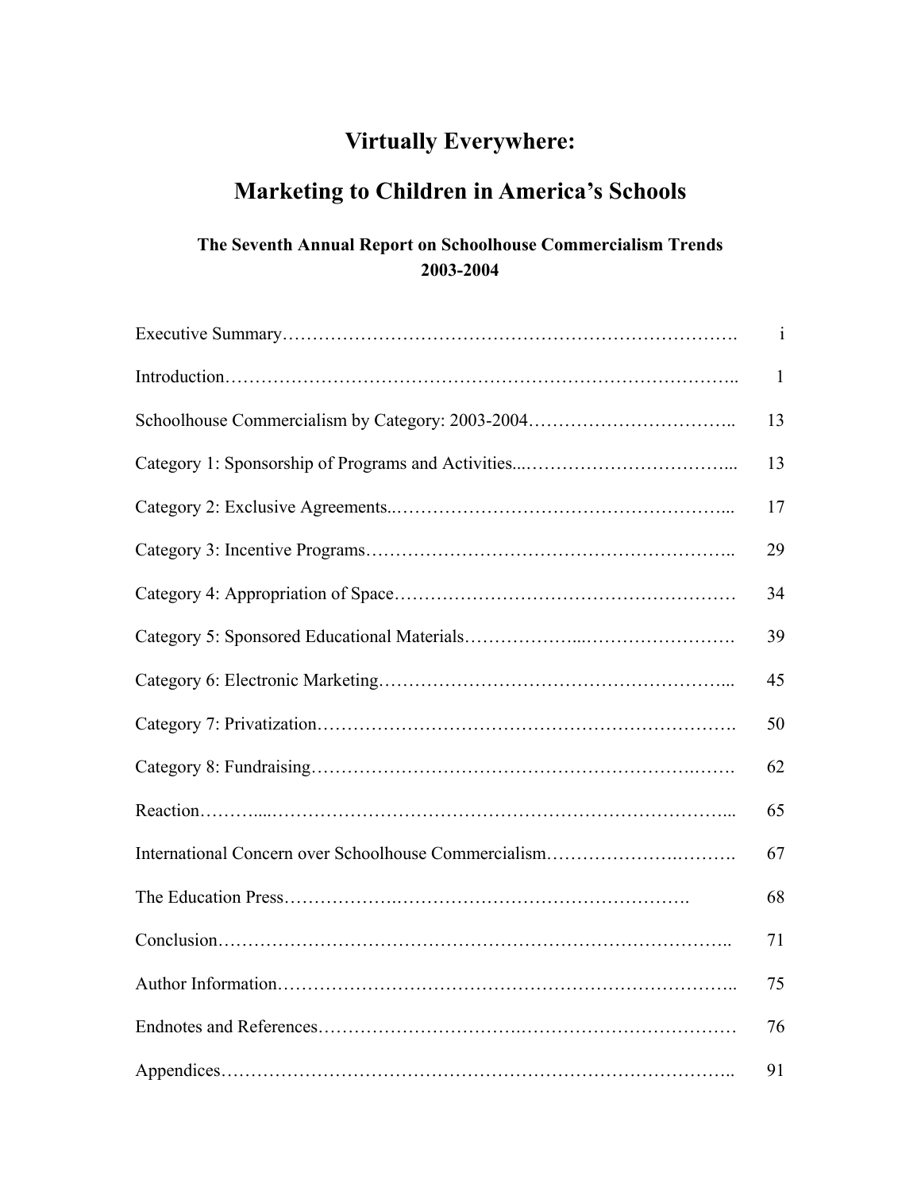# Virtually Everywhere:

# Marketing to Children in America's Schools

### The Seventh Annual Report on Schoolhouse Commercialism Trends 2003-2004

| | |
|---|---|
| Executive Summary | i |
| Introduction | 1 |
| Schoolhouse Commercialism by Category: 2003-2004 | 13 |
| Category 1: Sponsorship of Programs and Activities | 13 |
| Category 2: Exclusive Agreements | 17 |
| Category 3: Incentive Programs | 29 |
| Category 4: Appropriation of Space | 34 |
| Category 5: Sponsored Educational Materials | 39 |
| Category 6: Electronic Marketing | 45 |
| Category 7: Privatization | 50 |
| Category 8: Fundraising | 62 |
| Reaction | 65 |
| International Concern over Schoolhouse Commercialism | 67 |
| The Education Press | 68 |
| Conclusion | 71 |
| Author Information | 75 |
| Endnotes and References | 76 |
| Appendices | 91 |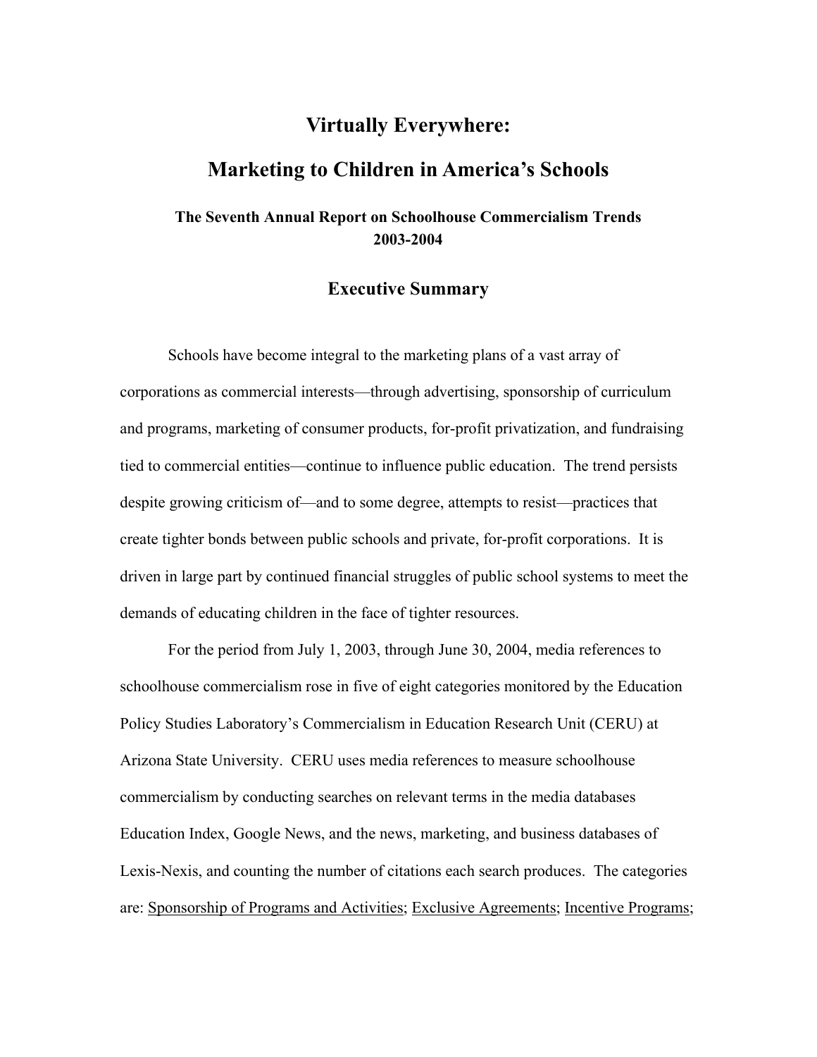# Virtually Everywhere:

# Marketing to Children in America's Schools

### The Seventh Annual Report on Schoolhouse Commercialism Trends 2003-2004

## Executive Summary

Schools have become integral to the marketing plans of a vast array of corporations as commercial interests—through advertising, sponsorship of curriculum and programs, marketing of consumer products, for-profit privatization, and fundraising tied to commercial entities—continue to influence public education. The trend persists despite growing criticism of—and to some degree, attempts to resist—practices that create tighter bonds between public schools and private, for-profit corporations. It is driven in large part by continued financial struggles of public school systems to meet the demands of educating children in the face of tighter resources.

For the period from July 1, 2003, through June 30, 2004, media references to schoolhouse commercialism rose in five of eight categories monitored by the Education Policy Studies Laboratory's Commercialism in Education Research Unit (CERU) at Arizona State University. CERU uses media references to measure schoolhouse commercialism by conducting searches on relevant terms in the media databases Education Index, Google News, and the news, marketing, and business databases of Lexis-Nexis, and counting the number of citations each search produces. The categories are: Sponsorship of Programs and Activities; Exclusive Agreements; Incentive Programs;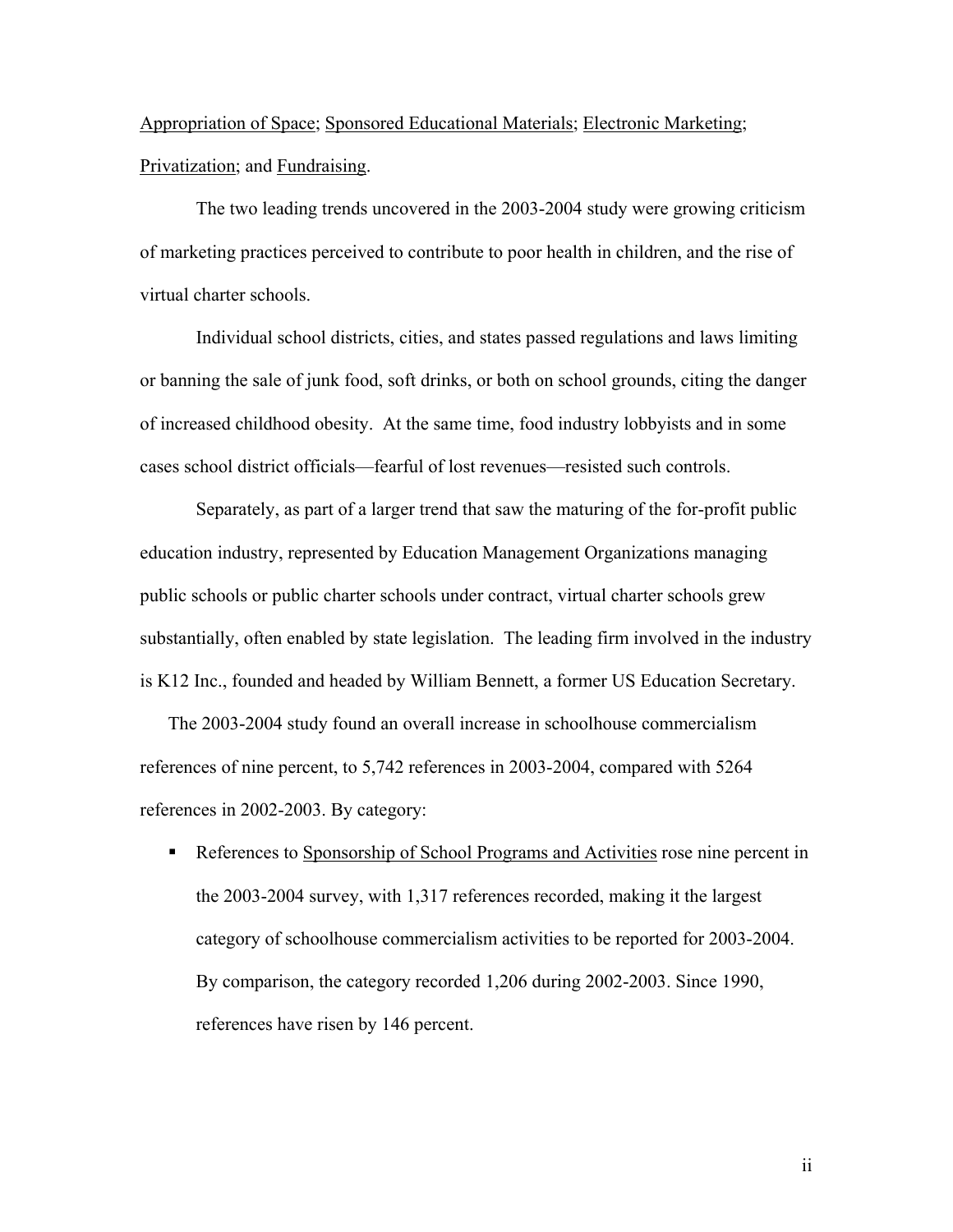Appropriation of Space; Sponsored Educational Materials; Electronic Marketing; Privatization; and Fundraising.

The two leading trends uncovered in the 2003-2004 study were growing criticism of marketing practices perceived to contribute to poor health in children, and the rise of virtual charter schools.

Individual school districts, cities, and states passed regulations and laws limiting or banning the sale of junk food, soft drinks, or both on school grounds, citing the danger of increased childhood obesity. At the same time, food industry lobbyists and in some cases school district officials—fearful of lost revenues—resisted such controls.

Separately, as part of a larger trend that saw the maturing of the for-profit public education industry, represented by Education Management Organizations managing public schools or public charter schools under contract, virtual charter schools grew substantially, often enabled by state legislation. The leading firm involved in the industry is K12 Inc., founded and headed by William Bennett, a former US Education Secretary.

The 2003-2004 study found an overall increase in schoolhouse commercialism references of nine percent, to 5,742 references in 2003-2004, compared with 5264 references in 2002-2003. By category:

- References to Sponsorship of School Programs and Activities rose nine percent in the 2003-2004 survey, with 1,317 references recorded, making it the largest category of schoolhouse commercialism activities to be reported for 2003-2004. By comparison, the category recorded 1,206 during 2002-2003. Since 1990, references have risen by 146 percent.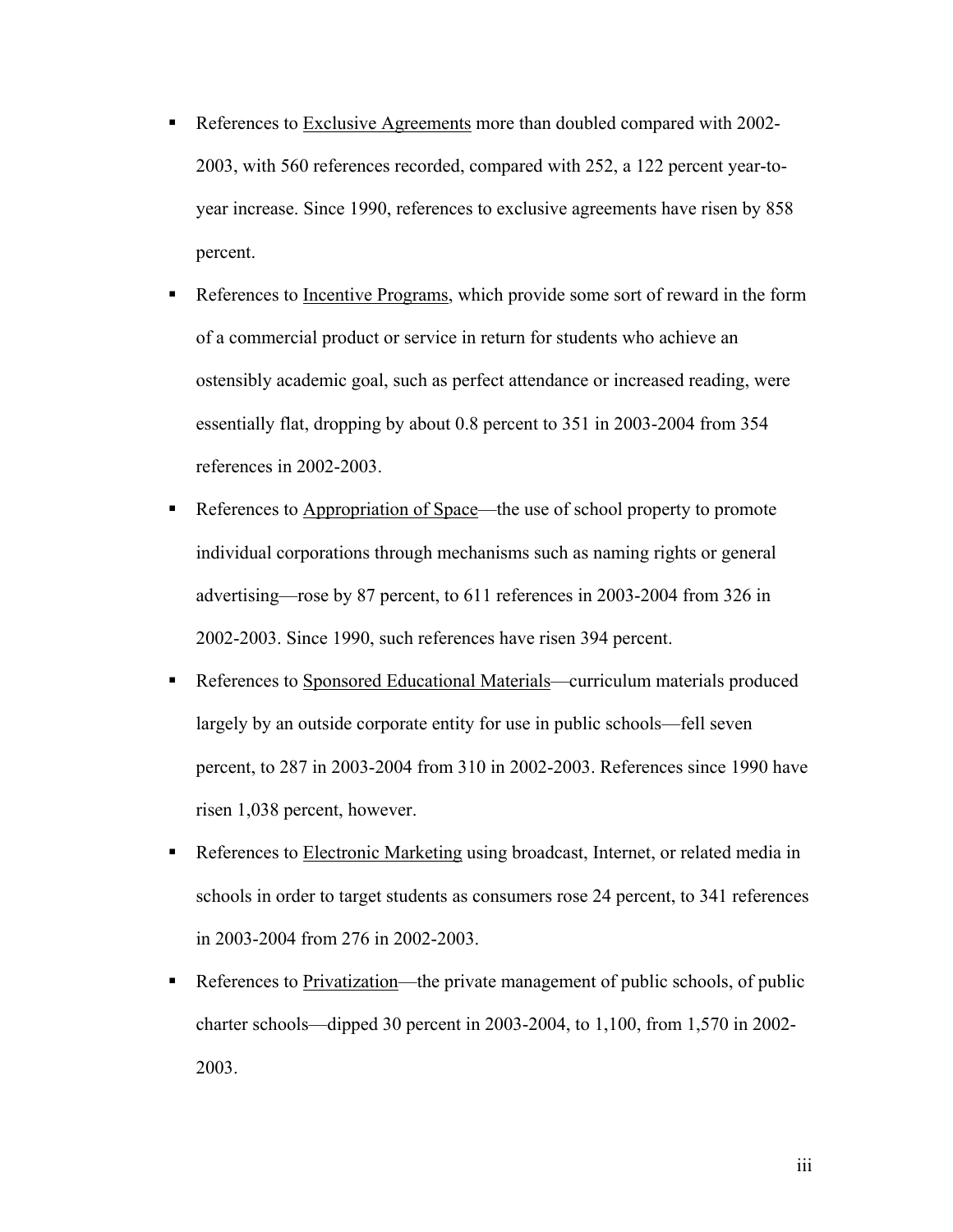- References to Exclusive Agreements more than doubled compared with 2002-2003, with 560 references recorded, compared with 252, a 122 percent year-to-year increase. Since 1990, references to exclusive agreements have risen by 858 percent.
- References to Incentive Programs, which provide some sort of reward in the form of a commercial product or service in return for students who achieve an ostensibly academic goal, such as perfect attendance or increased reading, were essentially flat, dropping by about 0.8 percent to 351 in 2003-2004 from 354 references in 2002-2003.
- References to Appropriation of Space—the use of school property to promote individual corporations through mechanisms such as naming rights or general advertising—rose by 87 percent, to 611 references in 2003-2004 from 326 in 2002-2003. Since 1990, such references have risen 394 percent.
- References to Sponsored Educational Materials—curriculum materials produced largely by an outside corporate entity for use in public schools—fell seven percent, to 287 in 2003-2004 from 310 in 2002-2003. References since 1990 have risen 1,038 percent, however.
- References to Electronic Marketing using broadcast, Internet, or related media in schools in order to target students as consumers rose 24 percent, to 341 references in 2003-2004 from 276 in 2002-2003.
- References to Privatization—the private management of public schools, of public charter schools—dipped 30 percent in 2003-2004, to 1,100, from 1,570 in 2002-2003.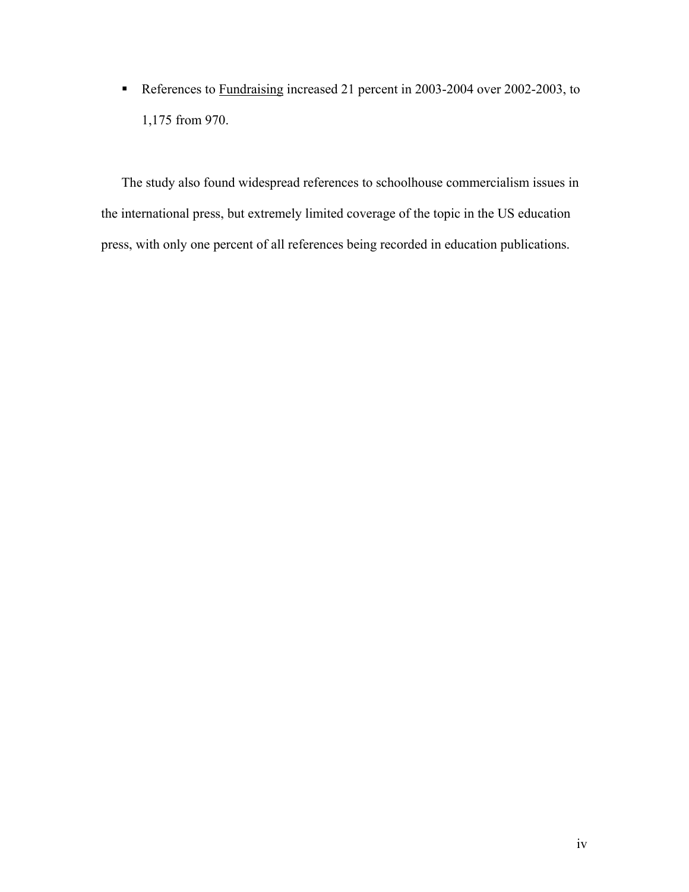- References to <u>Fundraising</u> increased 21 percent in 2003-2004 over 2002-2003, to 1,175 from 970.

The study also found widespread references to schoolhouse commercialism issues in the international press, but extremely limited coverage of the topic in the US education press, with only one percent of all references being recorded in education publications.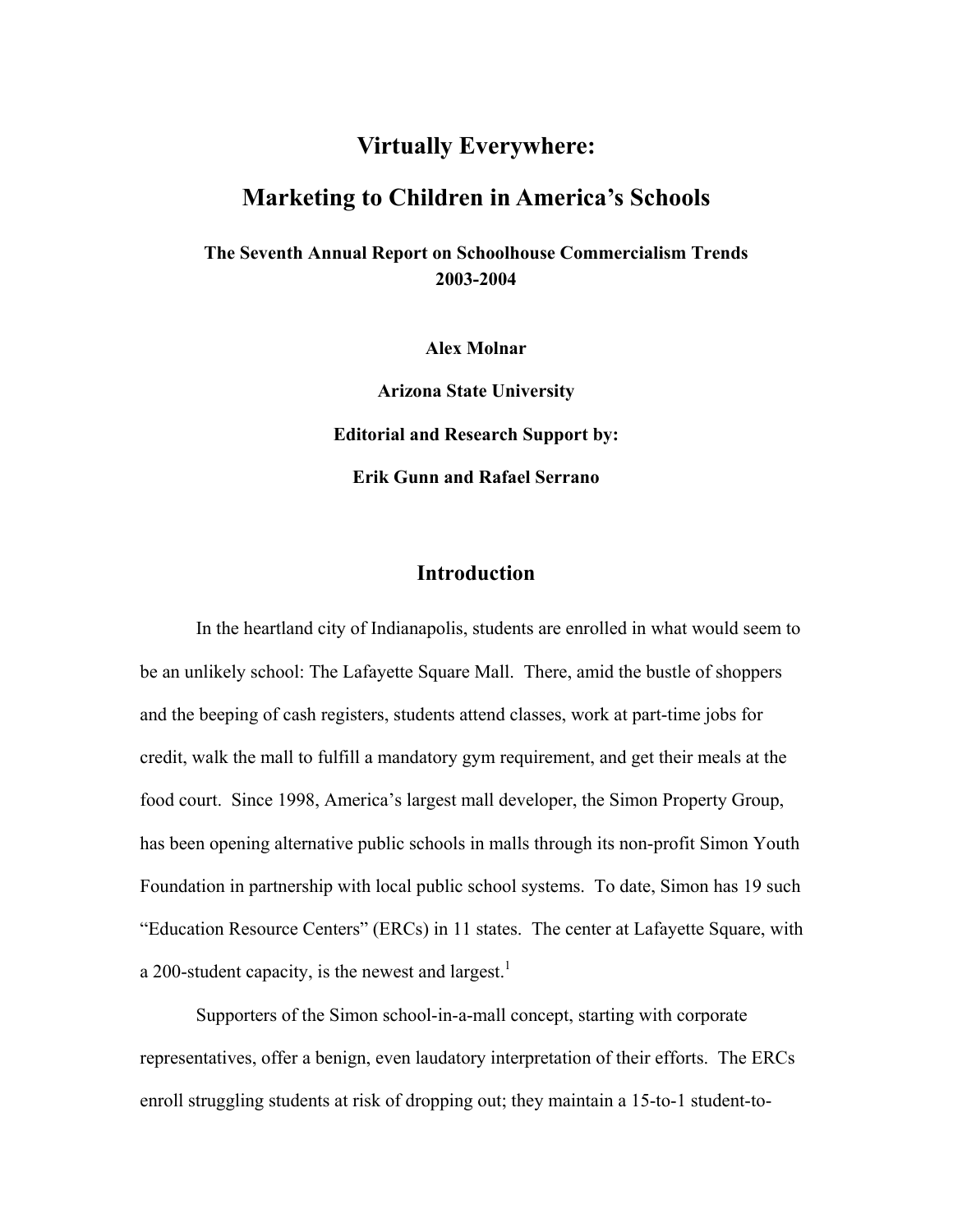# Virtually Everywhere:

# Marketing to Children in America's Schools

**The Seventh Annual Report on Schoolhouse Commercialism Trends 2003-2004**

**Alex Molnar**

**Arizona State University**

**Editorial and Research Support by:**

**Erik Gunn and Rafael Serrano**

## Introduction

In the heartland city of Indianapolis, students are enrolled in what would seem to be an unlikely school: The Lafayette Square Mall. There, amid the bustle of shoppers and the beeping of cash registers, students attend classes, work at part-time jobs for credit, walk the mall to fulfill a mandatory gym requirement, and get their meals at the food court. Since 1998, America's largest mall developer, the Simon Property Group, has been opening alternative public schools in malls through its non-profit Simon Youth Foundation in partnership with local public school systems. To date, Simon has 19 such "Education Resource Centers" (ERCs) in 11 states. The center at Lafayette Square, with a 200-student capacity, is the newest and largest.[1]

Supporters of the Simon school-in-a-mall concept, starting with corporate representatives, offer a benign, even laudatory interpretation of their efforts. The ERCs enroll struggling students at risk of dropping out; they maintain a 15-to-1 student-to-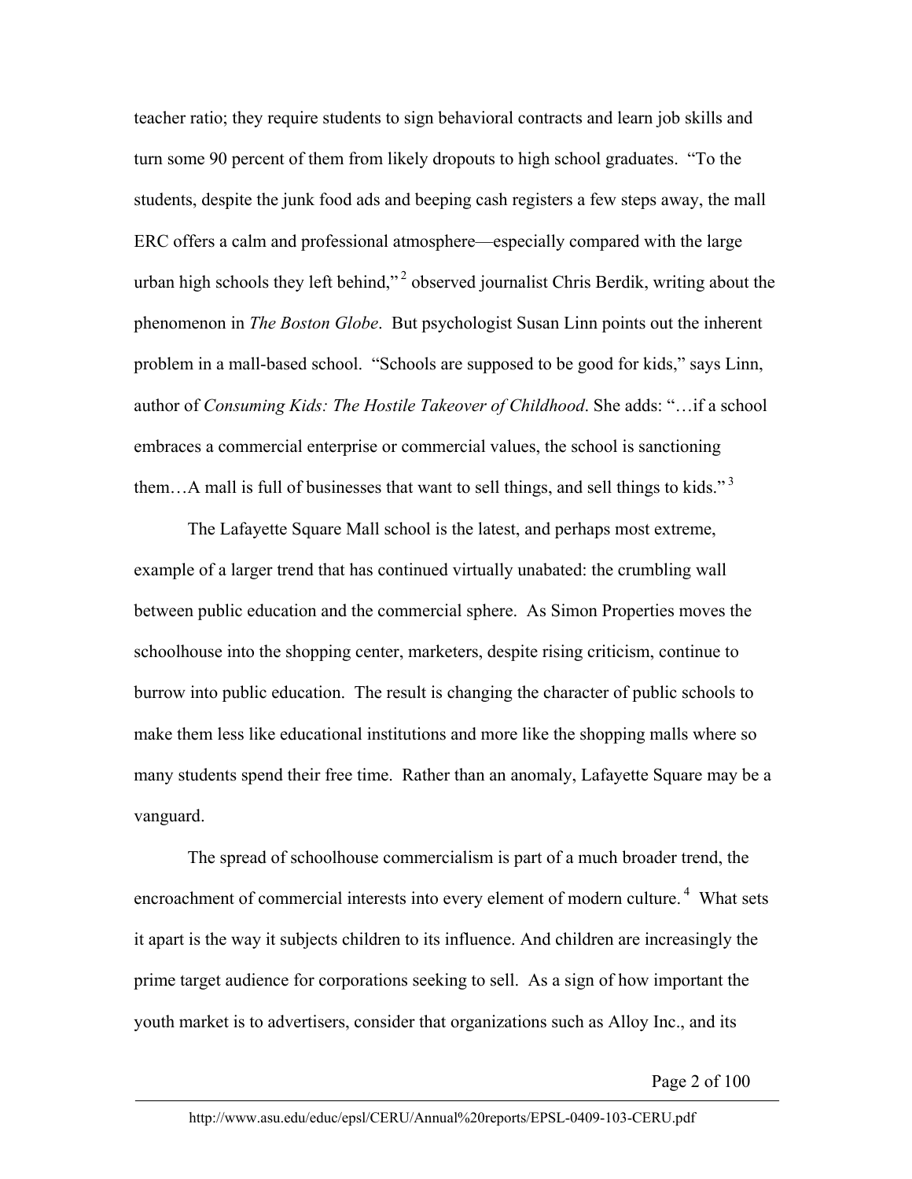teacher ratio; they require students to sign behavioral contracts and learn job skills and turn some 90 percent of them from likely dropouts to high school graduates. "To the students, despite the junk food ads and beeping cash registers a few steps away, the mall ERC offers a calm and professional atmosphere—especially compared with the large urban high schools they left behind,"[2] observed journalist Chris Berdik, writing about the phenomenon in *The Boston Globe*. But psychologist Susan Linn points out the inherent problem in a mall-based school. "Schools are supposed to be good for kids," says Linn, author of *Consuming Kids: The Hostile Takeover of Childhood*. She adds: "…if a school embraces a commercial enterprise or commercial values, the school is sanctioning them…A mall is full of businesses that want to sell things, and sell things to kids."[3]

The Lafayette Square Mall school is the latest, and perhaps most extreme, example of a larger trend that has continued virtually unabated: the crumbling wall between public education and the commercial sphere. As Simon Properties moves the schoolhouse into the shopping center, marketers, despite rising criticism, continue to burrow into public education. The result is changing the character of public schools to make them less like educational institutions and more like the shopping malls where so many students spend their free time. Rather than an anomaly, Lafayette Square may be a vanguard.

The spread of schoolhouse commercialism is part of a much broader trend, the encroachment of commercial interests into every element of modern culture.[4] What sets it apart is the way it subjects children to its influence. And children are increasingly the prime target audience for corporations seeking to sell. As a sign of how important the youth market is to advertisers, consider that organizations such as Alloy Inc., and its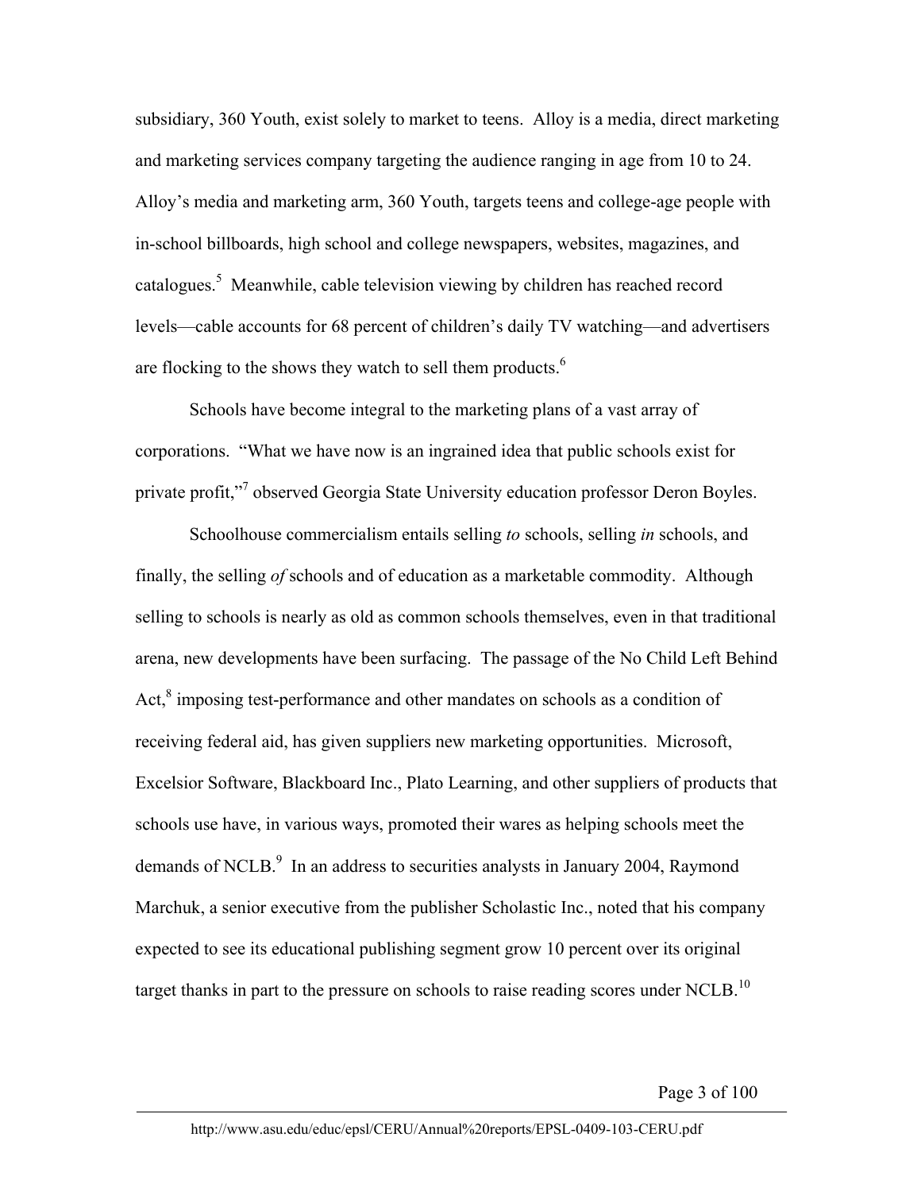subsidiary, 360 Youth, exist solely to market to teens. Alloy is a media, direct marketing and marketing services company targeting the audience ranging in age from 10 to 24. Alloy's media and marketing arm, 360 Youth, targets teens and college-age people with in-school billboards, high school and college newspapers, websites, magazines, and catalogues.[5] Meanwhile, cable television viewing by children has reached record levels—cable accounts for 68 percent of children's daily TV watching—and advertisers are flocking to the shows they watch to sell them products.[6]

Schools have become integral to the marketing plans of a vast array of corporations. "What we have now is an ingrained idea that public schools exist for private profit,"[7] observed Georgia State University education professor Deron Boyles.

Schoolhouse commercialism entails selling *to* schools, selling *in* schools, and finally, the selling *of* schools and of education as a marketable commodity. Although selling to schools is nearly as old as common schools themselves, even in that traditional arena, new developments have been surfacing. The passage of the No Child Left Behind Act,[8] imposing test-performance and other mandates on schools as a condition of receiving federal aid, has given suppliers new marketing opportunities. Microsoft, Excelsior Software, Blackboard Inc., Plato Learning, and other suppliers of products that schools use have, in various ways, promoted their wares as helping schools meet the demands of NCLB.[9] In an address to securities analysts in January 2004, Raymond Marchuk, a senior executive from the publisher Scholastic Inc., noted that his company expected to see its educational publishing segment grow 10 percent over its original target thanks in part to the pressure on schools to raise reading scores under NCLB.[10]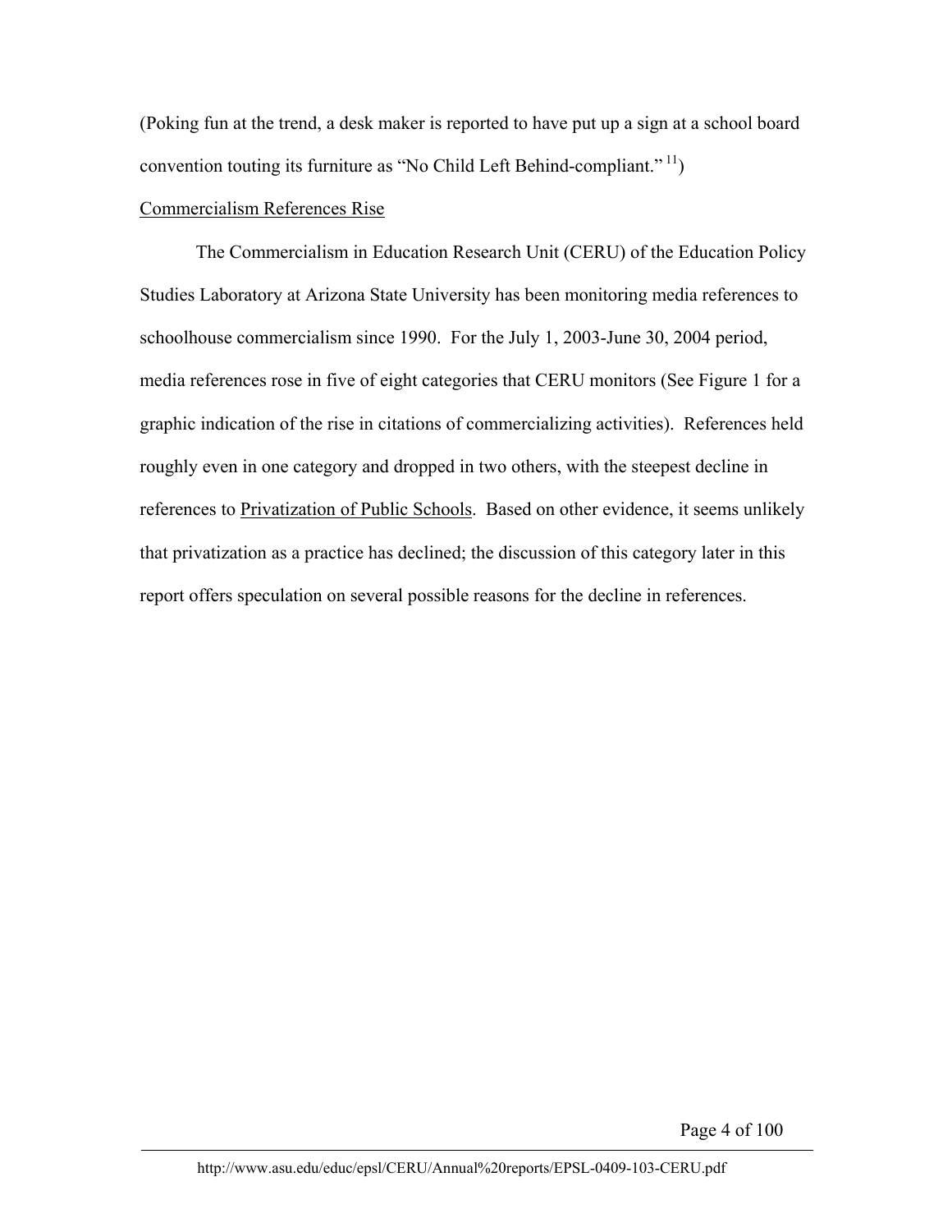(Poking fun at the trend, a desk maker is reported to have put up a sign at a school board convention touting its furniture as "No Child Left Behind-compliant." [11])

Commercialism References Rise

The Commercialism in Education Research Unit (CERU) of the Education Policy Studies Laboratory at Arizona State University has been monitoring media references to schoolhouse commercialism since 1990. For the July 1, 2003-June 30, 2004 period, media references rose in five of eight categories that CERU monitors (See Figure 1 for a graphic indication of the rise in citations of commercializing activities). References held roughly even in one category and dropped in two others, with the steepest decline in references to Privatization of Public Schools. Based on other evidence, it seems unlikely that privatization as a practice has declined; the discussion of this category later in this report offers speculation on several possible reasons for the decline in references.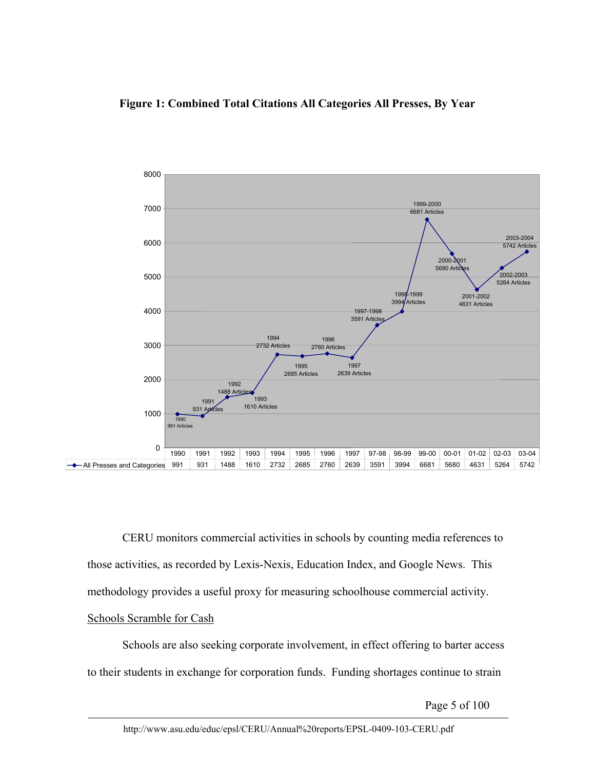**Figure 1: Combined Total Citations All Categories All Presses, By Year**

| | 1990 | 1991 | 1992 | 1993 | 1994 | 1995 | 1996 | 1997 | 97-98 | 98-99 | 99-00 | 00-01 | 01-02 | 02-03 | 03-04 |
|---|---|---|---|---|---|---|---|---|---|---|---|---|---|---|---|
| All Presses and Categories | 991 | 931 | 1488 | 1610 | 2732 | 2685 | 2760 | 2639 | 3591 | 3994 | 6681 | 5680 | 4631 | 5264 | 5742 |

CERU monitors commercial activities in schools by counting media references to those activities, as recorded by Lexis-Nexis, Education Index, and Google News. This methodology provides a useful proxy for measuring schoolhouse commercial activity.

Schools Scramble for Cash

Schools are also seeking corporate involvement, in effect offering to barter access to their students in exchange for corporation funds. Funding shortages continue to strain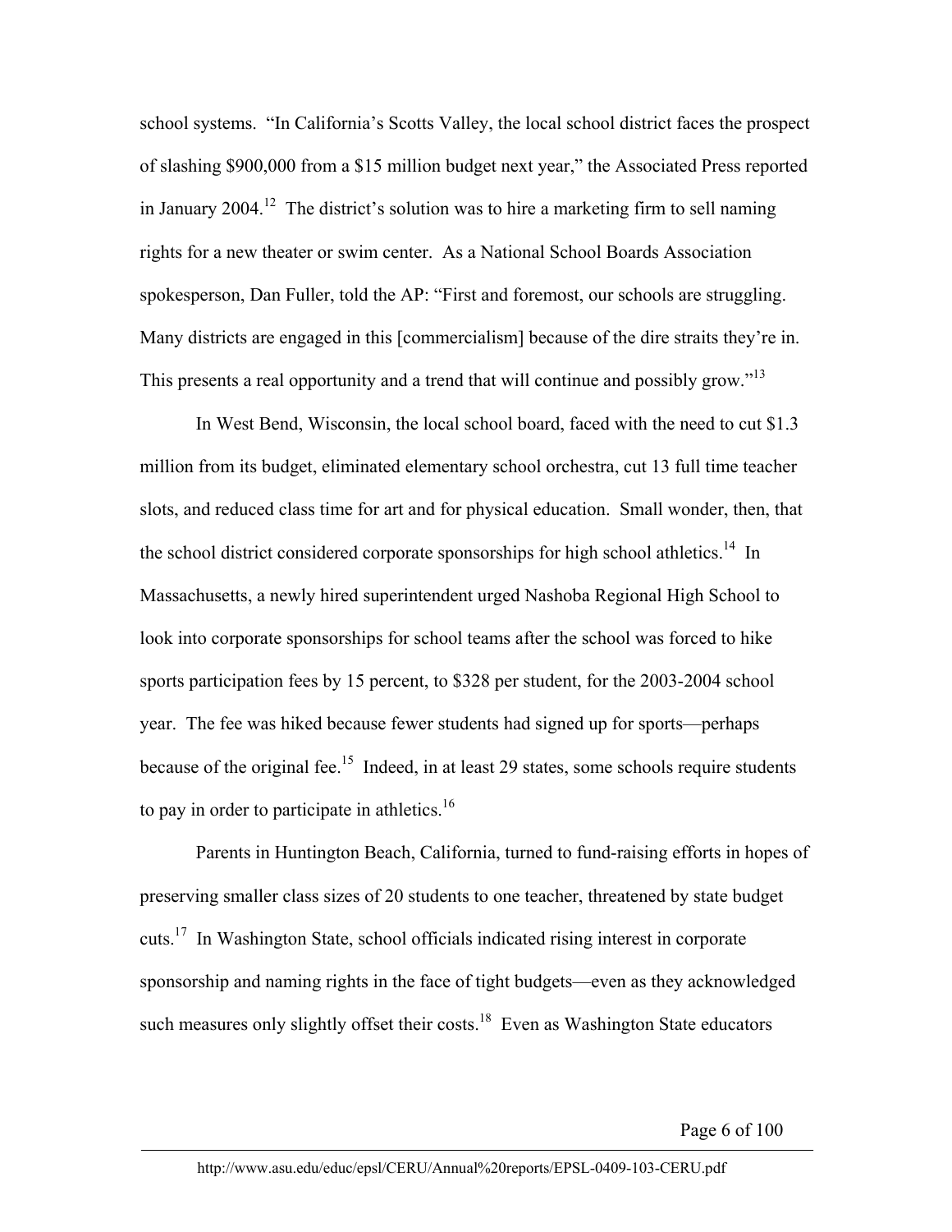school systems. "In California's Scotts Valley, the local school district faces the prospect of slashing $900,000 from a $15 million budget next year," the Associated Press reported in January 2004.[12] The district's solution was to hire a marketing firm to sell naming rights for a new theater or swim center. As a National School Boards Association spokesperson, Dan Fuller, told the AP: "First and foremost, our schools are struggling. Many districts are engaged in this [commercialism] because of the dire straits they're in. This presents a real opportunity and a trend that will continue and possibly grow."[13]

In West Bend, Wisconsin, the local school board, faced with the need to cut $1.3 million from its budget, eliminated elementary school orchestra, cut 13 full time teacher slots, and reduced class time for art and for physical education. Small wonder, then, that the school district considered corporate sponsorships for high school athletics.[14] In Massachusetts, a newly hired superintendent urged Nashoba Regional High School to look into corporate sponsorships for school teams after the school was forced to hike sports participation fees by 15 percent, to $328 per student, for the 2003-2004 school year. The fee was hiked because fewer students had signed up for sports—perhaps because of the original fee.[15] Indeed, in at least 29 states, some schools require students to pay in order to participate in athletics.[16]

Parents in Huntington Beach, California, turned to fund-raising efforts in hopes of preserving smaller class sizes of 20 students to one teacher, threatened by state budget cuts.[17] In Washington State, school officials indicated rising interest in corporate sponsorship and naming rights in the face of tight budgets—even as they acknowledged such measures only slightly offset their costs.[18] Even as Washington State educators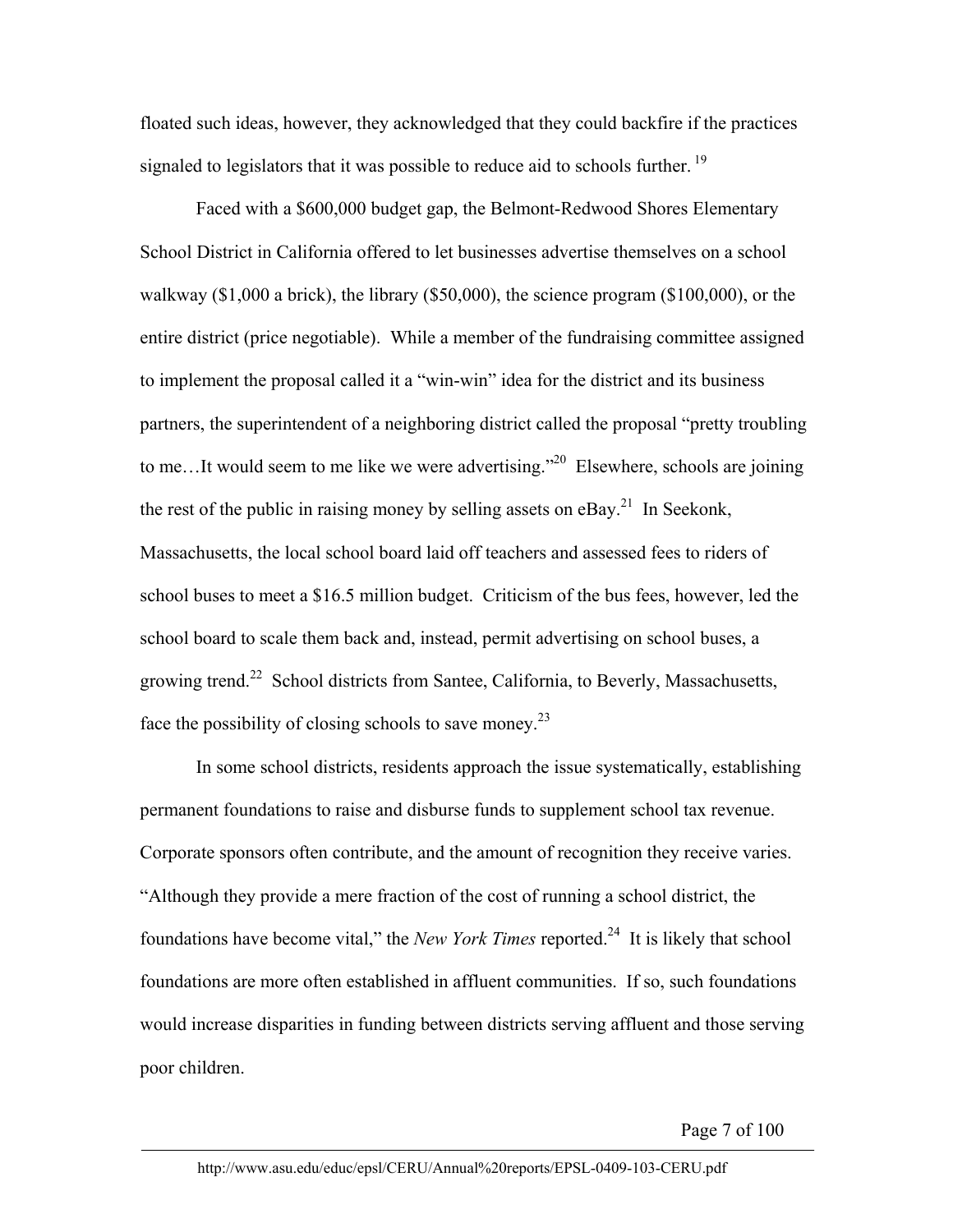floated such ideas, however, they acknowledged that they could backfire if the practices signaled to legislators that it was possible to reduce aid to schools further. [19]

Faced with a $600,000 budget gap, the Belmont-Redwood Shores Elementary School District in California offered to let businesses advertise themselves on a school walkway ($1,000 a brick), the library ($50,000), the science program ($100,000), or the entire district (price negotiable). While a member of the fundraising committee assigned to implement the proposal called it a "win-win" idea for the district and its business partners, the superintendent of a neighboring district called the proposal "pretty troubling to me…It would seem to me like we were advertising."[20] Elsewhere, schools are joining the rest of the public in raising money by selling assets on eBay.[21] In Seekonk, Massachusetts, the local school board laid off teachers and assessed fees to riders of school buses to meet a $16.5 million budget. Criticism of the bus fees, however, led the school board to scale them back and, instead, permit advertising on school buses, a growing trend.[22] School districts from Santee, California, to Beverly, Massachusetts, face the possibility of closing schools to save money.[23]

In some school districts, residents approach the issue systematically, establishing permanent foundations to raise and disburse funds to supplement school tax revenue. Corporate sponsors often contribute, and the amount of recognition they receive varies. "Although they provide a mere fraction of the cost of running a school district, the foundations have become vital," the *New York Times* reported.[24] It is likely that school foundations are more often established in affluent communities. If so, such foundations would increase disparities in funding between districts serving affluent and those serving poor children.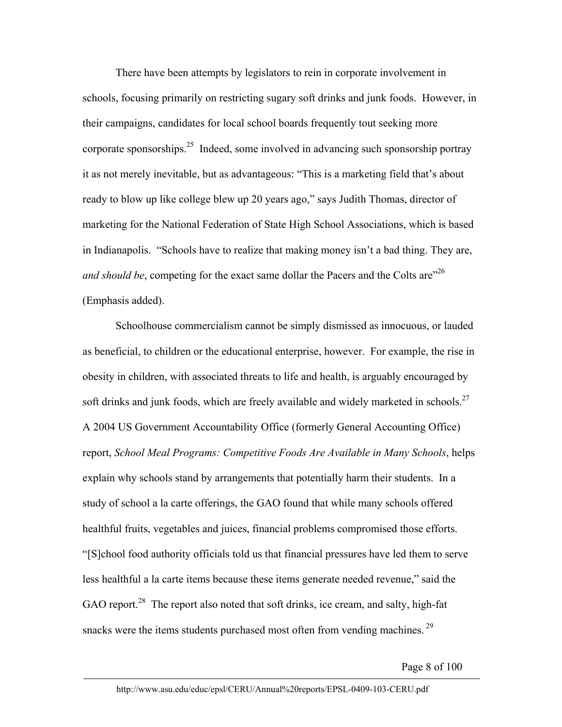There have been attempts by legislators to rein in corporate involvement in schools, focusing primarily on restricting sugary soft drinks and junk foods. However, in their campaigns, candidates for local school boards frequently tout seeking more corporate sponsorships.[25] Indeed, some involved in advancing such sponsorship portray it as not merely inevitable, but as advantageous: "This is a marketing field that's about ready to blow up like college blew up 20 years ago," says Judith Thomas, director of marketing for the National Federation of State High School Associations, which is based in Indianapolis. "Schools have to realize that making money isn't a bad thing. They are, *and should be*, competing for the exact same dollar the Pacers and the Colts are"[26] (Emphasis added).

Schoolhouse commercialism cannot be simply dismissed as innocuous, or lauded as beneficial, to children or the educational enterprise, however. For example, the rise in obesity in children, with associated threats to life and health, is arguably encouraged by soft drinks and junk foods, which are freely available and widely marketed in schools.[27] A 2004 US Government Accountability Office (formerly General Accounting Office) report, *School Meal Programs: Competitive Foods Are Available in Many Schools*, helps explain why schools stand by arrangements that potentially harm their students. In a study of school a la carte offerings, the GAO found that while many schools offered healthful fruits, vegetables and juices, financial problems compromised those efforts. "[S]chool food authority officials told us that financial pressures have led them to serve less healthful a la carte items because these items generate needed revenue," said the GAO report.[28] The report also noted that soft drinks, ice cream, and salty, high-fat snacks were the items students purchased most often from vending machines.[29]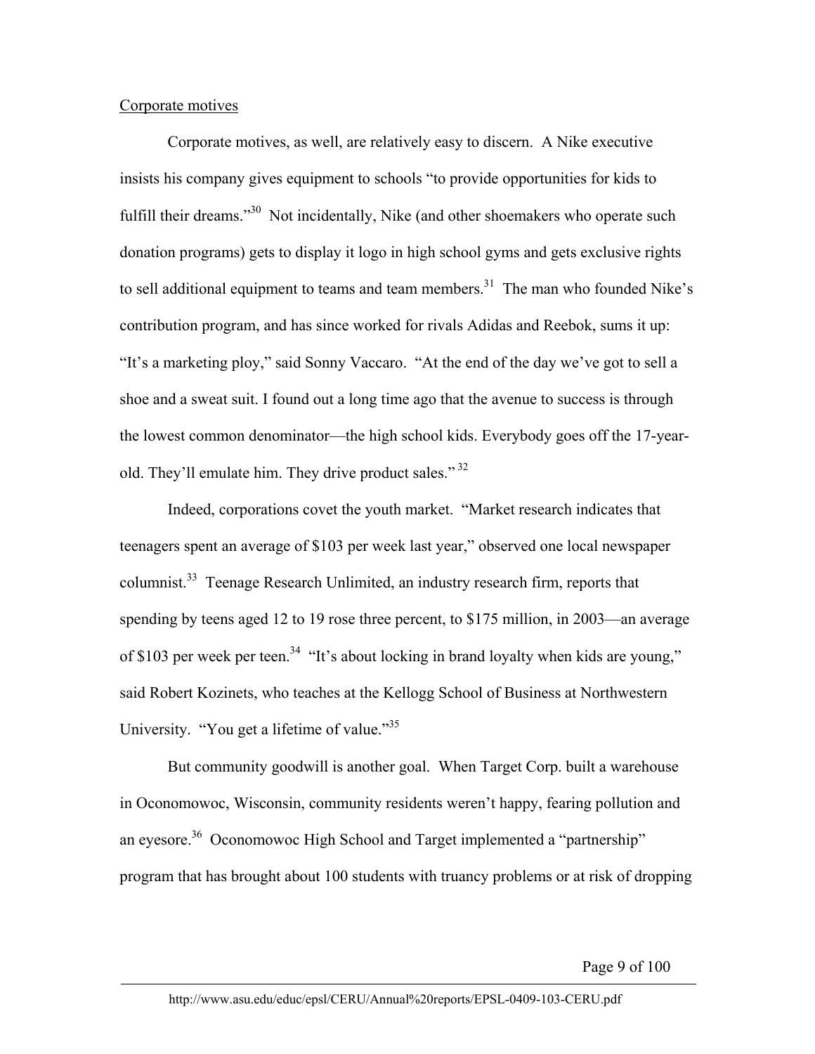Corporate motives

Corporate motives, as well, are relatively easy to discern. A Nike executive insists his company gives equipment to schools "to provide opportunities for kids to fulfill their dreams."[30] Not incidentally, Nike (and other shoemakers who operate such donation programs) gets to display it logo in high school gyms and gets exclusive rights to sell additional equipment to teams and team members.[31] The man who founded Nike's contribution program, and has since worked for rivals Adidas and Reebok, sums it up: "It's a marketing ploy," said Sonny Vaccaro. "At the end of the day we've got to sell a shoe and a sweat suit. I found out a long time ago that the avenue to success is through the lowest common denominator—the high school kids. Everybody goes off the 17-year-old. They'll emulate him. They drive product sales." [32]

Indeed, corporations covet the youth market. "Market research indicates that teenagers spent an average of $103 per week last year," observed one local newspaper columnist.[33] Teenage Research Unlimited, an industry research firm, reports that spending by teens aged 12 to 19 rose three percent, to $175 million, in 2003—an average of $103 per week per teen.[34] "It's about locking in brand loyalty when kids are young," said Robert Kozinets, who teaches at the Kellogg School of Business at Northwestern University. "You get a lifetime of value."[35]

But community goodwill is another goal. When Target Corp. built a warehouse in Oconomowoc, Wisconsin, community residents weren't happy, fearing pollution and an eyesore.[36] Oconomowoc High School and Target implemented a "partnership" program that has brought about 100 students with truancy problems or at risk of dropping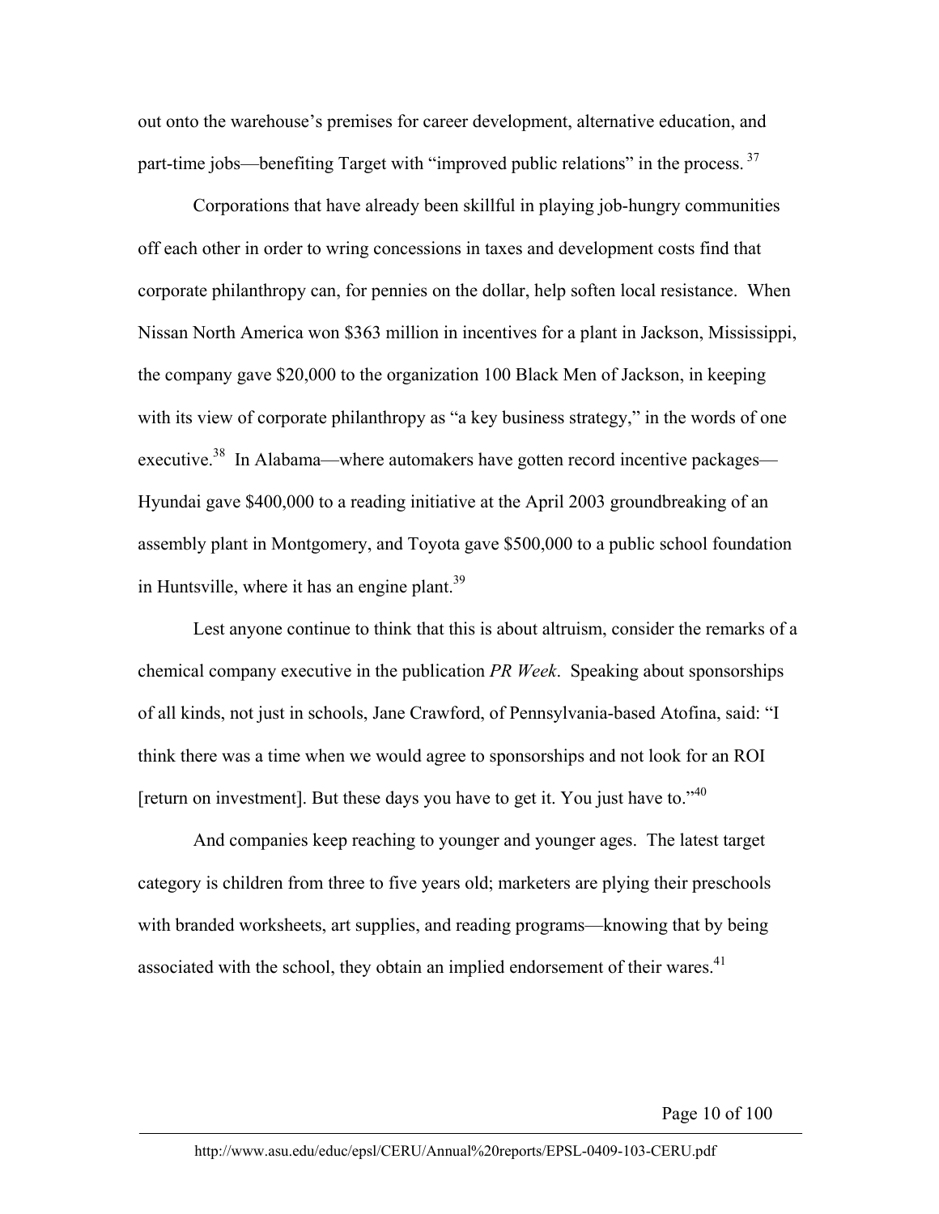out onto the warehouse's premises for career development, alternative education, and part-time jobs—benefiting Target with "improved public relations" in the process.[37]

Corporations that have already been skillful in playing job-hungry communities off each other in order to wring concessions in taxes and development costs find that corporate philanthropy can, for pennies on the dollar, help soften local resistance. When Nissan North America won $363 million in incentives for a plant in Jackson, Mississippi, the company gave $20,000 to the organization 100 Black Men of Jackson, in keeping with its view of corporate philanthropy as "a key business strategy," in the words of one executive.[38] In Alabama—where automakers have gotten record incentive packages—Hyundai gave $400,000 to a reading initiative at the April 2003 groundbreaking of an assembly plant in Montgomery, and Toyota gave $500,000 to a public school foundation in Huntsville, where it has an engine plant.[39]

Lest anyone continue to think that this is about altruism, consider the remarks of a chemical company executive in the publication *PR Week*. Speaking about sponsorships of all kinds, not just in schools, Jane Crawford, of Pennsylvania-based Atofina, said: "I think there was a time when we would agree to sponsorships and not look for an ROI [return on investment]. But these days you have to get it. You just have to."[40]

And companies keep reaching to younger and younger ages. The latest target category is children from three to five years old; marketers are plying their preschools with branded worksheets, art supplies, and reading programs—knowing that by being associated with the school, they obtain an implied endorsement of their wares.[41]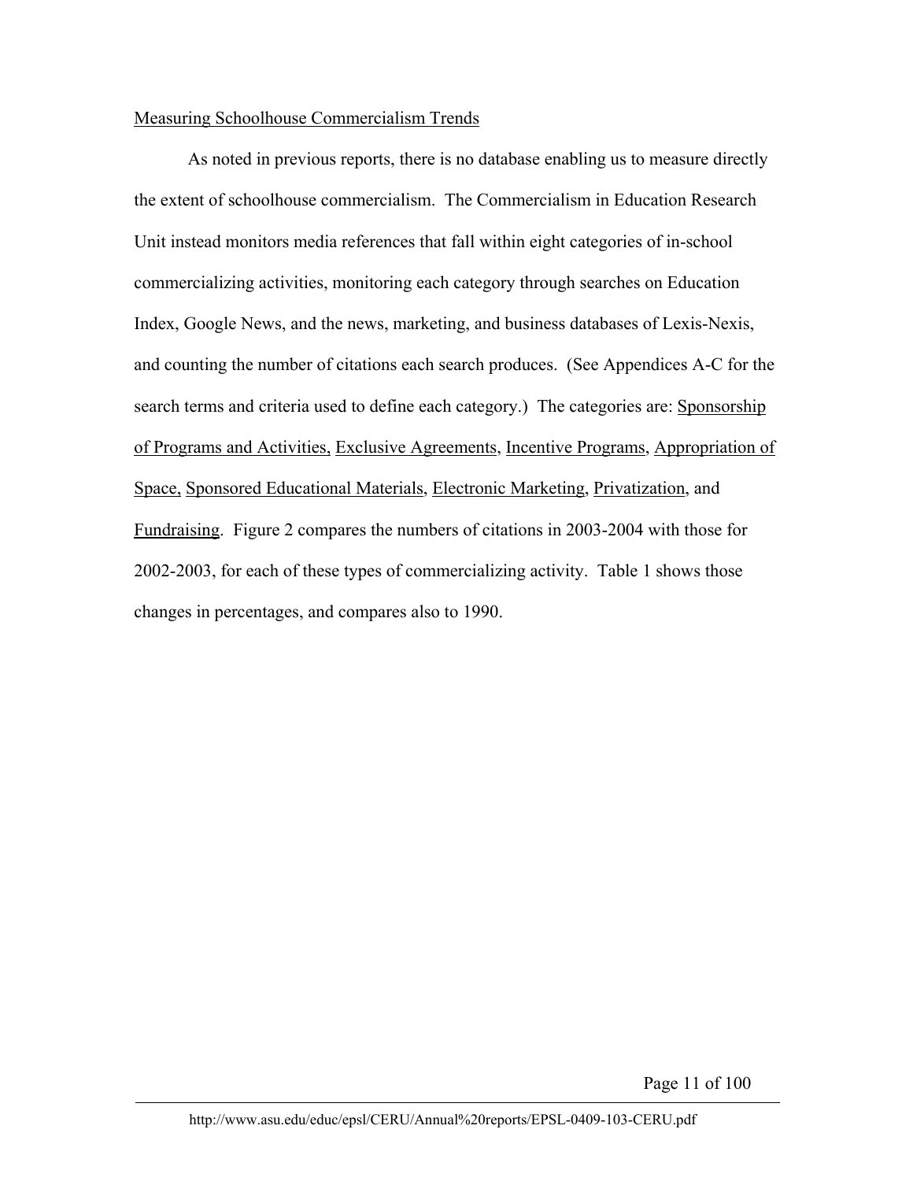## Measuring Schoolhouse Commercialism Trends

As noted in previous reports, there is no database enabling us to measure directly the extent of schoolhouse commercialism. The Commercialism in Education Research Unit instead monitors media references that fall within eight categories of in-school commercializing activities, monitoring each category through searches on Education Index, Google News, and the news, marketing, and business databases of Lexis-Nexis, and counting the number of citations each search produces. (See Appendices A-C for the search terms and criteria used to define each category.) The categories are: Sponsorship of Programs and Activities, Exclusive Agreements, Incentive Programs, Appropriation of Space, Sponsored Educational Materials, Electronic Marketing, Privatization, and Fundraising. Figure 2 compares the numbers of citations in 2003-2004 with those for 2002-2003, for each of these types of commercializing activity. Table 1 shows those changes in percentages, and compares also to 1990.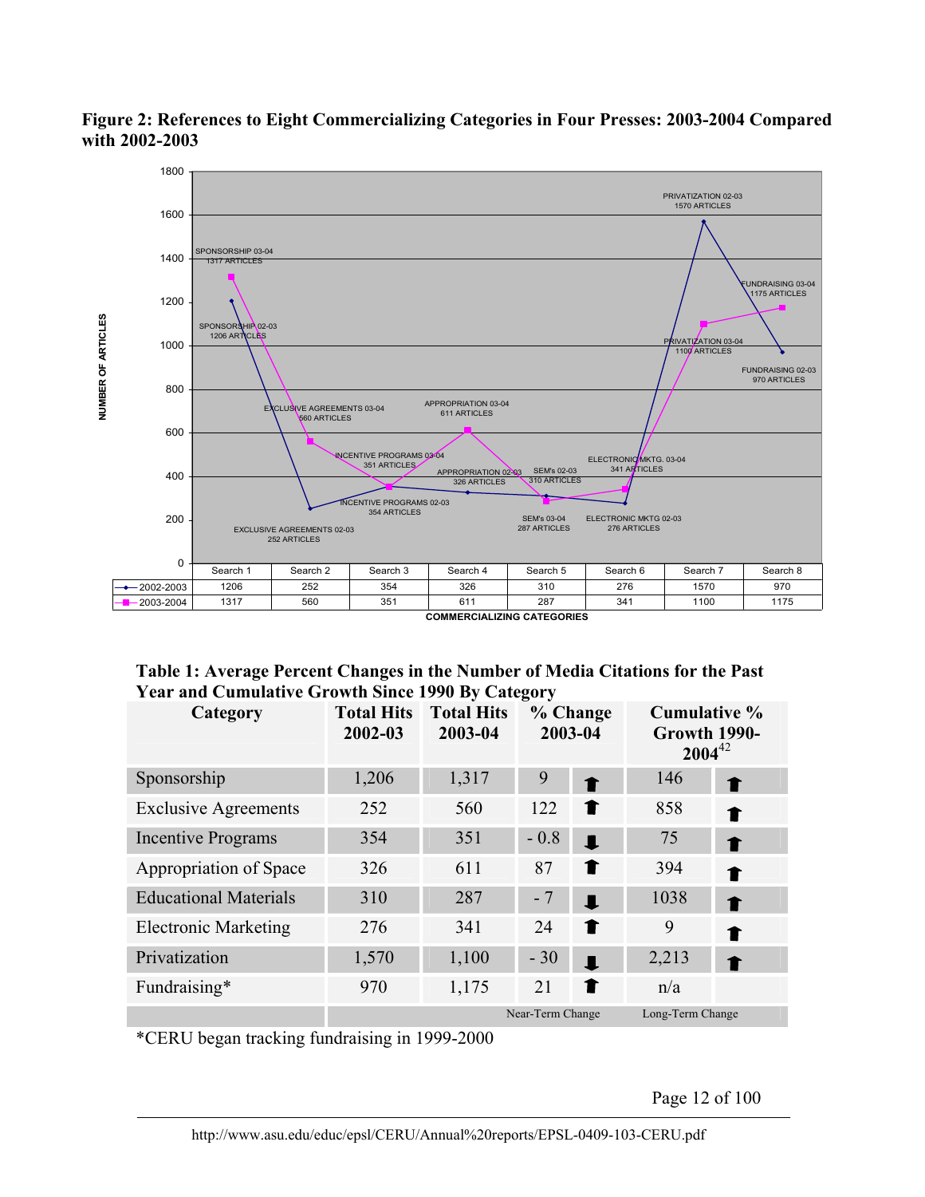**Figure 2: References to Eight Commercializing Categories in Four Presses: 2003-2004 Compared with 2002-2003**

| | Search 1 | Search 2 | Search 3 | Search 4 | Search 5 | Search 6 | Search 7 | Search 8 |
|---|---|---|---|---|---|---|---|---|
| 2002-2003 | 1206 | 252 | 354 | 326 | 310 | 276 | 1570 | 970 |
| 2003-2004 | 1317 | 560 | 351 | 611 | 287 | 341 | 1100 | 1175 |

COMMERCIALIZING CATEGORIES

**Table 1: Average Percent Changes in the Number of Media Citations for the Past Year and Cumulative Growth Since 1990 By Category**

| Category | Total Hits 2002-03 | Total Hits 2003-04 | % Change 2003-04 | | Cumulative % Growth 1990-2004[42] | |
|---|---|---|---|---|---|---|
| Sponsorship | 1,206 | 1,317 | 9 | ⬆ | 146 | ⬆ |
| Exclusive Agreements | 252 | 560 | 122 | ⬆ | 858 | ⬆ |
| Incentive Programs | 354 | 351 | - 0.8 | ⬇ | 75 | ⬆ |
| Appropriation of Space | 326 | 611 | 87 | ⬆ | 394 | ⬆ |
| Educational Materials | 310 | 287 | - 7 | ⬇ | 1038 | ⬆ |
| Electronic Marketing | 276 | 341 | 24 | ⬆ | 9 | ⬆ |
| Privatization | 1,570 | 1,100 | - 30 | ⬇ | 2,213 | ⬆ |
| Fundraising* | 970 | 1,175 | 21 | ⬆ | n/a | |
| | | | Near-Term Change | | Long-Term Change | |

*CERU began tracking fundraising in 1999-2000

http://www.asu.edu/educ/epsl/CERU/Annual%20reports/EPSL-0409-103-CERU.pdf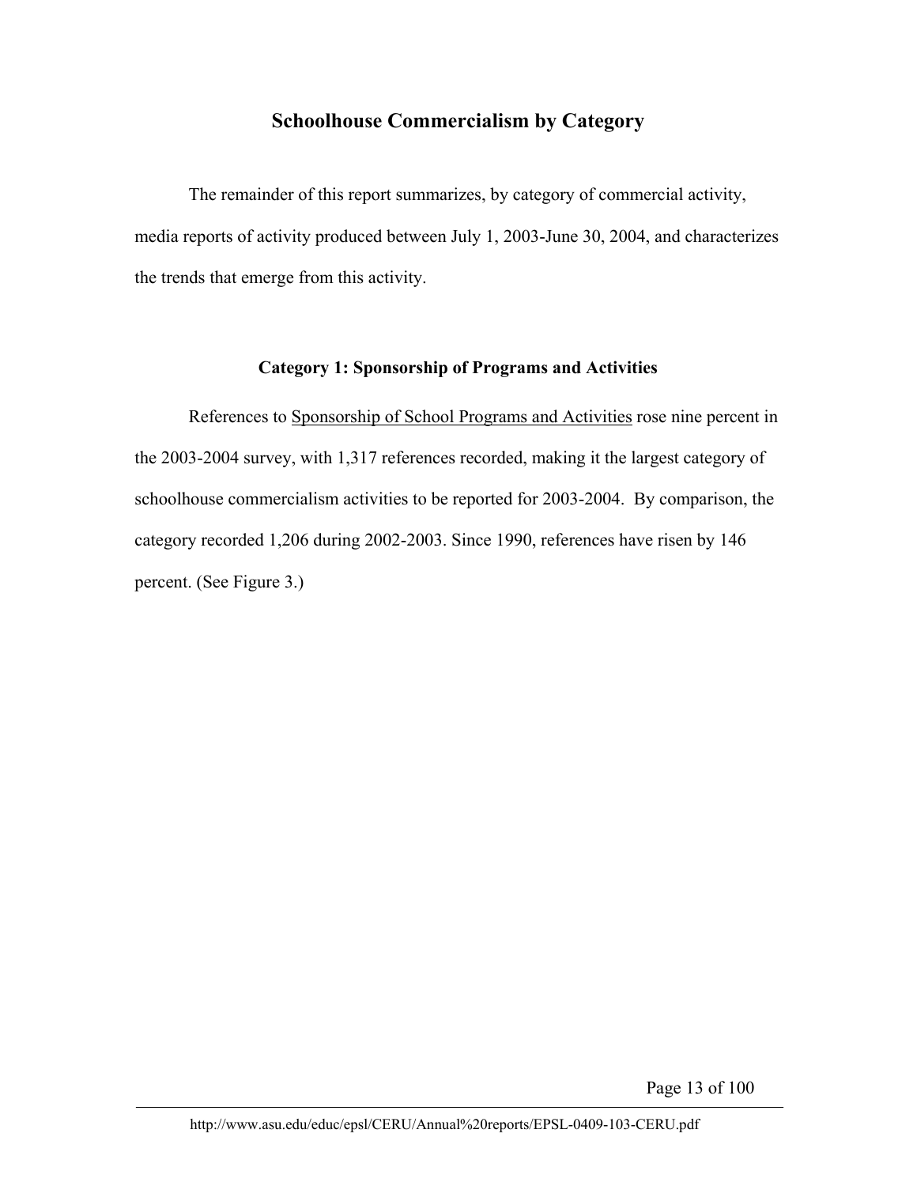## Schoolhouse Commercialism by Category

The remainder of this report summarizes, by category of commercial activity, media reports of activity produced between July 1, 2003-June 30, 2004, and characterizes the trends that emerge from this activity.

### Category 1: Sponsorship of Programs and Activities

References to Sponsorship of School Programs and Activities rose nine percent in the 2003-2004 survey, with 1,317 references recorded, making it the largest category of schoolhouse commercialism activities to be reported for 2003-2004. By comparison, the category recorded 1,206 during 2002-2003. Since 1990, references have risen by 146 percent. (See Figure 3.)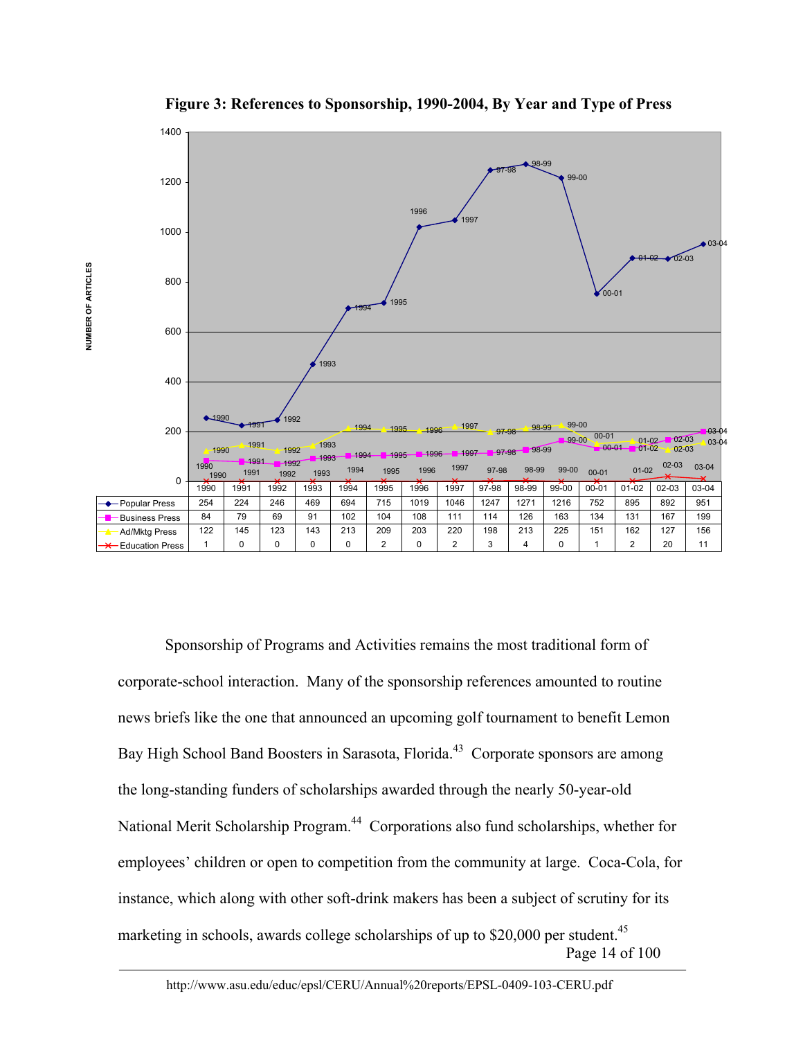**Figure 3: References to Sponsorship, 1990-2004, By Year and Type of Press**

| | 1990 | 1991 | 1992 | 1993 | 1994 | 1995 | 1996 | 1997 | 97-98 | 98-99 | 99-00 | 00-01 | 01-02 | 02-03 | 03-04 |
|---|---|---|---|---|---|---|---|---|---|---|---|---|---|---|---|
| Popular Press | 254 | 224 | 246 | 469 | 694 | 715 | 1019 | 1046 | 1247 | 1271 | 1216 | 752 | 895 | 892 | 951 |
| Business Press | 84 | 79 | 69 | 91 | 102 | 104 | 108 | 111 | 114 | 126 | 163 | 134 | 131 | 167 | 199 |
| Ad/Mktg Press | 122 | 145 | 123 | 143 | 213 | 209 | 203 | 220 | 198 | 213 | 225 | 151 | 162 | 127 | 156 |
| Education Press | 1 | 0 | 0 | 0 | 0 | 2 | 0 | 2 | 3 | 4 | 0 | 1 | 2 | 20 | 11 |

Sponsorship of Programs and Activities remains the most traditional form of corporate-school interaction. Many of the sponsorship references amounted to routine news briefs like the one that announced an upcoming golf tournament to benefit Lemon Bay High School Band Boosters in Sarasota, Florida.[43] Corporate sponsors are among the long-standing funders of scholarships awarded through the nearly 50-year-old National Merit Scholarship Program.[44] Corporations also fund scholarships, whether for employees' children or open to competition from the community at large. Coca-Cola, for instance, which along with other soft-drink makers has been a subject of scrutiny for its marketing in schools, awards college scholarships of up to $20,000 per student.[45]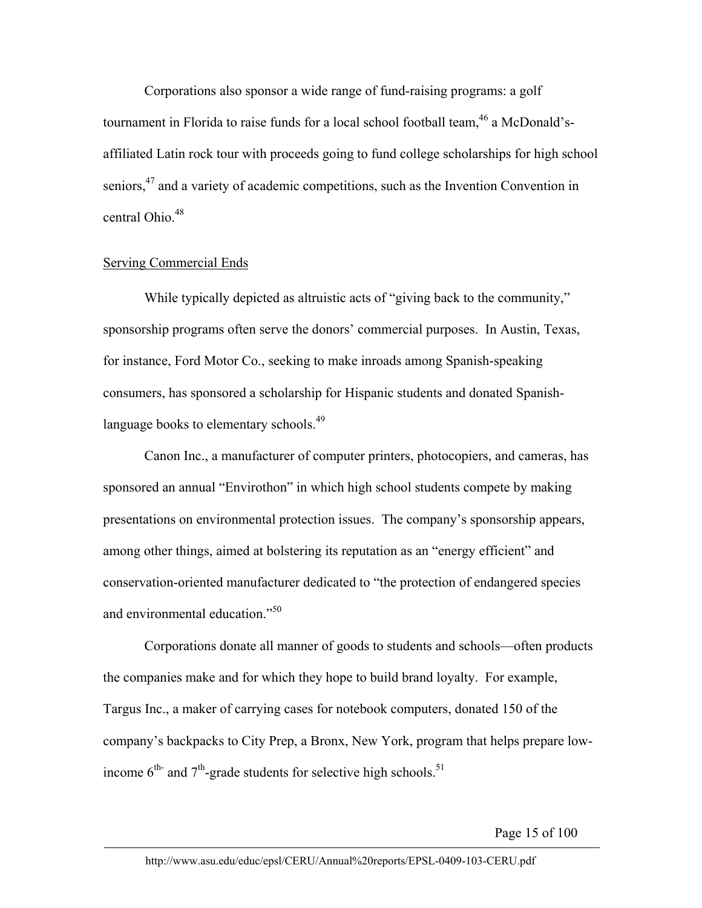Corporations also sponsor a wide range of fund-raising programs: a golf tournament in Florida to raise funds for a local school football team,[46] a McDonald's-affiliated Latin rock tour with proceeds going to fund college scholarships for high school seniors,[47] and a variety of academic competitions, such as the Invention Convention in central Ohio.[48]

## Serving Commercial Ends

While typically depicted as altruistic acts of "giving back to the community," sponsorship programs often serve the donors' commercial purposes. In Austin, Texas, for instance, Ford Motor Co., seeking to make inroads among Spanish-speaking consumers, has sponsored a scholarship for Hispanic students and donated Spanish-language books to elementary schools.[49]

Canon Inc., a manufacturer of computer printers, photocopiers, and cameras, has sponsored an annual "Envirothon" in which high school students compete by making presentations on environmental protection issues. The company's sponsorship appears, among other things, aimed at bolstering its reputation as an "energy efficient" and conservation-oriented manufacturer dedicated to "the protection of endangered species and environmental education."[50]

Corporations donate all manner of goods to students and schools—often products the companies make and for which they hope to build brand loyalty. For example, Targus Inc., a maker of carrying cases for notebook computers, donated 150 of the company's backpacks to City Prep, a Bronx, New York, program that helps prepare low-income 6th- and 7th-grade students for selective high schools.[51]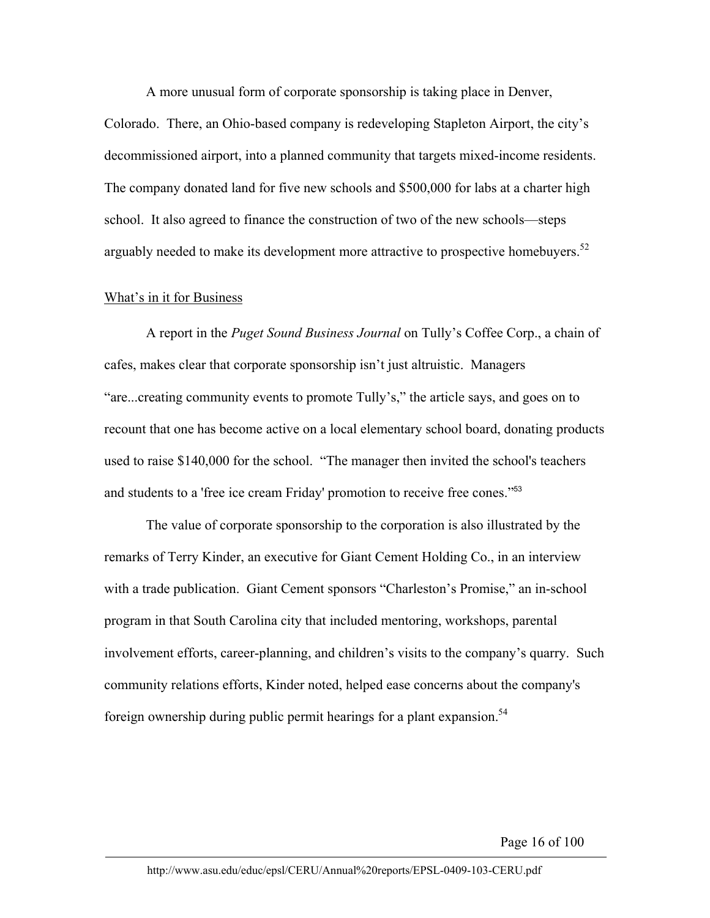A more unusual form of corporate sponsorship is taking place in Denver, Colorado. There, an Ohio-based company is redeveloping Stapleton Airport, the city's decommissioned airport, into a planned community that targets mixed-income residents. The company donated land for five new schools and $500,000 for labs at a charter high school. It also agreed to finance the construction of two of the new schools—steps arguably needed to make its development more attractive to prospective homebuyers.[52]

What's in it for Business

A report in the *Puget Sound Business Journal* on Tully's Coffee Corp., a chain of cafes, makes clear that corporate sponsorship isn't just altruistic. Managers "are...creating community events to promote Tully's," the article says, and goes on to recount that one has become active on a local elementary school board, donating products used to raise $140,000 for the school. "The manager then invited the school's teachers and students to a 'free ice cream Friday' promotion to receive free cones."[53]

The value of corporate sponsorship to the corporation is also illustrated by the remarks of Terry Kinder, an executive for Giant Cement Holding Co., in an interview with a trade publication. Giant Cement sponsors "Charleston's Promise," an in-school program in that South Carolina city that included mentoring, workshops, parental involvement efforts, career-planning, and children's visits to the company's quarry. Such community relations efforts, Kinder noted, helped ease concerns about the company's foreign ownership during public permit hearings for a plant expansion.[54]

http://www.asu.edu/educ/epsl/CERU/Annual%20reports/EPSL-0409-103-CERU.pdf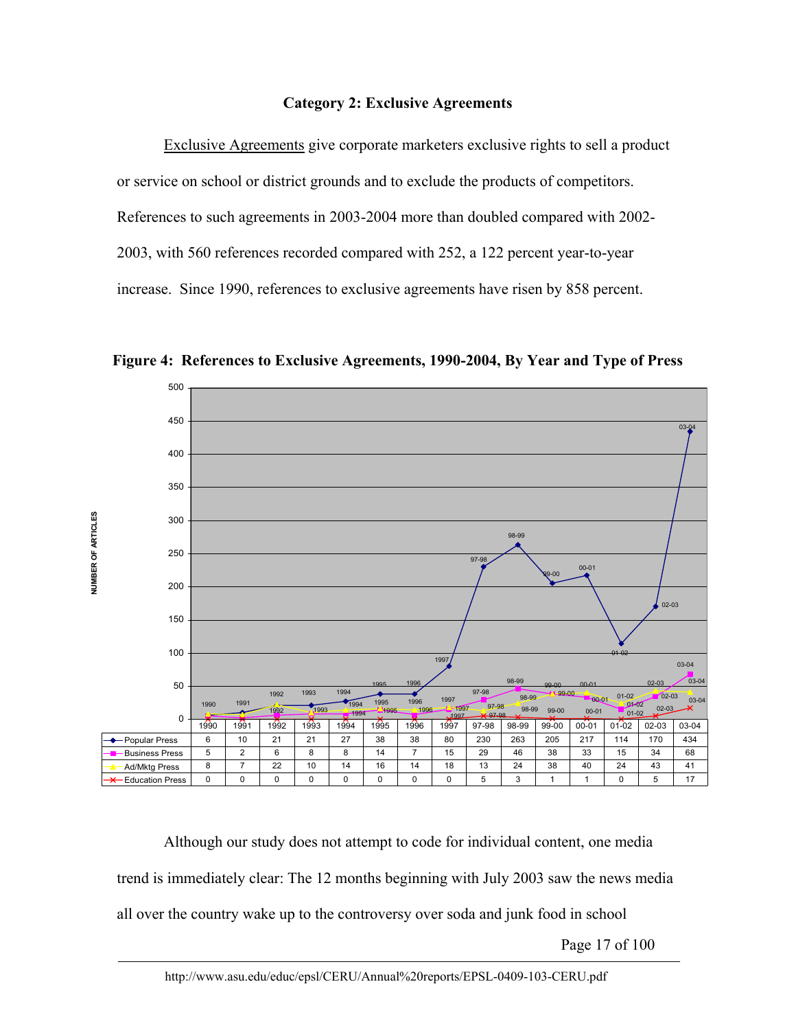## Category 2: Exclusive Agreements

Exclusive Agreements give corporate marketers exclusive rights to sell a product or service on school or district grounds and to exclude the products of competitors. References to such agreements in 2003-2004 more than doubled compared with 2002-2003, with 560 references recorded compared with 252, a 122 percent year-to-year increase. Since 1990, references to exclusive agreements have risen by 858 percent.

**Figure 4: References to Exclusive Agreements, 1990-2004, By Year and Type of Press**

| | 1990 | 1991 | 1992 | 1993 | 1994 | 1995 | 1996 | 1997 | 97-98 | 98-99 | 99-00 | 00-01 | 01-02 | 02-03 | 03-04 |
|---|---|---|---|---|---|---|---|---|---|---|---|---|---|---|---|
| Popular Press | 6 | 10 | 21 | 21 | 27 | 38 | 38 | 80 | 230 | 263 | 205 | 217 | 114 | 170 | 434 |
| Business Press | 5 | 2 | 6 | 8 | 8 | 14 | 7 | 15 | 29 | 46 | 38 | 33 | 15 | 34 | 68 |
| Ad/Mktg Press | 8 | 7 | 22 | 10 | 14 | 16 | 14 | 18 | 13 | 24 | 38 | 40 | 24 | 43 | 41 |
| Education Press | 0 | 0 | 0 | 0 | 0 | 0 | 0 | 0 | 5 | 3 | 1 | 1 | 0 | 5 | 17 |

Although our study does not attempt to code for individual content, one media trend is immediately clear: The 12 months beginning with July 2003 saw the news media all over the country wake up to the controversy over soda and junk food in school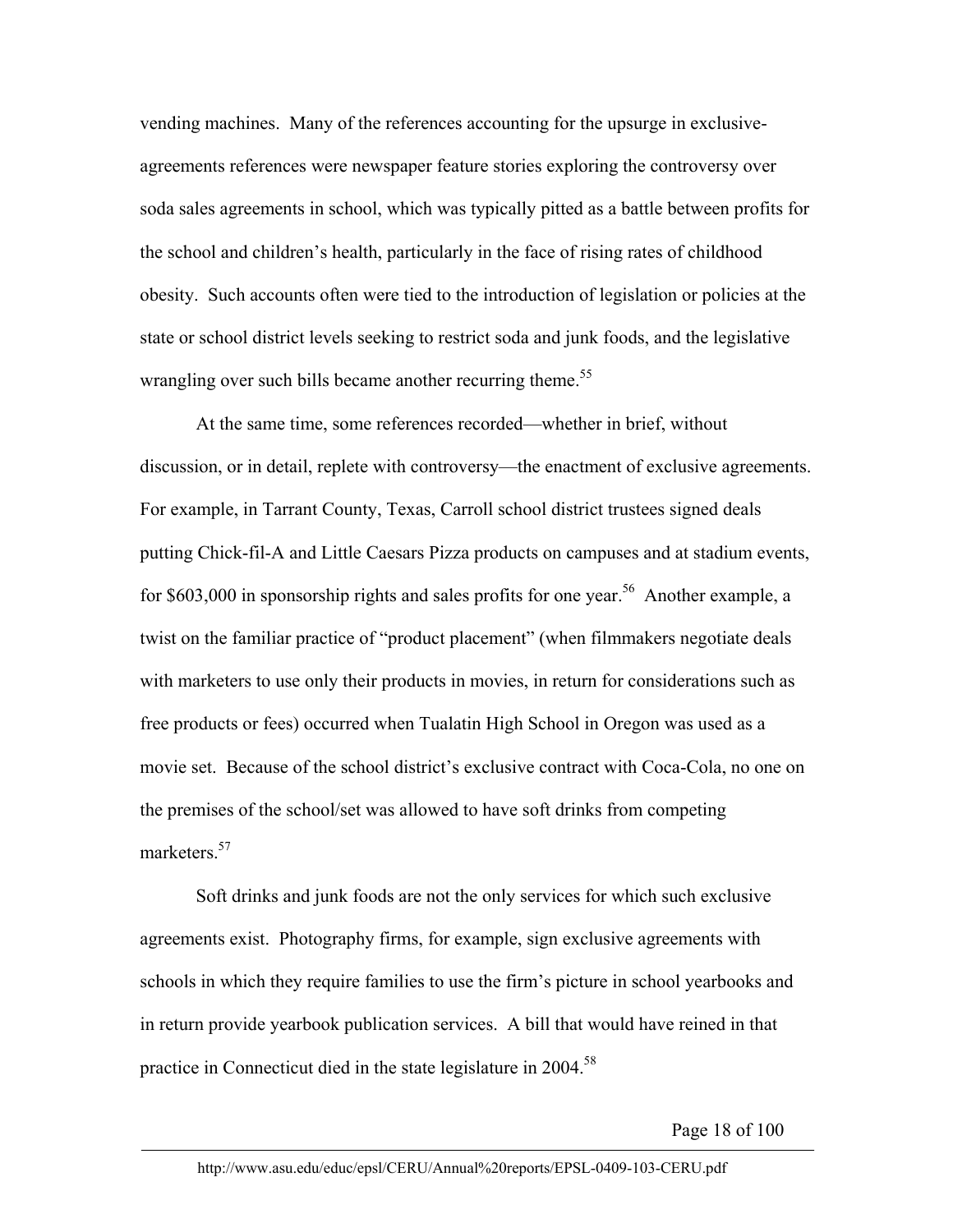vending machines. Many of the references accounting for the upsurge in exclusive-agreements references were newspaper feature stories exploring the controversy over soda sales agreements in school, which was typically pitted as a battle between profits for the school and children's health, particularly in the face of rising rates of childhood obesity. Such accounts often were tied to the introduction of legislation or policies at the state or school district levels seeking to restrict soda and junk foods, and the legislative wrangling over such bills became another recurring theme.[55]

At the same time, some references recorded—whether in brief, without discussion, or in detail, replete with controversy—the enactment of exclusive agreements. For example, in Tarrant County, Texas, Carroll school district trustees signed deals putting Chick-fil-A and Little Caesars Pizza products on campuses and at stadium events, for $603,000 in sponsorship rights and sales profits for one year.[56] Another example, a twist on the familiar practice of "product placement" (when filmmakers negotiate deals with marketers to use only their products in movies, in return for considerations such as free products or fees) occurred when Tualatin High School in Oregon was used as a movie set. Because of the school district's exclusive contract with Coca-Cola, no one on the premises of the school/set was allowed to have soft drinks from competing marketers.[57]

Soft drinks and junk foods are not the only services for which such exclusive agreements exist. Photography firms, for example, sign exclusive agreements with schools in which they require families to use the firm's picture in school yearbooks and in return provide yearbook publication services. A bill that would have reined in that practice in Connecticut died in the state legislature in 2004.[58]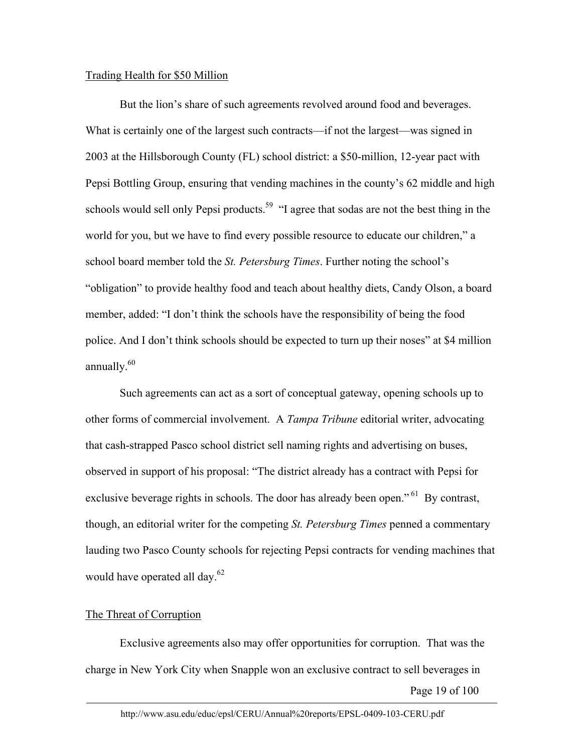## Trading Health for $50 Million

But the lion's share of such agreements revolved around food and beverages. What is certainly one of the largest such contracts—if not the largest—was signed in 2003 at the Hillsborough County (FL) school district: a $50-million, 12-year pact with Pepsi Bottling Group, ensuring that vending machines in the county's 62 middle and high schools would sell only Pepsi products.[59] "I agree that sodas are not the best thing in the world for you, but we have to find every possible resource to educate our children," a school board member told the *St. Petersburg Times*. Further noting the school's "obligation" to provide healthy food and teach about healthy diets, Candy Olson, a board member, added: "I don't think the schools have the responsibility of being the food police. And I don't think schools should be expected to turn up their noses" at $4 million annually.[60]

Such agreements can act as a sort of conceptual gateway, opening schools up to other forms of commercial involvement. A *Tampa Tribune* editorial writer, advocating that cash-strapped Pasco school district sell naming rights and advertising on buses, observed in support of his proposal: "The district already has a contract with Pepsi for exclusive beverage rights in schools. The door has already been open."[61] By contrast, though, an editorial writer for the competing *St. Petersburg Times* penned a commentary lauding two Pasco County schools for rejecting Pepsi contracts for vending machines that would have operated all day.[62]

## The Threat of Corruption

Exclusive agreements also may offer opportunities for corruption. That was the charge in New York City when Snapple won an exclusive contract to sell beverages in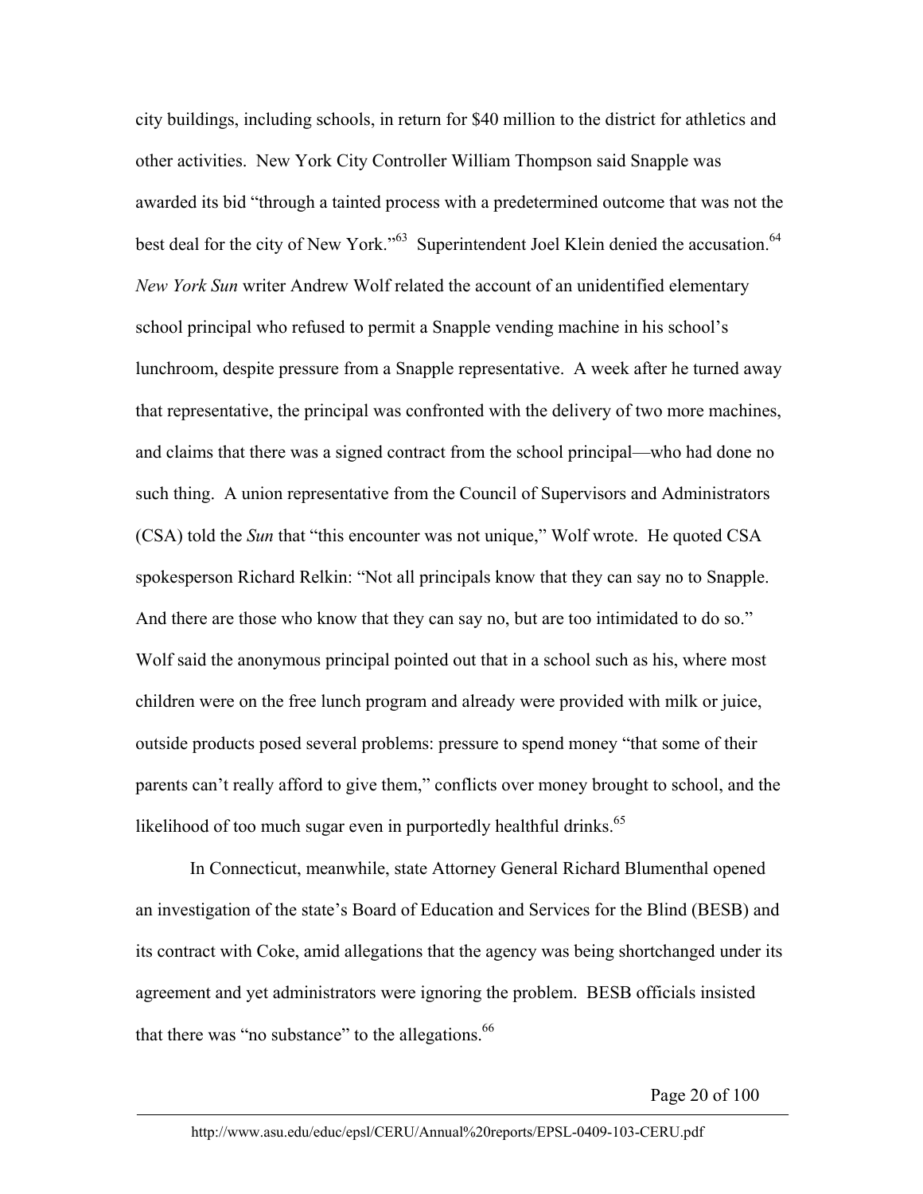city buildings, including schools, in return for $40 million to the district for athletics and other activities. New York City Controller William Thompson said Snapple was awarded its bid "through a tainted process with a predetermined outcome that was not the best deal for the city of New York."[63] Superintendent Joel Klein denied the accusation.[64] *New York Sun* writer Andrew Wolf related the account of an unidentified elementary school principal who refused to permit a Snapple vending machine in his school's lunchroom, despite pressure from a Snapple representative. A week after he turned away that representative, the principal was confronted with the delivery of two more machines, and claims that there was a signed contract from the school principal—who had done no such thing. A union representative from the Council of Supervisors and Administrators (CSA) told the *Sun* that "this encounter was not unique," Wolf wrote. He quoted CSA spokesperson Richard Relkin: "Not all principals know that they can say no to Snapple. And there are those who know that they can say no, but are too intimidated to do so." Wolf said the anonymous principal pointed out that in a school such as his, where most children were on the free lunch program and already were provided with milk or juice, outside products posed several problems: pressure to spend money "that some of their parents can't really afford to give them," conflicts over money brought to school, and the likelihood of too much sugar even in purportedly healthful drinks.[65]

In Connecticut, meanwhile, state Attorney General Richard Blumenthal opened an investigation of the state's Board of Education and Services for the Blind (BESB) and its contract with Coke, amid allegations that the agency was being shortchanged under its agreement and yet administrators were ignoring the problem. BESB officials insisted that there was "no substance" to the allegations.[66]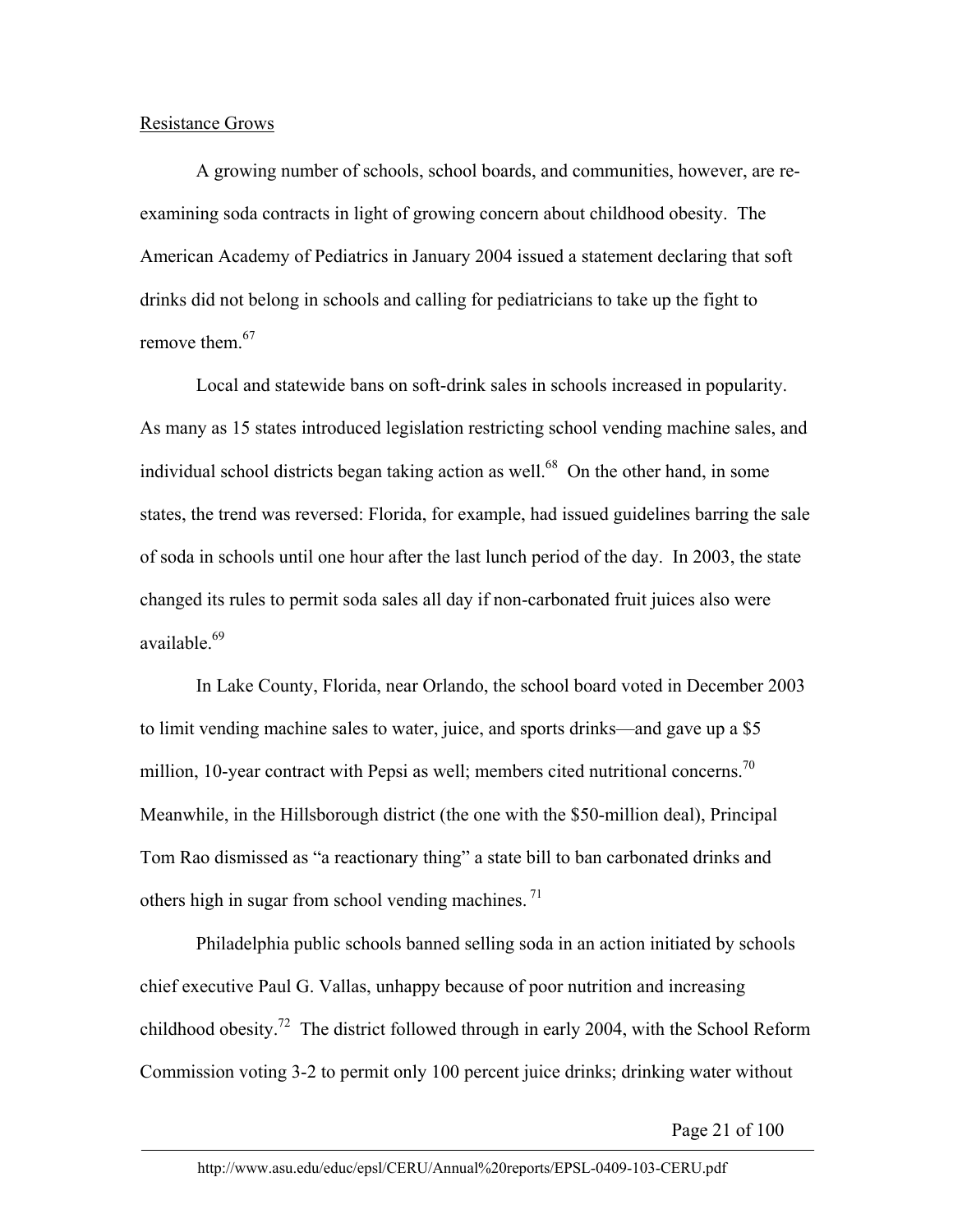Resistance Grows

A growing number of schools, school boards, and communities, however, are re-examining soda contracts in light of growing concern about childhood obesity. The American Academy of Pediatrics in January 2004 issued a statement declaring that soft drinks did not belong in schools and calling for pediatricians to take up the fight to remove them.[67]

Local and statewide bans on soft-drink sales in schools increased in popularity. As many as 15 states introduced legislation restricting school vending machine sales, and individual school districts began taking action as well.[68] On the other hand, in some states, the trend was reversed: Florida, for example, had issued guidelines barring the sale of soda in schools until one hour after the last lunch period of the day. In 2003, the state changed its rules to permit soda sales all day if non-carbonated fruit juices also were available.[69]

In Lake County, Florida, near Orlando, the school board voted in December 2003 to limit vending machine sales to water, juice, and sports drinks—and gave up a $5 million, 10-year contract with Pepsi as well; members cited nutritional concerns.[70] Meanwhile, in the Hillsborough district (the one with the $50-million deal), Principal Tom Rao dismissed as "a reactionary thing" a state bill to ban carbonated drinks and others high in sugar from school vending machines.[71]

Philadelphia public schools banned selling soda in an action initiated by schools chief executive Paul G. Vallas, unhappy because of poor nutrition and increasing childhood obesity.[72] The district followed through in early 2004, with the School Reform Commission voting 3-2 to permit only 100 percent juice drinks; drinking water without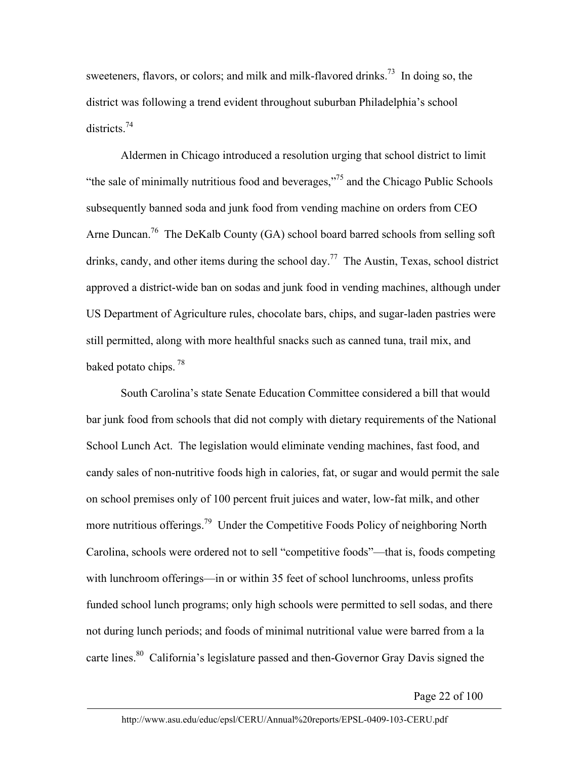sweeteners, flavors, or colors; and milk and milk-flavored drinks.[73] In doing so, the district was following a trend evident throughout suburban Philadelphia's school districts.[74]

Aldermen in Chicago introduced a resolution urging that school district to limit "the sale of minimally nutritious food and beverages,"[75] and the Chicago Public Schools subsequently banned soda and junk food from vending machine on orders from CEO Arne Duncan.[76] The DeKalb County (GA) school board barred schools from selling soft drinks, candy, and other items during the school day.[77] The Austin, Texas, school district approved a district-wide ban on sodas and junk food in vending machines, although under US Department of Agriculture rules, chocolate bars, chips, and sugar-laden pastries were still permitted, along with more healthful snacks such as canned tuna, trail mix, and baked potato chips.[78]

South Carolina's state Senate Education Committee considered a bill that would bar junk food from schools that did not comply with dietary requirements of the National School Lunch Act. The legislation would eliminate vending machines, fast food, and candy sales of non-nutritive foods high in calories, fat, or sugar and would permit the sale on school premises only of 100 percent fruit juices and water, low-fat milk, and other more nutritious offerings.[79] Under the Competitive Foods Policy of neighboring North Carolina, schools were ordered not to sell "competitive foods"—that is, foods competing with lunchroom offerings—in or within 35 feet of school lunchrooms, unless profits funded school lunch programs; only high schools were permitted to sell sodas, and there not during lunch periods; and foods of minimal nutritional value were barred from a la carte lines.[80] California's legislature passed and then-Governor Gray Davis signed the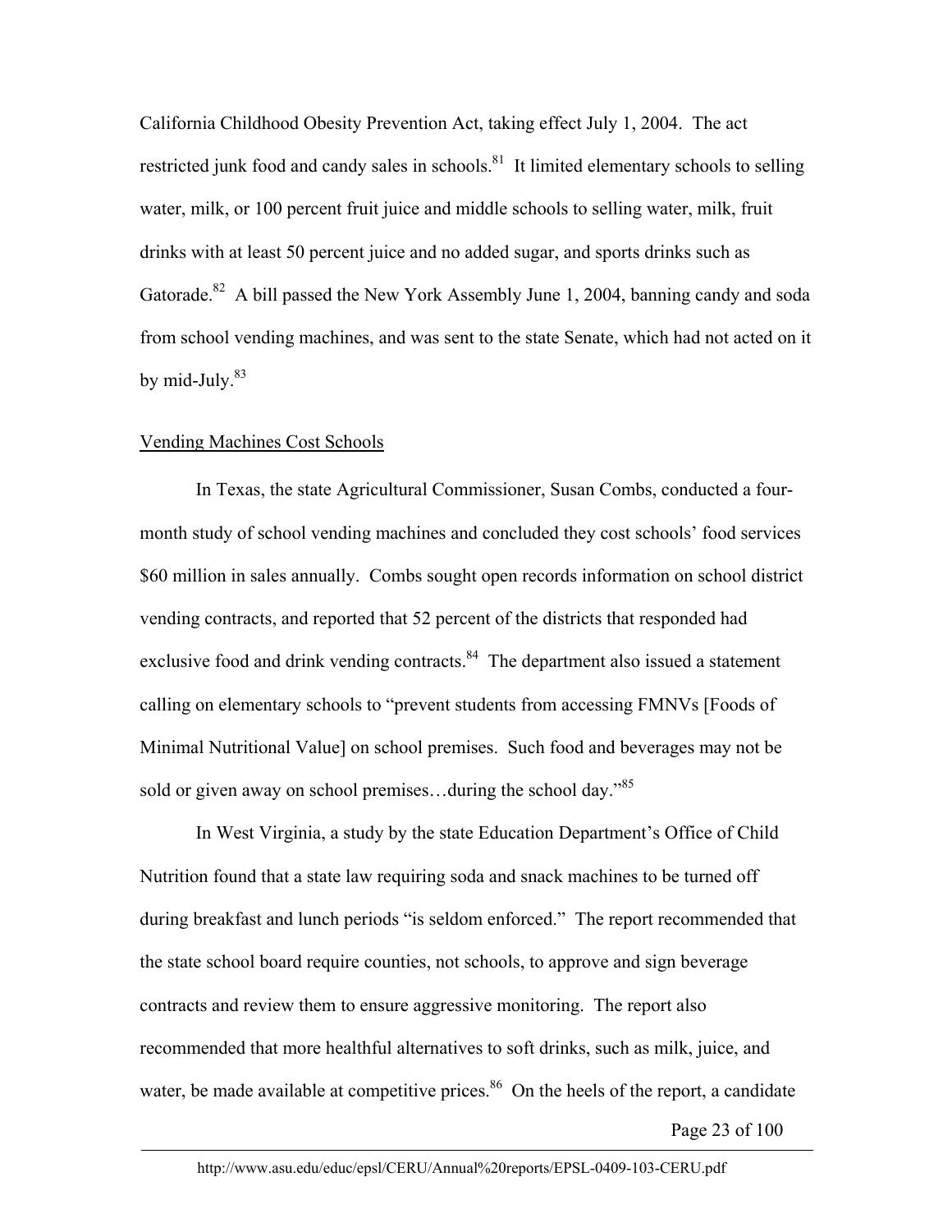California Childhood Obesity Prevention Act, taking effect July 1, 2004. The act restricted junk food and candy sales in schools.[81] It limited elementary schools to selling water, milk, or 100 percent fruit juice and middle schools to selling water, milk, fruit drinks with at least 50 percent juice and no added sugar, and sports drinks such as Gatorade.[82] A bill passed the New York Assembly June 1, 2004, banning candy and soda from school vending machines, and was sent to the state Senate, which had not acted on it by mid-July.[83]

Vending Machines Cost Schools

In Texas, the state Agricultural Commissioner, Susan Combs, conducted a four-month study of school vending machines and concluded they cost schools' food services $60 million in sales annually. Combs sought open records information on school district vending contracts, and reported that 52 percent of the districts that responded had exclusive food and drink vending contracts.[84] The department also issued a statement calling on elementary schools to "prevent students from accessing FMNVs [Foods of Minimal Nutritional Value] on school premises. Such food and beverages may not be sold or given away on school premises…during the school day."[85]

In West Virginia, a study by the state Education Department's Office of Child Nutrition found that a state law requiring soda and snack machines to be turned off during breakfast and lunch periods "is seldom enforced." The report recommended that the state school board require counties, not schools, to approve and sign beverage contracts and review them to ensure aggressive monitoring. The report also recommended that more healthful alternatives to soft drinks, such as milk, juice, and water, be made available at competitive prices.[86] On the heels of the report, a candidate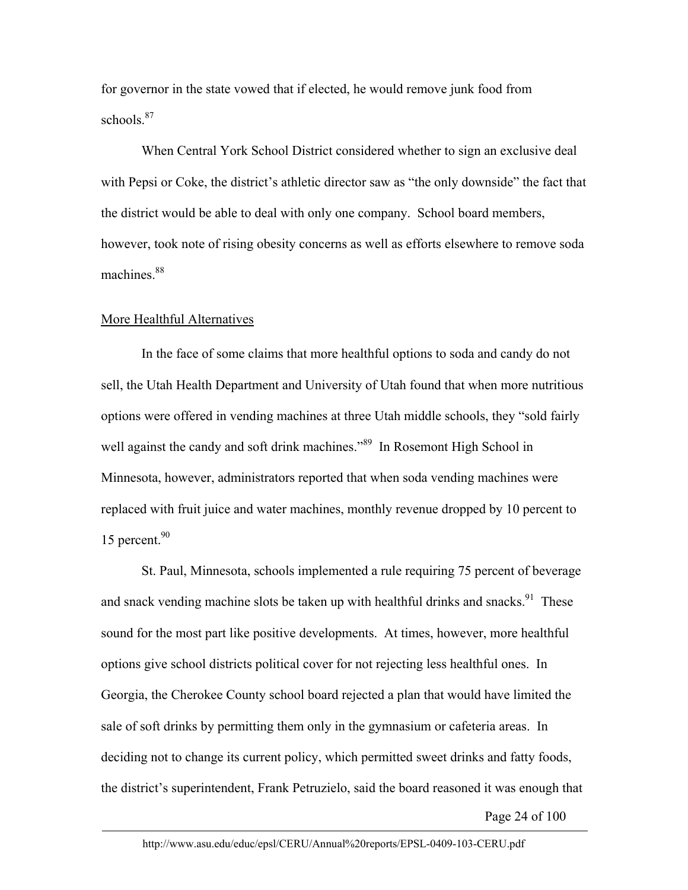for governor in the state vowed that if elected, he would remove junk food from schools.[87]

When Central York School District considered whether to sign an exclusive deal with Pepsi or Coke, the district's athletic director saw as "the only downside" the fact that the district would be able to deal with only one company. School board members, however, took note of rising obesity concerns as well as efforts elsewhere to remove soda machines.[88]

## More Healthful Alternatives

In the face of some claims that more healthful options to soda and candy do not sell, the Utah Health Department and University of Utah found that when more nutritious options were offered in vending machines at three Utah middle schools, they "sold fairly well against the candy and soft drink machines."[89] In Rosemont High School in Minnesota, however, administrators reported that when soda vending machines were replaced with fruit juice and water machines, monthly revenue dropped by 10 percent to 15 percent.[90]

St. Paul, Minnesota, schools implemented a rule requiring 75 percent of beverage and snack vending machine slots be taken up with healthful drinks and snacks.[91] These sound for the most part like positive developments. At times, however, more healthful options give school districts political cover for not rejecting less healthful ones. In Georgia, the Cherokee County school board rejected a plan that would have limited the sale of soft drinks by permitting them only in the gymnasium or cafeteria areas. In deciding not to change its current policy, which permitted sweet drinks and fatty foods, the district's superintendent, Frank Petruzielo, said the board reasoned it was enough that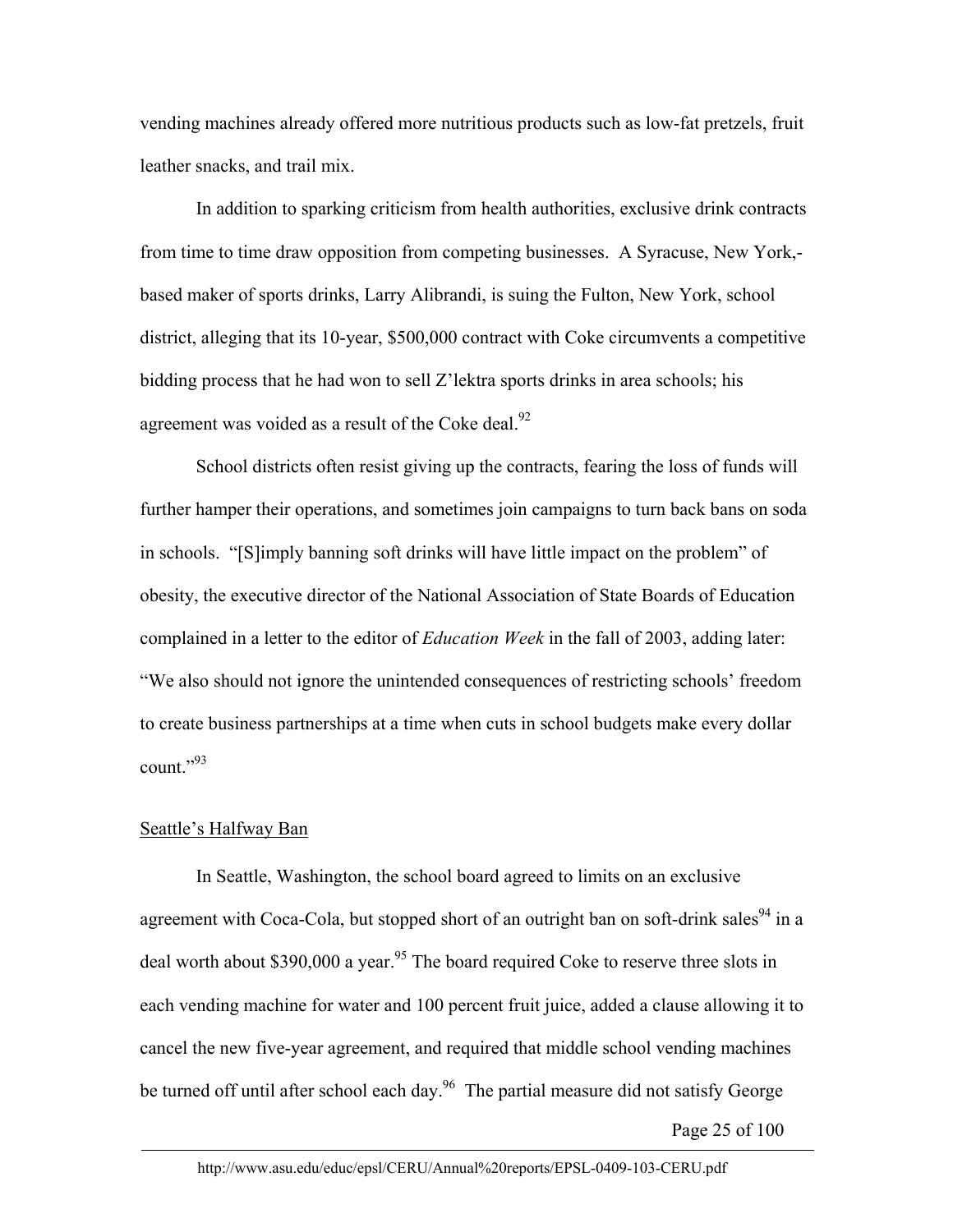vending machines already offered more nutritious products such as low-fat pretzels, fruit leather snacks, and trail mix.

In addition to sparking criticism from health authorities, exclusive drink contracts from time to time draw opposition from competing businesses. A Syracuse, New York,-based maker of sports drinks, Larry Alibrandi, is suing the Fulton, New York, school district, alleging that its 10-year, $500,000 contract with Coke circumvents a competitive bidding process that he had won to sell Z'lektra sports drinks in area schools; his agreement was voided as a result of the Coke deal.[92]

School districts often resist giving up the contracts, fearing the loss of funds will further hamper their operations, and sometimes join campaigns to turn back bans on soda in schools. "[S]imply banning soft drinks will have little impact on the problem" of obesity, the executive director of the National Association of State Boards of Education complained in a letter to the editor of *Education Week* in the fall of 2003, adding later: "We also should not ignore the unintended consequences of restricting schools' freedom to create business partnerships at a time when cuts in school budgets make every dollar count."[93]

<u>Seattle's Halfway Ban</u>

In Seattle, Washington, the school board agreed to limits on an exclusive agreement with Coca-Cola, but stopped short of an outright ban on soft-drink sales[94] in a deal worth about $390,000 a year.[95] The board required Coke to reserve three slots in each vending machine for water and 100 percent fruit juice, added a clause allowing it to cancel the new five-year agreement, and required that middle school vending machines be turned off until after school each day.[96] The partial measure did not satisfy George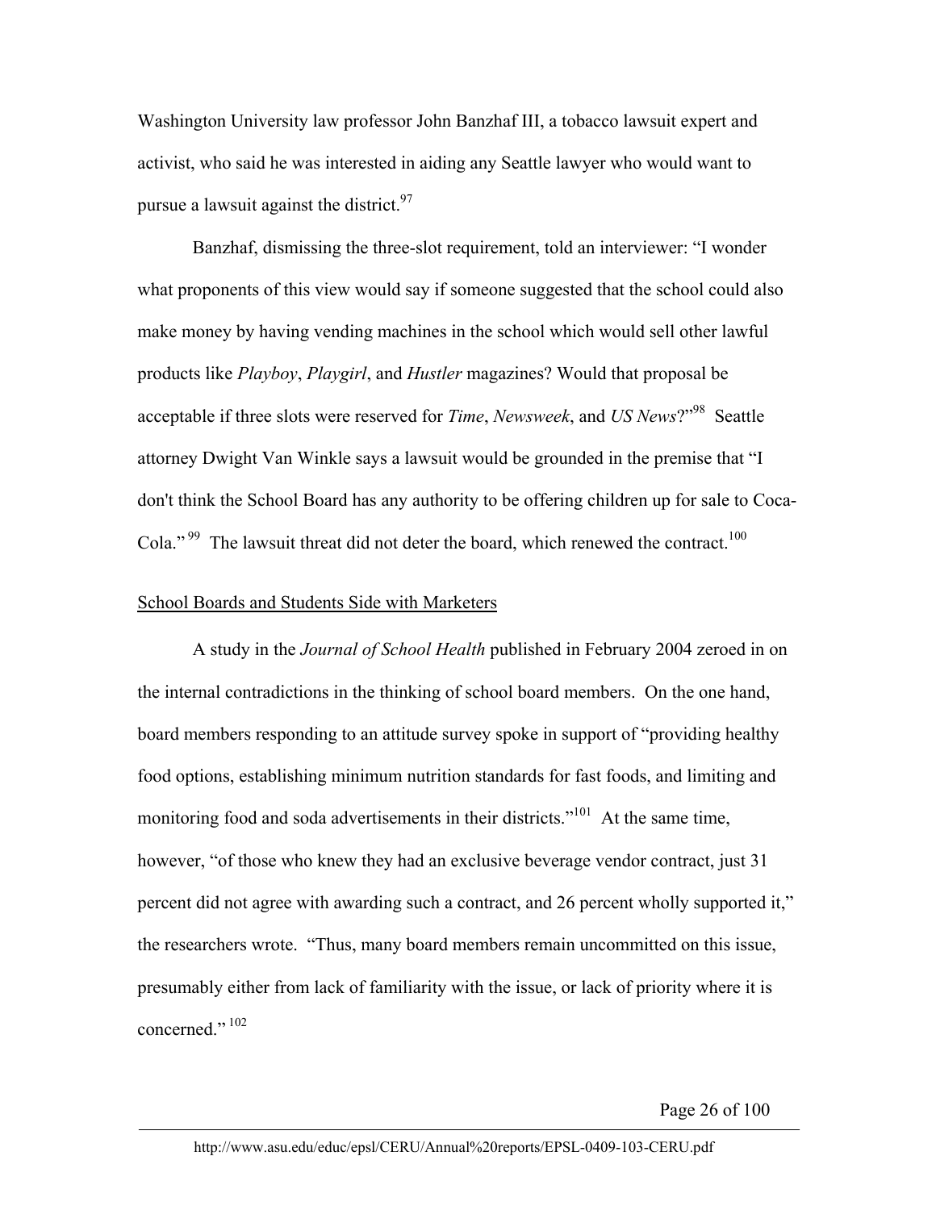Washington University law professor John Banzhaf III, a tobacco lawsuit expert and activist, who said he was interested in aiding any Seattle lawyer who would want to pursue a lawsuit against the district.[97]

Banzhaf, dismissing the three-slot requirement, told an interviewer: "I wonder what proponents of this view would say if someone suggested that the school could also make money by having vending machines in the school which would sell other lawful products like *Playboy*, *Playgirl*, and *Hustler* magazines? Would that proposal be acceptable if three slots were reserved for *Time*, *Newsweek*, and *US News*?"[98] Seattle attorney Dwight Van Winkle says a lawsuit would be grounded in the premise that "I don't think the School Board has any authority to be offering children up for sale to Coca-Cola."[99] The lawsuit threat did not deter the board, which renewed the contract.[100]

School Boards and Students Side with Marketers

A study in the *Journal of School Health* published in February 2004 zeroed in on the internal contradictions in the thinking of school board members. On the one hand, board members responding to an attitude survey spoke in support of "providing healthy food options, establishing minimum nutrition standards for fast foods, and limiting and monitoring food and soda advertisements in their districts."[101] At the same time, however, "of those who knew they had an exclusive beverage vendor contract, just 31 percent did not agree with awarding such a contract, and 26 percent wholly supported it," the researchers wrote. "Thus, many board members remain uncommitted on this issue, presumably either from lack of familiarity with the issue, or lack of priority where it is concerned."[102]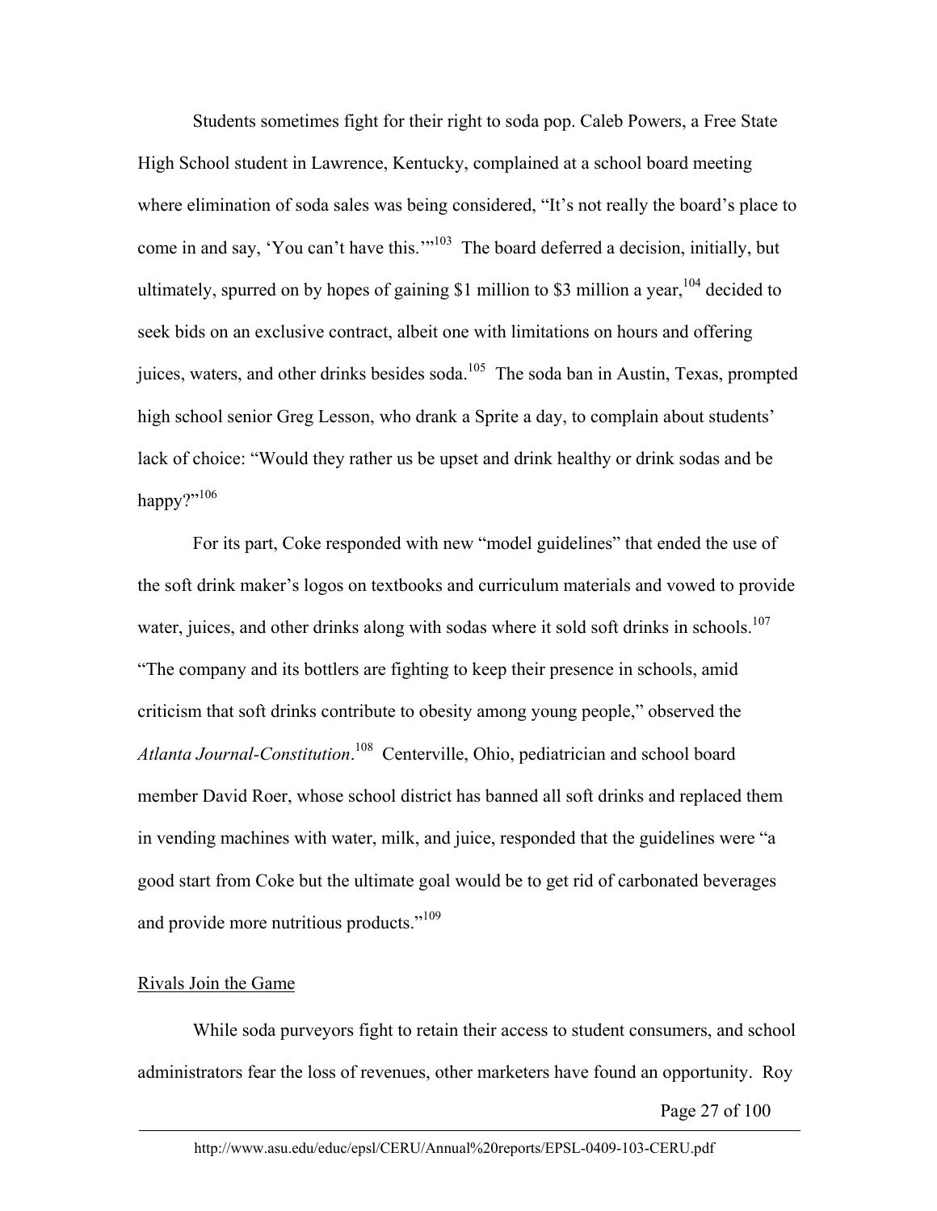Students sometimes fight for their right to soda pop. Caleb Powers, a Free State High School student in Lawrence, Kentucky, complained at a school board meeting where elimination of soda sales was being considered, "It's not really the board's place to come in and say, 'You can't have this.'"[103] The board deferred a decision, initially, but ultimately, spurred on by hopes of gaining $1 million to $3 million a year,[104] decided to seek bids on an exclusive contract, albeit one with limitations on hours and offering juices, waters, and other drinks besides soda.[105] The soda ban in Austin, Texas, prompted high school senior Greg Lesson, who drank a Sprite a day, to complain about students' lack of choice: "Would they rather us be upset and drink healthy or drink sodas and be happy?"[106]

For its part, Coke responded with new "model guidelines" that ended the use of the soft drink maker's logos on textbooks and curriculum materials and vowed to provide water, juices, and other drinks along with sodas where it sold soft drinks in schools.[107] "The company and its bottlers are fighting to keep their presence in schools, amid criticism that soft drinks contribute to obesity among young people," observed the *Atlanta Journal-Constitution*.[108] Centerville, Ohio, pediatrician and school board member David Roer, whose school district has banned all soft drinks and replaced them in vending machines with water, milk, and juice, responded that the guidelines were "a good start from Coke but the ultimate goal would be to get rid of carbonated beverages and provide more nutritious products."[109]

## Rivals Join the Game

While soda purveyors fight to retain their access to student consumers, and school administrators fear the loss of revenues, other marketers have found an opportunity. Roy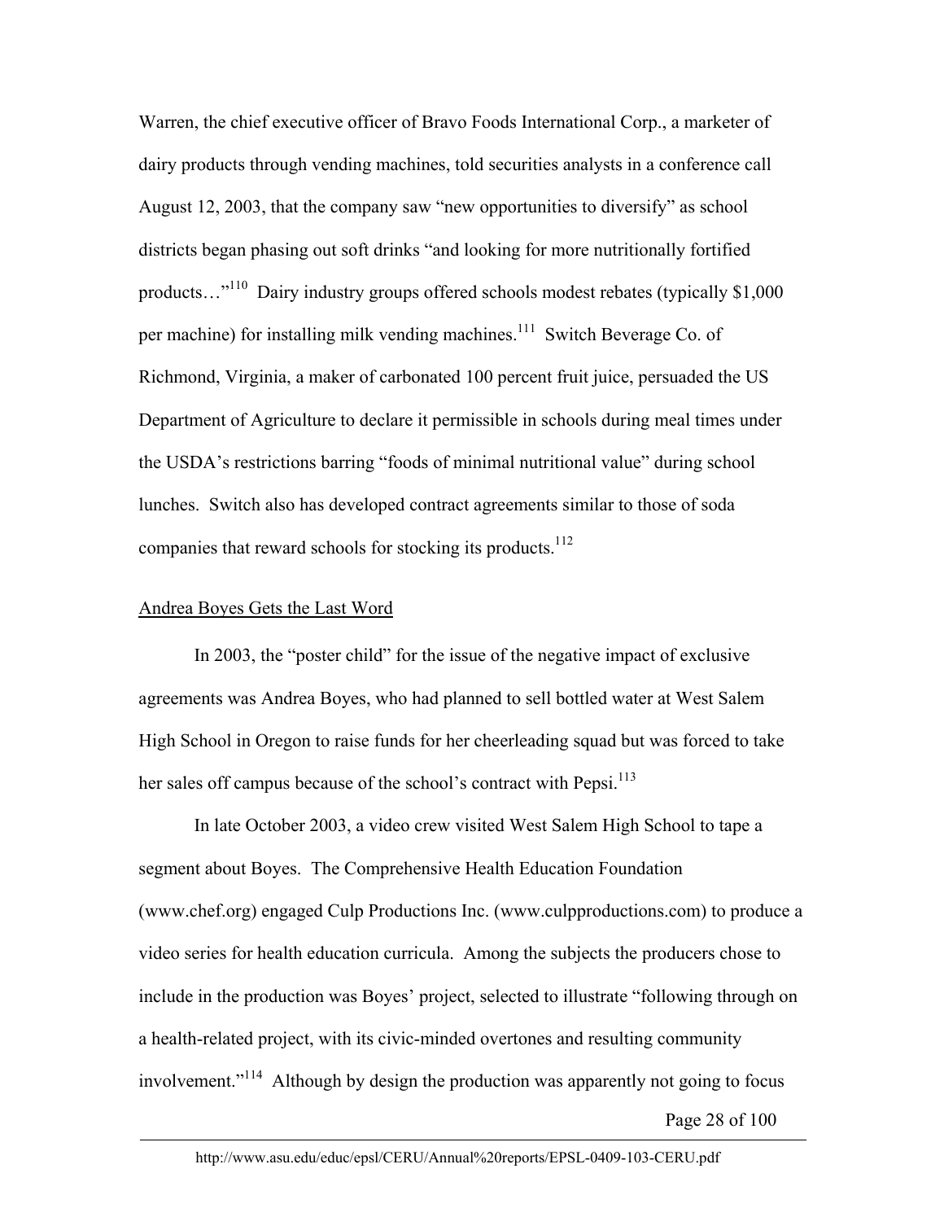Warren, the chief executive officer of Bravo Foods International Corp., a marketer of dairy products through vending machines, told securities analysts in a conference call August 12, 2003, that the company saw "new opportunities to diversify" as school districts began phasing out soft drinks "and looking for more nutritionally fortified products…"[110] Dairy industry groups offered schools modest rebates (typically $1,000 per machine) for installing milk vending machines.[111] Switch Beverage Co. of Richmond, Virginia, a maker of carbonated 100 percent fruit juice, persuaded the US Department of Agriculture to declare it permissible in schools during meal times under the USDA's restrictions barring "foods of minimal nutritional value" during school lunches. Switch also has developed contract agreements similar to those of soda companies that reward schools for stocking its products.[112]

Andrea Boyes Gets the Last Word

In 2003, the "poster child" for the issue of the negative impact of exclusive agreements was Andrea Boyes, who had planned to sell bottled water at West Salem High School in Oregon to raise funds for her cheerleading squad but was forced to take her sales off campus because of the school's contract with Pepsi.[113]

In late October 2003, a video crew visited West Salem High School to tape a segment about Boyes. The Comprehensive Health Education Foundation (www.chef.org) engaged Culp Productions Inc. (www.culpproductions.com) to produce a video series for health education curricula. Among the subjects the producers chose to include in the production was Boyes' project, selected to illustrate "following through on a health-related project, with its civic-minded overtones and resulting community involvement."[114] Although by design the production was apparently not going to focus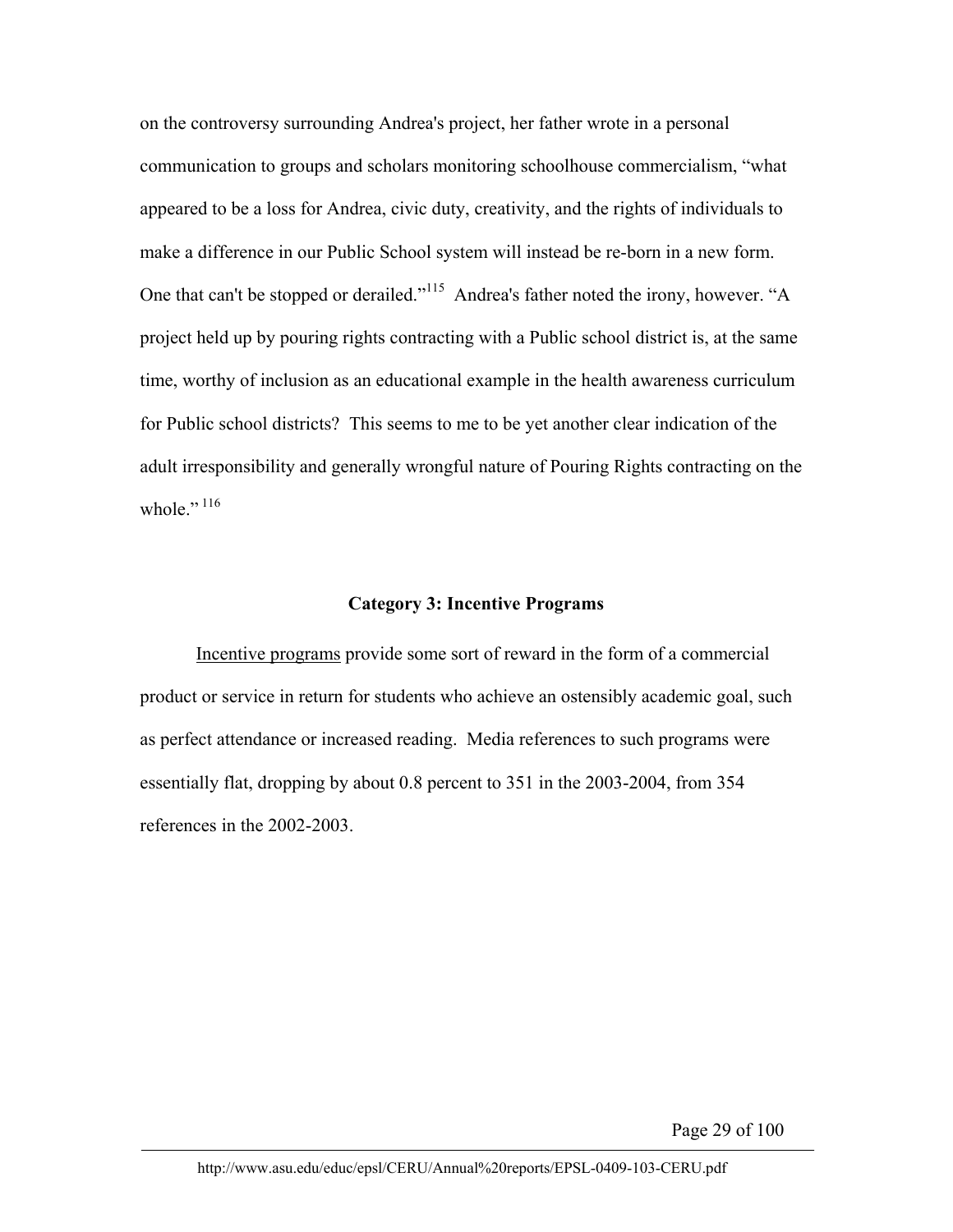on the controversy surrounding Andrea's project, her father wrote in a personal communication to groups and scholars monitoring schoolhouse commercialism, "what appeared to be a loss for Andrea, civic duty, creativity, and the rights of individuals to make a difference in our Public School system will instead be re-born in a new form. One that can't be stopped or derailed."[115] Andrea's father noted the irony, however. "A project held up by pouring rights contracting with a Public school district is, at the same time, worthy of inclusion as an educational example in the health awareness curriculum for Public school districts? This seems to me to be yet another clear indication of the adult irresponsibility and generally wrongful nature of Pouring Rights contracting on the whole."[116]

### Category 3: Incentive Programs

Incentive programs provide some sort of reward in the form of a commercial product or service in return for students who achieve an ostensibly academic goal, such as perfect attendance or increased reading. Media references to such programs were essentially flat, dropping by about 0.8 percent to 351 in the 2003-2004, from 354 references in the 2002-2003.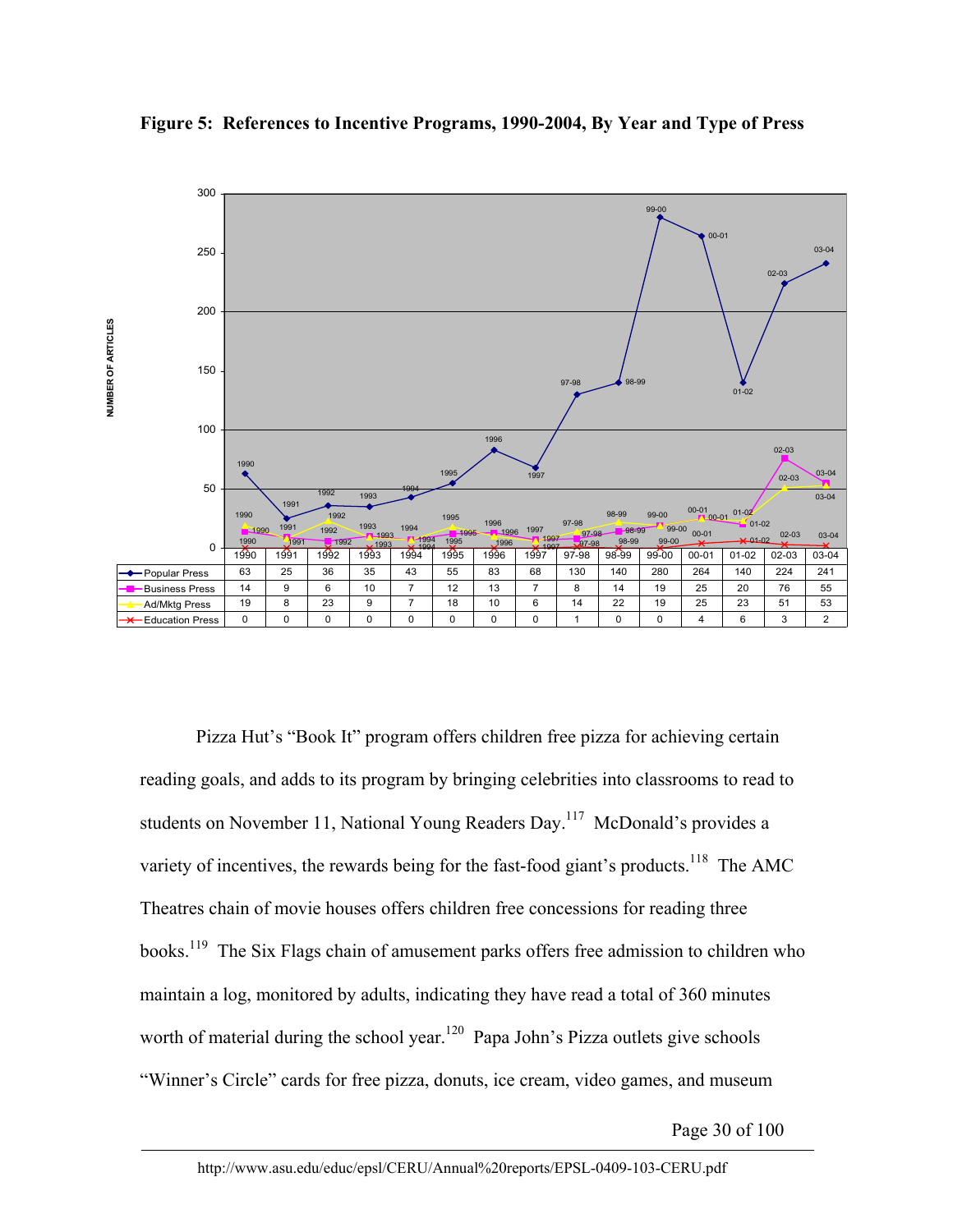**Figure 5: References to Incentive Programs, 1990-2004, By Year and Type of Press**

| NUMBER OF ARTICLES | 1990 | 1991 | 1992 | 1993 | 1994 | 1995 | 1996 | 1997 | 97-98 | 98-99 | 99-00 | 00-01 | 01-02 | 02-03 | 03-04 |
|---|---|---|---|---|---|---|---|---|---|---|---|---|---|---|---|
| Popular Press | 63 | 25 | 36 | 35 | 43 | 55 | 83 | 68 | 130 | 140 | 280 | 264 | 140 | 224 | 241 |
| Business Press | 14 | 9 | 6 | 10 | 7 | 12 | 13 | 7 | 8 | 14 | 19 | 25 | 20 | 76 | 55 |
| Ad/Mktg Press | 19 | 8 | 23 | 9 | 7 | 18 | 10 | 6 | 14 | 22 | 19 | 25 | 23 | 51 | 53 |
| Education Press | 0 | 0 | 0 | 0 | 0 | 0 | 0 | 0 | 1 | 0 | 0 | 4 | 6 | 3 | 2 |

Pizza Hut's "Book It" program offers children free pizza for achieving certain reading goals, and adds to its program by bringing celebrities into classrooms to read to students on November 11, National Young Readers Day.[117] McDonald's provides a variety of incentives, the rewards being for the fast-food giant's products.[118] The AMC Theatres chain of movie houses offers children free concessions for reading three books.[119] The Six Flags chain of amusement parks offers free admission to children who maintain a log, monitored by adults, indicating they have read a total of 360 minutes worth of material during the school year.[120] Papa John's Pizza outlets give schools "Winner's Circle" cards for free pizza, donuts, ice cream, video games, and museum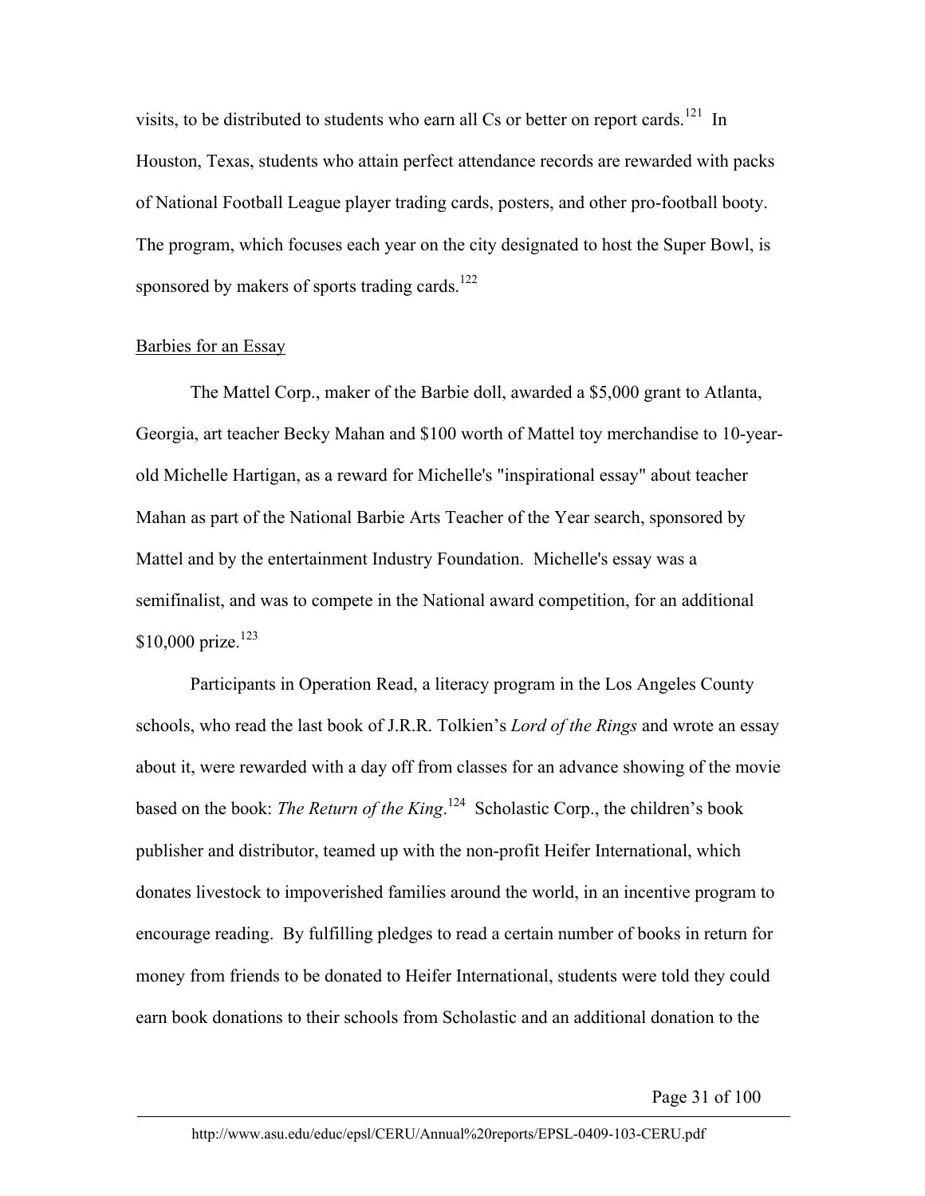visits, to be distributed to students who earn all Cs or better on report cards.[121] In Houston, Texas, students who attain perfect attendance records are rewarded with packs of National Football League player trading cards, posters, and other pro-football booty. The program, which focuses each year on the city designated to host the Super Bowl, is sponsored by makers of sports trading cards.[122]

Barbies for an Essay

The Mattel Corp., maker of the Barbie doll, awarded a $5,000 grant to Atlanta, Georgia, art teacher Becky Mahan and $100 worth of Mattel toy merchandise to 10-year-old Michelle Hartigan, as a reward for Michelle's "inspirational essay" about teacher Mahan as part of the National Barbie Arts Teacher of the Year search, sponsored by Mattel and by the entertainment Industry Foundation. Michelle's essay was a semifinalist, and was to compete in the National award competition, for an additional $10,000 prize.[123]

Participants in Operation Read, a literacy program in the Los Angeles County schools, who read the last book of J.R.R. Tolkien's *Lord of the Rings* and wrote an essay about it, were rewarded with a day off from classes for an advance showing of the movie based on the book: *The Return of the King*.[124] Scholastic Corp., the children's book publisher and distributor, teamed up with the non-profit Heifer International, which donates livestock to impoverished families around the world, in an incentive program to encourage reading. By fulfilling pledges to read a certain number of books in return for money from friends to be donated to Heifer International, students were told they could earn book donations to their schools from Scholastic and an additional donation to the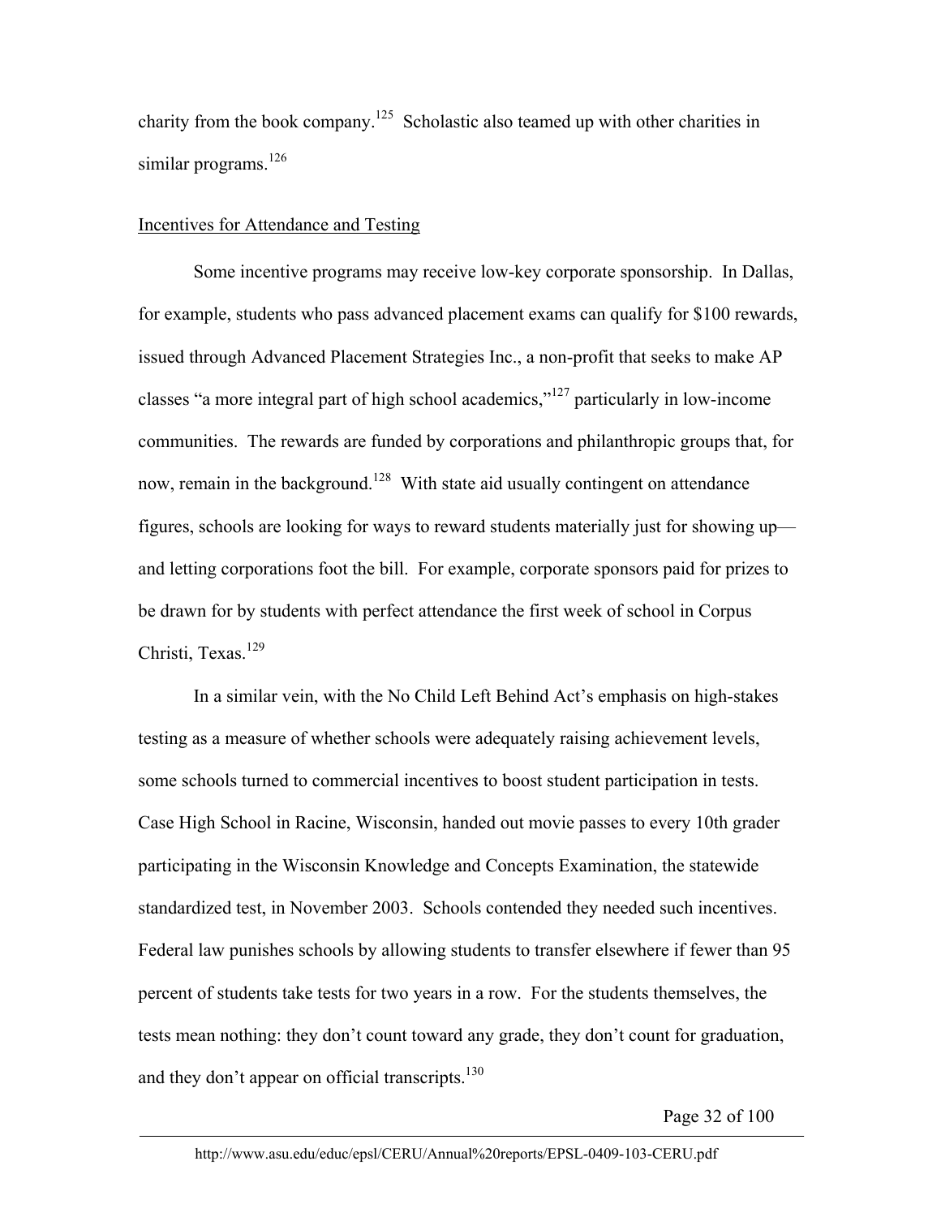charity from the book company.[125] Scholastic also teamed up with other charities in similar programs.[126]

Incentives for Attendance and Testing

Some incentive programs may receive low-key corporate sponsorship. In Dallas, for example, students who pass advanced placement exams can qualify for $100 rewards, issued through Advanced Placement Strategies Inc., a non-profit that seeks to make AP classes "a more integral part of high school academics,"[127] particularly in low-income communities. The rewards are funded by corporations and philanthropic groups that, for now, remain in the background.[128] With state aid usually contingent on attendance figures, schools are looking for ways to reward students materially just for showing up—and letting corporations foot the bill. For example, corporate sponsors paid for prizes to be drawn for by students with perfect attendance the first week of school in Corpus Christi, Texas.[129]

In a similar vein, with the No Child Left Behind Act's emphasis on high-stakes testing as a measure of whether schools were adequately raising achievement levels, some schools turned to commercial incentives to boost student participation in tests. Case High School in Racine, Wisconsin, handed out movie passes to every 10th grader participating in the Wisconsin Knowledge and Concepts Examination, the statewide standardized test, in November 2003. Schools contended they needed such incentives. Federal law punishes schools by allowing students to transfer elsewhere if fewer than 95 percent of students take tests for two years in a row. For the students themselves, the tests mean nothing: they don't count toward any grade, they don't count for graduation, and they don't appear on official transcripts.[130]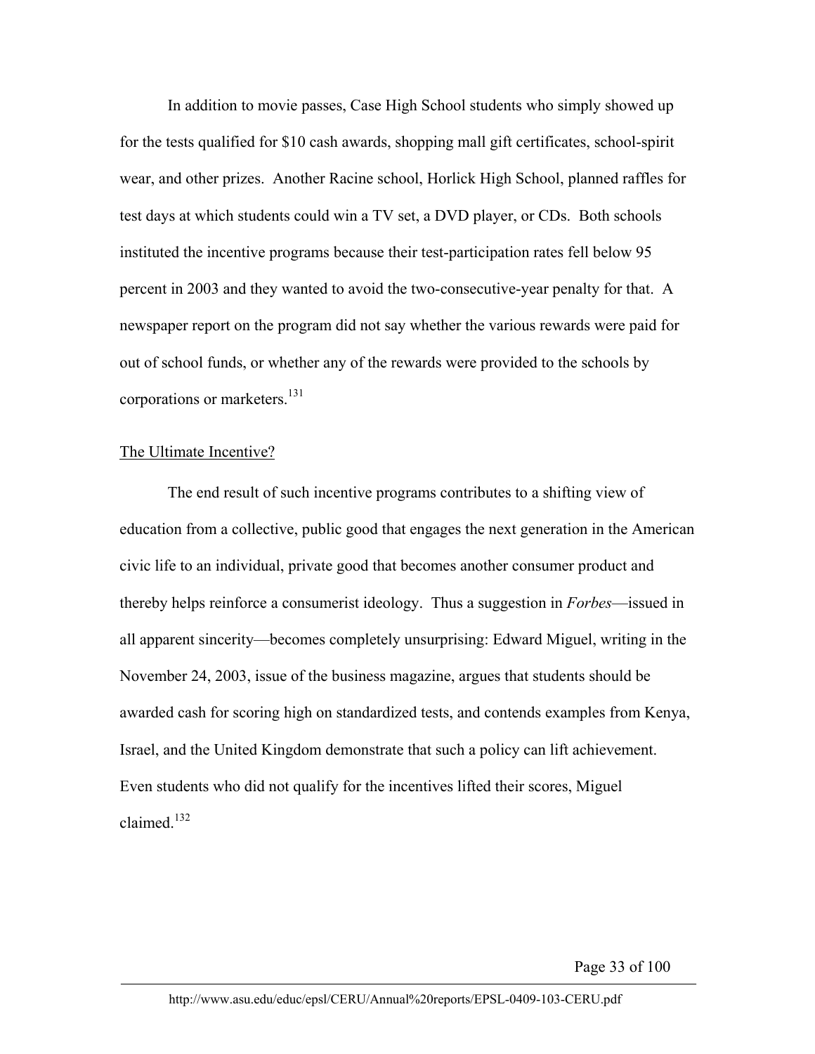In addition to movie passes, Case High School students who simply showed up for the tests qualified for $10 cash awards, shopping mall gift certificates, school-spirit wear, and other prizes. Another Racine school, Horlick High School, planned raffles for test days at which students could win a TV set, a DVD player, or CDs. Both schools instituted the incentive programs because their test-participation rates fell below 95 percent in 2003 and they wanted to avoid the two-consecutive-year penalty for that. A newspaper report on the program did not say whether the various rewards were paid for out of school funds, or whether any of the rewards were provided to the schools by corporations or marketers.[131]

The Ultimate Incentive?

The end result of such incentive programs contributes to a shifting view of education from a collective, public good that engages the next generation in the American civic life to an individual, private good that becomes another consumer product and thereby helps reinforce a consumerist ideology. Thus a suggestion in *Forbes*—issued in all apparent sincerity—becomes completely unsurprising: Edward Miguel, writing in the November 24, 2003, issue of the business magazine, argues that students should be awarded cash for scoring high on standardized tests, and contends examples from Kenya, Israel, and the United Kingdom demonstrate that such a policy can lift achievement. Even students who did not qualify for the incentives lifted their scores, Miguel claimed.[132]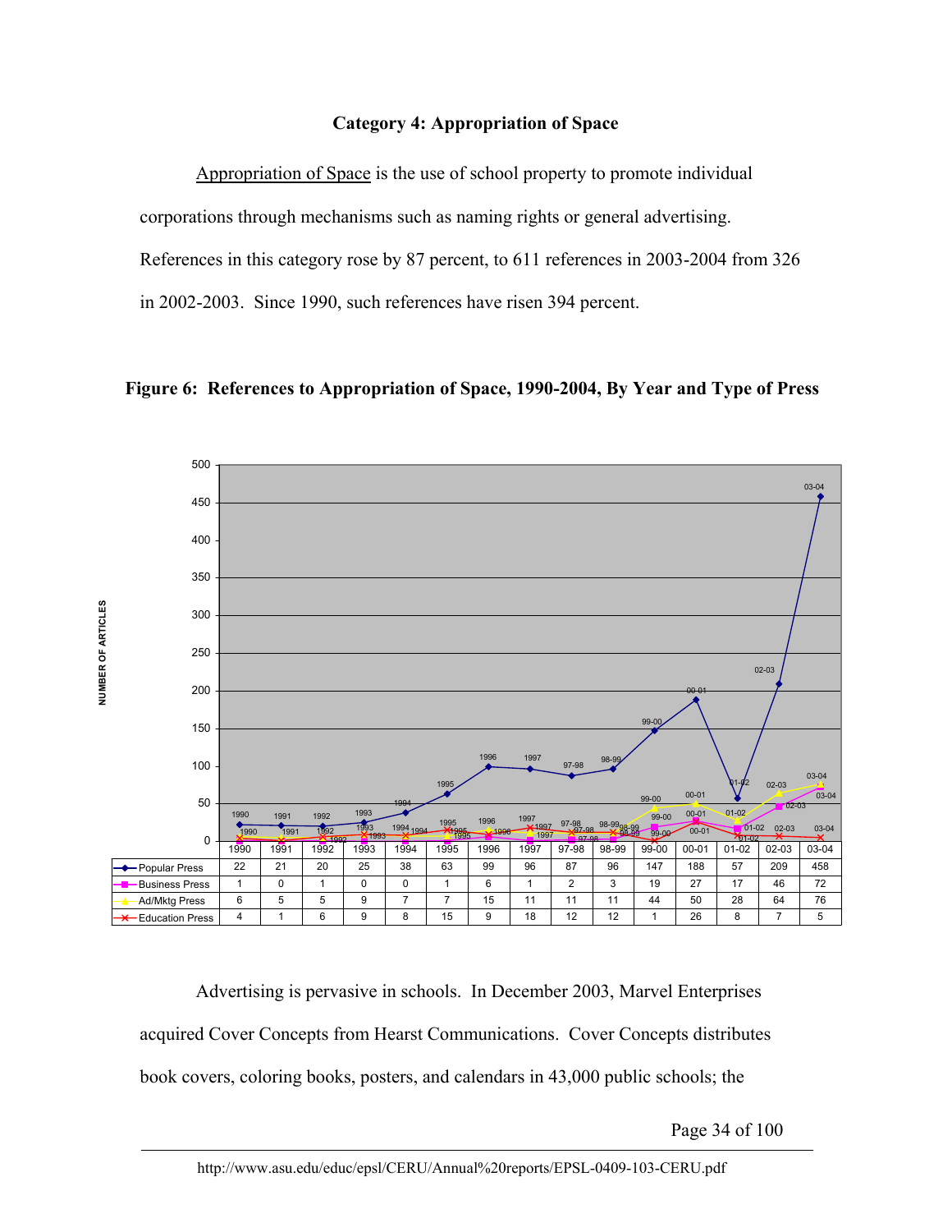### Category 4: Appropriation of Space

Appropriation of Space is the use of school property to promote individual corporations through mechanisms such as naming rights or general advertising. References in this category rose by 87 percent, to 611 references in 2003-2004 from 326 in 2002-2003. Since 1990, such references have risen 394 percent.

**Figure 6: References to Appropriation of Space, 1990-2004, By Year and Type of Press**

| | 1990 | 1991 | 1992 | 1993 | 1994 | 1995 | 1996 | 1997 | 97-98 | 98-99 | 99-00 | 00-01 | 01-02 | 02-03 | 03-04 |
|---|---|---|---|---|---|---|---|---|---|---|---|---|---|---|---|
| Popular Press | 22 | 21 | 20 | 25 | 38 | 63 | 99 | 96 | 87 | 96 | 147 | 188 | 57 | 209 | 458 |
| Business Press | 1 | 0 | 1 | 0 | 0 | 1 | 6 | 1 | 2 | 3 | 19 | 27 | 17 | 46 | 72 |
| Ad/Mktg Press | 6 | 5 | 5 | 9 | 7 | 7 | 15 | 11 | 11 | 11 | 44 | 50 | 28 | 64 | 76 |
| Education Press | 4 | 1 | 6 | 9 | 8 | 15 | 9 | 18 | 12 | 12 | 1 | 26 | 8 | 7 | 5 |

Advertising is pervasive in schools. In December 2003, Marvel Enterprises acquired Cover Concepts from Hearst Communications. Cover Concepts distributes book covers, coloring books, posters, and calendars in 43,000 public schools; the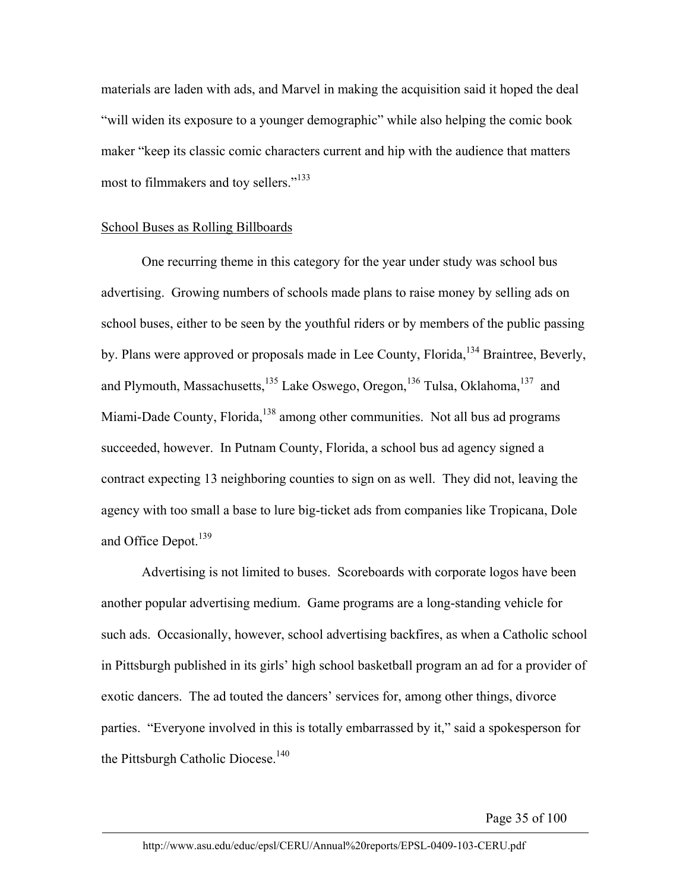materials are laden with ads, and Marvel in making the acquisition said it hoped the deal "will widen its exposure to a younger demographic" while also helping the comic book maker "keep its classic comic characters current and hip with the audience that matters most to filmmakers and toy sellers."[133]

School Buses as Rolling Billboards

One recurring theme in this category for the year under study was school bus advertising. Growing numbers of schools made plans to raise money by selling ads on school buses, either to be seen by the youthful riders or by members of the public passing by. Plans were approved or proposals made in Lee County, Florida,[134] Braintree, Beverly, and Plymouth, Massachusetts,[135] Lake Oswego, Oregon,[136] Tulsa, Oklahoma,[137] and Miami-Dade County, Florida,[138] among other communities. Not all bus ad programs succeeded, however. In Putnam County, Florida, a school bus ad agency signed a contract expecting 13 neighboring counties to sign on as well. They did not, leaving the agency with too small a base to lure big-ticket ads from companies like Tropicana, Dole and Office Depot.[139]

Advertising is not limited to buses. Scoreboards with corporate logos have been another popular advertising medium. Game programs are a long-standing vehicle for such ads. Occasionally, however, school advertising backfires, as when a Catholic school in Pittsburgh published in its girls' high school basketball program an ad for a provider of exotic dancers. The ad touted the dancers' services for, among other things, divorce parties. "Everyone involved in this is totally embarrassed by it," said a spokesperson for the Pittsburgh Catholic Diocese.[140]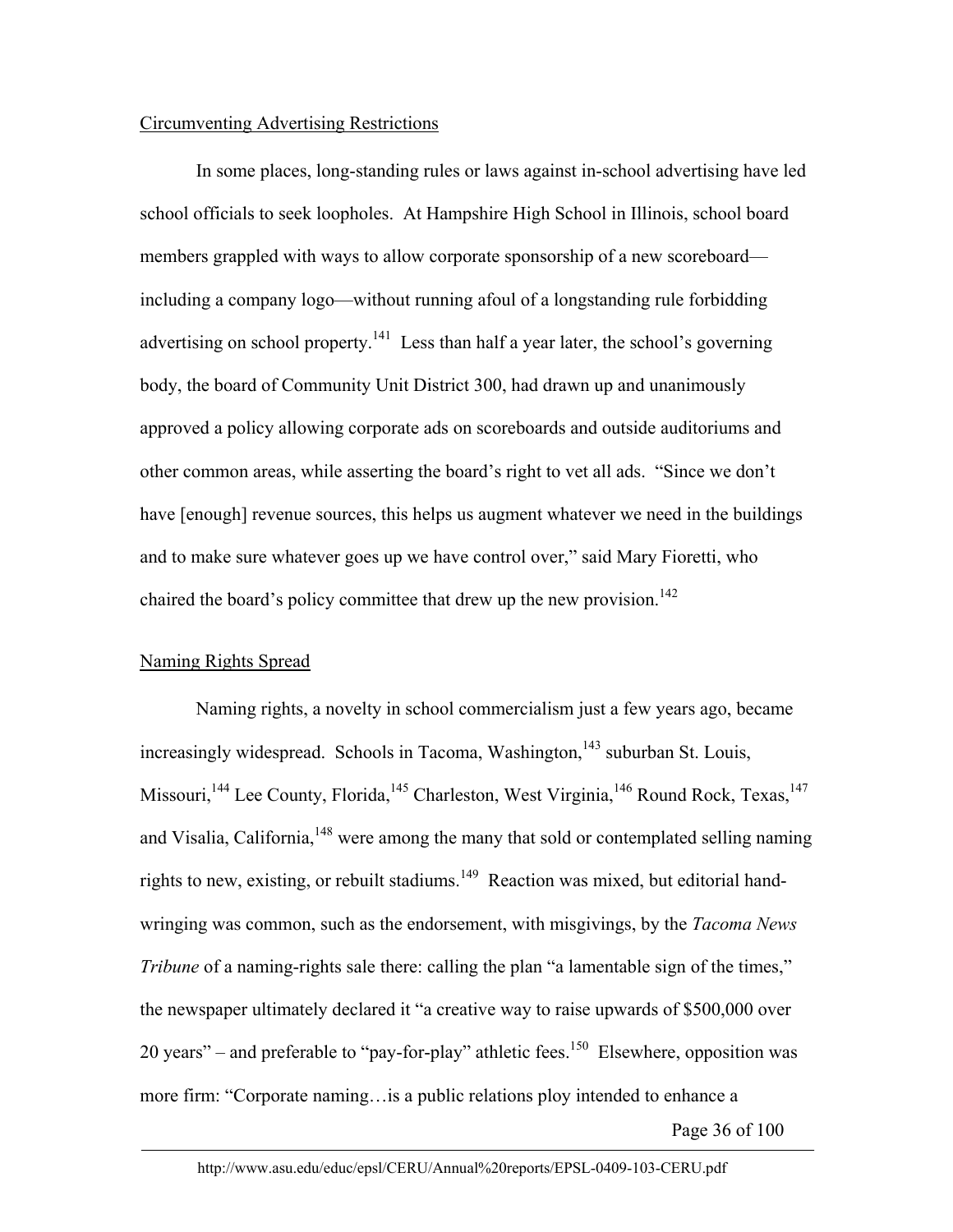## Circumventing Advertising Restrictions

In some places, long-standing rules or laws against in-school advertising have led school officials to seek loopholes. At Hampshire High School in Illinois, school board members grappled with ways to allow corporate sponsorship of a new scoreboard—including a company logo—without running afoul of a longstanding rule forbidding advertising on school property.[141] Less than half a year later, the school's governing body, the board of Community Unit District 300, had drawn up and unanimously approved a policy allowing corporate ads on scoreboards and outside auditoriums and other common areas, while asserting the board's right to vet all ads. "Since we don't have [enough] revenue sources, this helps us augment whatever we need in the buildings and to make sure whatever goes up we have control over," said Mary Fioretti, who chaired the board's policy committee that drew up the new provision.[142]

## Naming Rights Spread

Naming rights, a novelty in school commercialism just a few years ago, became increasingly widespread. Schools in Tacoma, Washington,[143] suburban St. Louis, Missouri,[144] Lee County, Florida,[145] Charleston, West Virginia,[146] Round Rock, Texas,[147] and Visalia, California,[148] were among the many that sold or contemplated selling naming rights to new, existing, or rebuilt stadiums.[149] Reaction was mixed, but editorial hand-wringing was common, such as the endorsement, with misgivings, by the *Tacoma News Tribune* of a naming-rights sale there: calling the plan "a lamentable sign of the times," the newspaper ultimately declared it "a creative way to raise upwards of $500,000 over 20 years" – and preferable to "pay-for-play" athletic fees.[150] Elsewhere, opposition was more firm: "Corporate naming…is a public relations ploy intended to enhance a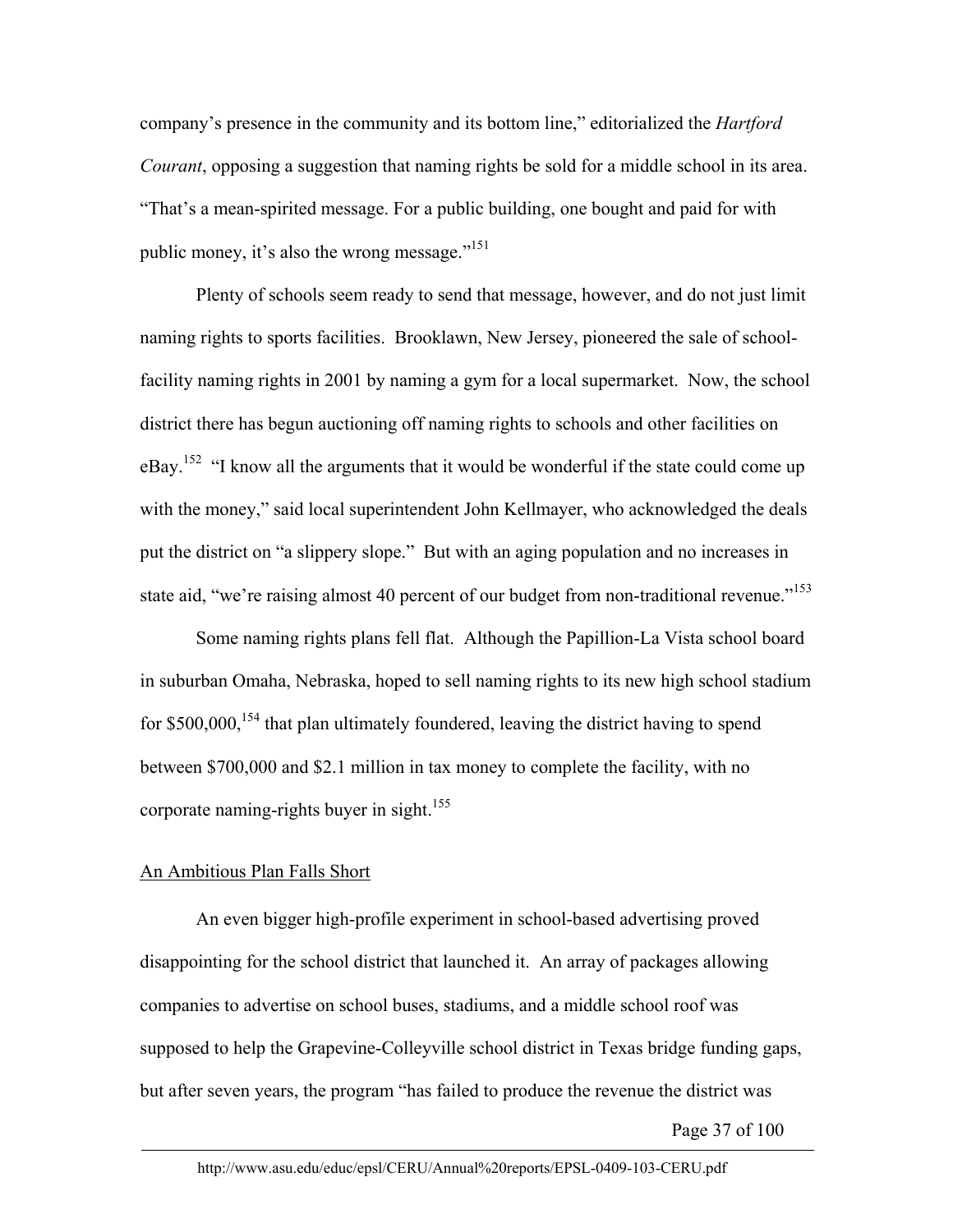company's presence in the community and its bottom line," editorialized the *Hartford Courant*, opposing a suggestion that naming rights be sold for a middle school in its area. "That's a mean-spirited message. For a public building, one bought and paid for with public money, it's also the wrong message."[151]

Plenty of schools seem ready to send that message, however, and do not just limit naming rights to sports facilities. Brooklawn, New Jersey, pioneered the sale of school-facility naming rights in 2001 by naming a gym for a local supermarket. Now, the school district there has begun auctioning off naming rights to schools and other facilities on eBay.[152] "I know all the arguments that it would be wonderful if the state could come up with the money," said local superintendent John Kellmayer, who acknowledged the deals put the district on "a slippery slope." But with an aging population and no increases in state aid, "we're raising almost 40 percent of our budget from non-traditional revenue."[153]

Some naming rights plans fell flat. Although the Papillion-La Vista school board in suburban Omaha, Nebraska, hoped to sell naming rights to its new high school stadium for $500,000,[154] that plan ultimately foundered, leaving the district having to spend between $700,000 and $2.1 million in tax money to complete the facility, with no corporate naming-rights buyer in sight.[155]

<u>An Ambitious Plan Falls Short</u>

An even bigger high-profile experiment in school-based advertising proved disappointing for the school district that launched it. An array of packages allowing companies to advertise on school buses, stadiums, and a middle school roof was supposed to help the Grapevine-Colleyville school district in Texas bridge funding gaps, but after seven years, the program "has failed to produce the revenue the district was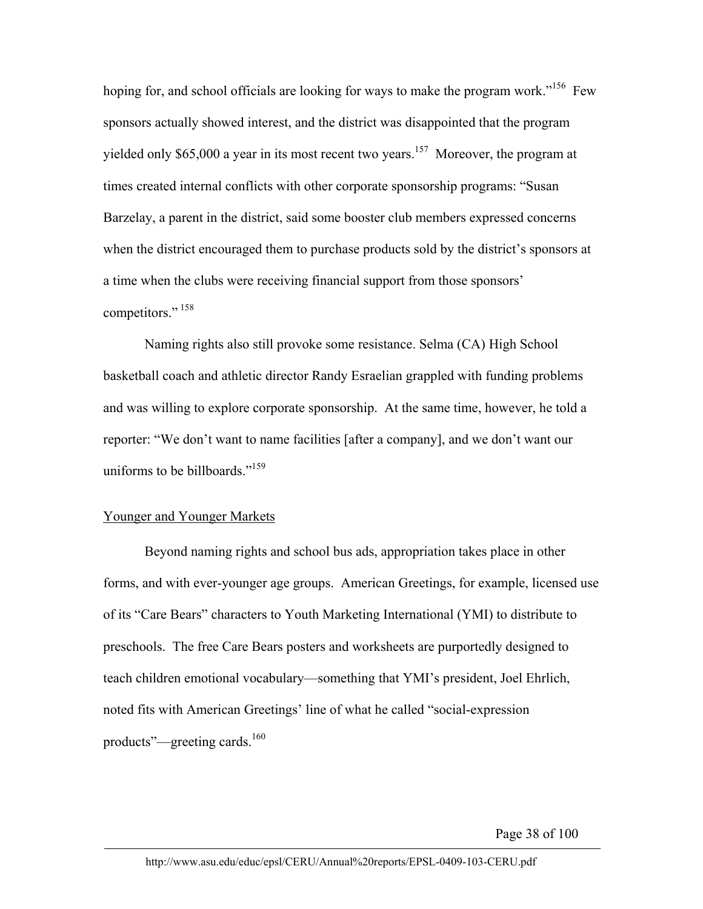hoping for, and school officials are looking for ways to make the program work."[156] Few sponsors actually showed interest, and the district was disappointed that the program yielded only $65,000 a year in its most recent two years.[157] Moreover, the program at times created internal conflicts with other corporate sponsorship programs: "Susan Barzelay, a parent in the district, said some booster club members expressed concerns when the district encouraged them to purchase products sold by the district's sponsors at a time when the clubs were receiving financial support from those sponsors' competitors."[158]

Naming rights also still provoke some resistance. Selma (CA) High School basketball coach and athletic director Randy Esraelian grappled with funding problems and was willing to explore corporate sponsorship. At the same time, however, he told a reporter: "We don't want to name facilities [after a company], and we don't want our uniforms to be billboards."[159]

## Younger and Younger Markets

Beyond naming rights and school bus ads, appropriation takes place in other forms, and with ever-younger age groups. American Greetings, for example, licensed use of its "Care Bears" characters to Youth Marketing International (YMI) to distribute to preschools. The free Care Bears posters and worksheets are purportedly designed to teach children emotional vocabulary—something that YMI's president, Joel Ehrlich, noted fits with American Greetings' line of what he called "social-expression products"—greeting cards.[160]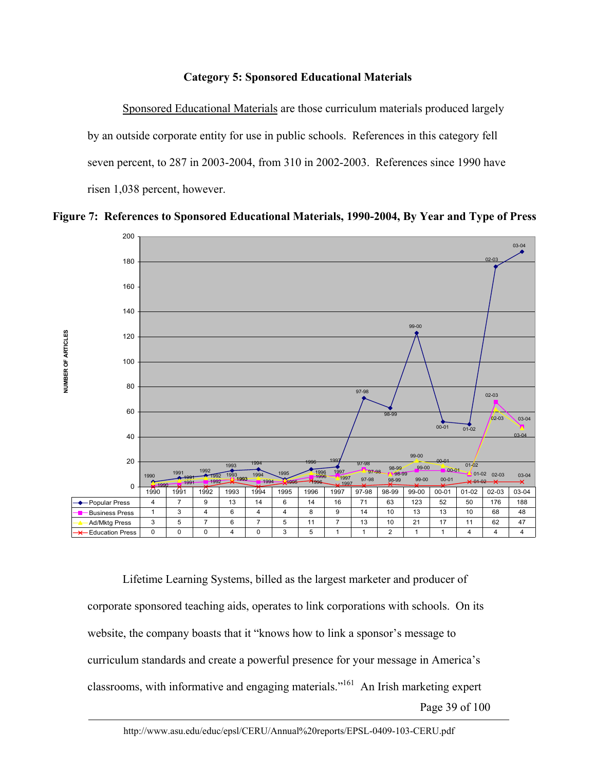### Category 5: Sponsored Educational Materials

Sponsored Educational Materials are those curriculum materials produced largely by an outside corporate entity for use in public schools. References in this category fell seven percent, to 287 in 2003-2004, from 310 in 2002-2003. References since 1990 have risen 1,038 percent, however.

**Figure 7: References to Sponsored Educational Materials, 1990-2004, By Year and Type of Press**

| | 1990 | 1991 | 1992 | 1993 | 1994 | 1995 | 1996 | 1997 | 97-98 | 98-99 | 99-00 | 00-01 | 01-02 | 02-03 | 03-04 |
|---|---|---|---|---|---|---|---|---|---|---|---|---|---|---|---|
| Popular Press | 4 | 7 | 9 | 13 | 14 | 6 | 14 | 16 | 71 | 63 | 123 | 52 | 50 | 176 | 188 |
| Business Press | 1 | 3 | 4 | 6 | 4 | 4 | 8 | 9 | 14 | 10 | 13 | 13 | 10 | 68 | 48 |
| Ad/Mktg Press | 3 | 5 | 7 | 6 | 7 | 5 | 11 | 7 | 13 | 10 | 21 | 17 | 11 | 62 | 47 |
| Education Press | 0 | 0 | 0 | 4 | 0 | 3 | 5 | 1 | 1 | 2 | 1 | 1 | 4 | 4 | 4 |

Lifetime Learning Systems, billed as the largest marketer and producer of corporate sponsored teaching aids, operates to link corporations with schools. On its website, the company boasts that it "knows how to link a sponsor's message to curriculum standards and create a powerful presence for your message in America's classrooms, with informative and engaging materials."[161] An Irish marketing expert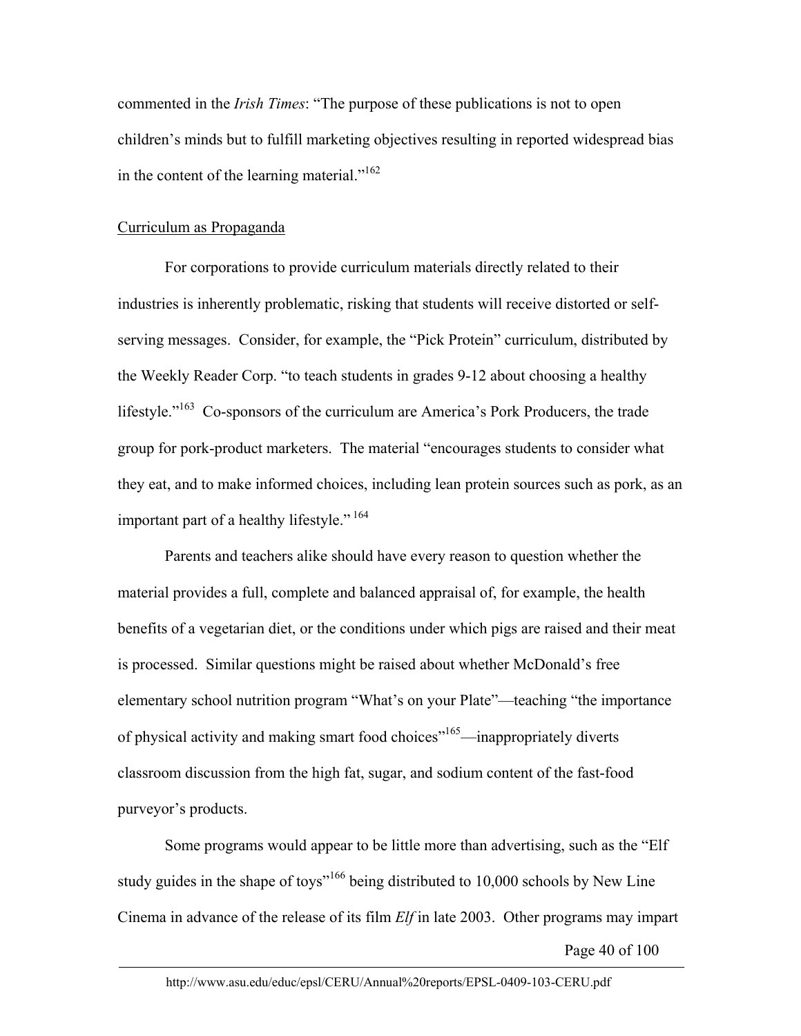commented in the *Irish Times*: “The purpose of these publications is not to open children’s minds but to fulfill marketing objectives resulting in reported widespread bias in the content of the learning material.”[162]

## Curriculum as Propaganda

For corporations to provide curriculum materials directly related to their industries is inherently problematic, risking that students will receive distorted or self-serving messages. Consider, for example, the “Pick Protein” curriculum, distributed by the Weekly Reader Corp. “to teach students in grades 9-12 about choosing a healthy lifestyle.”[163] Co-sponsors of the curriculum are America’s Pork Producers, the trade group for pork-product marketers. The material “encourages students to consider what they eat, and to make informed choices, including lean protein sources such as pork, as an important part of a healthy lifestyle.”[164]

Parents and teachers alike should have every reason to question whether the material provides a full, complete and balanced appraisal of, for example, the health benefits of a vegetarian diet, or the conditions under which pigs are raised and their meat is processed. Similar questions might be raised about whether McDonald’s free elementary school nutrition program “What’s on your Plate”—teaching “the importance of physical activity and making smart food choices”[165]—inappropriately diverts classroom discussion from the high fat, sugar, and sodium content of the fast-food purveyor’s products.

Some programs would appear to be little more than advertising, such as the “Elf study guides in the shape of toys”[166] being distributed to 10,000 schools by New Line Cinema in advance of the release of its film *Elf* in late 2003. Other programs may impart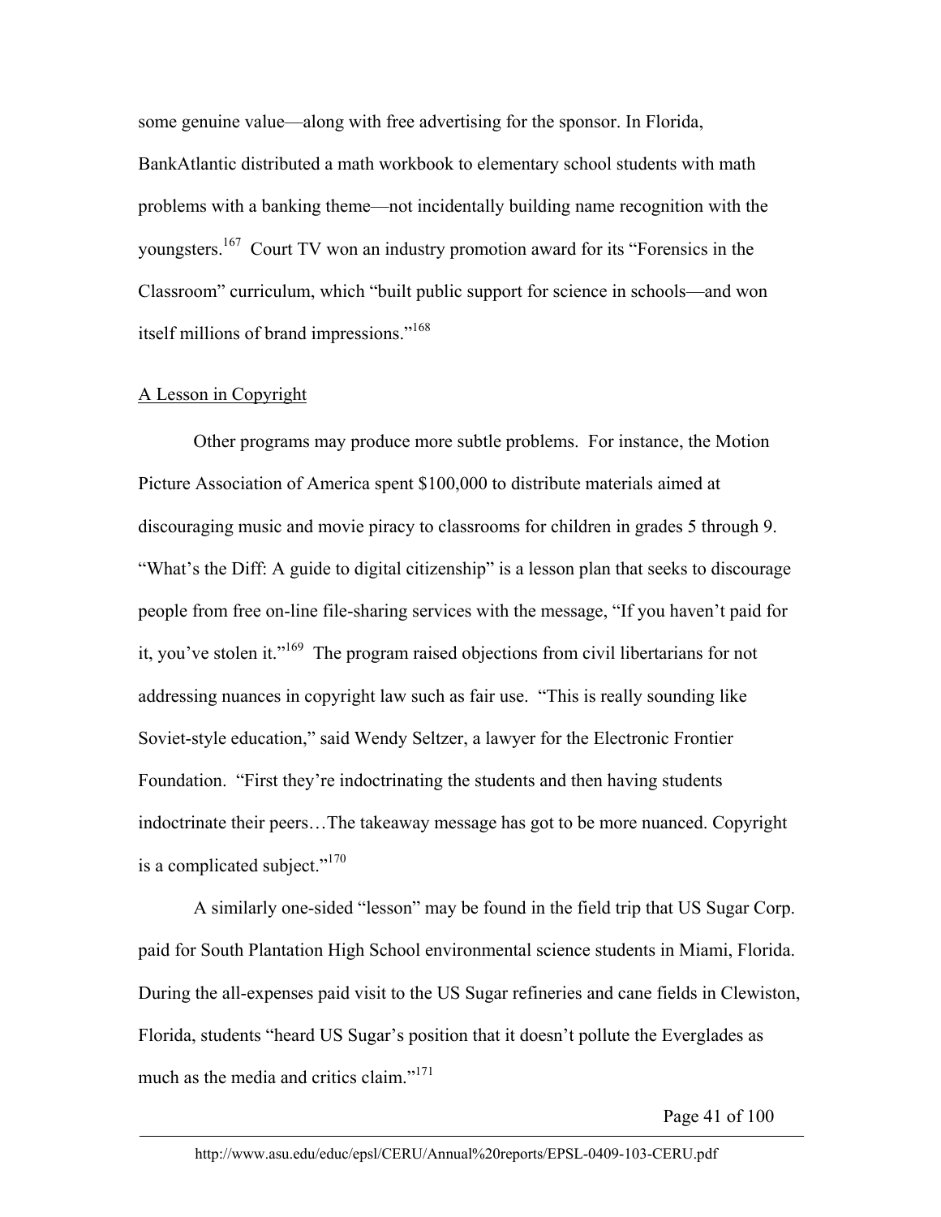some genuine value—along with free advertising for the sponsor. In Florida, BankAtlantic distributed a math workbook to elementary school students with math problems with a banking theme—not incidentally building name recognition with the youngsters.[167] Court TV won an industry promotion award for its "Forensics in the Classroom" curriculum, which "built public support for science in schools—and won itself millions of brand impressions."[168]

## A Lesson in Copyright

Other programs may produce more subtle problems. For instance, the Motion Picture Association of America spent $100,000 to distribute materials aimed at discouraging music and movie piracy to classrooms for children in grades 5 through 9. "What's the Diff: A guide to digital citizenship" is a lesson plan that seeks to discourage people from free on-line file-sharing services with the message, "If you haven't paid for it, you've stolen it."[169] The program raised objections from civil libertarians for not addressing nuances in copyright law such as fair use. "This is really sounding like Soviet-style education," said Wendy Seltzer, a lawyer for the Electronic Frontier Foundation. "First they're indoctrinating the students and then having students indoctrinate their peers…The takeaway message has got to be more nuanced. Copyright is a complicated subject."[170]

A similarly one-sided "lesson" may be found in the field trip that US Sugar Corp. paid for South Plantation High School environmental science students in Miami, Florida. During the all-expenses paid visit to the US Sugar refineries and cane fields in Clewiston, Florida, students "heard US Sugar's position that it doesn't pollute the Everglades as much as the media and critics claim."[171]

http://www.asu.edu/educ/epsl/CERU/Annual%20reports/EPSL-0409-103-CERU.pdf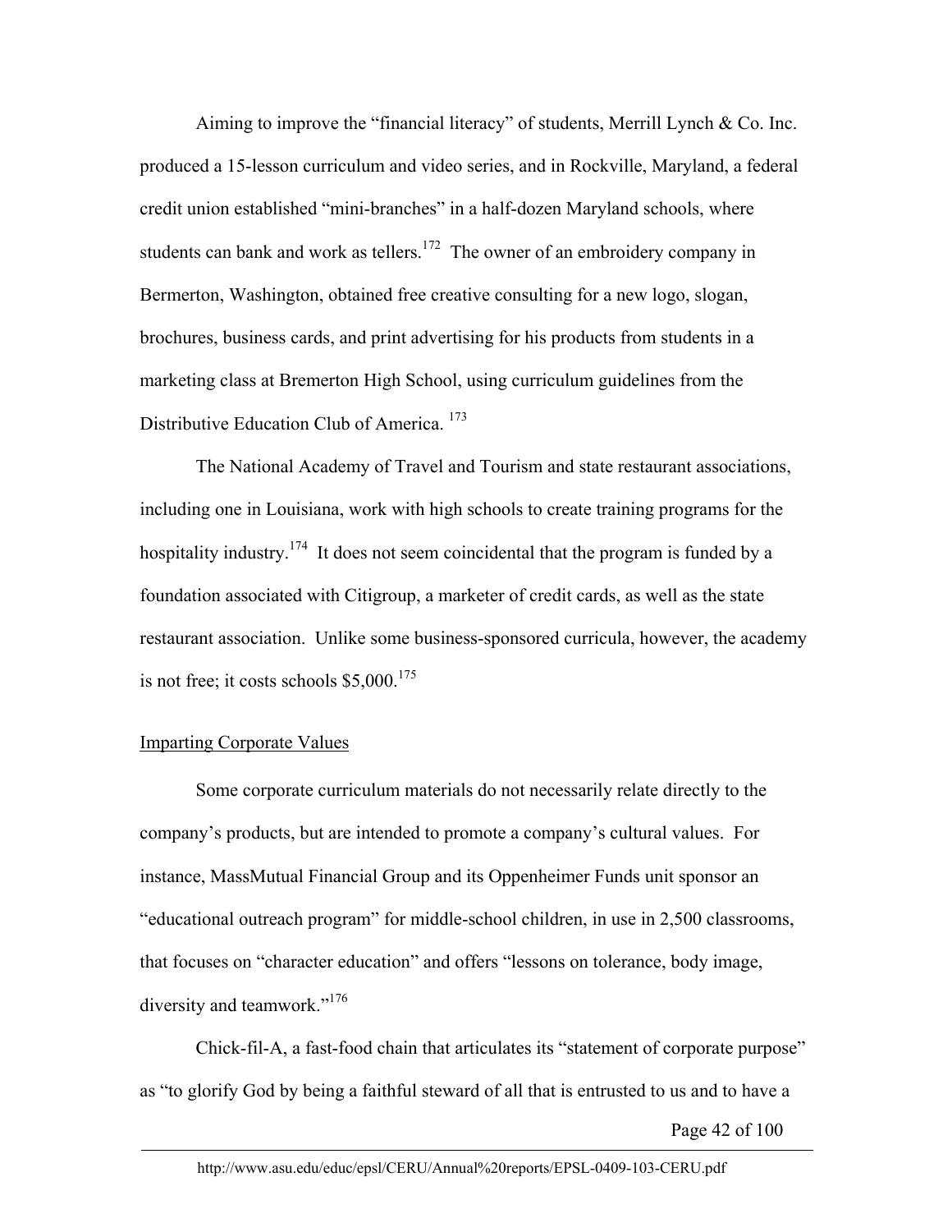Aiming to improve the "financial literacy" of students, Merrill Lynch & Co. Inc. produced a 15-lesson curriculum and video series, and in Rockville, Maryland, a federal credit union established "mini-branches" in a half-dozen Maryland schools, where students can bank and work as tellers.[172] The owner of an embroidery company in Bermerton, Washington, obtained free creative consulting for a new logo, slogan, brochures, business cards, and print advertising for his products from students in a marketing class at Bremerton High School, using curriculum guidelines from the Distributive Education Club of America.[173]

The National Academy of Travel and Tourism and state restaurant associations, including one in Louisiana, work with high schools to create training programs for the hospitality industry.[174] It does not seem coincidental that the program is funded by a foundation associated with Citigroup, a marketer of credit cards, as well as the state restaurant association. Unlike some business-sponsored curricula, however, the academy is not free; it costs schools $5,000.[175]

## Imparting Corporate Values

Some corporate curriculum materials do not necessarily relate directly to the company's products, but are intended to promote a company's cultural values. For instance, MassMutual Financial Group and its Oppenheimer Funds unit sponsor an "educational outreach program" for middle-school children, in use in 2,500 classrooms, that focuses on "character education" and offers "lessons on tolerance, body image, diversity and teamwork."[176]

Chick-fil-A, a fast-food chain that articulates its "statement of corporate purpose" as "to glorify God by being a faithful steward of all that is entrusted to us and to have a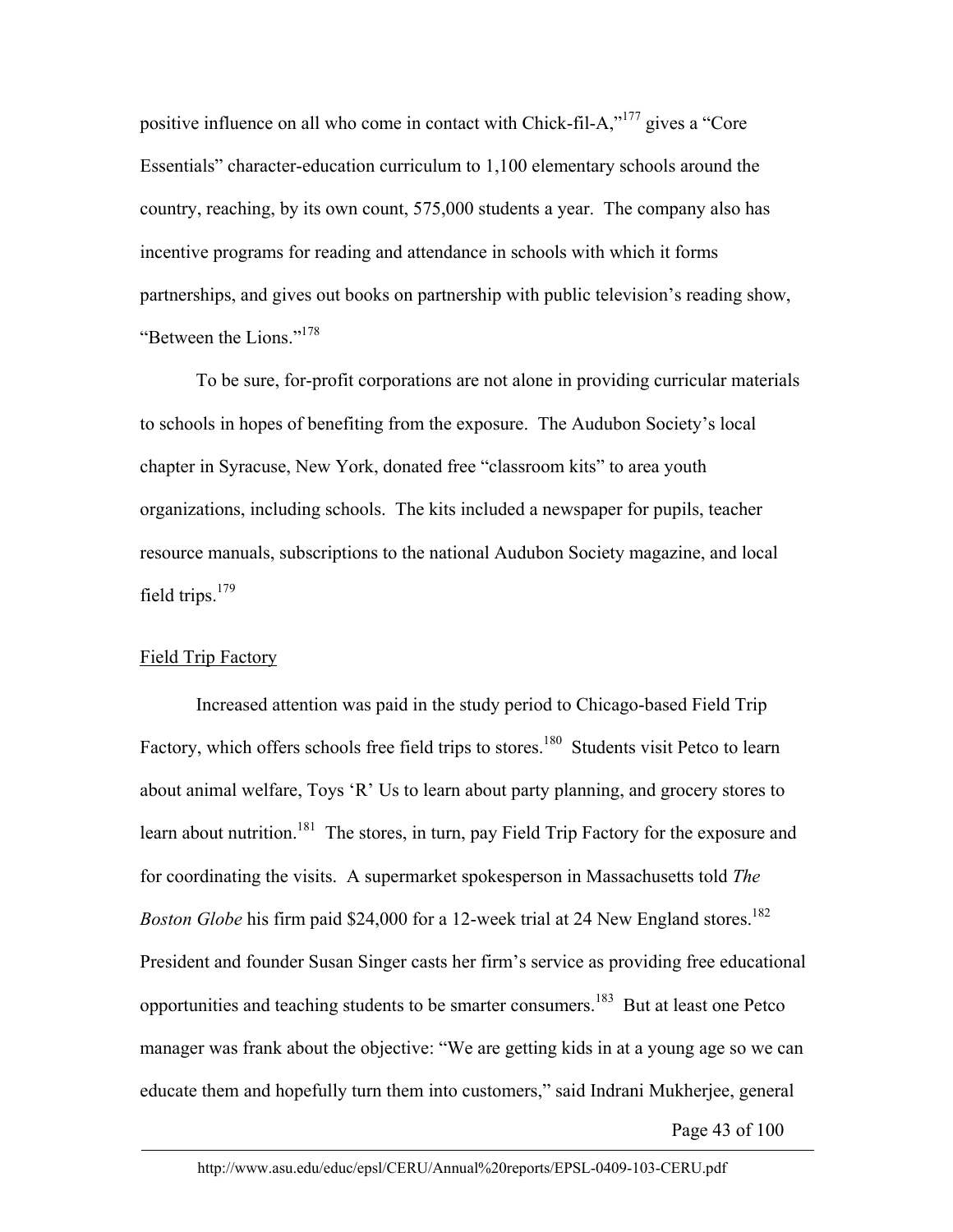positive influence on all who come in contact with Chick-fil-A,"[177] gives a "Core Essentials" character-education curriculum to 1,100 elementary schools around the country, reaching, by its own count, 575,000 students a year. The company also has incentive programs for reading and attendance in schools with which it forms partnerships, and gives out books on partnership with public television's reading show, "Between the Lions."[178]

To be sure, for-profit corporations are not alone in providing curricular materials to schools in hopes of benefiting from the exposure. The Audubon Society's local chapter in Syracuse, New York, donated free "classroom kits" to area youth organizations, including schools. The kits included a newspaper for pupils, teacher resource manuals, subscriptions to the national Audubon Society magazine, and local field trips.[179]

Field Trip Factory

Increased attention was paid in the study period to Chicago-based Field Trip Factory, which offers schools free field trips to stores.[180] Students visit Petco to learn about animal welfare, Toys 'R' Us to learn about party planning, and grocery stores to learn about nutrition.[181] The stores, in turn, pay Field Trip Factory for the exposure and for coordinating the visits. A supermarket spokesperson in Massachusetts told *The Boston Globe* his firm paid $24,000 for a 12-week trial at 24 New England stores.[182] President and founder Susan Singer casts her firm's service as providing free educational opportunities and teaching students to be smarter consumers.[183] But at least one Petco manager was frank about the objective: "We are getting kids in at a young age so we can educate them and hopefully turn them into customers," said Indrani Mukherjee, general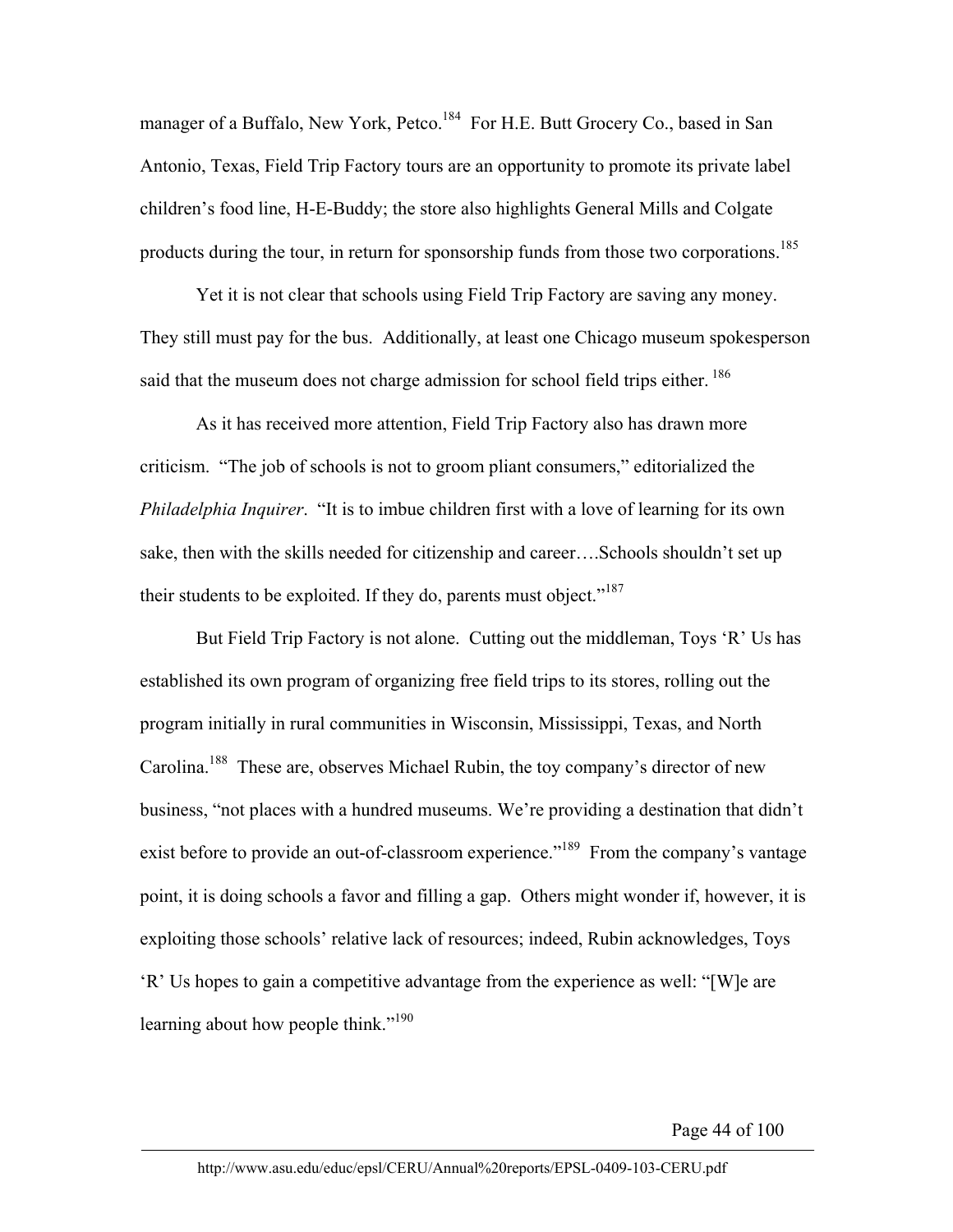manager of a Buffalo, New York, Petco.[184] For H.E. Butt Grocery Co., based in San Antonio, Texas, Field Trip Factory tours are an opportunity to promote its private label children's food line, H-E-Buddy; the store also highlights General Mills and Colgate products during the tour, in return for sponsorship funds from those two corporations.[185]

Yet it is not clear that schools using Field Trip Factory are saving any money. They still must pay for the bus. Additionally, at least one Chicago museum spokesperson said that the museum does not charge admission for school field trips either.[186]

As it has received more attention, Field Trip Factory also has drawn more criticism. "The job of schools is not to groom pliant consumers," editorialized the *Philadelphia Inquirer*. "It is to imbue children first with a love of learning for its own sake, then with the skills needed for citizenship and career….Schools shouldn't set up their students to be exploited. If they do, parents must object."[187]

But Field Trip Factory is not alone. Cutting out the middleman, Toys 'R' Us has established its own program of organizing free field trips to its stores, rolling out the program initially in rural communities in Wisconsin, Mississippi, Texas, and North Carolina.[188] These are, observes Michael Rubin, the toy company's director of new business, "not places with a hundred museums. We're providing a destination that didn't exist before to provide an out-of-classroom experience."[189] From the company's vantage point, it is doing schools a favor and filling a gap. Others might wonder if, however, it is exploiting those schools' relative lack of resources; indeed, Rubin acknowledges, Toys 'R' Us hopes to gain a competitive advantage from the experience as well: "[W]e are learning about how people think."[190]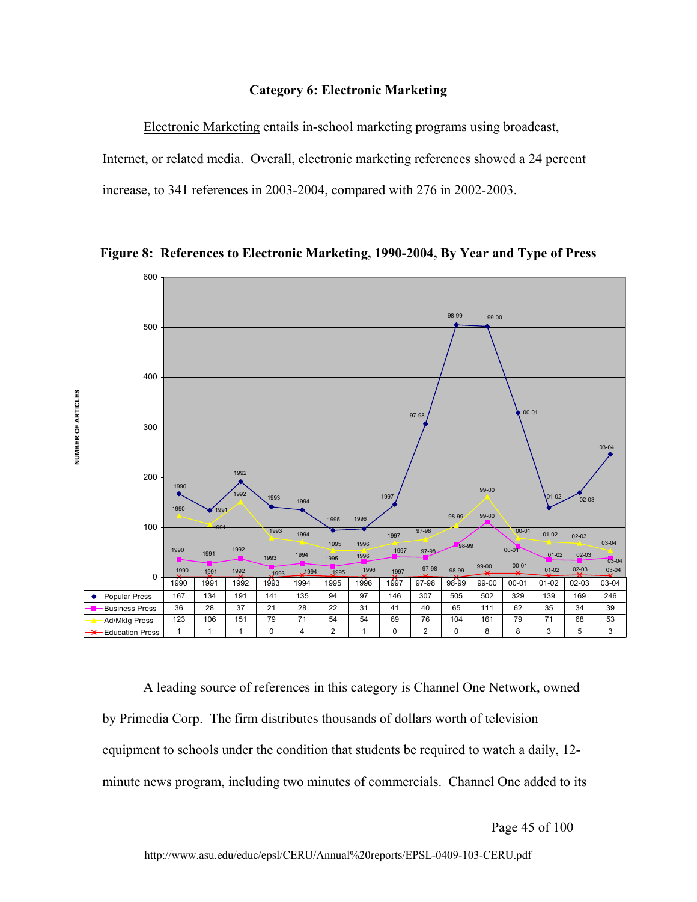### Category 6: Electronic Marketing

Electronic Marketing entails in-school marketing programs using broadcast, Internet, or related media. Overall, electronic marketing references showed a 24 percent increase, to 341 references in 2003-2004, compared with 276 in 2002-2003.

**Figure 8: References to Electronic Marketing, 1990-2004, By Year and Type of Press**

| | 1990 | 1991 | 1992 | 1993 | 1994 | 1995 | 1996 | 1997 | 97-98 | 98-99 | 99-00 | 00-01 | 01-02 | 02-03 | 03-04 |
|---|---|---|---|---|---|---|---|---|---|---|---|---|---|---|---|
| Popular Press | 167 | 134 | 191 | 141 | 135 | 94 | 97 | 146 | 307 | 505 | 502 | 329 | 139 | 169 | 246 |
| Business Press | 36 | 28 | 37 | 21 | 28 | 22 | 31 | 41 | 40 | 65 | 111 | 62 | 35 | 34 | 39 |
| Ad/Mktg Press | 123 | 106 | 151 | 79 | 71 | 54 | 54 | 69 | 76 | 104 | 161 | 79 | 71 | 68 | 53 |
| Education Press | 1 | 1 | 1 | 0 | 4 | 2 | 1 | 0 | 2 | 0 | 8 | 8 | 3 | 5 | 3 |

A leading source of references in this category is Channel One Network, owned by Primedia Corp. The firm distributes thousands of dollars worth of television equipment to schools under the condition that students be required to watch a daily, 12-minute news program, including two minutes of commercials. Channel One added to its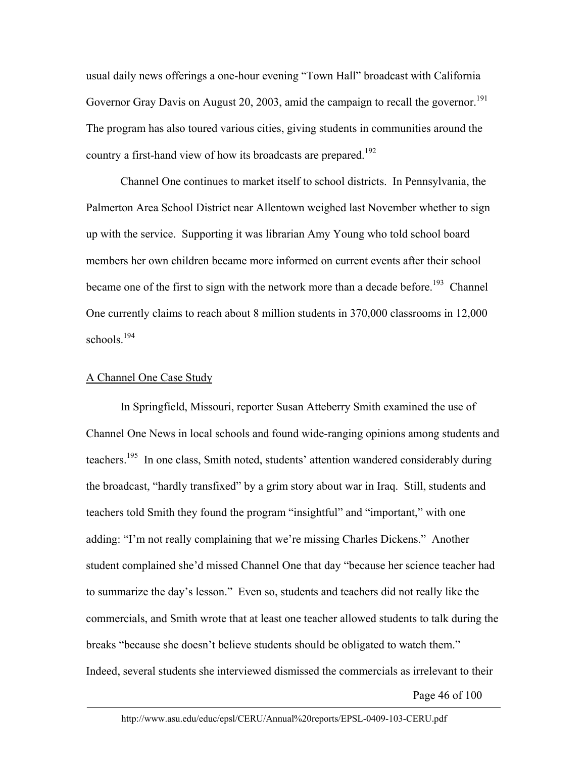usual daily news offerings a one-hour evening "Town Hall" broadcast with California Governor Gray Davis on August 20, 2003, amid the campaign to recall the governor.[191] The program has also toured various cities, giving students in communities around the country a first-hand view of how its broadcasts are prepared.[192]

Channel One continues to market itself to school districts. In Pennsylvania, the Palmerton Area School District near Allentown weighed last November whether to sign up with the service. Supporting it was librarian Amy Young who told school board members her own children became more informed on current events after their school became one of the first to sign with the network more than a decade before.[193] Channel One currently claims to reach about 8 million students in 370,000 classrooms in 12,000 schools.[194]

## A Channel One Case Study

In Springfield, Missouri, reporter Susan Atteberry Smith examined the use of Channel One News in local schools and found wide-ranging opinions among students and teachers.[195] In one class, Smith noted, students' attention wandered considerably during the broadcast, "hardly transfixed" by a grim story about war in Iraq. Still, students and teachers told Smith they found the program "insightful" and "important," with one adding: "I'm not really complaining that we're missing Charles Dickens." Another student complained she'd missed Channel One that day "because her science teacher had to summarize the day's lesson." Even so, students and teachers did not really like the commercials, and Smith wrote that at least one teacher allowed students to talk during the breaks "because she doesn't believe students should be obligated to watch them." Indeed, several students she interviewed dismissed the commercials as irrelevant to their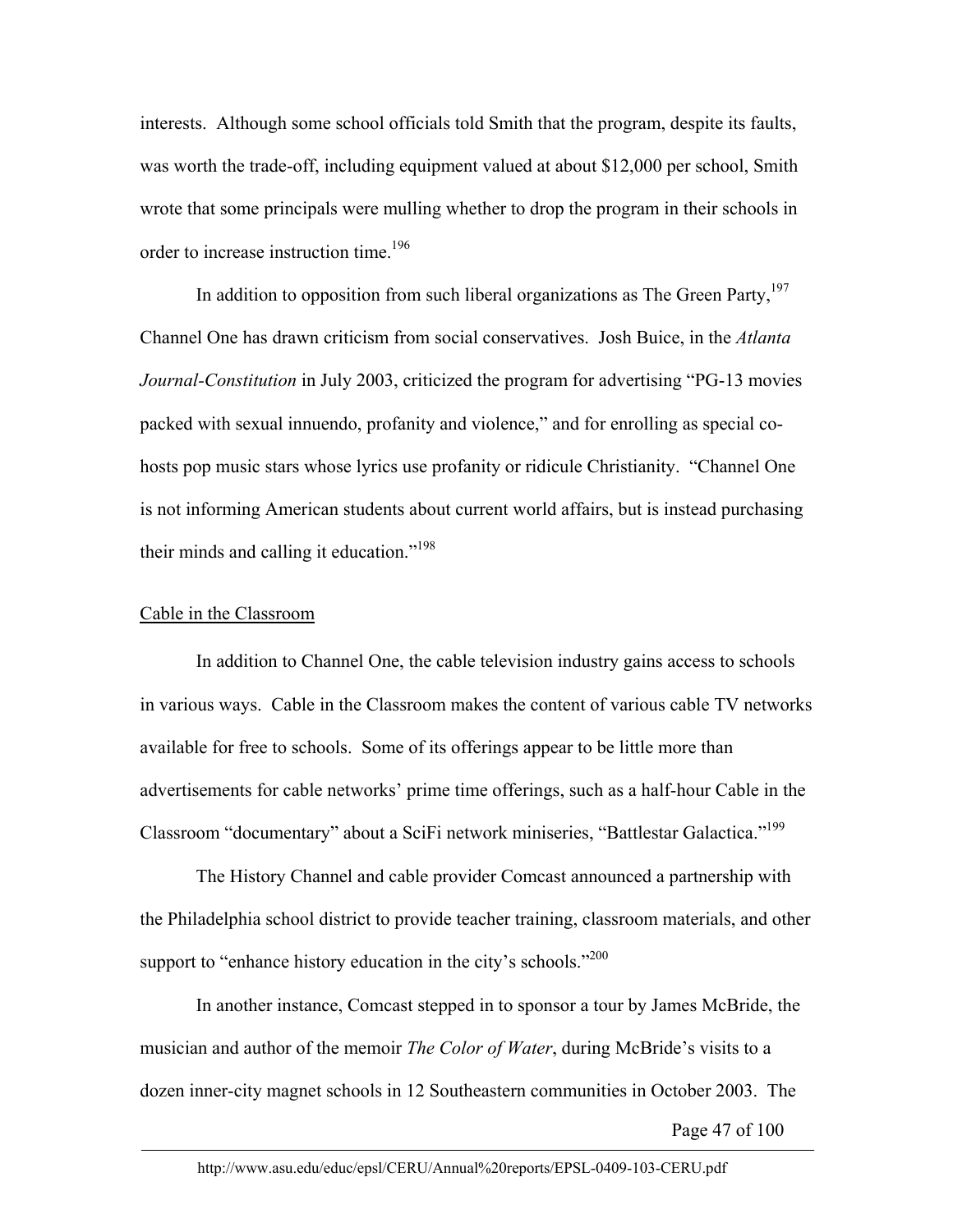interests. Although some school officials told Smith that the program, despite its faults, was worth the trade-off, including equipment valued at about $12,000 per school, Smith wrote that some principals were mulling whether to drop the program in their schools in order to increase instruction time.[196]

In addition to opposition from such liberal organizations as The Green Party,[197] Channel One has drawn criticism from social conservatives. Josh Buice, in the *Atlanta Journal-Constitution* in July 2003, criticized the program for advertising "PG-13 movies packed with sexual innuendo, profanity and violence," and for enrolling as special co-hosts pop music stars whose lyrics use profanity or ridicule Christianity. "Channel One is not informing American students about current world affairs, but is instead purchasing their minds and calling it education."[198]

## Cable in the Classroom

In addition to Channel One, the cable television industry gains access to schools in various ways. Cable in the Classroom makes the content of various cable TV networks available for free to schools. Some of its offerings appear to be little more than advertisements for cable networks' prime time offerings, such as a half-hour Cable in the Classroom "documentary" about a SciFi network miniseries, "Battlestar Galactica."[199]

The History Channel and cable provider Comcast announced a partnership with the Philadelphia school district to provide teacher training, classroom materials, and other support to "enhance history education in the city's schools."[200]

In another instance, Comcast stepped in to sponsor a tour by James McBride, the musician and author of the memoir *The Color of Water*, during McBride's visits to a dozen inner-city magnet schools in 12 Southeastern communities in October 2003. The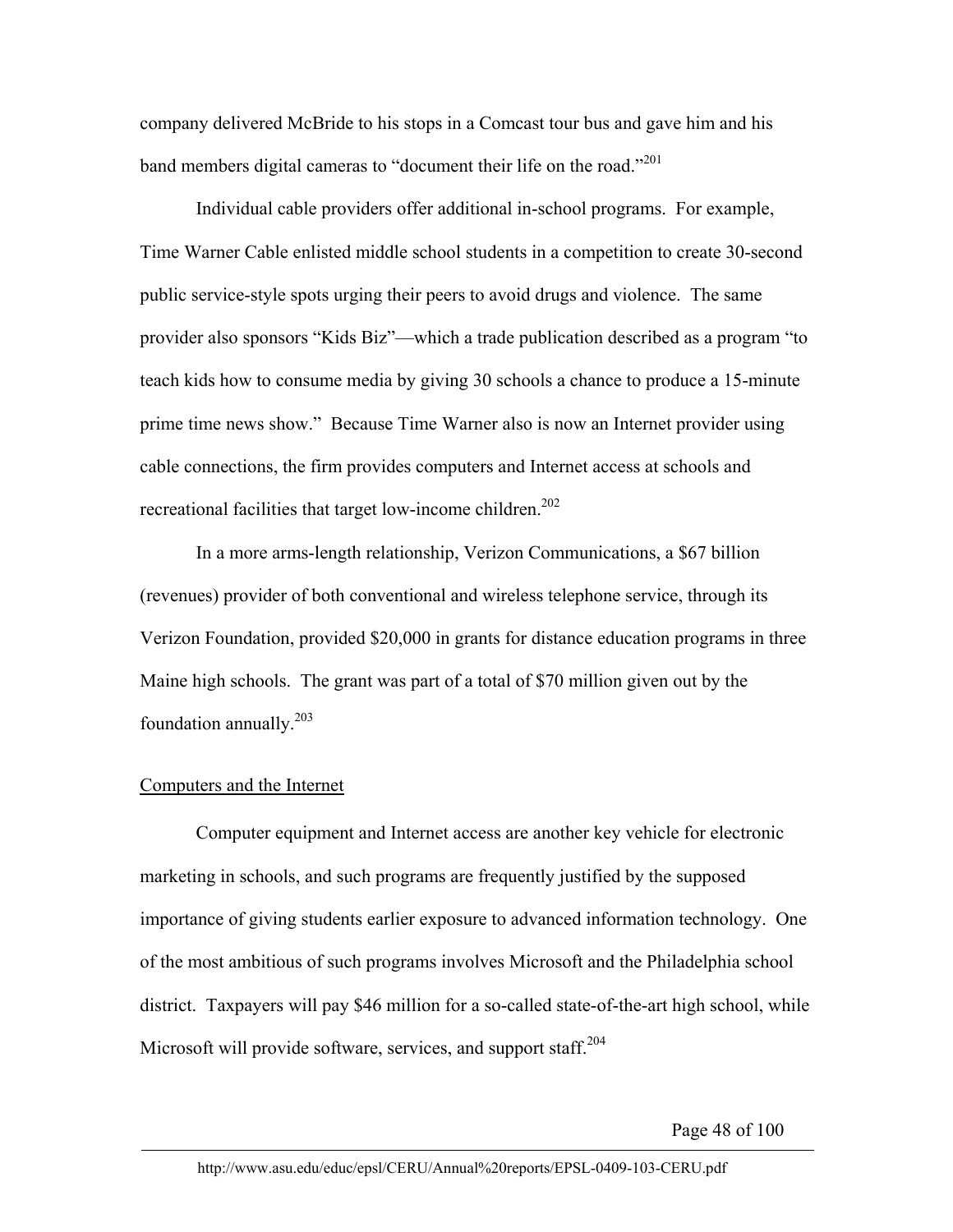company delivered McBride to his stops in a Comcast tour bus and gave him and his band members digital cameras to "document their life on the road."[201]

Individual cable providers offer additional in-school programs. For example, Time Warner Cable enlisted middle school students in a competition to create 30-second public service-style spots urging their peers to avoid drugs and violence. The same provider also sponsors "Kids Biz"—which a trade publication described as a program "to teach kids how to consume media by giving 30 schools a chance to produce a 15-minute prime time news show." Because Time Warner also is now an Internet provider using cable connections, the firm provides computers and Internet access at schools and recreational facilities that target low-income children.[202]

In a more arms-length relationship, Verizon Communications, a $67 billion (revenues) provider of both conventional and wireless telephone service, through its Verizon Foundation, provided $20,000 in grants for distance education programs in three Maine high schools. The grant was part of a total of $70 million given out by the foundation annually.[203]

## Computers and the Internet

Computer equipment and Internet access are another key vehicle for electronic marketing in schools, and such programs are frequently justified by the supposed importance of giving students earlier exposure to advanced information technology. One of the most ambitious of such programs involves Microsoft and the Philadelphia school district. Taxpayers will pay $46 million for a so-called state-of-the-art high school, while Microsoft will provide software, services, and support staff.[204]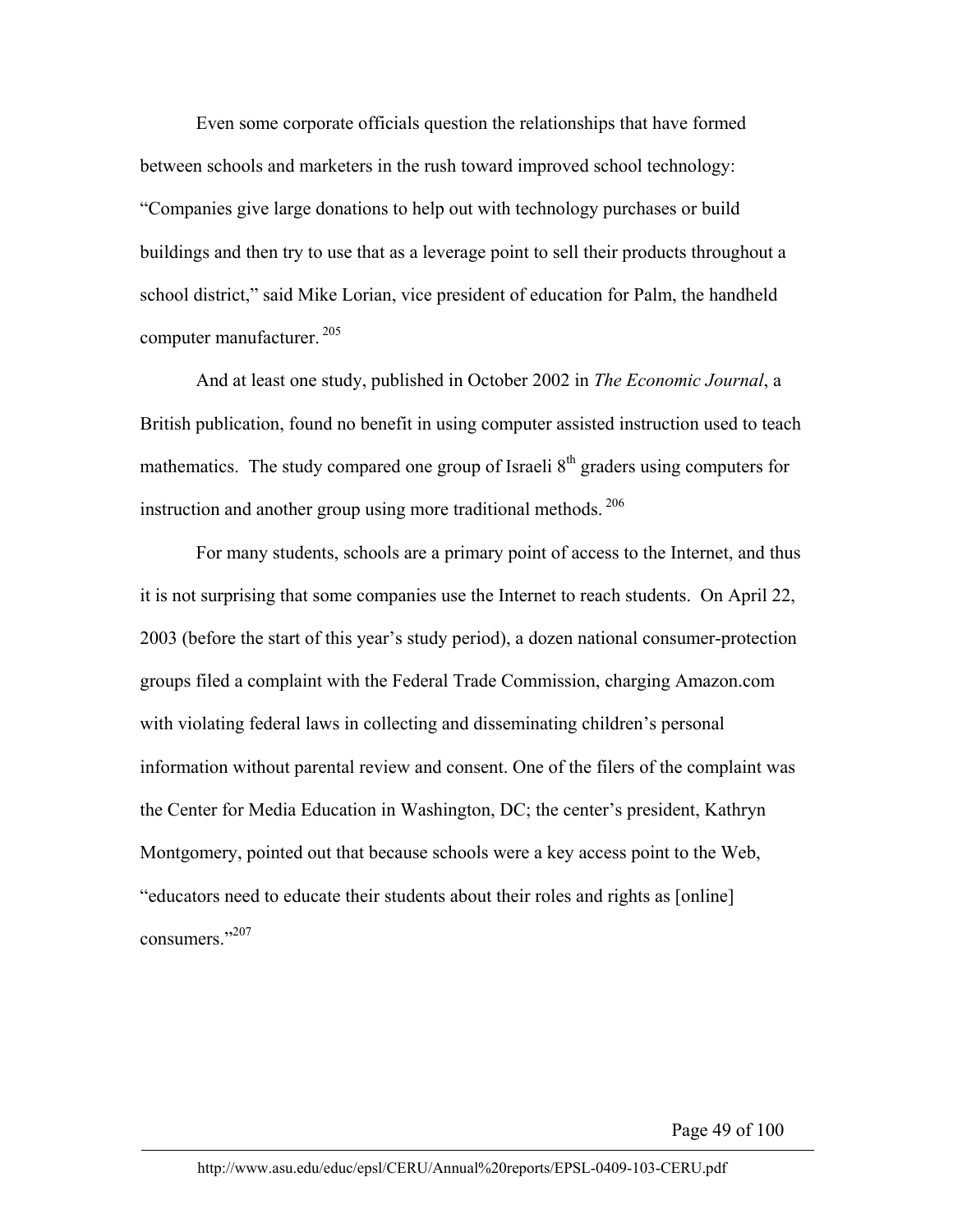Even some corporate officials question the relationships that have formed between schools and marketers in the rush toward improved school technology: "Companies give large donations to help out with technology purchases or build buildings and then try to use that as a leverage point to sell their products throughout a school district," said Mike Lorian, vice president of education for Palm, the handheld computer manufacturer. [205]

And at least one study, published in October 2002 in *The Economic Journal*, a British publication, found no benefit in using computer assisted instruction used to teach mathematics. The study compared one group of Israeli 8th graders using computers for instruction and another group using more traditional methods. [206]

For many students, schools are a primary point of access to the Internet, and thus it is not surprising that some companies use the Internet to reach students. On April 22, 2003 (before the start of this year's study period), a dozen national consumer-protection groups filed a complaint with the Federal Trade Commission, charging Amazon.com with violating federal laws in collecting and disseminating children's personal information without parental review and consent. One of the filers of the complaint was the Center for Media Education in Washington, DC; the center's president, Kathryn Montgomery, pointed out that because schools were a key access point to the Web, "educators need to educate their students about their roles and rights as [online] consumers."[207]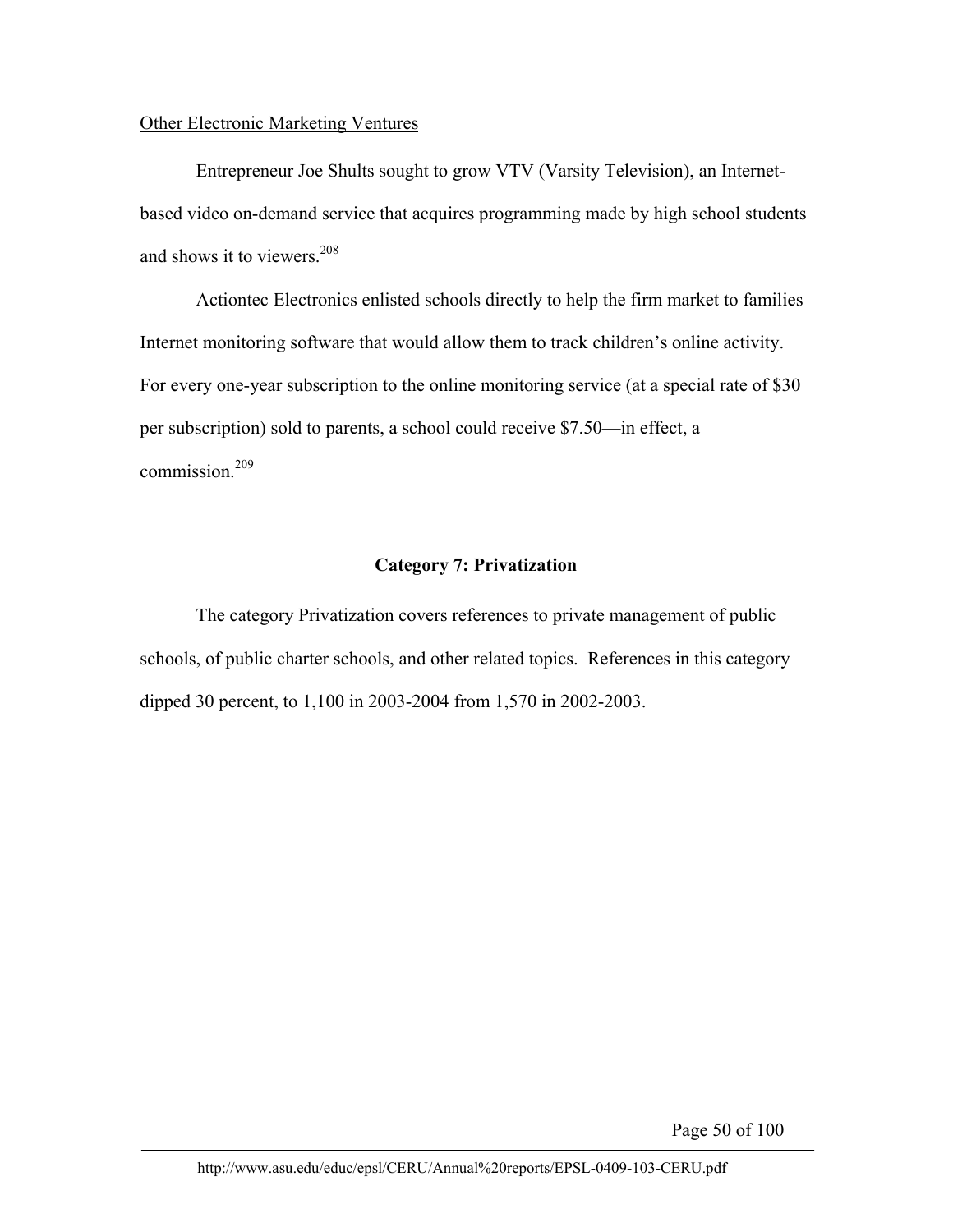Other Electronic Marketing Ventures

Entrepreneur Joe Shults sought to grow VTV (Varsity Television), an Internet-based video on-demand service that acquires programming made by high school students and shows it to viewers.[208]

Actiontec Electronics enlisted schools directly to help the firm market to families Internet monitoring software that would allow them to track children's online activity. For every one-year subscription to the online monitoring service (at a special rate of $30 per subscription) sold to parents, a school could receive $7.50—in effect, a commission.[209]

## Category 7: Privatization

The category Privatization covers references to private management of public schools, of public charter schools, and other related topics. References in this category dipped 30 percent, to 1,100 in 2003-2004 from 1,570 in 2002-2003.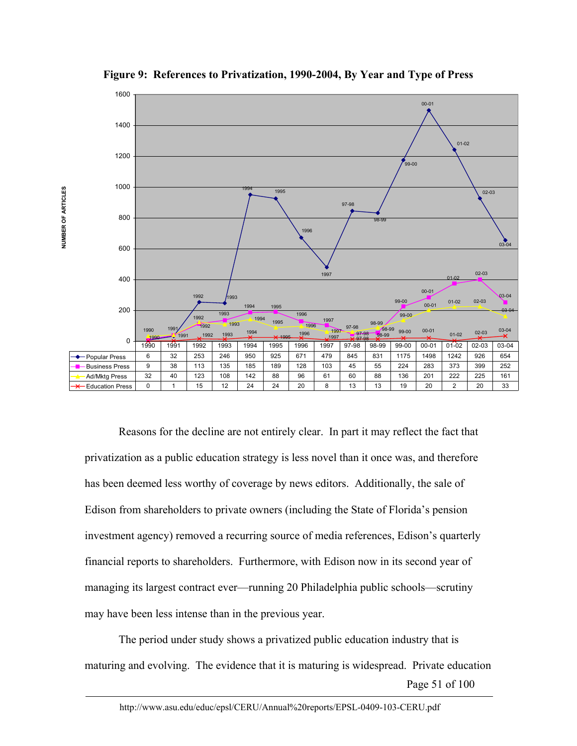**Figure 9: References to Privatization, 1990-2004, By Year and Type of Press**

| | 1990 | 1991 | 1992 | 1993 | 1994 | 1995 | 1996 | 1997 | 97-98 | 98-99 | 99-00 | 00-01 | 01-02 | 02-03 | 03-04 |
|---|---|---|---|---|---|---|---|---|---|---|---|---|---|---|---|
| Popular Press | 6 | 32 | 253 | 246 | 950 | 925 | 671 | 479 | 845 | 831 | 1175 | 1498 | 1242 | 926 | 654 |
| Business Press | 9 | 38 | 113 | 135 | 185 | 189 | 128 | 103 | 45 | 55 | 224 | 283 | 373 | 399 | 252 |
| Ad/Mktg Press | 32 | 40 | 123 | 108 | 142 | 88 | 96 | 61 | 60 | 88 | 136 | 201 | 222 | 225 | 161 |
| Education Press | 0 | 1 | 15 | 12 | 24 | 24 | 20 | 8 | 13 | 13 | 19 | 20 | 2 | 20 | 33 |

Reasons for the decline are not entirely clear. In part it may reflect the fact that privatization as a public education strategy is less novel than it once was, and therefore has been deemed less worthy of coverage by news editors. Additionally, the sale of Edison from shareholders to private owners (including the State of Florida's pension investment agency) removed a recurring source of media references, Edison's quarterly financial reports to shareholders. Furthermore, with Edison now in its second year of managing its largest contract ever—running 20 Philadelphia public schools—scrutiny may have been less intense than in the previous year.

The period under study shows a privatized public education industry that is maturing and evolving. The evidence that it is maturing is widespread. Private education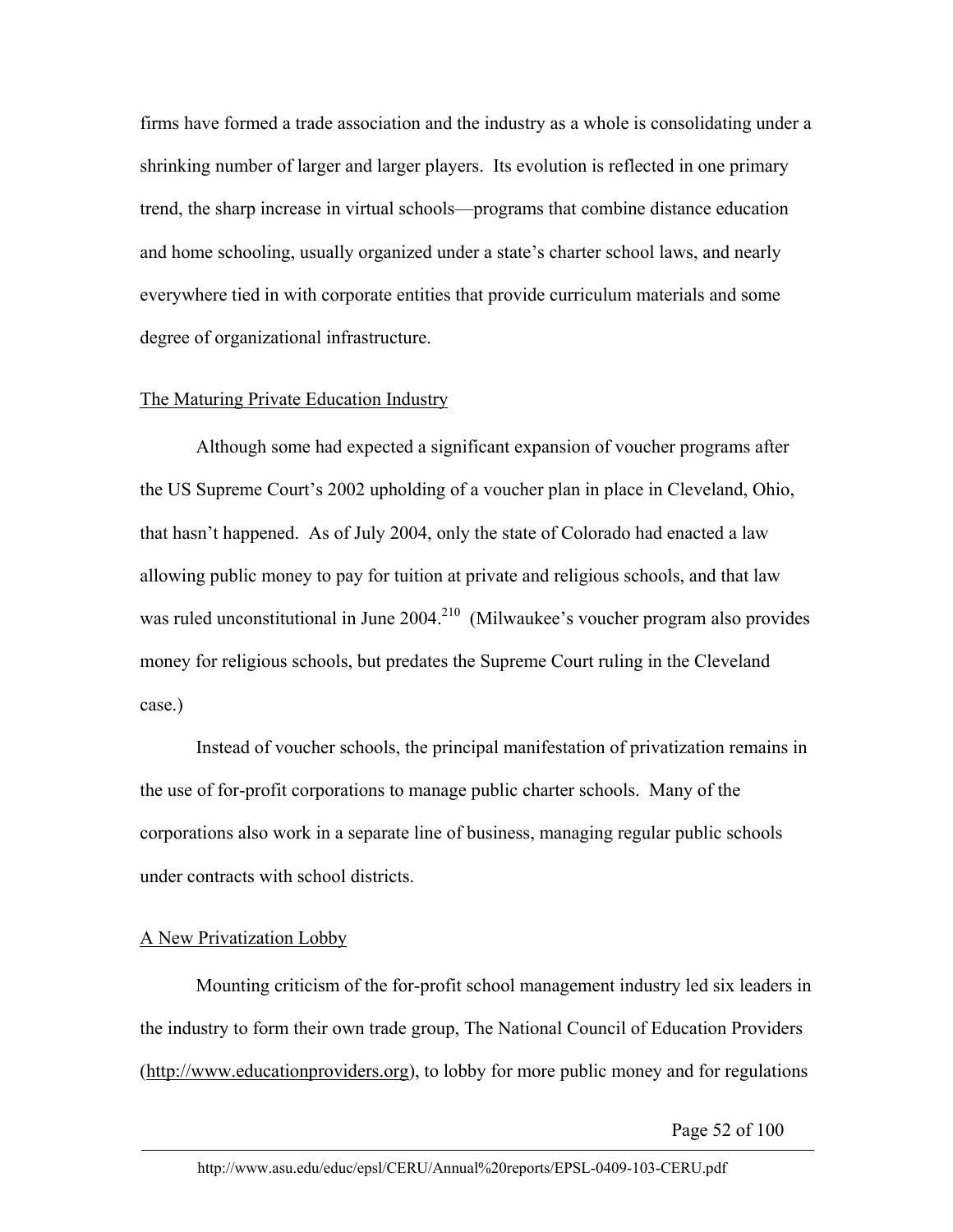firms have formed a trade association and the industry as a whole is consolidating under a shrinking number of larger and larger players. Its evolution is reflected in one primary trend, the sharp increase in virtual schools—programs that combine distance education and home schooling, usually organized under a state's charter school laws, and nearly everywhere tied in with corporate entities that provide curriculum materials and some degree of organizational infrastructure.

## The Maturing Private Education Industry

Although some had expected a significant expansion of voucher programs after the US Supreme Court's 2002 upholding of a voucher plan in place in Cleveland, Ohio, that hasn't happened. As of July 2004, only the state of Colorado had enacted a law allowing public money to pay for tuition at private and religious schools, and that law was ruled unconstitutional in June 2004.[210] (Milwaukee's voucher program also provides money for religious schools, but predates the Supreme Court ruling in the Cleveland case.)

Instead of voucher schools, the principal manifestation of privatization remains in the use of for-profit corporations to manage public charter schools. Many of the corporations also work in a separate line of business, managing regular public schools under contracts with school districts.

## A New Privatization Lobby

Mounting criticism of the for-profit school management industry led six leaders in the industry to form their own trade group, The National Council of Education Providers (http://www.educationproviders.org), to lobby for more public money and for regulations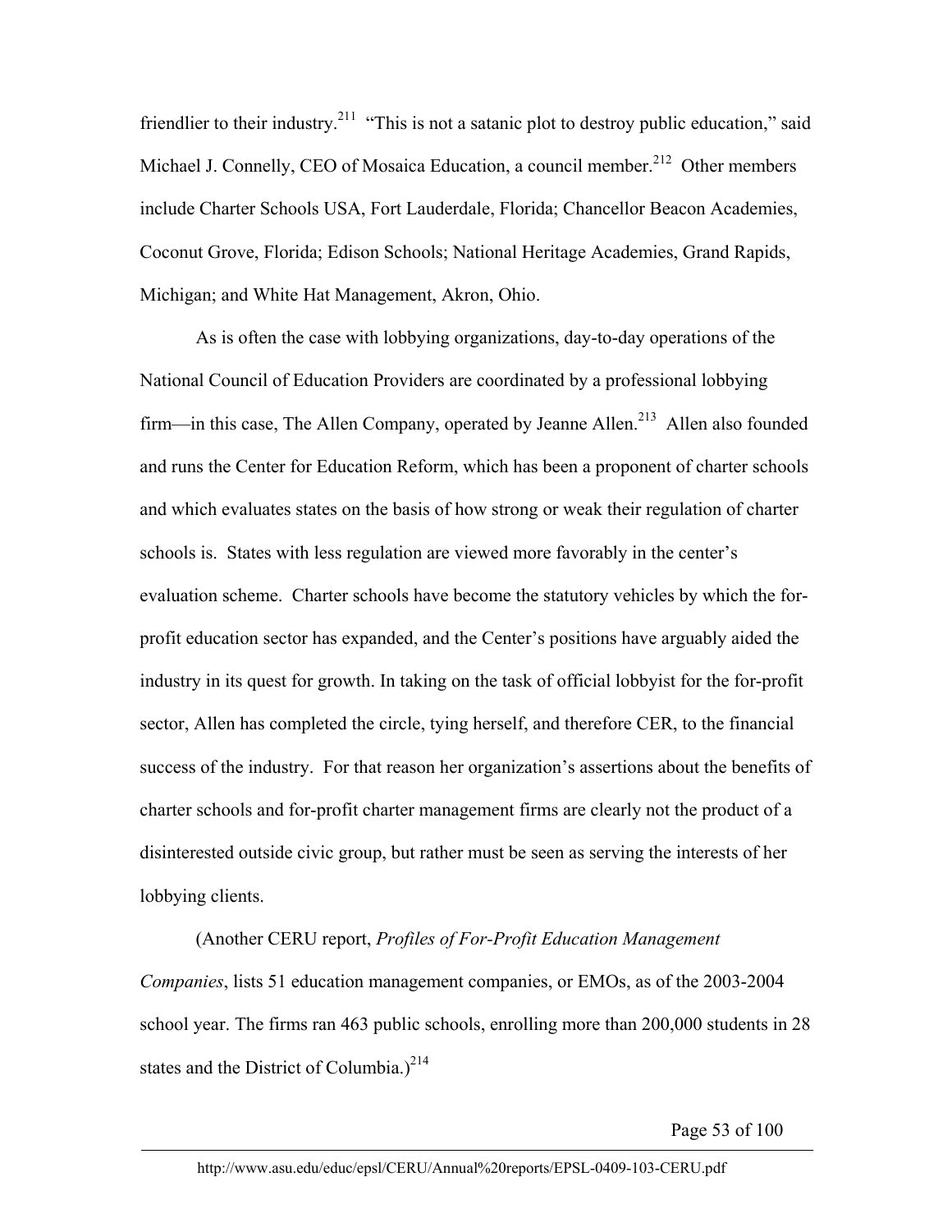friendlier to their industry.[211] "This is not a satanic plot to destroy public education," said Michael J. Connelly, CEO of Mosaica Education, a council member.[212] Other members include Charter Schools USA, Fort Lauderdale, Florida; Chancellor Beacon Academies, Coconut Grove, Florida; Edison Schools; National Heritage Academies, Grand Rapids, Michigan; and White Hat Management, Akron, Ohio.

As is often the case with lobbying organizations, day-to-day operations of the National Council of Education Providers are coordinated by a professional lobbying firm—in this case, The Allen Company, operated by Jeanne Allen.[213] Allen also founded and runs the Center for Education Reform, which has been a proponent of charter schools and which evaluates states on the basis of how strong or weak their regulation of charter schools is. States with less regulation are viewed more favorably in the center's evaluation scheme. Charter schools have become the statutory vehicles by which the for-profit education sector has expanded, and the Center's positions have arguably aided the industry in its quest for growth. In taking on the task of official lobbyist for the for-profit sector, Allen has completed the circle, tying herself, and therefore CER, to the financial success of the industry. For that reason her organization's assertions about the benefits of charter schools and for-profit charter management firms are clearly not the product of a disinterested outside civic group, but rather must be seen as serving the interests of her lobbying clients.

(Another CERU report, *Profiles of For-Profit Education Management Companies*, lists 51 education management companies, or EMOs, as of the 2003-2004 school year. The firms ran 463 public schools, enrolling more than 200,000 students in 28 states and the District of Columbia.)[214]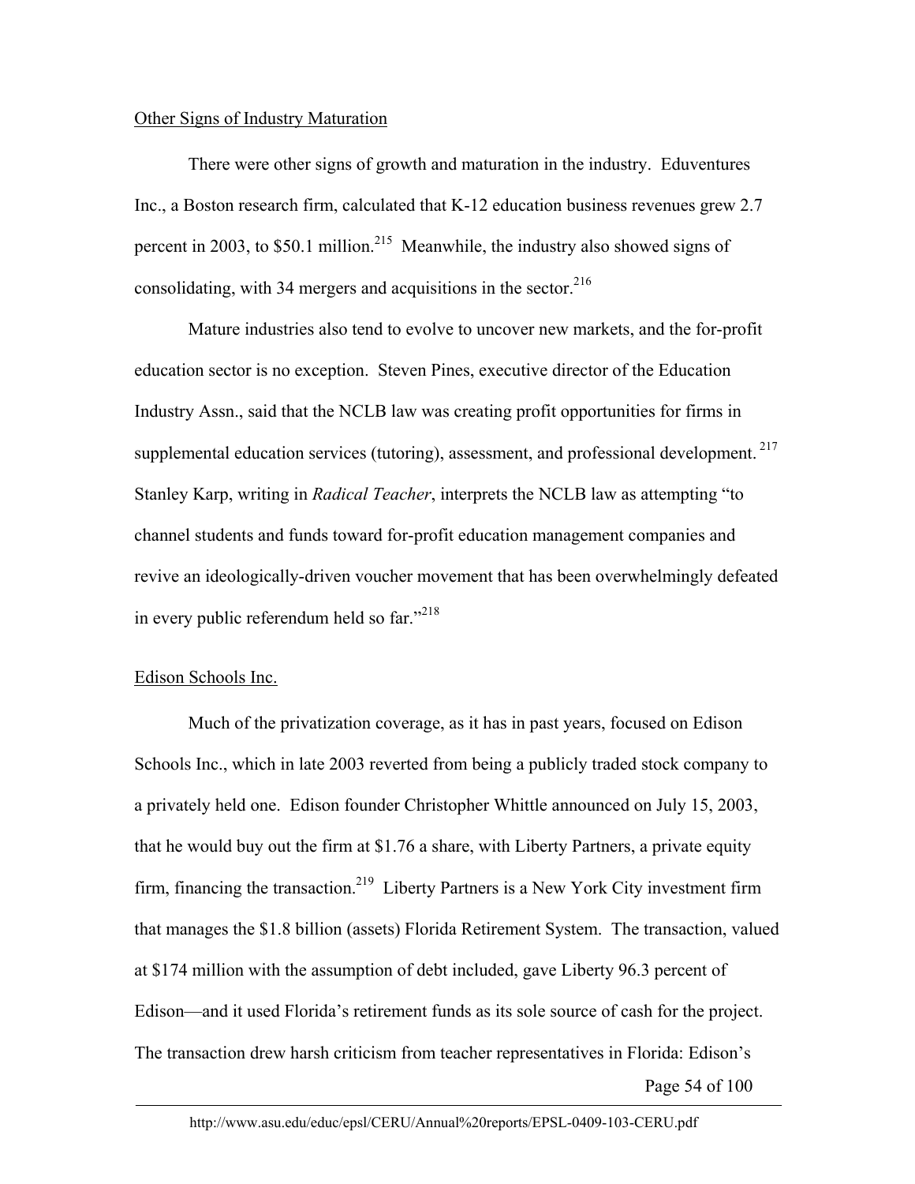Other Signs of Industry Maturation

There were other signs of growth and maturation in the industry. Eduventures Inc., a Boston research firm, calculated that K-12 education business revenues grew 2.7 percent in 2003, to $50.1 million.[215] Meanwhile, the industry also showed signs of consolidating, with 34 mergers and acquisitions in the sector.[216]

Mature industries also tend to evolve to uncover new markets, and the for-profit education sector is no exception. Steven Pines, executive director of the Education Industry Assn., said that the NCLB law was creating profit opportunities for firms in supplemental education services (tutoring), assessment, and professional development.[217] Stanley Karp, writing in *Radical Teacher*, interprets the NCLB law as attempting "to channel students and funds toward for-profit education management companies and revive an ideologically-driven voucher movement that has been overwhelmingly defeated in every public referendum held so far."[218]

Edison Schools Inc.

Much of the privatization coverage, as it has in past years, focused on Edison Schools Inc., which in late 2003 reverted from being a publicly traded stock company to a privately held one. Edison founder Christopher Whittle announced on July 15, 2003, that he would buy out the firm at $1.76 a share, with Liberty Partners, a private equity firm, financing the transaction.[219] Liberty Partners is a New York City investment firm that manages the $1.8 billion (assets) Florida Retirement System. The transaction, valued at $174 million with the assumption of debt included, gave Liberty 96.3 percent of Edison—and it used Florida's retirement funds as its sole source of cash for the project. The transaction drew harsh criticism from teacher representatives in Florida: Edison's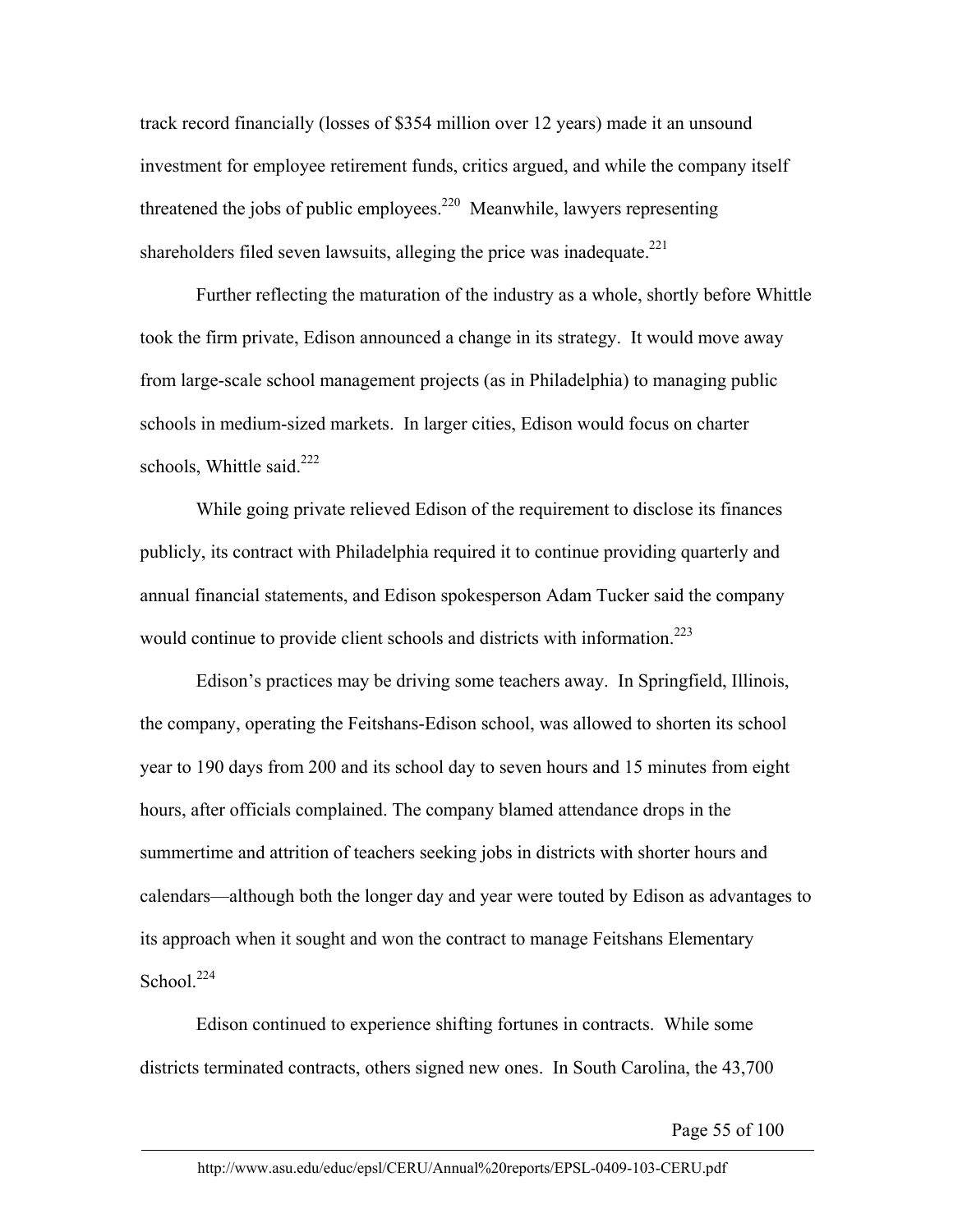track record financially (losses of $354 million over 12 years) made it an unsound investment for employee retirement funds, critics argued, and while the company itself threatened the jobs of public employees.[220] Meanwhile, lawyers representing shareholders filed seven lawsuits, alleging the price was inadequate.[221]

Further reflecting the maturation of the industry as a whole, shortly before Whittle took the firm private, Edison announced a change in its strategy. It would move away from large-scale school management projects (as in Philadelphia) to managing public schools in medium-sized markets. In larger cities, Edison would focus on charter schools, Whittle said.[222]

While going private relieved Edison of the requirement to disclose its finances publicly, its contract with Philadelphia required it to continue providing quarterly and annual financial statements, and Edison spokesperson Adam Tucker said the company would continue to provide client schools and districts with information.[223]

Edison's practices may be driving some teachers away. In Springfield, Illinois, the company, operating the Feitshans-Edison school, was allowed to shorten its school year to 190 days from 200 and its school day to seven hours and 15 minutes from eight hours, after officials complained. The company blamed attendance drops in the summertime and attrition of teachers seeking jobs in districts with shorter hours and calendars—although both the longer day and year were touted by Edison as advantages to its approach when it sought and won the contract to manage Feitshans Elementary School.[224]

Edison continued to experience shifting fortunes in contracts. While some districts terminated contracts, others signed new ones. In South Carolina, the 43,700

http://www.asu.edu/educ/epsl/CERU/Annual%20reports/EPSL-0409-103-CERU.pdf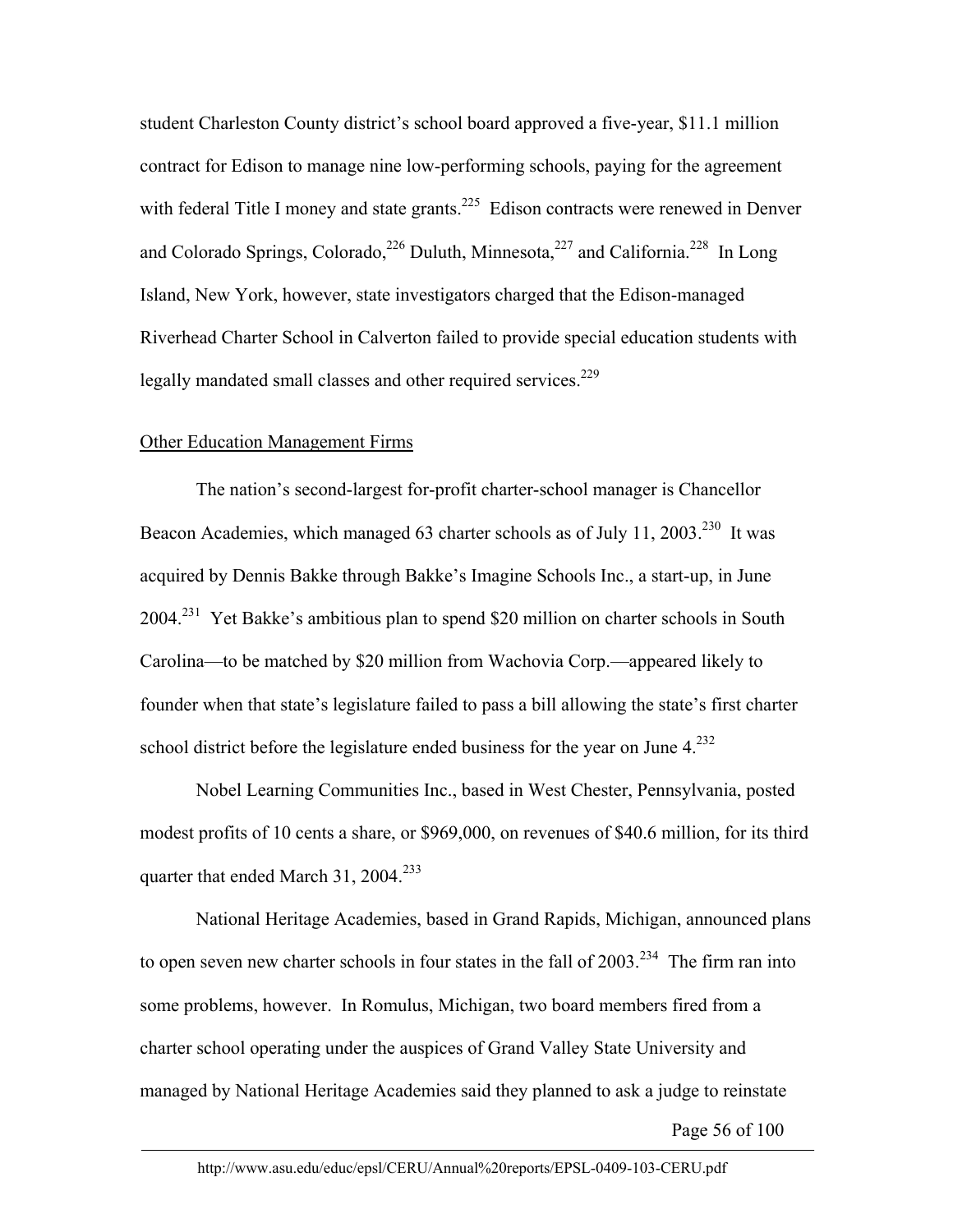student Charleston County district's school board approved a five-year, $11.1 million contract for Edison to manage nine low-performing schools, paying for the agreement with federal Title I money and state grants.[225] Edison contracts were renewed in Denver and Colorado Springs, Colorado,[226] Duluth, Minnesota,[227] and California.[228] In Long Island, New York, however, state investigators charged that the Edison-managed Riverhead Charter School in Calverton failed to provide special education students with legally mandated small classes and other required services.[229]

Other Education Management Firms

The nation's second-largest for-profit charter-school manager is Chancellor Beacon Academies, which managed 63 charter schools as of July 11, 2003.[230] It was acquired by Dennis Bakke through Bakke's Imagine Schools Inc., a start-up, in June 2004.[231] Yet Bakke's ambitious plan to spend $20 million on charter schools in South Carolina—to be matched by $20 million from Wachovia Corp.—appeared likely to founder when that state's legislature failed to pass a bill allowing the state's first charter school district before the legislature ended business for the year on June 4.[232]

Nobel Learning Communities Inc., based in West Chester, Pennsylvania, posted modest profits of 10 cents a share, or $969,000, on revenues of $40.6 million, for its third quarter that ended March 31, 2004.[233]

National Heritage Academies, based in Grand Rapids, Michigan, announced plans to open seven new charter schools in four states in the fall of 2003.[234] The firm ran into some problems, however. In Romulus, Michigan, two board members fired from a charter school operating under the auspices of Grand Valley State University and managed by National Heritage Academies said they planned to ask a judge to reinstate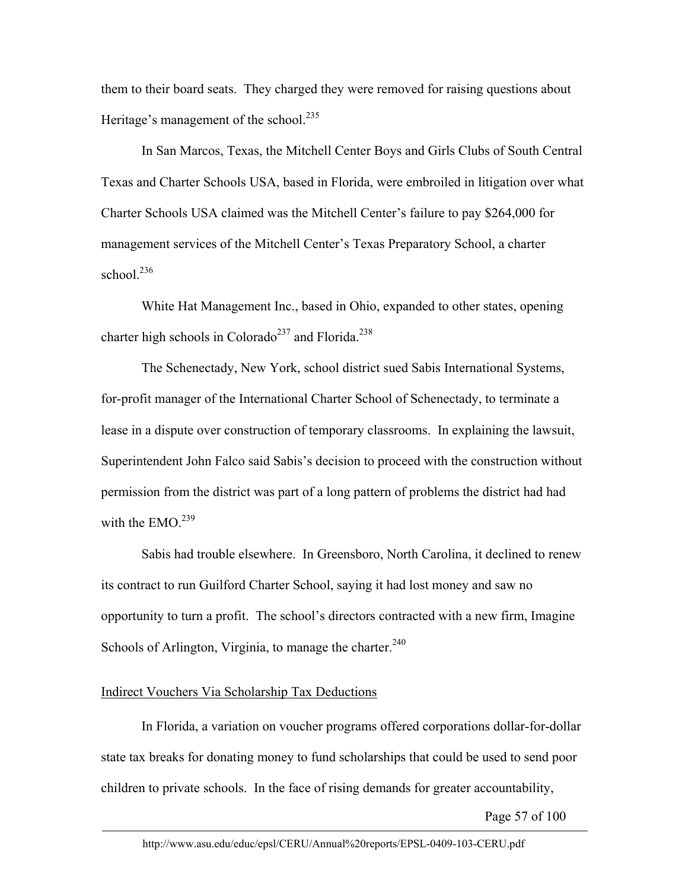them to their board seats. They charged they were removed for raising questions about Heritage's management of the school.[235]

In San Marcos, Texas, the Mitchell Center Boys and Girls Clubs of South Central Texas and Charter Schools USA, based in Florida, were embroiled in litigation over what Charter Schools USA claimed was the Mitchell Center's failure to pay $264,000 for management services of the Mitchell Center's Texas Preparatory School, a charter school.[236]

White Hat Management Inc., based in Ohio, expanded to other states, opening charter high schools in Colorado[237] and Florida.[238]

The Schenectady, New York, school district sued Sabis International Systems, for-profit manager of the International Charter School of Schenectady, to terminate a lease in a dispute over construction of temporary classrooms. In explaining the lawsuit, Superintendent John Falco said Sabis's decision to proceed with the construction without permission from the district was part of a long pattern of problems the district had had with the EMO.[239]

Sabis had trouble elsewhere. In Greensboro, North Carolina, it declined to renew its contract to run Guilford Charter School, saying it had lost money and saw no opportunity to turn a profit. The school's directors contracted with a new firm, Imagine Schools of Arlington, Virginia, to manage the charter.[240]

## Indirect Vouchers Via Scholarship Tax Deductions

In Florida, a variation on voucher programs offered corporations dollar-for-dollar state tax breaks for donating money to fund scholarships that could be used to send poor children to private schools. In the face of rising demands for greater accountability,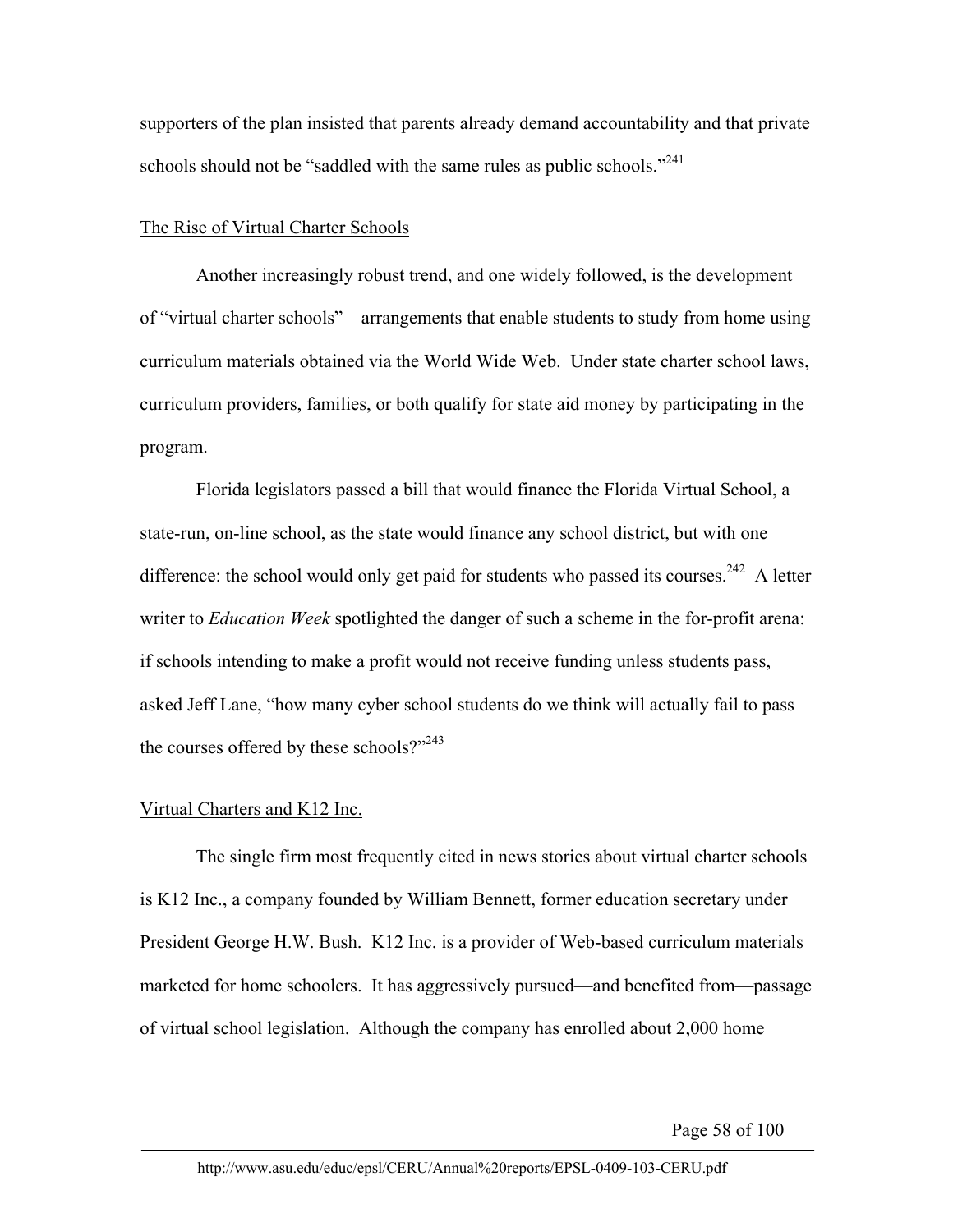supporters of the plan insisted that parents already demand accountability and that private schools should not be "saddled with the same rules as public schools."[241]

The Rise of Virtual Charter Schools

Another increasingly robust trend, and one widely followed, is the development of "virtual charter schools"—arrangements that enable students to study from home using curriculum materials obtained via the World Wide Web. Under state charter school laws, curriculum providers, families, or both qualify for state aid money by participating in the program.

Florida legislators passed a bill that would finance the Florida Virtual School, a state-run, on-line school, as the state would finance any school district, but with one difference: the school would only get paid for students who passed its courses.[242] A letter writer to *Education Week* spotlighted the danger of such a scheme in the for-profit arena: if schools intending to make a profit would not receive funding unless students pass, asked Jeff Lane, "how many cyber school students do we think will actually fail to pass the courses offered by these schools?"[243]

Virtual Charters and K12 Inc.

The single firm most frequently cited in news stories about virtual charter schools is K12 Inc., a company founded by William Bennett, former education secretary under President George H.W. Bush. K12 Inc. is a provider of Web-based curriculum materials marketed for home schoolers. It has aggressively pursued—and benefited from—passage of virtual school legislation. Although the company has enrolled about 2,000 home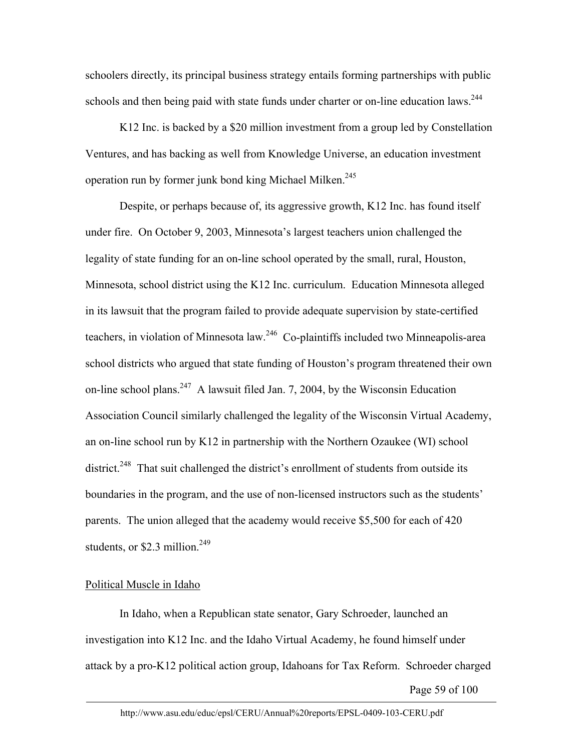schoolers directly, its principal business strategy entails forming partnerships with public schools and then being paid with state funds under charter or on-line education laws.[244]

K12 Inc. is backed by a $20 million investment from a group led by Constellation Ventures, and has backing as well from Knowledge Universe, an education investment operation run by former junk bond king Michael Milken.[245]

Despite, or perhaps because of, its aggressive growth, K12 Inc. has found itself under fire. On October 9, 2003, Minnesota's largest teachers union challenged the legality of state funding for an on-line school operated by the small, rural, Houston, Minnesota, school district using the K12 Inc. curriculum. Education Minnesota alleged in its lawsuit that the program failed to provide adequate supervision by state-certified teachers, in violation of Minnesota law.[246] Co-plaintiffs included two Minneapolis-area school districts who argued that state funding of Houston's program threatened their own on-line school plans.[247] A lawsuit filed Jan. 7, 2004, by the Wisconsin Education Association Council similarly challenged the legality of the Wisconsin Virtual Academy, an on-line school run by K12 in partnership with the Northern Ozaukee (WI) school district.[248] That suit challenged the district's enrollment of students from outside its boundaries in the program, and the use of non-licensed instructors such as the students' parents. The union alleged that the academy would receive $5,500 for each of 420 students, or $2.3 million.[249]

## Political Muscle in Idaho

In Idaho, when a Republican state senator, Gary Schroeder, launched an investigation into K12 Inc. and the Idaho Virtual Academy, he found himself under attack by a pro-K12 political action group, Idahoans for Tax Reform. Schroeder charged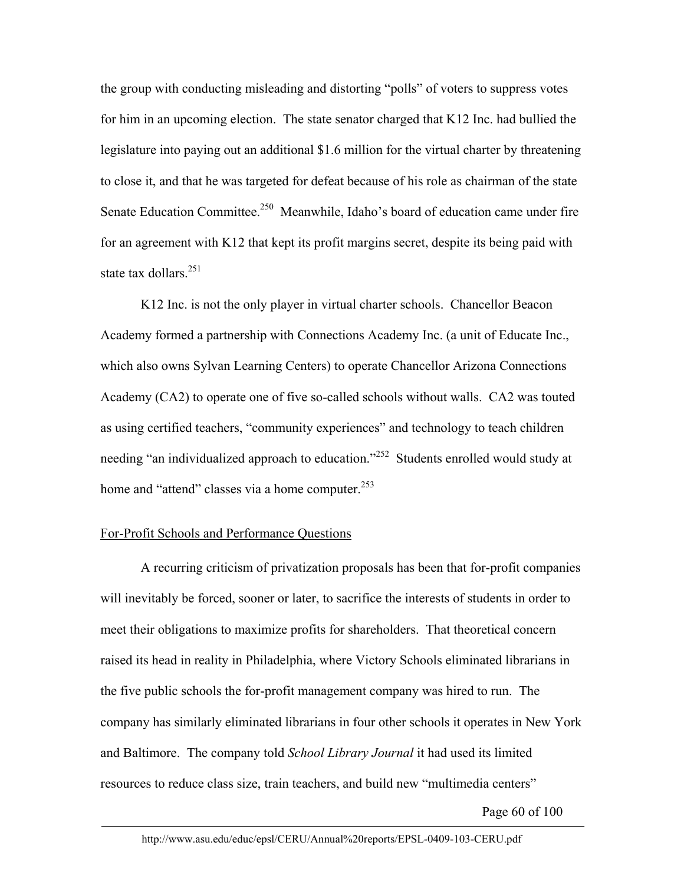the group with conducting misleading and distorting "polls" of voters to suppress votes for him in an upcoming election. The state senator charged that K12 Inc. had bullied the legislature into paying out an additional $1.6 million for the virtual charter by threatening to close it, and that he was targeted for defeat because of his role as chairman of the state Senate Education Committee.[250] Meanwhile, Idaho's board of education came under fire for an agreement with K12 that kept its profit margins secret, despite its being paid with state tax dollars.[251]

K12 Inc. is not the only player in virtual charter schools. Chancellor Beacon Academy formed a partnership with Connections Academy Inc. (a unit of Educate Inc., which also owns Sylvan Learning Centers) to operate Chancellor Arizona Connections Academy (CA2) to operate one of five so-called schools without walls. CA2 was touted as using certified teachers, "community experiences" and technology to teach children needing "an individualized approach to education."[252] Students enrolled would study at home and "attend" classes via a home computer.[253]

## For-Profit Schools and Performance Questions

A recurring criticism of privatization proposals has been that for-profit companies will inevitably be forced, sooner or later, to sacrifice the interests of students in order to meet their obligations to maximize profits for shareholders. That theoretical concern raised its head in reality in Philadelphia, where Victory Schools eliminated librarians in the five public schools the for-profit management company was hired to run. The company has similarly eliminated librarians in four other schools it operates in New York and Baltimore. The company told *School Library Journal* it had used its limited resources to reduce class size, train teachers, and build new "multimedia centers"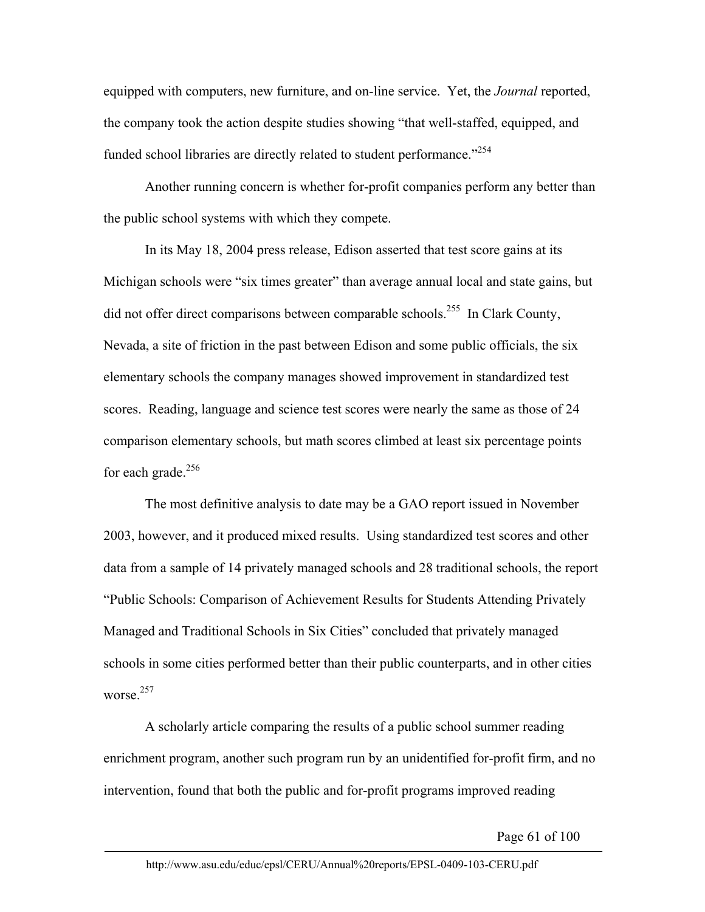equipped with computers, new furniture, and on-line service. Yet, the *Journal* reported, the company took the action despite studies showing "that well-staffed, equipped, and funded school libraries are directly related to student performance."[254]

Another running concern is whether for-profit companies perform any better than the public school systems with which they compete.

In its May 18, 2004 press release, Edison asserted that test score gains at its Michigan schools were "six times greater" than average annual local and state gains, but did not offer direct comparisons between comparable schools.[255] In Clark County, Nevada, a site of friction in the past between Edison and some public officials, the six elementary schools the company manages showed improvement in standardized test scores. Reading, language and science test scores were nearly the same as those of 24 comparison elementary schools, but math scores climbed at least six percentage points for each grade.[256]

The most definitive analysis to date may be a GAO report issued in November 2003, however, and it produced mixed results. Using standardized test scores and other data from a sample of 14 privately managed schools and 28 traditional schools, the report "Public Schools: Comparison of Achievement Results for Students Attending Privately Managed and Traditional Schools in Six Cities" concluded that privately managed schools in some cities performed better than their public counterparts, and in other cities worse.[257]

A scholarly article comparing the results of a public school summer reading enrichment program, another such program run by an unidentified for-profit firm, and no intervention, found that both the public and for-profit programs improved reading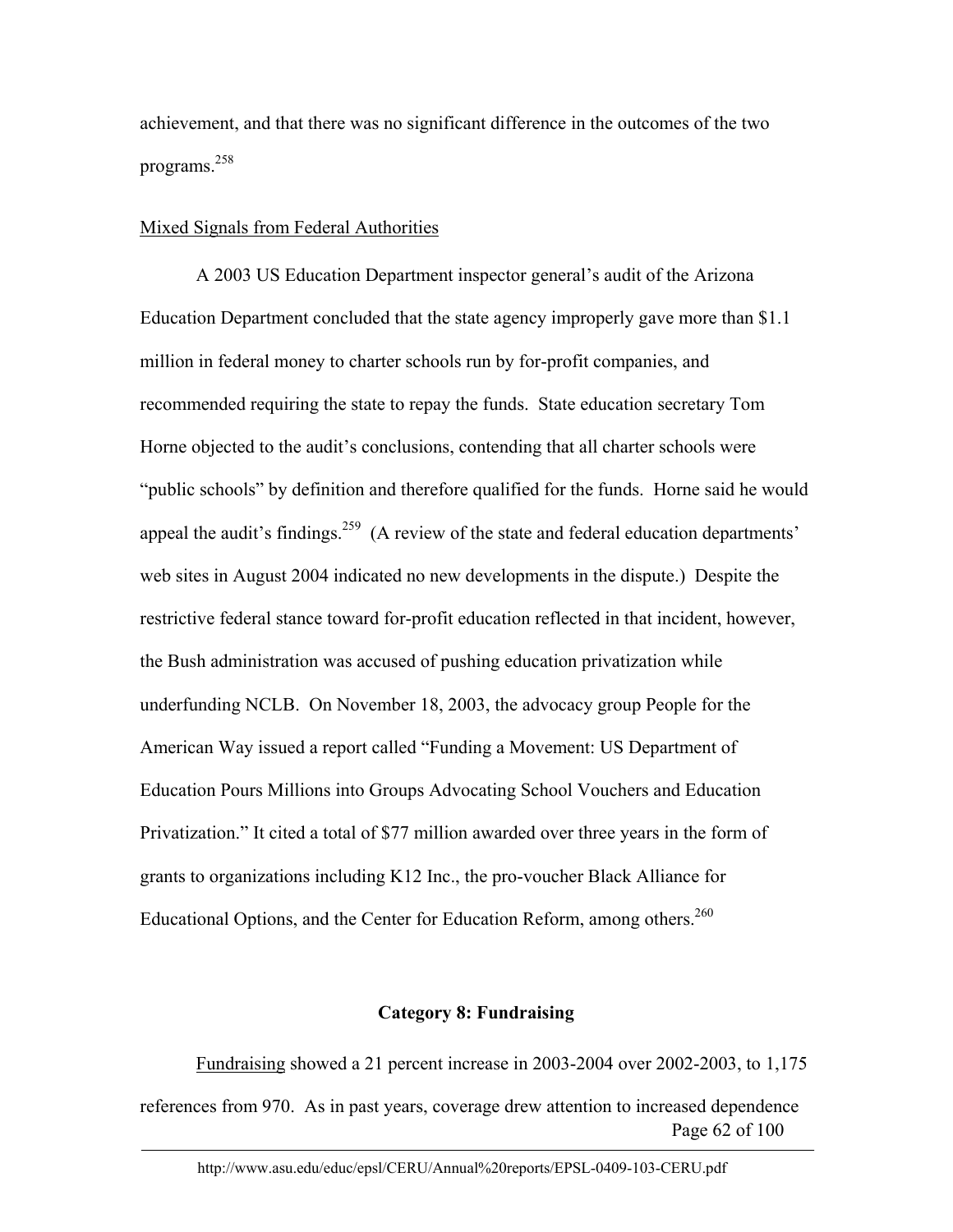achievement, and that there was no significant difference in the outcomes of the two programs.[258]

Mixed Signals from Federal Authorities

A 2003 US Education Department inspector general's audit of the Arizona Education Department concluded that the state agency improperly gave more than $1.1 million in federal money to charter schools run by for-profit companies, and recommended requiring the state to repay the funds. State education secretary Tom Horne objected to the audit's conclusions, contending that all charter schools were "public schools" by definition and therefore qualified for the funds. Horne said he would appeal the audit's findings.[259] (A review of the state and federal education departments' web sites in August 2004 indicated no new developments in the dispute.) Despite the restrictive federal stance toward for-profit education reflected in that incident, however, the Bush administration was accused of pushing education privatization while underfunding NCLB. On November 18, 2003, the advocacy group People for the American Way issued a report called "Funding a Movement: US Department of Education Pours Millions into Groups Advocating School Vouchers and Education Privatization." It cited a total of $77 million awarded over three years in the form of grants to organizations including K12 Inc., the pro-voucher Black Alliance for Educational Options, and the Center for Education Reform, among others.[260]

### Category 8: Fundraising

Fundraising showed a 21 percent increase in 2003-2004 over 2002-2003, to 1,175 references from 970. As in past years, coverage drew attention to increased dependence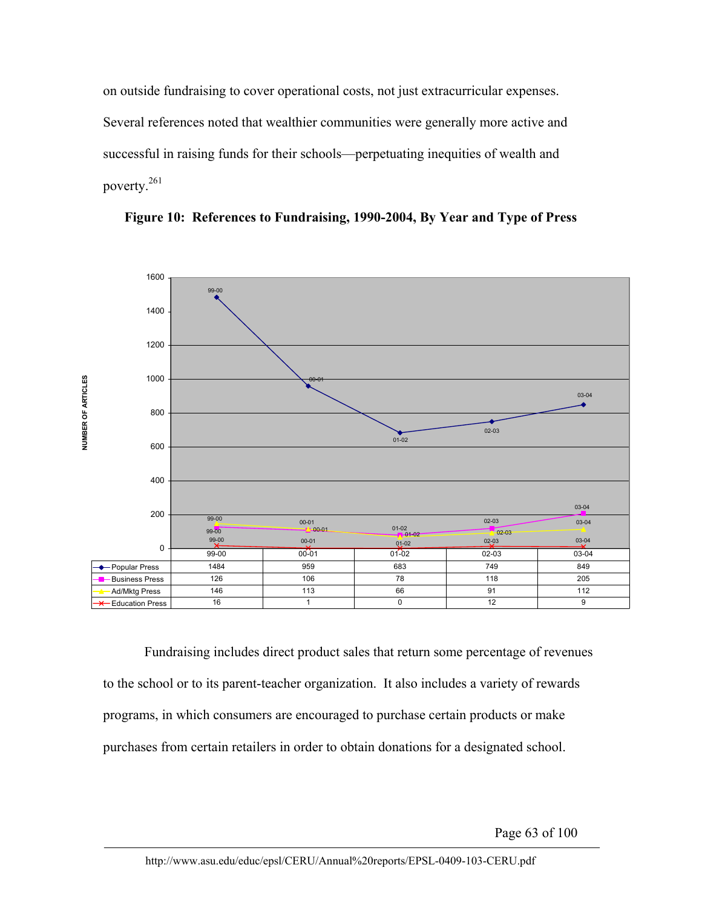on outside fundraising to cover operational costs, not just extracurricular expenses. Several references noted that wealthier communities were generally more active and successful in raising funds for their schools—perpetuating inequities of wealth and poverty.[261]

**Figure 10: References to Fundraising, 1990-2004, By Year and Type of Press**

| | 99-00 | 00-01 | 01-02 | 02-03 | 03-04 |
|---|---|---|---|---|---|
| Popular Press | 1484 | 959 | 683 | 749 | 849 |
| Business Press | 126 | 106 | 78 | 118 | 205 |
| Ad/Mktg Press | 146 | 113 | 66 | 91 | 112 |
| Education Press | 16 | 1 | 0 | 12 | 9 |

Fundraising includes direct product sales that return some percentage of revenues to the school or to its parent-teacher organization. It also includes a variety of rewards programs, in which consumers are encouraged to purchase certain products or make purchases from certain retailers in order to obtain donations for a designated school.

http://www.asu.edu/educ/epsl/CERU/Annual%20reports/EPSL-0409-103-CERU.pdf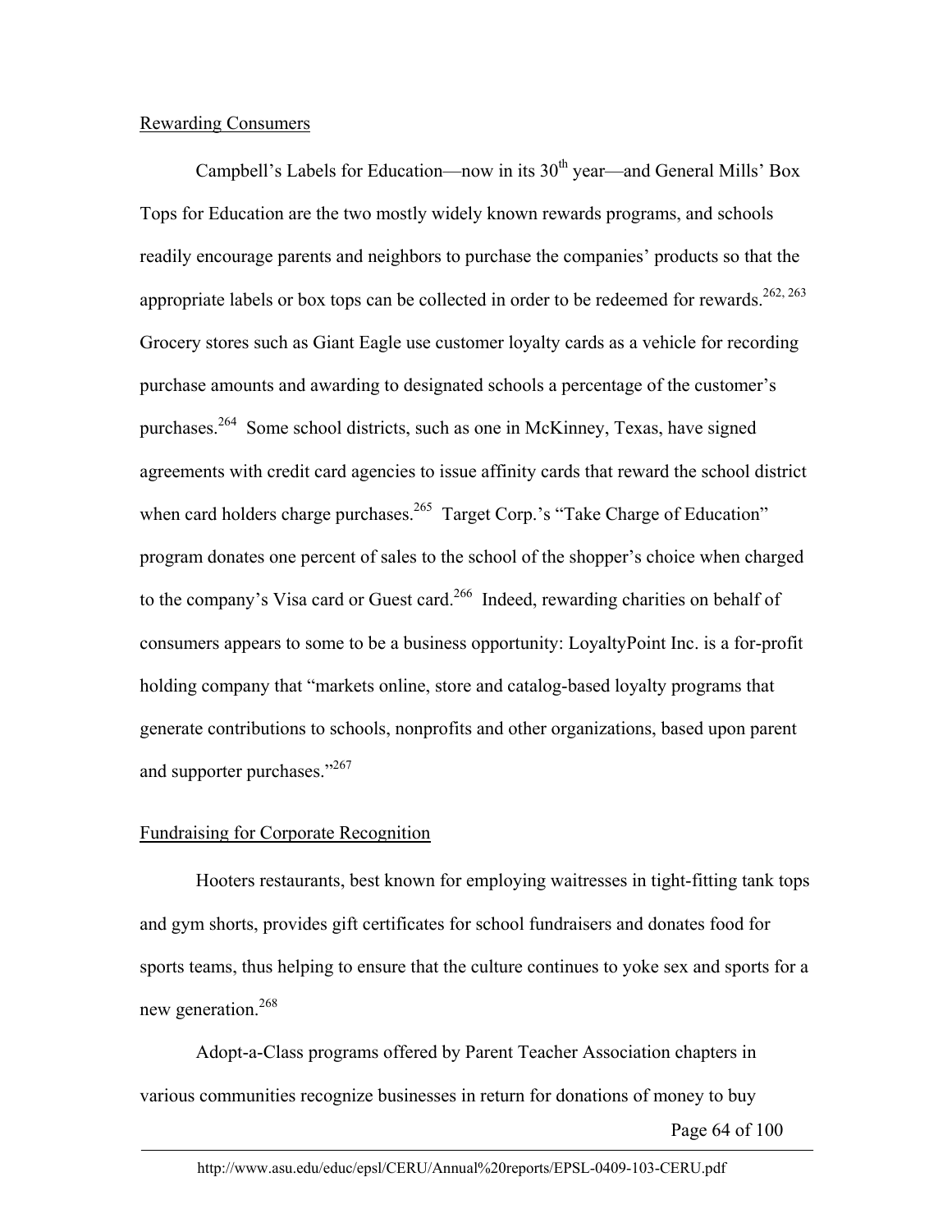Rewarding Consumers

Campbell's Labels for Education—now in its 30th year—and General Mills' Box Tops for Education are the two mostly widely known rewards programs, and schools readily encourage parents and neighbors to purchase the companies' products so that the appropriate labels or box tops can be collected in order to be redeemed for rewards.[262, 263] Grocery stores such as Giant Eagle use customer loyalty cards as a vehicle for recording purchase amounts and awarding to designated schools a percentage of the customer's purchases.[264] Some school districts, such as one in McKinney, Texas, have signed agreements with credit card agencies to issue affinity cards that reward the school district when card holders charge purchases.[265] Target Corp.'s "Take Charge of Education" program donates one percent of sales to the school of the shopper's choice when charged to the company's Visa card or Guest card.[266] Indeed, rewarding charities on behalf of consumers appears to some to be a business opportunity: LoyaltyPoint Inc. is a for-profit holding company that "markets online, store and catalog-based loyalty programs that generate contributions to schools, nonprofits and other organizations, based upon parent and supporter purchases."[267]

Fundraising for Corporate Recognition

Hooters restaurants, best known for employing waitresses in tight-fitting tank tops and gym shorts, provides gift certificates for school fundraisers and donates food for sports teams, thus helping to ensure that the culture continues to yoke sex and sports for a new generation.[268]

Adopt-a-Class programs offered by Parent Teacher Association chapters in various communities recognize businesses in return for donations of money to buy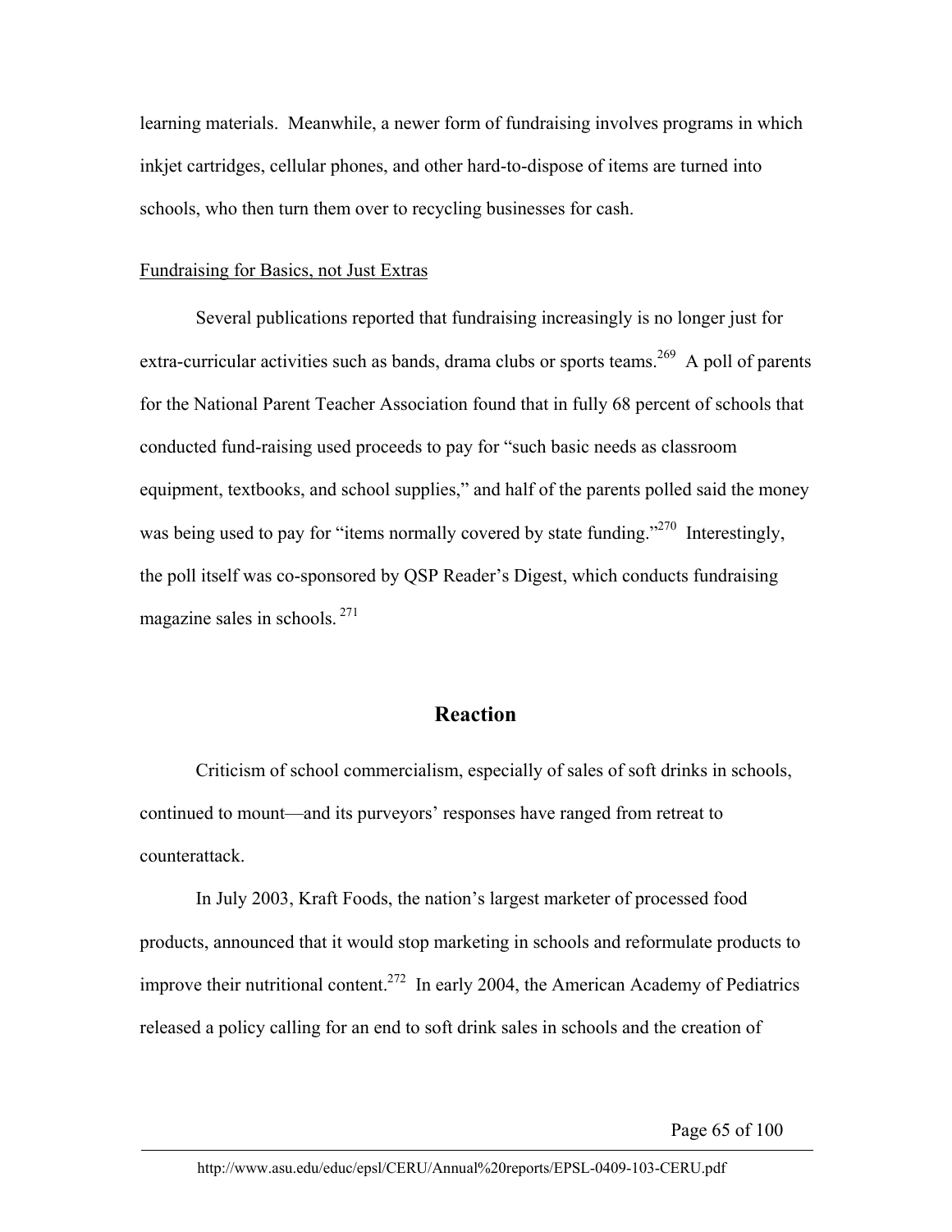learning materials. Meanwhile, a newer form of fundraising involves programs in which inkjet cartridges, cellular phones, and other hard-to-dispose of items are turned into schools, who then turn them over to recycling businesses for cash.

<u>Fundraising for Basics, not Just Extras</u>

Several publications reported that fundraising increasingly is no longer just for extra-curricular activities such as bands, drama clubs or sports teams.[269] A poll of parents for the National Parent Teacher Association found that in fully 68 percent of schools that conducted fund-raising used proceeds to pay for "such basic needs as classroom equipment, textbooks, and school supplies," and half of the parents polled said the money was being used to pay for "items normally covered by state funding."[270] Interestingly, the poll itself was co-sponsored by QSP Reader's Digest, which conducts fundraising magazine sales in schools.[271]

## Reaction

Criticism of school commercialism, especially of sales of soft drinks in schools, continued to mount—and its purveyors' responses have ranged from retreat to counterattack.

In July 2003, Kraft Foods, the nation's largest marketer of processed food products, announced that it would stop marketing in schools and reformulate products to improve their nutritional content.[272] In early 2004, the American Academy of Pediatrics released a policy calling for an end to soft drink sales in schools and the creation of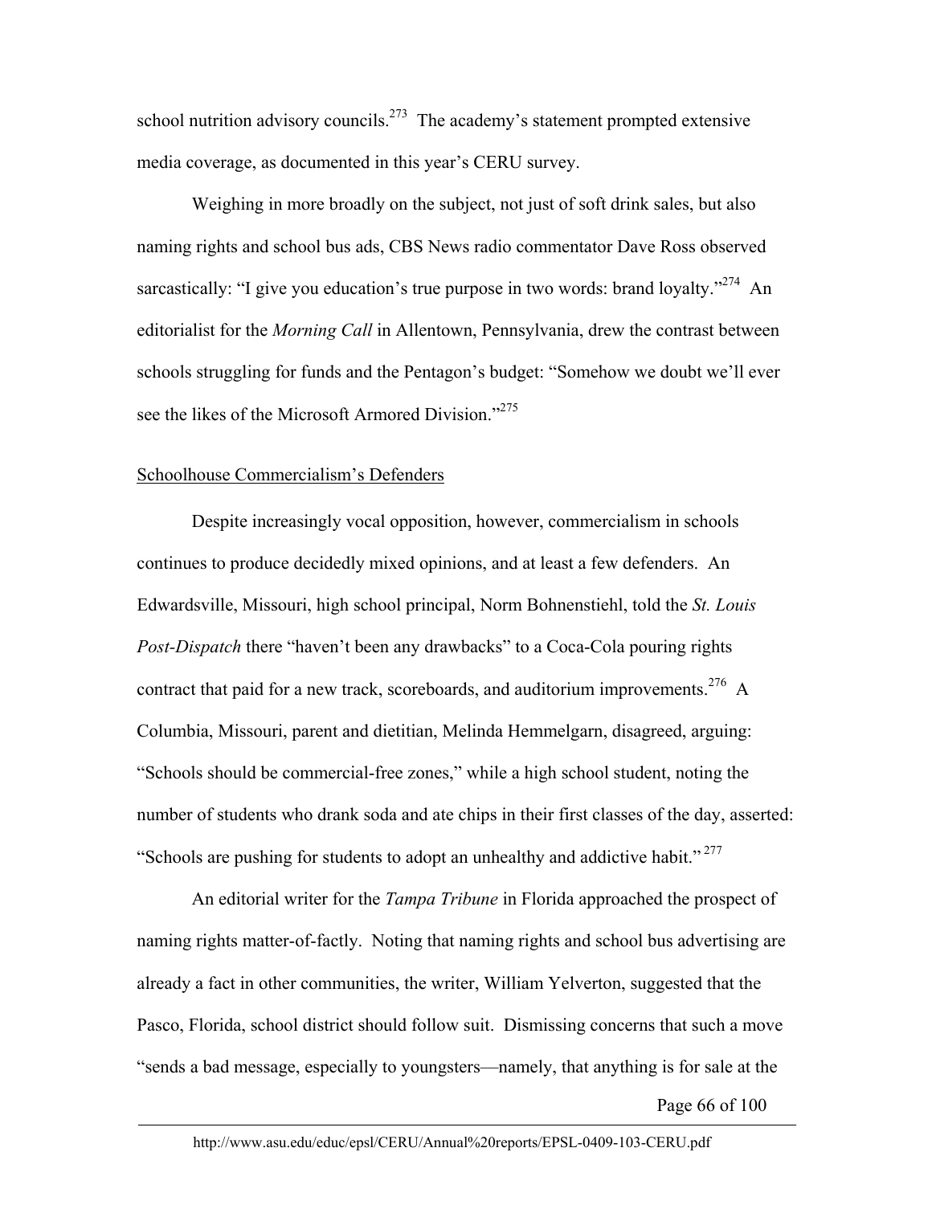school nutrition advisory councils.[273] The academy's statement prompted extensive media coverage, as documented in this year's CERU survey.

Weighing in more broadly on the subject, not just of soft drink sales, but also naming rights and school bus ads, CBS News radio commentator Dave Ross observed sarcastically: "I give you education's true purpose in two words: brand loyalty."[274] An editorialist for the *Morning Call* in Allentown, Pennsylvania, drew the contrast between schools struggling for funds and the Pentagon's budget: "Somehow we doubt we'll ever see the likes of the Microsoft Armored Division."[275]

## Schoolhouse Commercialism's Defenders

Despite increasingly vocal opposition, however, commercialism in schools continues to produce decidedly mixed opinions, and at least a few defenders. An Edwardsville, Missouri, high school principal, Norm Bohnenstiehl, told the *St. Louis Post-Dispatch* there "haven't been any drawbacks" to a Coca-Cola pouring rights contract that paid for a new track, scoreboards, and auditorium improvements.[276] A Columbia, Missouri, parent and dietitian, Melinda Hemmelgarn, disagreed, arguing: "Schools should be commercial-free zones," while a high school student, noting the number of students who drank soda and ate chips in their first classes of the day, asserted: "Schools are pushing for students to adopt an unhealthy and addictive habit."[277]

An editorial writer for the *Tampa Tribune* in Florida approached the prospect of naming rights matter-of-factly. Noting that naming rights and school bus advertising are already a fact in other communities, the writer, William Yelverton, suggested that the Pasco, Florida, school district should follow suit. Dismissing concerns that such a move "sends a bad message, especially to youngsters—namely, that anything is for sale at the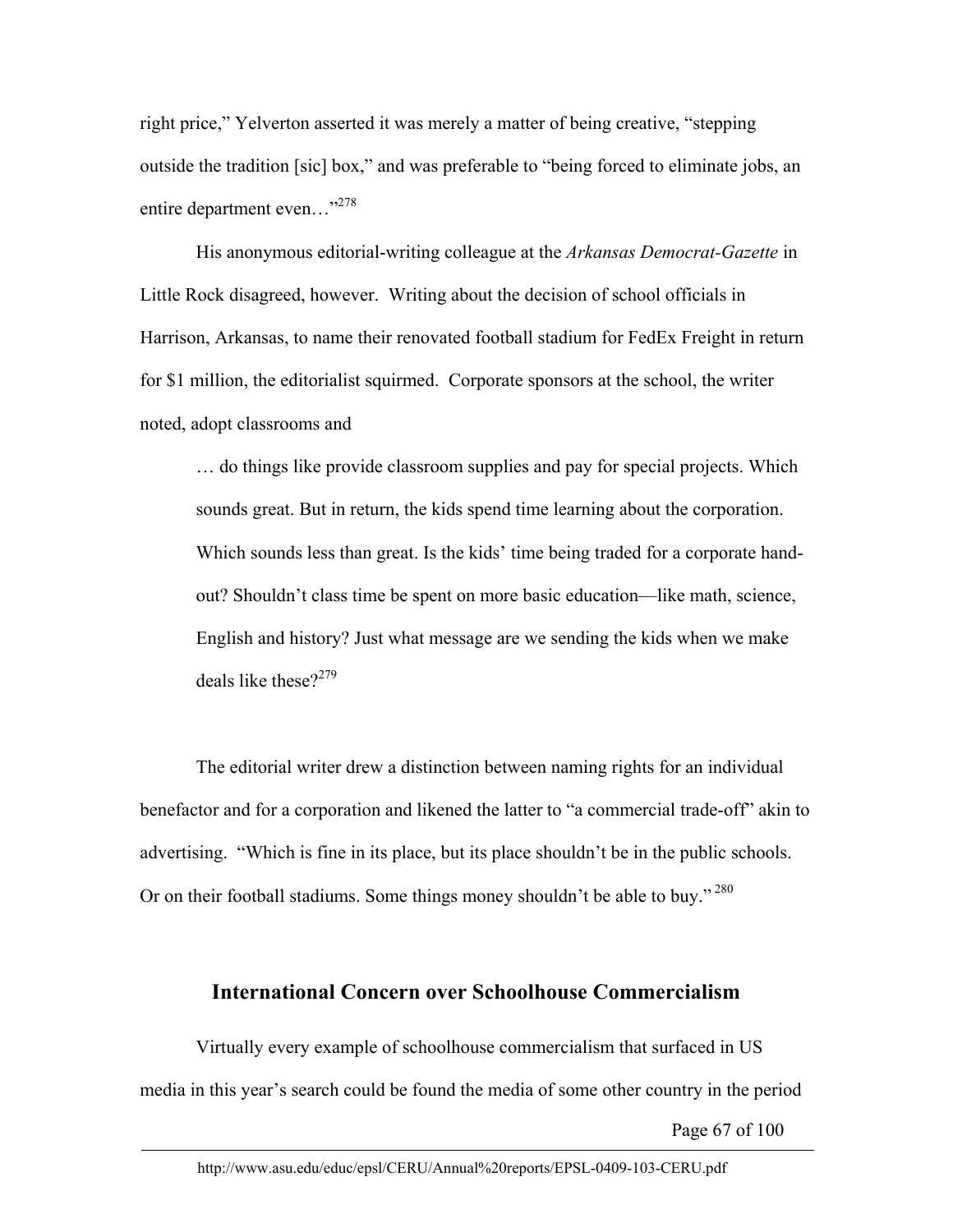right price," Yelverton asserted it was merely a matter of being creative, "stepping outside the tradition [sic] box," and was preferable to "being forced to eliminate jobs, an entire department even…"[278]

His anonymous editorial-writing colleague at the *Arkansas Democrat-Gazette* in Little Rock disagreed, however. Writing about the decision of school officials in Harrison, Arkansas, to name their renovated football stadium for FedEx Freight in return for $1 million, the editorialist squirmed. Corporate sponsors at the school, the writer noted, adopt classrooms and

> … do things like provide classroom supplies and pay for special projects. Which sounds great. But in return, the kids spend time learning about the corporation. Which sounds less than great. Is the kids' time being traded for a corporate hand-out? Shouldn't class time be spent on more basic education—like math, science, English and history? Just what message are we sending the kids when we make deals like these?[279]

The editorial writer drew a distinction between naming rights for an individual benefactor and for a corporation and likened the latter to "a commercial trade-off" akin to advertising. "Which is fine in its place, but its place shouldn't be in the public schools. Or on their football stadiums. Some things money shouldn't be able to buy." [280]

## International Concern over Schoolhouse Commercialism

Virtually every example of schoolhouse commercialism that surfaced in US media in this year's search could be found the media of some other country in the period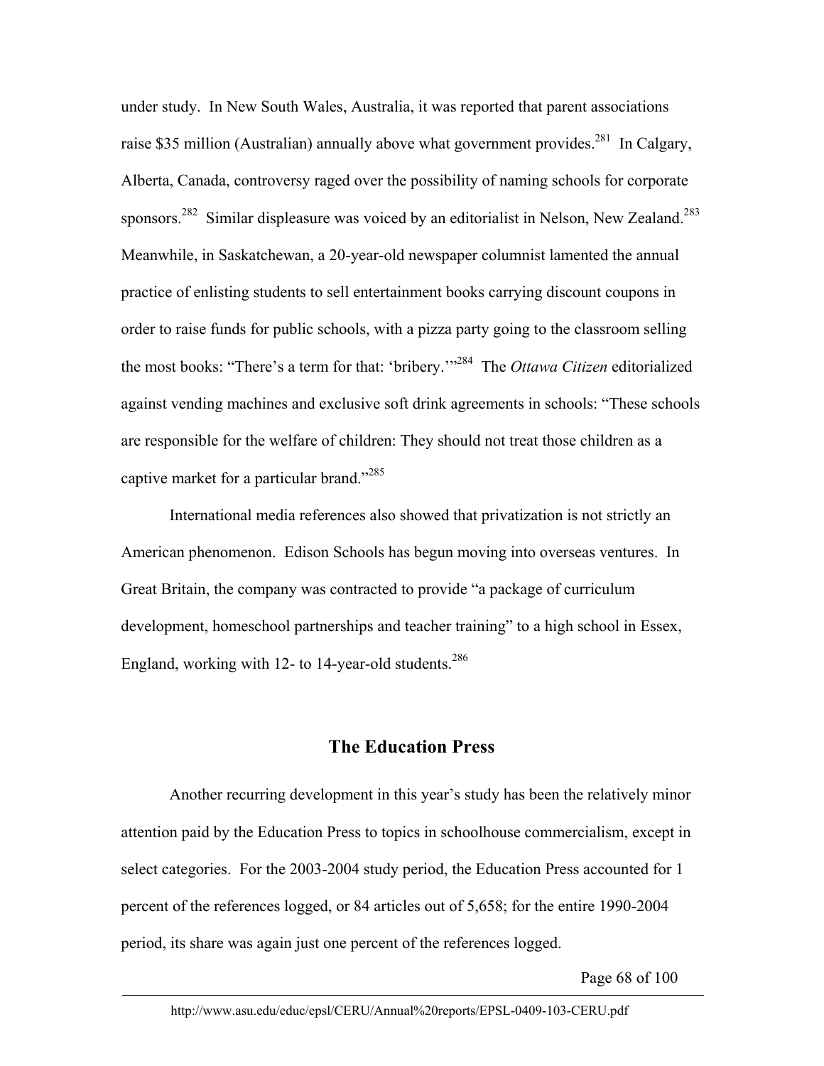under study. In New South Wales, Australia, it was reported that parent associations raise $35 million (Australian) annually above what government provides.[281] In Calgary, Alberta, Canada, controversy raged over the possibility of naming schools for corporate sponsors.[282] Similar displeasure was voiced by an editorialist in Nelson, New Zealand.[283] Meanwhile, in Saskatchewan, a 20-year-old newspaper columnist lamented the annual practice of enlisting students to sell entertainment books carrying discount coupons in order to raise funds for public schools, with a pizza party going to the classroom selling the most books: "There's a term for that: 'bribery.'"[284] The *Ottawa Citizen* editorialized against vending machines and exclusive soft drink agreements in schools: "These schools are responsible for the welfare of children: They should not treat those children as a captive market for a particular brand."[285]

International media references also showed that privatization is not strictly an American phenomenon. Edison Schools has begun moving into overseas ventures. In Great Britain, the company was contracted to provide "a package of curriculum development, homeschool partnerships and teacher training" to a high school in Essex, England, working with 12- to 14-year-old students.[286]

## The Education Press

Another recurring development in this year's study has been the relatively minor attention paid by the Education Press to topics in schoolhouse commercialism, except in select categories. For the 2003-2004 study period, the Education Press accounted for 1 percent of the references logged, or 84 articles out of 5,658; for the entire 1990-2004 period, its share was again just one percent of the references logged.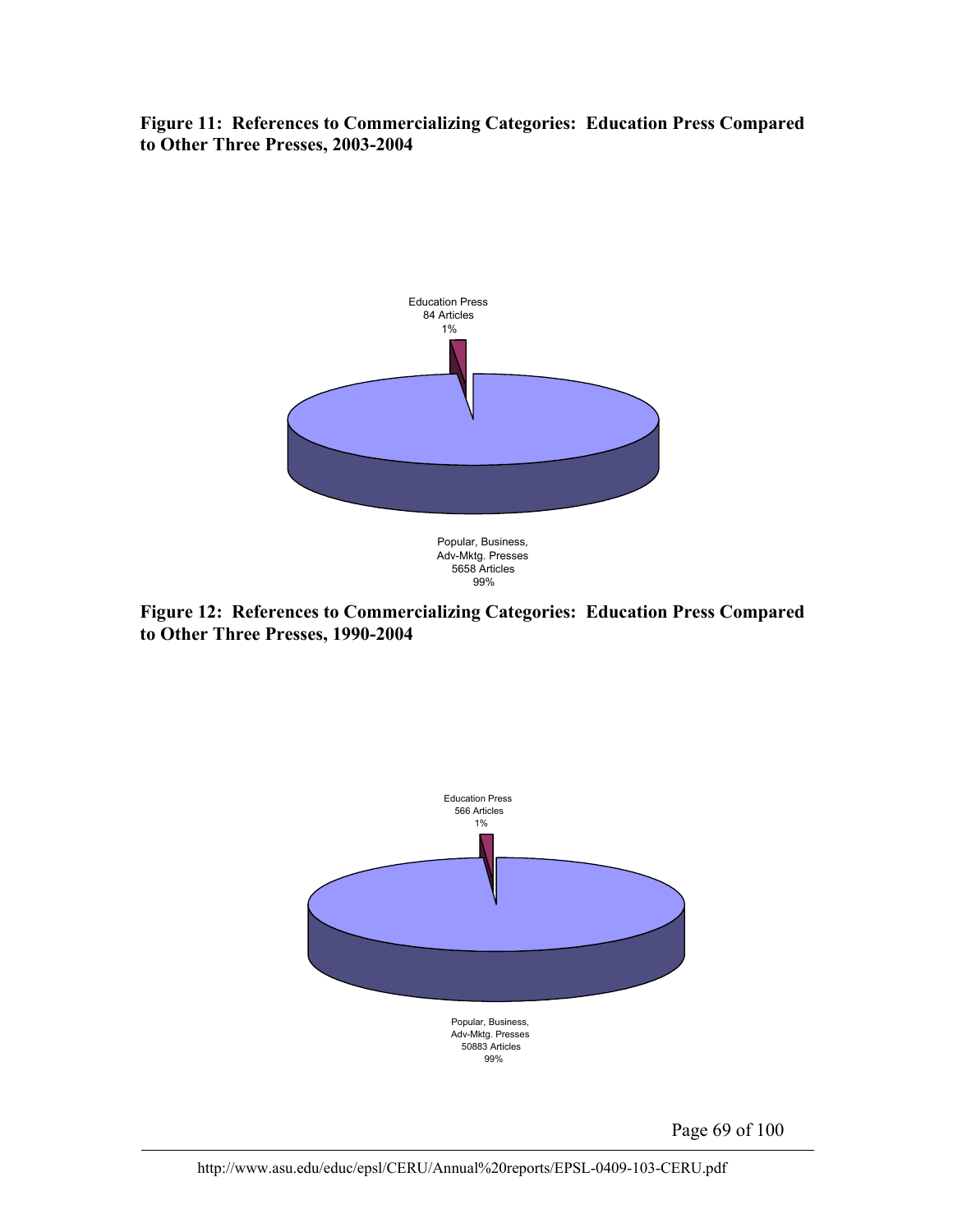**Figure 11: References to Commercializing Categories: Education Press Compared to Other Three Presses, 2003-2004**

Education Press
84 Articles
1%

Popular, Business,
Adv-Mktg. Presses
5658 Articles
99%

**Figure 12: References to Commercializing Categories: Education Press Compared to Other Three Presses, 1990-2004**

Education Press
566 Articles
1%

Popular, Business,
Adv-Mktg. Presses
50883 Articles
99%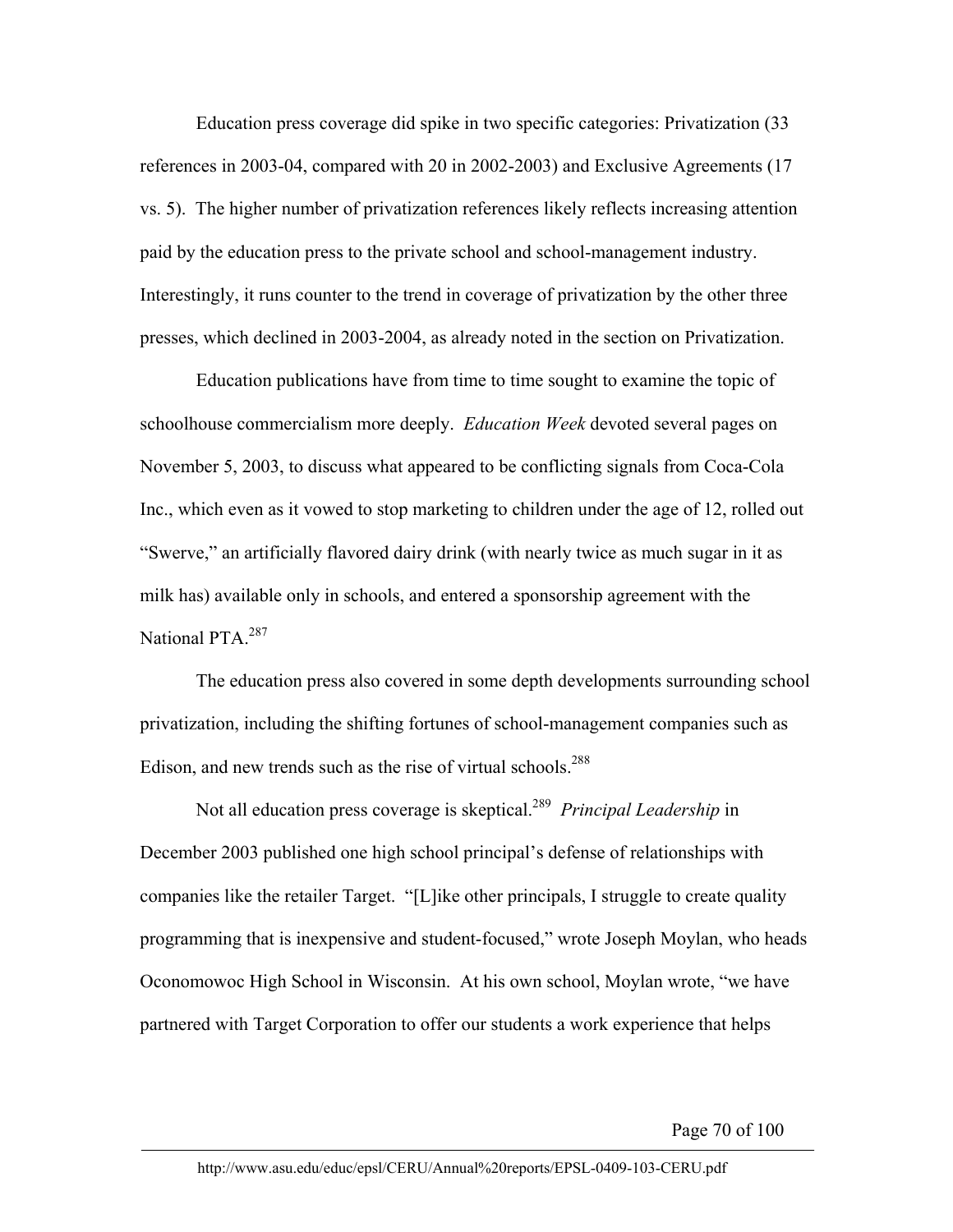Education press coverage did spike in two specific categories: Privatization (33 references in 2003-04, compared with 20 in 2002-2003) and Exclusive Agreements (17 vs. 5). The higher number of privatization references likely reflects increasing attention paid by the education press to the private school and school-management industry. Interestingly, it runs counter to the trend in coverage of privatization by the other three presses, which declined in 2003-2004, as already noted in the section on Privatization.

Education publications have from time to time sought to examine the topic of schoolhouse commercialism more deeply. *Education Week* devoted several pages on November 5, 2003, to discuss what appeared to be conflicting signals from Coca-Cola Inc., which even as it vowed to stop marketing to children under the age of 12, rolled out "Swerve," an artificially flavored dairy drink (with nearly twice as much sugar in it as milk has) available only in schools, and entered a sponsorship agreement with the National PTA.[287]

The education press also covered in some depth developments surrounding school privatization, including the shifting fortunes of school-management companies such as Edison, and new trends such as the rise of virtual schools.[288]

Not all education press coverage is skeptical.[289] *Principal Leadership* in December 2003 published one high school principal's defense of relationships with companies like the retailer Target. "[L]ike other principals, I struggle to create quality programming that is inexpensive and student-focused," wrote Joseph Moylan, who heads Oconomowoc High School in Wisconsin. At his own school, Moylan wrote, "we have partnered with Target Corporation to offer our students a work experience that helps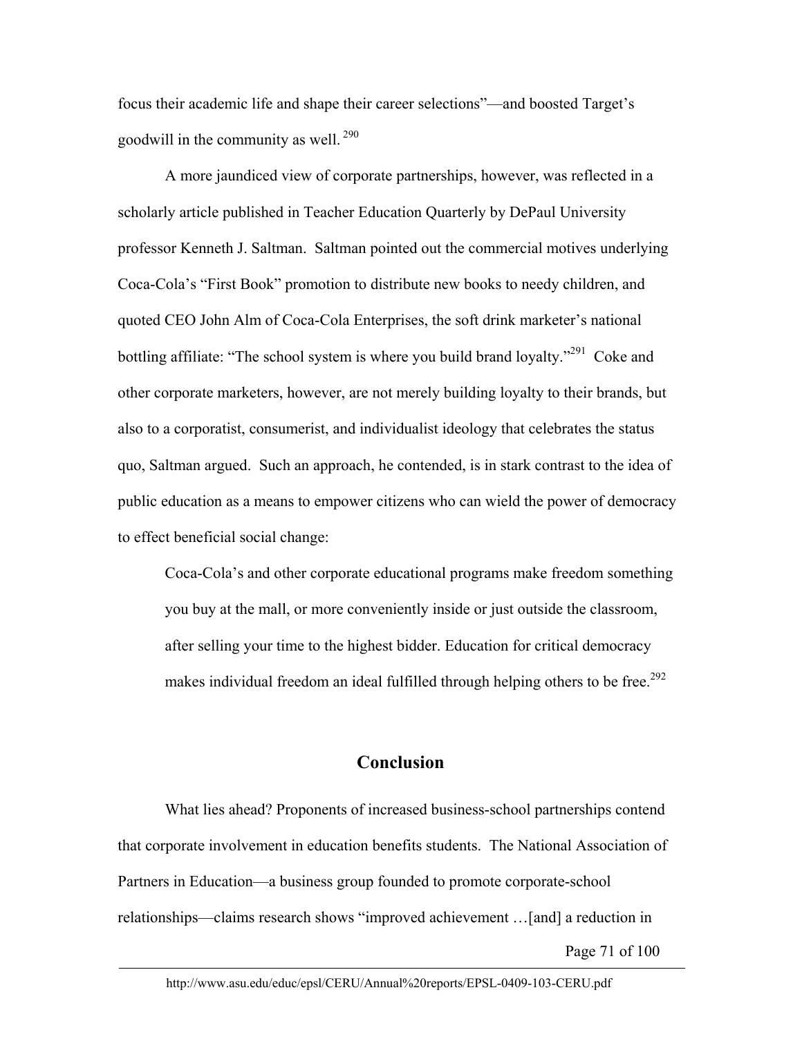focus their academic life and shape their career selections"—and boosted Target's goodwill in the community as well.[290]

A more jaundiced view of corporate partnerships, however, was reflected in a scholarly article published in Teacher Education Quarterly by DePaul University professor Kenneth J. Saltman. Saltman pointed out the commercial motives underlying Coca-Cola's "First Book" promotion to distribute new books to needy children, and quoted CEO John Alm of Coca-Cola Enterprises, the soft drink marketer's national bottling affiliate: "The school system is where you build brand loyalty."[291] Coke and other corporate marketers, however, are not merely building loyalty to their brands, but also to a corporatist, consumerist, and individualist ideology that celebrates the status quo, Saltman argued. Such an approach, he contended, is in stark contrast to the idea of public education as a means to empower citizens who can wield the power of democracy to effect beneficial social change:

> Coca-Cola's and other corporate educational programs make freedom something you buy at the mall, or more conveniently inside or just outside the classroom, after selling your time to the highest bidder. Education for critical democracy makes individual freedom an ideal fulfilled through helping others to be free.[292]

## Conclusion

What lies ahead? Proponents of increased business-school partnerships contend that corporate involvement in education benefits students. The National Association of Partners in Education—a business group founded to promote corporate-school relationships—claims research shows "improved achievement …[and] a reduction in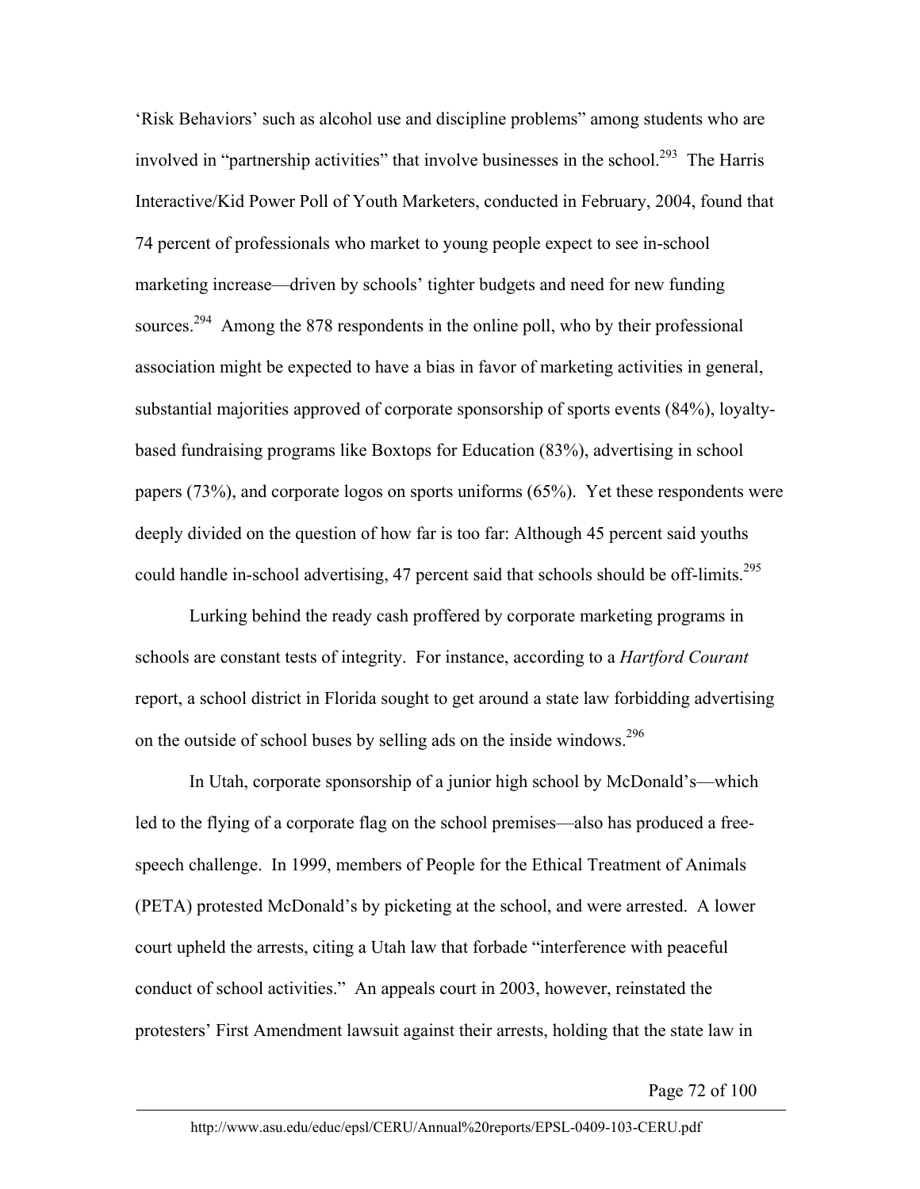'Risk Behaviors' such as alcohol use and discipline problems" among students who are involved in "partnership activities" that involve businesses in the school.[293] The Harris Interactive/Kid Power Poll of Youth Marketers, conducted in February, 2004, found that 74 percent of professionals who market to young people expect to see in-school marketing increase—driven by schools' tighter budgets and need for new funding sources.[294] Among the 878 respondents in the online poll, who by their professional association might be expected to have a bias in favor of marketing activities in general, substantial majorities approved of corporate sponsorship of sports events (84%), loyalty-based fundraising programs like Boxtops for Education (83%), advertising in school papers (73%), and corporate logos on sports uniforms (65%). Yet these respondents were deeply divided on the question of how far is too far: Although 45 percent said youths could handle in-school advertising, 47 percent said that schools should be off-limits.[295]

Lurking behind the ready cash proffered by corporate marketing programs in schools are constant tests of integrity. For instance, according to a *Hartford Courant* report, a school district in Florida sought to get around a state law forbidding advertising on the outside of school buses by selling ads on the inside windows.[296]

In Utah, corporate sponsorship of a junior high school by McDonald's—which led to the flying of a corporate flag on the school premises—also has produced a free-speech challenge. In 1999, members of People for the Ethical Treatment of Animals (PETA) protested McDonald's by picketing at the school, and were arrested. A lower court upheld the arrests, citing a Utah law that forbade "interference with peaceful conduct of school activities." An appeals court in 2003, however, reinstated the protesters' First Amendment lawsuit against their arrests, holding that the state law in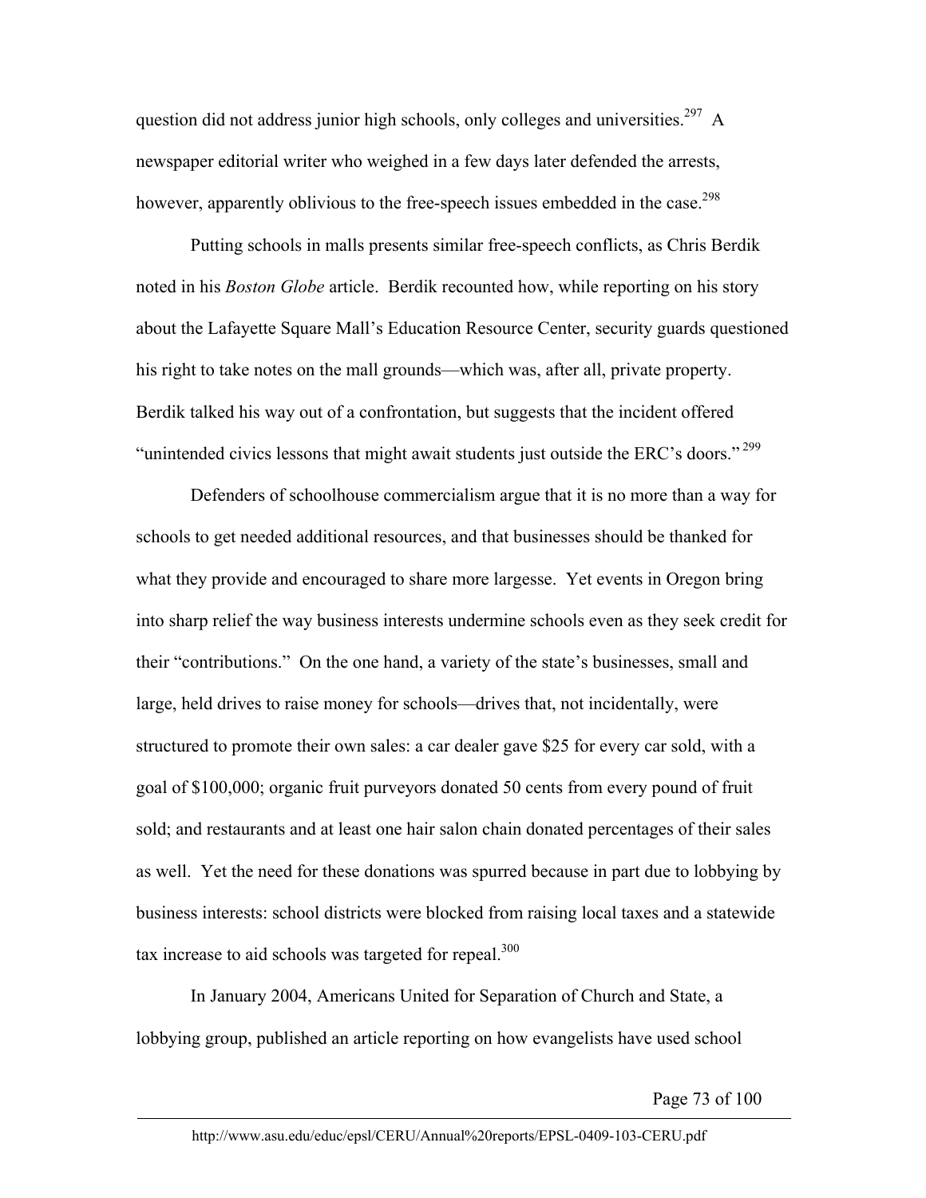question did not address junior high schools, only colleges and universities.[297] A newspaper editorial writer who weighed in a few days later defended the arrests, however, apparently oblivious to the free-speech issues embedded in the case.[298]

Putting schools in malls presents similar free-speech conflicts, as Chris Berdik noted in his *Boston Globe* article. Berdik recounted how, while reporting on his story about the Lafayette Square Mall's Education Resource Center, security guards questioned his right to take notes on the mall grounds—which was, after all, private property. Berdik talked his way out of a confrontation, but suggests that the incident offered "unintended civics lessons that might await students just outside the ERC's doors."[299]

Defenders of schoolhouse commercialism argue that it is no more than a way for schools to get needed additional resources, and that businesses should be thanked for what they provide and encouraged to share more largesse. Yet events in Oregon bring into sharp relief the way business interests undermine schools even as they seek credit for their "contributions." On the one hand, a variety of the state's businesses, small and large, held drives to raise money for schools—drives that, not incidentally, were structured to promote their own sales: a car dealer gave $25 for every car sold, with a goal of $100,000; organic fruit purveyors donated 50 cents from every pound of fruit sold; and restaurants and at least one hair salon chain donated percentages of their sales as well. Yet the need for these donations was spurred because in part due to lobbying by business interests: school districts were blocked from raising local taxes and a statewide tax increase to aid schools was targeted for repeal.[300]

In January 2004, Americans United for Separation of Church and State, a lobbying group, published an article reporting on how evangelists have used school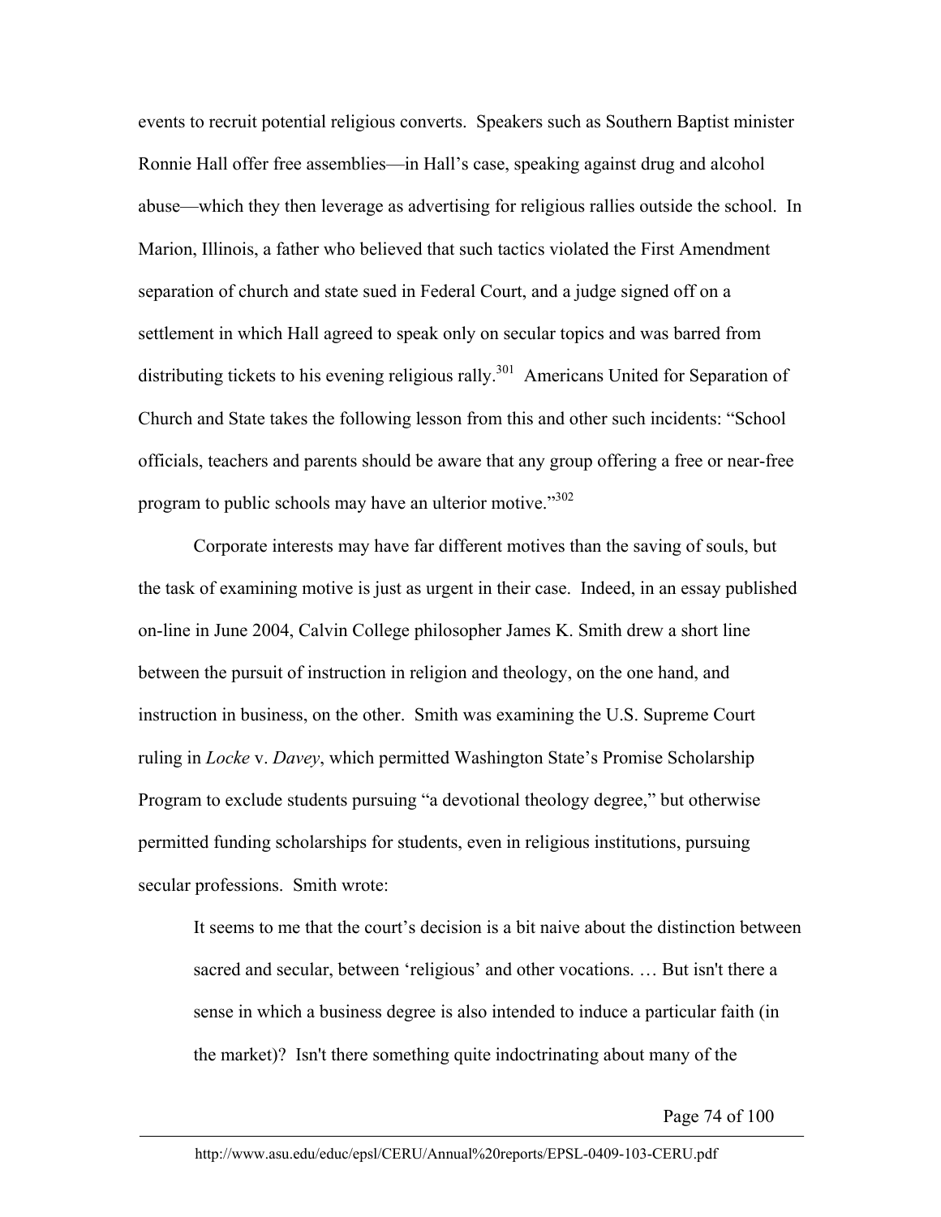events to recruit potential religious converts. Speakers such as Southern Baptist minister Ronnie Hall offer free assemblies—in Hall's case, speaking against drug and alcohol abuse—which they then leverage as advertising for religious rallies outside the school. In Marion, Illinois, a father who believed that such tactics violated the First Amendment separation of church and state sued in Federal Court, and a judge signed off on a settlement in which Hall agreed to speak only on secular topics and was barred from distributing tickets to his evening religious rally.[301] Americans United for Separation of Church and State takes the following lesson from this and other such incidents: "School officials, teachers and parents should be aware that any group offering a free or near-free program to public schools may have an ulterior motive."[302]

Corporate interests may have far different motives than the saving of souls, but the task of examining motive is just as urgent in their case. Indeed, in an essay published on-line in June 2004, Calvin College philosopher James K. Smith drew a short line between the pursuit of instruction in religion and theology, on the one hand, and instruction in business, on the other. Smith was examining the U.S. Supreme Court ruling in *Locke* v. *Davey*, which permitted Washington State's Promise Scholarship Program to exclude students pursuing "a devotional theology degree," but otherwise permitted funding scholarships for students, even in religious institutions, pursuing secular professions. Smith wrote:

> It seems to me that the court's decision is a bit naive about the distinction between sacred and secular, between 'religious' and other vocations. … But isn't there a sense in which a business degree is also intended to induce a particular faith (in the market)? Isn't there something quite indoctrinating about many of the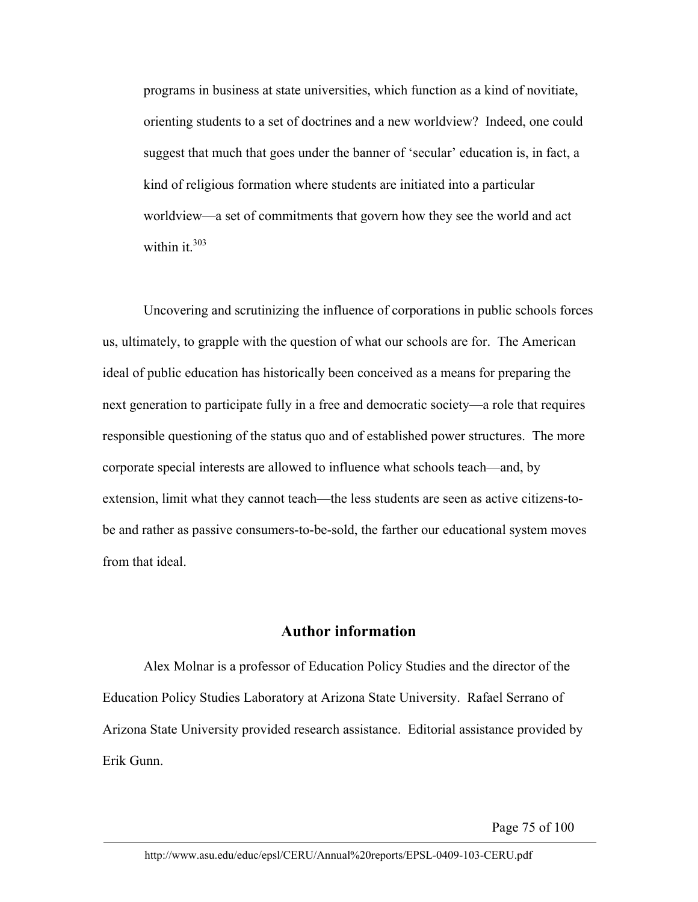programs in business at state universities, which function as a kind of novitiate, orienting students to a set of doctrines and a new worldview? Indeed, one could suggest that much that goes under the banner of 'secular' education is, in fact, a kind of religious formation where students are initiated into a particular worldview—a set of commitments that govern how they see the world and act within it.[303]

Uncovering and scrutinizing the influence of corporations in public schools forces us, ultimately, to grapple with the question of what our schools are for. The American ideal of public education has historically been conceived as a means for preparing the next generation to participate fully in a free and democratic society—a role that requires responsible questioning of the status quo and of established power structures. The more corporate special interests are allowed to influence what schools teach—and, by extension, limit what they cannot teach—the less students are seen as active citizens-to-be and rather as passive consumers-to-be-sold, the farther our educational system moves from that ideal.

## Author information

Alex Molnar is a professor of Education Policy Studies and the director of the Education Policy Studies Laboratory at Arizona State University. Rafael Serrano of Arizona State University provided research assistance. Editorial assistance provided by Erik Gunn.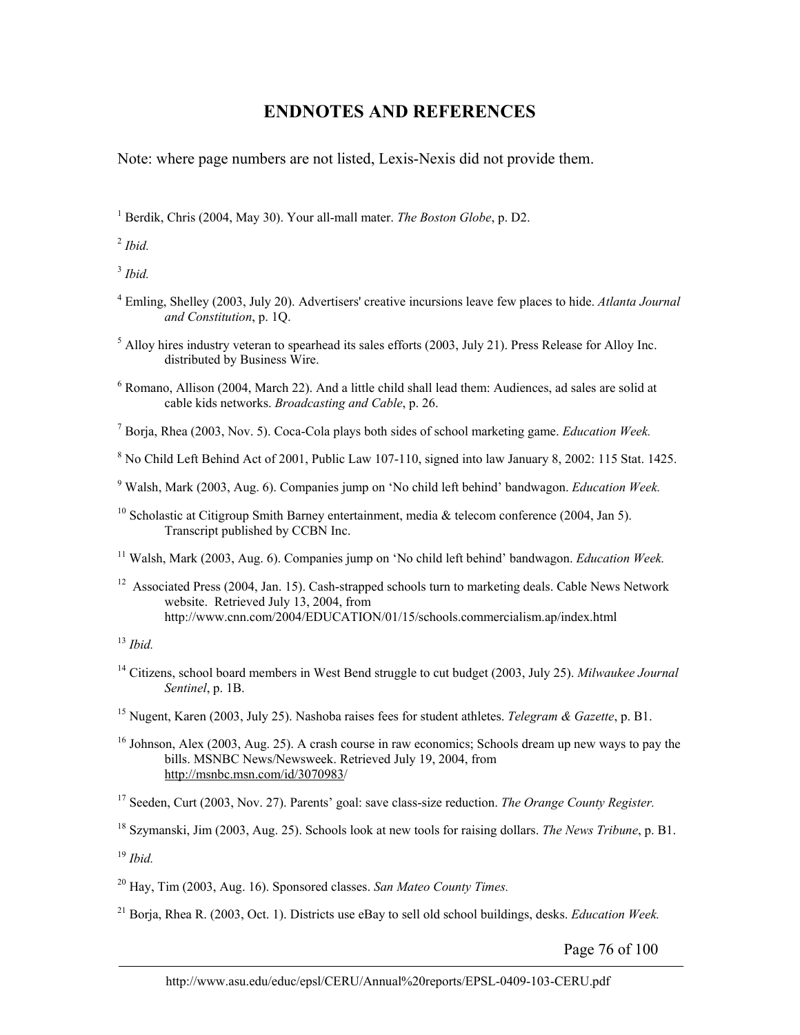# ENDNOTES AND REFERENCES

Note: where page numbers are not listed, Lexis-Nexis did not provide them.

[1] Berdik, Chris (2004, May 30). Your all-mall mater. *The Boston Globe*, p. D2.

[2] *Ibid.*

[3] *Ibid.*

[4] Emling, Shelley (2003, July 20). Advertisers' creative incursions leave few places to hide. *Atlanta Journal and Constitution*, p. 1Q.

[5] Alloy hires industry veteran to spearhead its sales efforts (2003, July 21). Press Release for Alloy Inc. distributed by Business Wire.

[6] Romano, Allison (2004, March 22). And a little child shall lead them: Audiences, ad sales are solid at cable kids networks. *Broadcasting and Cable*, p. 26.

[7] Borja, Rhea (2003, Nov. 5). Coca-Cola plays both sides of school marketing game. *Education Week.*

[8] No Child Left Behind Act of 2001, Public Law 107-110, signed into law January 8, 2002: 115 Stat. 1425.

[9] Walsh, Mark (2003, Aug. 6). Companies jump on 'No child left behind' bandwagon. *Education Week.*

[10] Scholastic at Citigroup Smith Barney entertainment, media & telecom conference (2004, Jan 5). Transcript published by CCBN Inc.

[11] Walsh, Mark (2003, Aug. 6). Companies jump on 'No child left behind' bandwagon. *Education Week.*

[12] Associated Press (2004, Jan. 15). Cash-strapped schools turn to marketing deals. Cable News Network website. Retrieved July 13, 2004, from http://www.cnn.com/2004/EDUCATION/01/15/schools.commercialism.ap/index.html

[13] *Ibid.*

[14] Citizens, school board members in West Bend struggle to cut budget (2003, July 25). *Milwaukee Journal Sentinel*, p. 1B.

[15] Nugent, Karen (2003, July 25). Nashoba raises fees for student athletes. *Telegram & Gazette*, p. B1.

[16] Johnson, Alex (2003, Aug. 25). A crash course in raw economics; Schools dream up new ways to pay the bills. MSNBC News/Newsweek. Retrieved July 19, 2004, from http://msnbc.msn.com/id/3070983/

[17] Seeden, Curt (2003, Nov. 27). Parents' goal: save class-size reduction. *The Orange County Register.*

[18] Szymanski, Jim (2003, Aug. 25). Schools look at new tools for raising dollars. *The News Tribune*, p. B1.

[19] *Ibid.*

[20] Hay, Tim (2003, Aug. 16). Sponsored classes. *San Mateo County Times.*

[21] Borja, Rhea R. (2003, Oct. 1). Districts use eBay to sell old school buildings, desks. *Education Week.*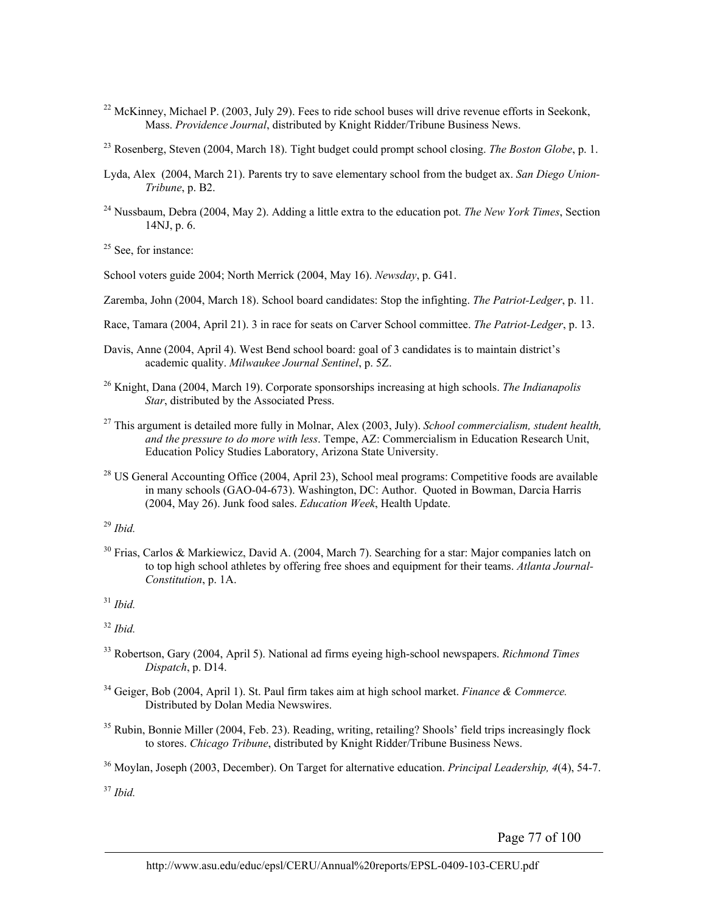[22] McKinney, Michael P. (2003, July 29). Fees to ride school buses will drive revenue efforts in Seekonk, Mass. *Providence Journal*, distributed by Knight Ridder/Tribune Business News.

[23] Rosenberg, Steven (2004, March 18). Tight budget could prompt school closing. *The Boston Globe*, p. 1.

Lyda, Alex (2004, March 21). Parents try to save elementary school from the budget ax. *San Diego Union-Tribune*, p. B2.

[24] Nussbaum, Debra (2004, May 2). Adding a little extra to the education pot. *The New York Times*, Section 14NJ, p. 6.

[25] See, for instance:

School voters guide 2004; North Merrick (2004, May 16). *Newsday*, p. G41.

Zaremba, John (2004, March 18). School board candidates: Stop the infighting. *The Patriot-Ledger*, p. 11.

Race, Tamara (2004, April 21). 3 in race for seats on Carver School committee. *The Patriot-Ledger*, p. 13.

Davis, Anne (2004, April 4). West Bend school board: goal of 3 candidates is to maintain district's academic quality. *Milwaukee Journal Sentinel*, p. 5Z.

[26] Knight, Dana (2004, March 19). Corporate sponsorships increasing at high schools. *The Indianapolis Star*, distributed by the Associated Press.

[27] This argument is detailed more fully in Molnar, Alex (2003, July). *School commercialism, student health, and the pressure to do more with less*. Tempe, AZ: Commercialism in Education Research Unit, Education Policy Studies Laboratory, Arizona State University.

[28] US General Accounting Office (2004, April 23), School meal programs: Competitive foods are available in many schools (GAO-04-673). Washington, DC: Author. Quoted in Bowman, Darcia Harris (2004, May 26). Junk food sales. *Education Week*, Health Update.

[29] *Ibid.*

[30] Frias, Carlos & Markiewicz, David A. (2004, March 7). Searching for a star: Major companies latch on to top high school athletes by offering free shoes and equipment for their teams. *Atlanta Journal-Constitution*, p. 1A.

[31] *Ibid.*

[32] *Ibid.*

[33] Robertson, Gary (2004, April 5). National ad firms eyeing high-school newspapers. *Richmond Times Dispatch*, p. D14.

[34] Geiger, Bob (2004, April 1). St. Paul firm takes aim at high school market. *Finance & Commerce.* Distributed by Dolan Media Newswires.

[35] Rubin, Bonnie Miller (2004, Feb. 23). Reading, writing, retailing? Shools' field trips increasingly flock to stores. *Chicago Tribune*, distributed by Knight Ridder/Tribune Business News.

[36] Moylan, Joseph (2003, December). On Target for alternative education. *Principal Leadership, 4*(4), 54-7.

[37] *Ibid.*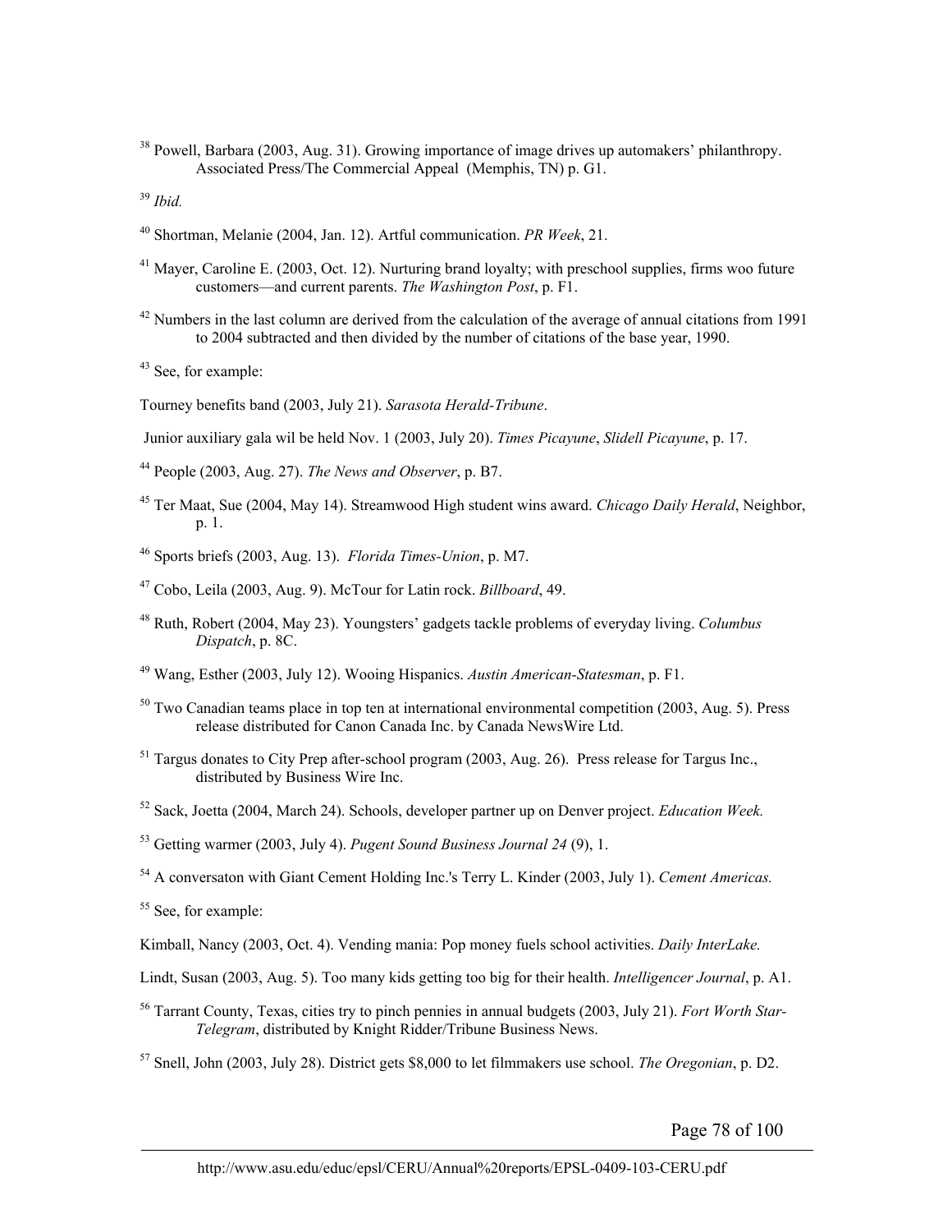[38] Powell, Barbara (2003, Aug. 31). Growing importance of image drives up automakers' philanthropy. Associated Press/The Commercial Appeal (Memphis, TN) p. G1.

[39] *Ibid.*

[40] Shortman, Melanie (2004, Jan. 12). Artful communication. *PR Week*, 21.

[41] Mayer, Caroline E. (2003, Oct. 12). Nurturing brand loyalty; with preschool supplies, firms woo future customers—and current parents. *The Washington Post*, p. F1.

[42] Numbers in the last column are derived from the calculation of the average of annual citations from 1991 to 2004 subtracted and then divided by the number of citations of the base year, 1990.

[43] See, for example:

Tourney benefits band (2003, July 21). *Sarasota Herald-Tribune*.

Junior auxiliary gala wil be held Nov. 1 (2003, July 20). *Times Picayune*, *Slidell Picayune*, p. 17.

[44] People (2003, Aug. 27). *The News and Observer*, p. B7.

[45] Ter Maat, Sue (2004, May 14). Streamwood High student wins award. *Chicago Daily Herald*, Neighbor, p. 1.

[46] Sports briefs (2003, Aug. 13). *Florida Times-Union*, p. M7.

[47] Cobo, Leila (2003, Aug. 9). McTour for Latin rock. *Billboard*, 49.

[48] Ruth, Robert (2004, May 23). Youngsters' gadgets tackle problems of everyday living. *Columbus Dispatch*, p. 8C.

[49] Wang, Esther (2003, July 12). Wooing Hispanics. *Austin American-Statesman*, p. F1.

[50] Two Canadian teams place in top ten at international environmental competition (2003, Aug. 5). Press release distributed for Canon Canada Inc. by Canada NewsWire Ltd.

[51] Targus donates to City Prep after-school program (2003, Aug. 26). Press release for Targus Inc., distributed by Business Wire Inc.

[52] Sack, Joetta (2004, March 24). Schools, developer partner up on Denver project. *Education Week.*

[53] Getting warmer (2003, July 4). *Pugent Sound Business Journal 24* (9), 1.

[54] A conversaton with Giant Cement Holding Inc.'s Terry L. Kinder (2003, July 1). *Cement Americas.*

[55] See, for example:

Kimball, Nancy (2003, Oct. 4). Vending mania: Pop money fuels school activities. *Daily InterLake.*

Lindt, Susan (2003, Aug. 5). Too many kids getting too big for their health. *Intelligencer Journal*, p. A1.

[56] Tarrant County, Texas, cities try to pinch pennies in annual budgets (2003, July 21). *Fort Worth Star-Telegram*, distributed by Knight Ridder/Tribune Business News.

[57] Snell, John (2003, July 28). District gets $8,000 to let filmmakers use school. *The Oregonian*, p. D2.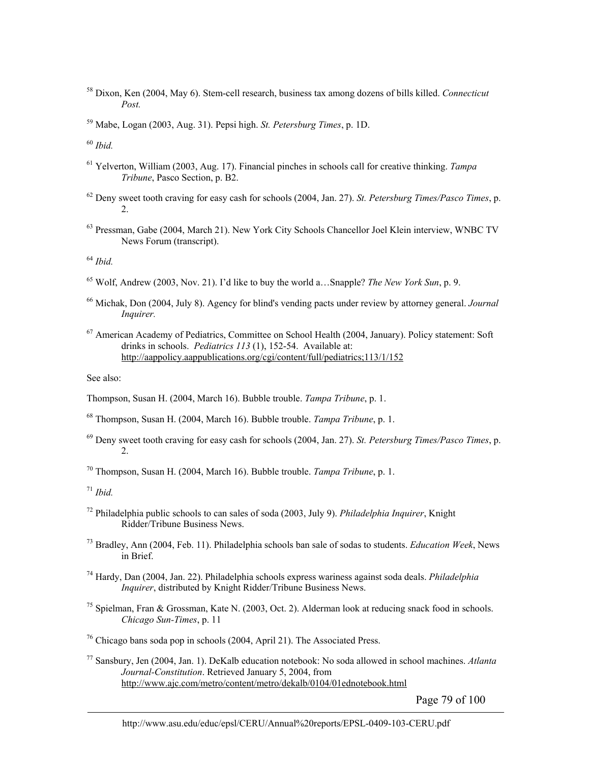[58] Dixon, Ken (2004, May 6). Stem-cell research, business tax among dozens of bills killed. *Connecticut Post.*

[59] Mabe, Logan (2003, Aug. 31). Pepsi high. *St. Petersburg Times*, p. 1D.

[60] *Ibid.*

[61] Yelverton, William (2003, Aug. 17). Financial pinches in schools call for creative thinking. *Tampa Tribune*, Pasco Section, p. B2.

[62] Deny sweet tooth craving for easy cash for schools (2004, Jan. 27). *St. Petersburg Times/Pasco Times*, p. 2.

[63] Pressman, Gabe (2004, March 21). New York City Schools Chancellor Joel Klein interview, WNBC TV News Forum (transcript).

[64] *Ibid.*

[65] Wolf, Andrew (2003, Nov. 21). I'd like to buy the world a…Snapple? *The New York Sun*, p. 9.

[66] Michak, Don (2004, July 8). Agency for blind's vending pacts under review by attorney general. *Journal Inquirer.*

[67] American Academy of Pediatrics, Committee on School Health (2004, January). Policy statement: Soft drinks in schools. *Pediatrics 113* (1), 152-54. Available at: http://aappolicy.aappublications.org/cgi/content/full/pediatrics;113/1/152

See also:

Thompson, Susan H. (2004, March 16). Bubble trouble. *Tampa Tribune*, p. 1.

[68] Thompson, Susan H. (2004, March 16). Bubble trouble. *Tampa Tribune*, p. 1.

[69] Deny sweet tooth craving for easy cash for schools (2004, Jan. 27). *St. Petersburg Times/Pasco Times*, p. 2.

[70] Thompson, Susan H. (2004, March 16). Bubble trouble. *Tampa Tribune*, p. 1.

[71] *Ibid.*

[72] Philadelphia public schools to can sales of soda (2003, July 9). *Philadelphia Inquirer*, Knight Ridder/Tribune Business News.

[73] Bradley, Ann (2004, Feb. 11). Philadelphia schools ban sale of sodas to students. *Education Week*, News in Brief.

[74] Hardy, Dan (2004, Jan. 22). Philadelphia schools express wariness against soda deals. *Philadelphia Inquirer*, distributed by Knight Ridder/Tribune Business News.

[75] Spielman, Fran & Grossman, Kate N. (2003, Oct. 2). Alderman look at reducing snack food in schools. *Chicago Sun-Times*, p. 11

[76] Chicago bans soda pop in schools (2004, April 21). The Associated Press.

[77] Sansbury, Jen (2004, Jan. 1). DeKalb education notebook: No soda allowed in school machines. *Atlanta Journal-Constitution*. Retrieved January 5, 2004, from http://www.ajc.com/metro/content/metro/dekalb/0104/01ednotebook.html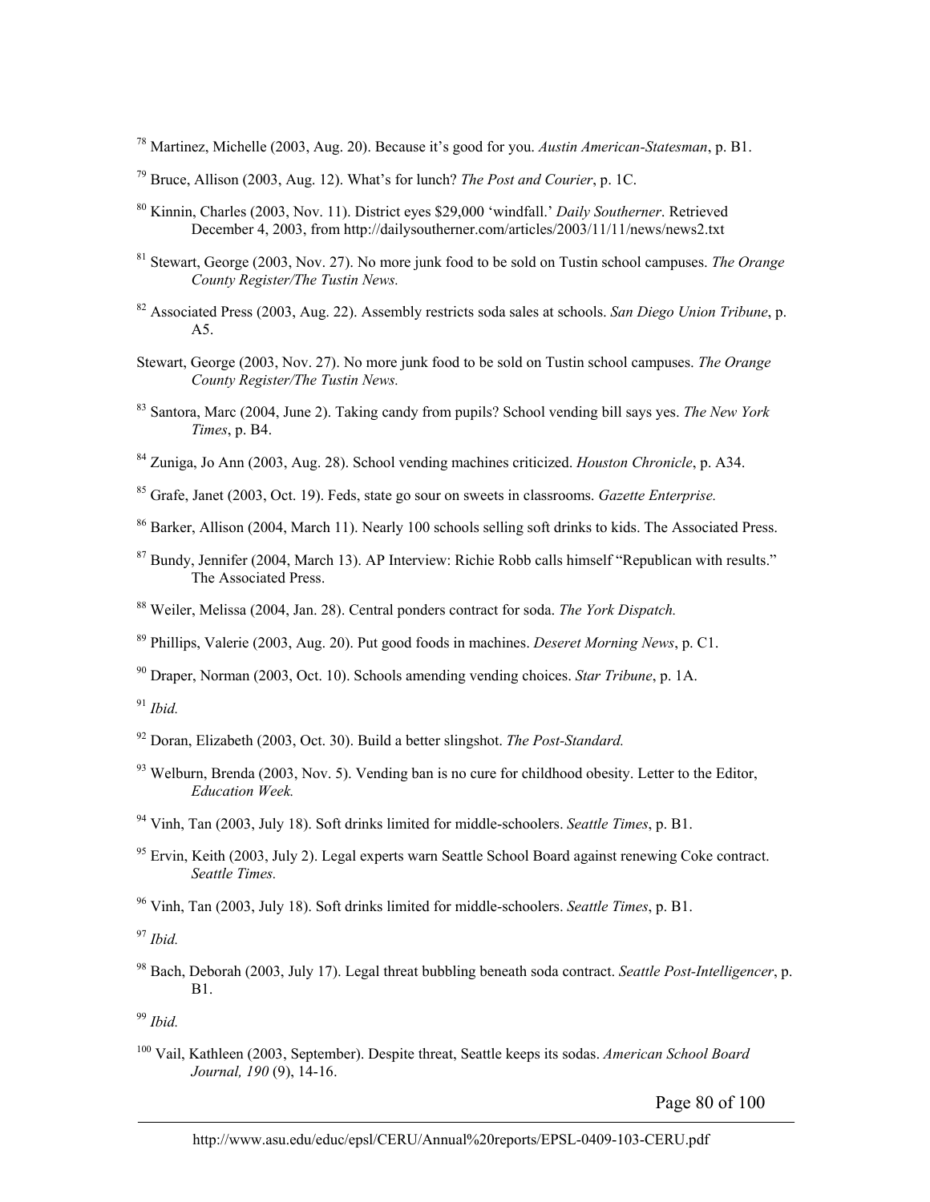[78] Martinez, Michelle (2003, Aug. 20). Because it's good for you. *Austin American-Statesman*, p. B1.

[79] Bruce, Allison (2003, Aug. 12). What's for lunch? *The Post and Courier*, p. 1C.

[80] Kinnin, Charles (2003, Nov. 11). District eyes $29,000 'windfall.' *Daily Southerner*. Retrieved December 4, 2003, from http://dailysoutherner.com/articles/2003/11/11/news/news2.txt

[81] Stewart, George (2003, Nov. 27). No more junk food to be sold on Tustin school campuses. *The Orange County Register/The Tustin News.*

[82] Associated Press (2003, Aug. 22). Assembly restricts soda sales at schools. *San Diego Union Tribune*, p. A5.

Stewart, George (2003, Nov. 27). No more junk food to be sold on Tustin school campuses. *The Orange County Register/The Tustin News.*

[83] Santora, Marc (2004, June 2). Taking candy from pupils? School vending bill says yes. *The New York Times*, p. B4.

[84] Zuniga, Jo Ann (2003, Aug. 28). School vending machines criticized. *Houston Chronicle*, p. A34.

[85] Grafe, Janet (2003, Oct. 19). Feds, state go sour on sweets in classrooms. *Gazette Enterprise.*

[86] Barker, Allison (2004, March 11). Nearly 100 schools selling soft drinks to kids. The Associated Press.

[87] Bundy, Jennifer (2004, March 13). AP Interview: Richie Robb calls himself "Republican with results." The Associated Press.

[88] Weiler, Melissa (2004, Jan. 28). Central ponders contract for soda. *The York Dispatch.*

[89] Phillips, Valerie (2003, Aug. 20). Put good foods in machines. *Deseret Morning News*, p. C1.

[90] Draper, Norman (2003, Oct. 10). Schools amending vending choices. *Star Tribune*, p. 1A.

[91] *Ibid.*

[92] Doran, Elizabeth (2003, Oct. 30). Build a better slingshot. *The Post-Standard.*

[93] Welburn, Brenda (2003, Nov. 5). Vending ban is no cure for childhood obesity. Letter to the Editor, *Education Week.*

[94] Vinh, Tan (2003, July 18). Soft drinks limited for middle-schoolers. *Seattle Times*, p. B1.

[95] Ervin, Keith (2003, July 2). Legal experts warn Seattle School Board against renewing Coke contract. *Seattle Times.*

[96] Vinh, Tan (2003, July 18). Soft drinks limited for middle-schoolers. *Seattle Times*, p. B1.

[97] *Ibid.*

[98] Bach, Deborah (2003, July 17). Legal threat bubbling beneath soda contract. *Seattle Post-Intelligencer*, p. B1.

[99] *Ibid.*

[100] Vail, Kathleen (2003, September). Despite threat, Seattle keeps its sodas. *American School Board Journal, 190* (9), 14-16.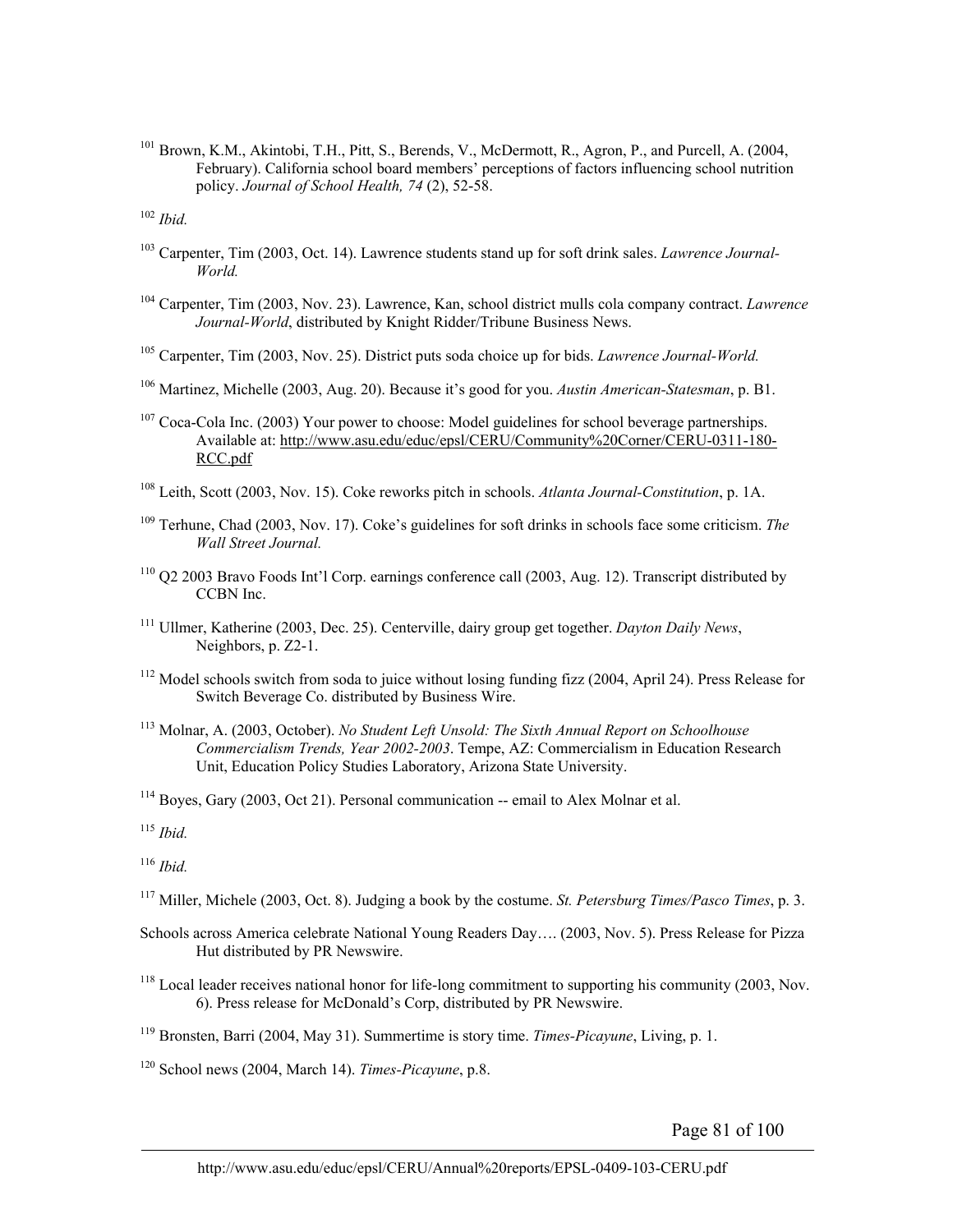[101] Brown, K.M., Akintobi, T.H., Pitt, S., Berends, V., McDermott, R., Agron, P., and Purcell, A. (2004, February). California school board members' perceptions of factors influencing school nutrition policy. *Journal of School Health, 74* (2), 52-58.

[102] *Ibid.*

[103] Carpenter, Tim (2003, Oct. 14). Lawrence students stand up for soft drink sales. *Lawrence Journal-World.*

[104] Carpenter, Tim (2003, Nov. 23). Lawrence, Kan, school district mulls cola company contract. *Lawrence Journal-World*, distributed by Knight Ridder/Tribune Business News.

[105] Carpenter, Tim (2003, Nov. 25). District puts soda choice up for bids. *Lawrence Journal-World.*

[106] Martinez, Michelle (2003, Aug. 20). Because it's good for you. *Austin American-Statesman*, p. B1.

[107] Coca-Cola Inc. (2003) Your power to choose: Model guidelines for school beverage partnerships. Available at: http://www.asu.edu/educ/epsl/CERU/Community%20Corner/CERU-0311-180-RCC.pdf

[108] Leith, Scott (2003, Nov. 15). Coke reworks pitch in schools. *Atlanta Journal-Constitution*, p. 1A.

[109] Terhune, Chad (2003, Nov. 17). Coke's guidelines for soft drinks in schools face some criticism. *The Wall Street Journal.*

[110] Q2 2003 Bravo Foods Int'l Corp. earnings conference call (2003, Aug. 12). Transcript distributed by CCBN Inc.

[111] Ullmer, Katherine (2003, Dec. 25). Centerville, dairy group get together. *Dayton Daily News*, Neighbors, p. Z2-1.

[112] Model schools switch from soda to juice without losing funding fizz (2004, April 24). Press Release for Switch Beverage Co. distributed by Business Wire.

[113] Molnar, A. (2003, October). *No Student Left Unsold: The Sixth Annual Report on Schoolhouse Commercialism Trends, Year 2002-2003*. Tempe, AZ: Commercialism in Education Research Unit, Education Policy Studies Laboratory, Arizona State University.

[114] Boyes, Gary (2003, Oct 21). Personal communication -- email to Alex Molnar et al.

[115] *Ibid.*

[116] *Ibid.*

[117] Miller, Michele (2003, Oct. 8). Judging a book by the costume. *St. Petersburg Times/Pasco Times*, p. 3.

Schools across America celebrate National Young Readers Day…. (2003, Nov. 5). Press Release for Pizza Hut distributed by PR Newswire.

[118] Local leader receives national honor for life-long commitment to supporting his community (2003, Nov. 6). Press release for McDonald's Corp, distributed by PR Newswire.

[119] Bronsten, Barri (2004, May 31). Summertime is story time. *Times-Picayune*, Living, p. 1.

[120] School news (2004, March 14). *Times-Picayune*, p.8.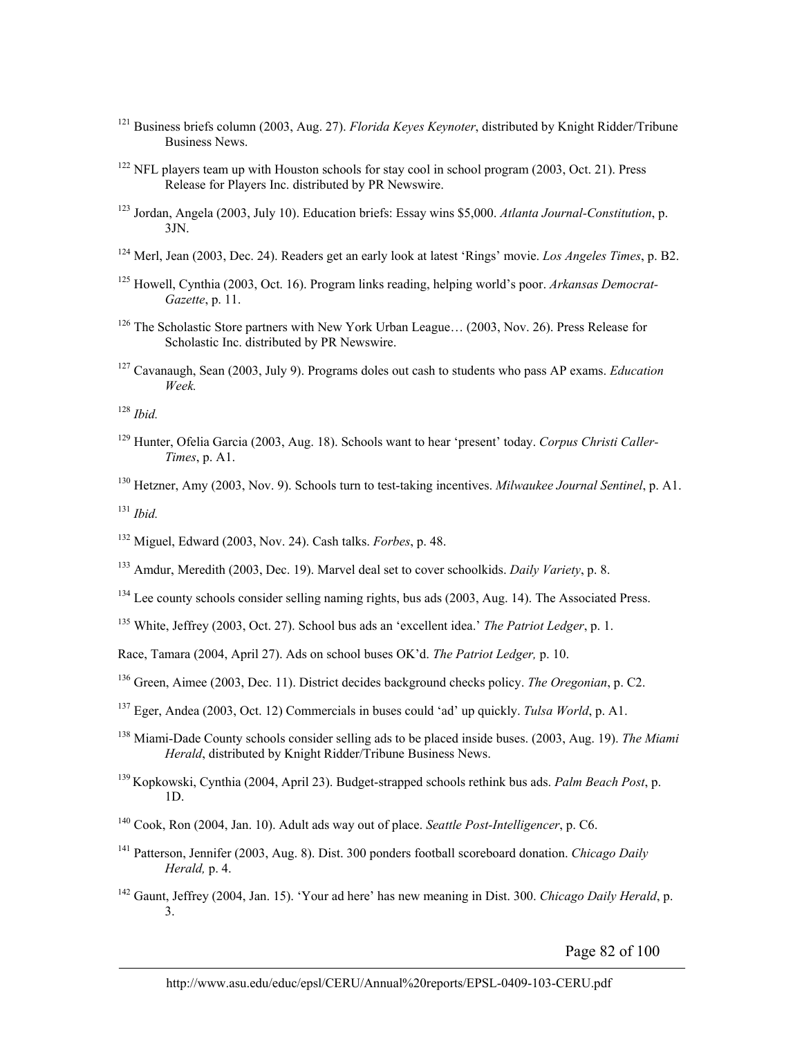[121] Business briefs column (2003, Aug. 27). *Florida Keyes Keynoter*, distributed by Knight Ridder/Tribune Business News.

[122] NFL players team up with Houston schools for stay cool in school program (2003, Oct. 21). Press Release for Players Inc. distributed by PR Newswire.

[123] Jordan, Angela (2003, July 10). Education briefs: Essay wins $5,000. *Atlanta Journal-Constitution*, p. 3JN.

[124] Merl, Jean (2003, Dec. 24). Readers get an early look at latest 'Rings' movie. *Los Angeles Times*, p. B2.

[125] Howell, Cynthia (2003, Oct. 16). Program links reading, helping world's poor. *Arkansas Democrat-Gazette*, p. 11.

[126] The Scholastic Store partners with New York Urban League… (2003, Nov. 26). Press Release for Scholastic Inc. distributed by PR Newswire.

[127] Cavanaugh, Sean (2003, July 9). Programs doles out cash to students who pass AP exams. *Education Week.*

[128] *Ibid.*

[129] Hunter, Ofelia Garcia (2003, Aug. 18). Schools want to hear 'present' today. *Corpus Christi Caller-Times*, p. A1.

[130] Hetzner, Amy (2003, Nov. 9). Schools turn to test-taking incentives. *Milwaukee Journal Sentinel*, p. A1.

[131] *Ibid.*

[132] Miguel, Edward (2003, Nov. 24). Cash talks. *Forbes*, p. 48.

[133] Amdur, Meredith (2003, Dec. 19). Marvel deal set to cover schoolkids. *Daily Variety*, p. 8.

[134] Lee county schools consider selling naming rights, bus ads (2003, Aug. 14). The Associated Press.

[135] White, Jeffrey (2003, Oct. 27). School bus ads an 'excellent idea.' *The Patriot Ledger*, p. 1.

Race, Tamara (2004, April 27). Ads on school buses OK'd. *The Patriot Ledger,* p. 10.

[136] Green, Aimee (2003, Dec. 11). District decides background checks policy. *The Oregonian*, p. C2.

[137] Eger, Andea (2003, Oct. 12) Commercials in buses could 'ad' up quickly. *Tulsa World*, p. A1.

[138] Miami-Dade County schools consider selling ads to be placed inside buses. (2003, Aug. 19). *The Miami Herald*, distributed by Knight Ridder/Tribune Business News.

[139] Kopkowski, Cynthia (2004, April 23). Budget-strapped schools rethink bus ads. *Palm Beach Post*, p. 1D.

[140] Cook, Ron (2004, Jan. 10). Adult ads way out of place. *Seattle Post-Intelligencer*, p. C6.

[141] Patterson, Jennifer (2003, Aug. 8). Dist. 300 ponders football scoreboard donation. *Chicago Daily Herald,* p. 4.

[142] Gaunt, Jeffrey (2004, Jan. 15). 'Your ad here' has new meaning in Dist. 300. *Chicago Daily Herald*, p. 3.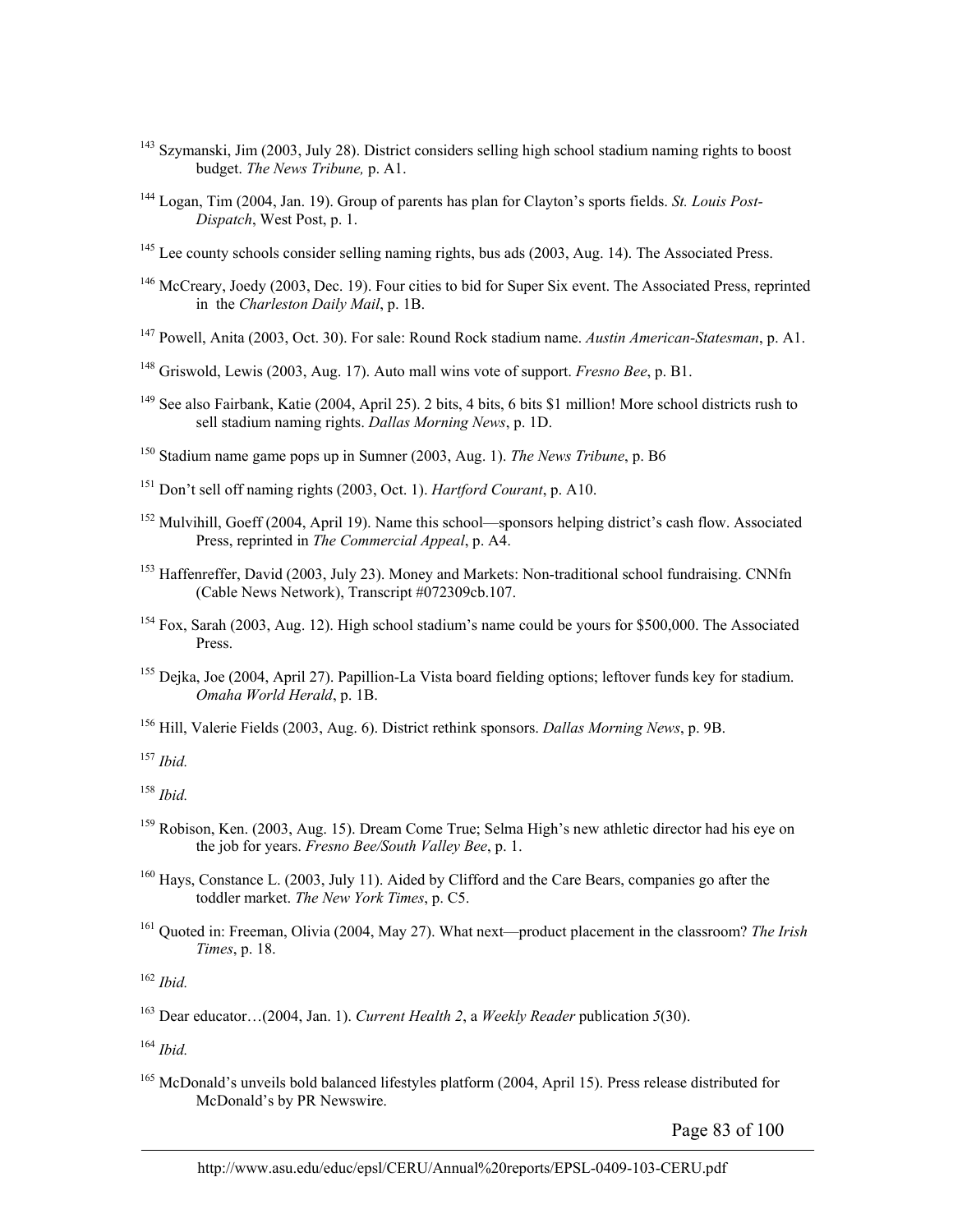[143] Szymanski, Jim (2003, July 28). District considers selling high school stadium naming rights to boost budget. *The News Tribune,* p. A1.

[144] Logan, Tim (2004, Jan. 19). Group of parents has plan for Clayton's sports fields. *St. Louis Post-Dispatch*, West Post, p. 1.

[145] Lee county schools consider selling naming rights, bus ads (2003, Aug. 14). The Associated Press.

[146] McCreary, Joedy (2003, Dec. 19). Four cities to bid for Super Six event. The Associated Press, reprinted in the *Charleston Daily Mail*, p. 1B.

[147] Powell, Anita (2003, Oct. 30). For sale: Round Rock stadium name. *Austin American-Statesman*, p. A1.

[148] Griswold, Lewis (2003, Aug. 17). Auto mall wins vote of support. *Fresno Bee*, p. B1.

[149] See also Fairbank, Katie (2004, April 25). 2 bits, 4 bits, 6 bits $1 million! More school districts rush to sell stadium naming rights. *Dallas Morning News*, p. 1D.

[150] Stadium name game pops up in Sumner (2003, Aug. 1). *The News Tribune*, p. B6

[151] Don't sell off naming rights (2003, Oct. 1). *Hartford Courant*, p. A10.

[152] Mulvihill, Goeff (2004, April 19). Name this school—sponsors helping district's cash flow. Associated Press, reprinted in *The Commercial Appeal*, p. A4.

[153] Haffenreffer, David (2003, July 23). Money and Markets: Non-traditional school fundraising. CNNfn (Cable News Network), Transcript #072309cb.107.

[154] Fox, Sarah (2003, Aug. 12). High school stadium's name could be yours for $500,000. The Associated Press.

[155] Dejka, Joe (2004, April 27). Papillion-La Vista board fielding options; leftover funds key for stadium. *Omaha World Herald*, p. 1B.

[156] Hill, Valerie Fields (2003, Aug. 6). District rethink sponsors. *Dallas Morning News*, p. 9B.

[157] *Ibid.*

[158] *Ibid.*

[159] Robison, Ken. (2003, Aug. 15). Dream Come True; Selma High's new athletic director had his eye on the job for years. *Fresno Bee/South Valley Bee*, p. 1.

[160] Hays, Constance L. (2003, July 11). Aided by Clifford and the Care Bears, companies go after the toddler market. *The New York Times*, p. C5.

[161] Quoted in: Freeman, Olivia (2004, May 27). What next—product placement in the classroom? *The Irish Times*, p. 18.

[162] *Ibid.*

[163] Dear educator…(2004, Jan. 1). *Current Health 2*, a *Weekly Reader* publication *5*(30).

[164] *Ibid.*

[165] McDonald's unveils bold balanced lifestyles platform (2004, April 15). Press release distributed for McDonald's by PR Newswire.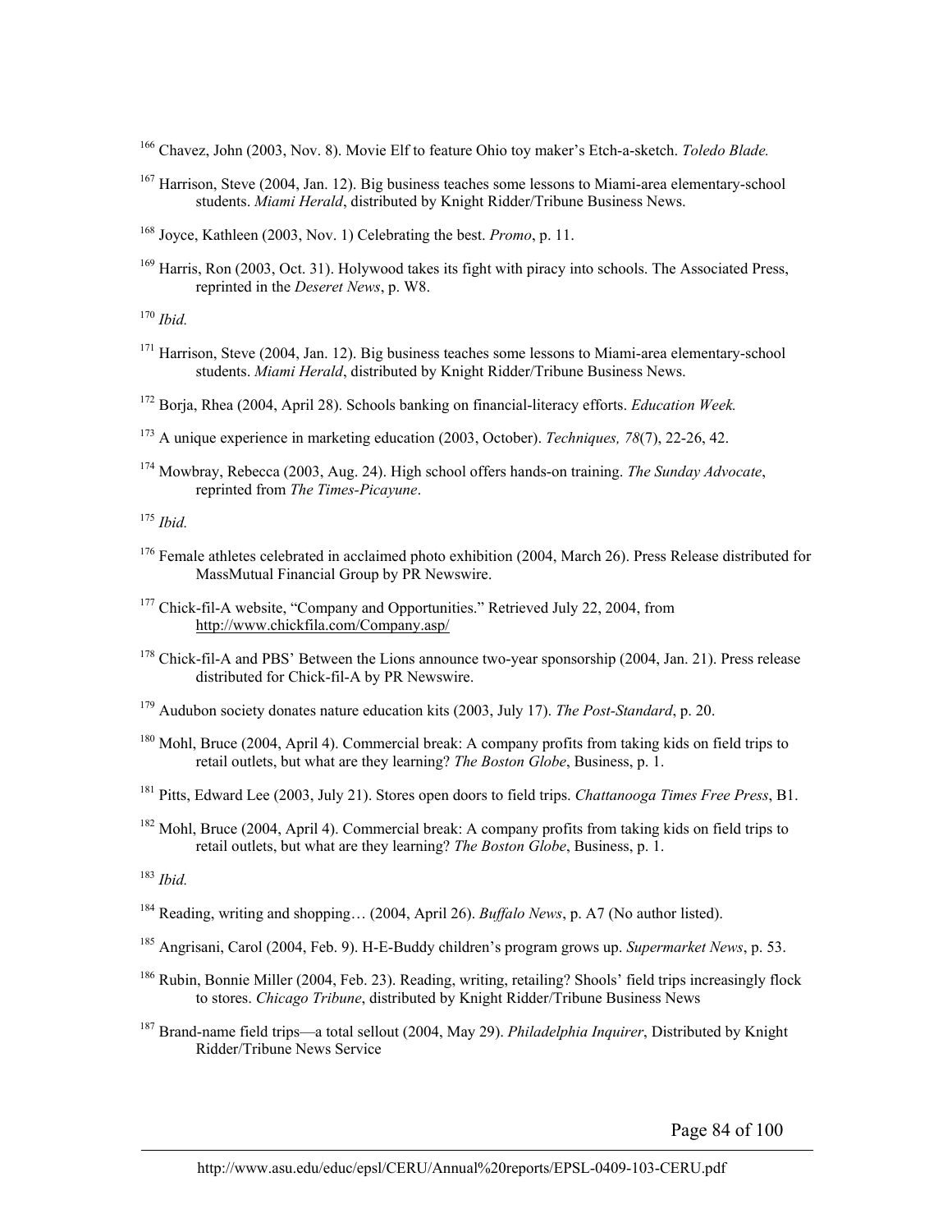166 Chavez, John (2003, Nov. 8). Movie Elf to feature Ohio toy maker's Etch-a-sketch. *Toledo Blade.*

167 Harrison, Steve (2004, Jan. 12). Big business teaches some lessons to Miami-area elementary-school students. *Miami Herald*, distributed by Knight Ridder/Tribune Business News.

168 Joyce, Kathleen (2003, Nov. 1) Celebrating the best. *Promo*, p. 11.

169 Harris, Ron (2003, Oct. 31). Holywood takes its fight with piracy into schools. The Associated Press, reprinted in the *Deseret News*, p. W8.

170 *Ibid.*

171 Harrison, Steve (2004, Jan. 12). Big business teaches some lessons to Miami-area elementary-school students. *Miami Herald*, distributed by Knight Ridder/Tribune Business News.

172 Borja, Rhea (2004, April 28). Schools banking on financial-literacy efforts. *Education Week.*

173 A unique experience in marketing education (2003, October). *Techniques, 78*(7), 22-26, 42.

174 Mowbray, Rebecca (2003, Aug. 24). High school offers hands-on training. *The Sunday Advocate*, reprinted from *The Times-Picayune*.

175 *Ibid.*

176 Female athletes celebrated in acclaimed photo exhibition (2004, March 26). Press Release distributed for MassMutual Financial Group by PR Newswire.

177 Chick-fil-A website, "Company and Opportunities." Retrieved July 22, 2004, from http://www.chickfila.com/Company.asp/

178 Chick-fil-A and PBS' Between the Lions announce two-year sponsorship (2004, Jan. 21). Press release distributed for Chick-fil-A by PR Newswire.

179 Audubon society donates nature education kits (2003, July 17). *The Post-Standard*, p. 20.

180 Mohl, Bruce (2004, April 4). Commercial break: A company profits from taking kids on field trips to retail outlets, but what are they learning? *The Boston Globe*, Business, p. 1.

181 Pitts, Edward Lee (2003, July 21). Stores open doors to field trips. *Chattanooga Times Free Press*, B1.

182 Mohl, Bruce (2004, April 4). Commercial break: A company profits from taking kids on field trips to retail outlets, but what are they learning? *The Boston Globe*, Business, p. 1.

183 *Ibid.*

184 Reading, writing and shopping… (2004, April 26). *Buffalo News*, p. A7 (No author listed).

185 Angrisani, Carol (2004, Feb. 9). H-E-Buddy children's program grows up. *Supermarket News*, p. 53.

186 Rubin, Bonnie Miller (2004, Feb. 23). Reading, writing, retailing? Shools' field trips increasingly flock to stores. *Chicago Tribune*, distributed by Knight Ridder/Tribune Business News

187 Brand-name field trips—a total sellout (2004, May 29). *Philadelphia Inquirer*, Distributed by Knight Ridder/Tribune News Service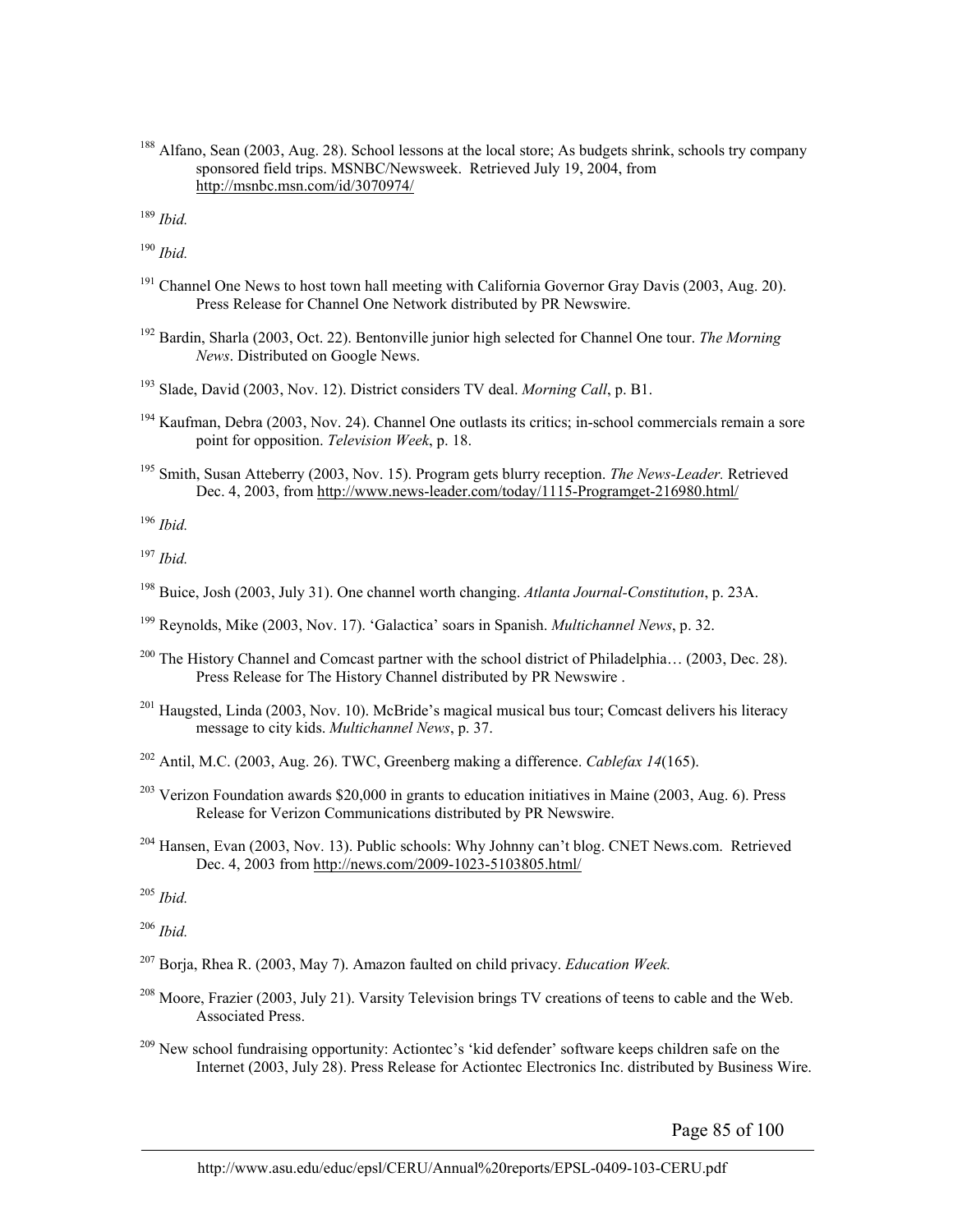[188] Alfano, Sean (2003, Aug. 28). School lessons at the local store; As budgets shrink, schools try company sponsored field trips. MSNBC/Newsweek. Retrieved July 19, 2004, from http://msnbc.msn.com/id/3070974/

[189] *Ibid.*

[190] *Ibid.*

[191] Channel One News to host town hall meeting with California Governor Gray Davis (2003, Aug. 20). Press Release for Channel One Network distributed by PR Newswire.

[192] Bardin, Sharla (2003, Oct. 22). Bentonville junior high selected for Channel One tour. *The Morning News*. Distributed on Google News.

[193] Slade, David (2003, Nov. 12). District considers TV deal. *Morning Call*, p. B1.

[194] Kaufman, Debra (2003, Nov. 24). Channel One outlasts its critics; in-school commercials remain a sore point for opposition. *Television Week*, p. 18.

[195] Smith, Susan Atteberry (2003, Nov. 15). Program gets blurry reception. *The News-Leader.* Retrieved Dec. 4, 2003, from http://www.news-leader.com/today/1115-Programget-216980.html/

[196] *Ibid.*

[197] *Ibid.*

[198] Buice, Josh (2003, July 31). One channel worth changing. *Atlanta Journal-Constitution*, p. 23A.

[199] Reynolds, Mike (2003, Nov. 17). 'Galactica' soars in Spanish. *Multichannel News*, p. 32.

[200] The History Channel and Comcast partner with the school district of Philadelphia… (2003, Dec. 28). Press Release for The History Channel distributed by PR Newswire .

[201] Haugsted, Linda (2003, Nov. 10). McBride's magical musical bus tour; Comcast delivers his literacy message to city kids. *Multichannel News*, p. 37.

[202] Antil, M.C. (2003, Aug. 26). TWC, Greenberg making a difference. *Cablefax 14*(165).

[203] Verizon Foundation awards $20,000 in grants to education initiatives in Maine (2003, Aug. 6). Press Release for Verizon Communications distributed by PR Newswire.

[204] Hansen, Evan (2003, Nov. 13). Public schools: Why Johnny can't blog. CNET News.com. Retrieved Dec. 4, 2003 from http://news.com/2009-1023-5103805.html/

[205] *Ibid.*

[206] *Ibid.*

[207] Borja, Rhea R. (2003, May 7). Amazon faulted on child privacy. *Education Week.*

[208] Moore, Frazier (2003, July 21). Varsity Television brings TV creations of teens to cable and the Web. Associated Press.

[209] New school fundraising opportunity: Actiontec's 'kid defender' software keeps children safe on the Internet (2003, July 28). Press Release for Actiontec Electronics Inc. distributed by Business Wire.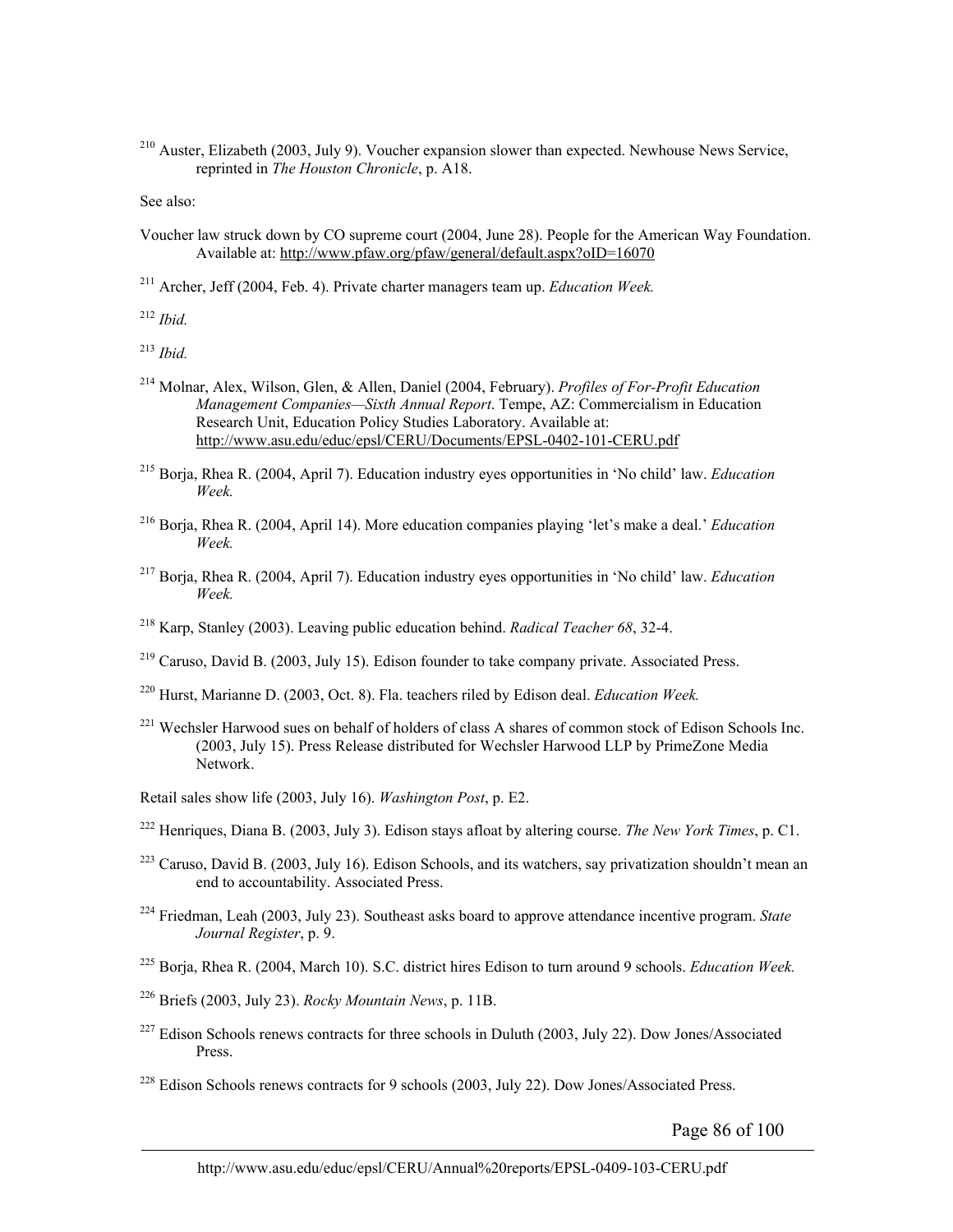[210] Auster, Elizabeth (2003, July 9). Voucher expansion slower than expected. Newhouse News Service, reprinted in *The Houston Chronicle*, p. A18.

See also:

Voucher law struck down by CO supreme court (2004, June 28). People for the American Way Foundation. Available at: http://www.pfaw.org/pfaw/general/default.aspx?oID=16070

[211] Archer, Jeff (2004, Feb. 4). Private charter managers team up. *Education Week.*

[212] *Ibid.*

[213] *Ibid.*

[214] Molnar, Alex, Wilson, Glen, & Allen, Daniel (2004, February). *Profiles of For-Profit Education Management Companies—Sixth Annual Report*. Tempe, AZ: Commercialism in Education Research Unit, Education Policy Studies Laboratory. Available at: http://www.asu.edu/educ/epsl/CERU/Documents/EPSL-0402-101-CERU.pdf

[215] Borja, Rhea R. (2004, April 7). Education industry eyes opportunities in 'No child' law. *Education Week.*

[216] Borja, Rhea R. (2004, April 14). More education companies playing 'let's make a deal.' *Education Week.*

[217] Borja, Rhea R. (2004, April 7). Education industry eyes opportunities in 'No child' law. *Education Week.*

[218] Karp, Stanley (2003). Leaving public education behind. *Radical Teacher 68*, 32-4.

[219] Caruso, David B. (2003, July 15). Edison founder to take company private. Associated Press.

[220] Hurst, Marianne D. (2003, Oct. 8). Fla. teachers riled by Edison deal. *Education Week.*

[221] Wechsler Harwood sues on behalf of holders of class A shares of common stock of Edison Schools Inc. (2003, July 15). Press Release distributed for Wechsler Harwood LLP by PrimeZone Media Network.

Retail sales show life (2003, July 16). *Washington Post*, p. E2.

[222] Henriques, Diana B. (2003, July 3). Edison stays afloat by altering course. *The New York Times*, p. C1.

[223] Caruso, David B. (2003, July 16). Edison Schools, and its watchers, say privatization shouldn't mean an end to accountability. Associated Press.

[224] Friedman, Leah (2003, July 23). Southeast asks board to approve attendance incentive program. *State Journal Register*, p. 9.

[225] Borja, Rhea R. (2004, March 10). S.C. district hires Edison to turn around 9 schools. *Education Week.*

[226] Briefs (2003, July 23). *Rocky Mountain News*, p. 11B.

[227] Edison Schools renews contracts for three schools in Duluth (2003, July 22). Dow Jones/Associated Press.

[228] Edison Schools renews contracts for 9 schools (2003, July 22). Dow Jones/Associated Press.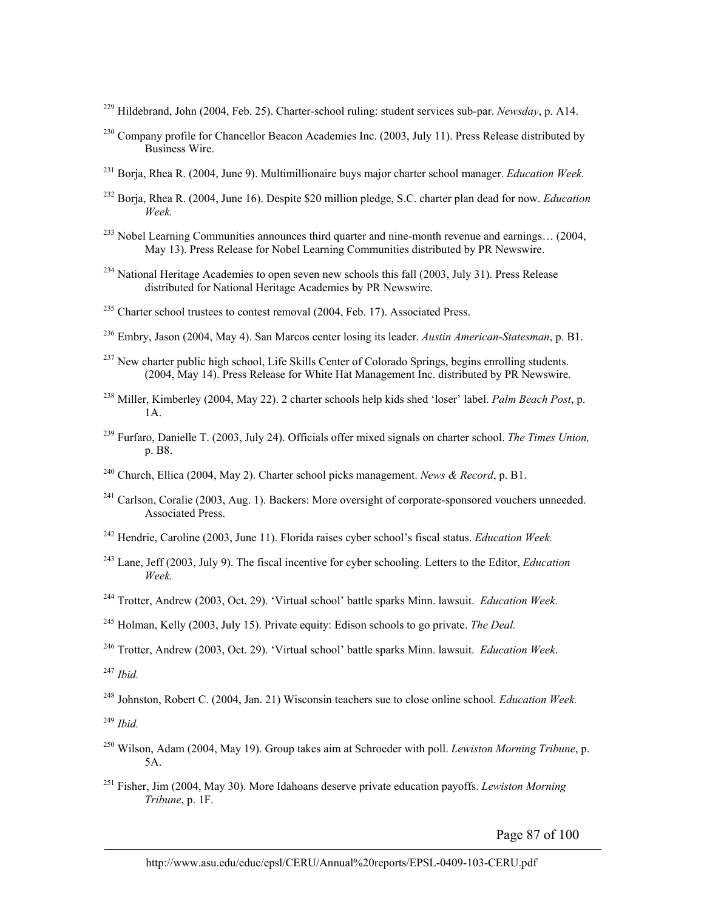[229] Hildebrand, John (2004, Feb. 25). Charter-school ruling: student services sub-par. *Newsday*, p. A14.

[230] Company profile for Chancellor Beacon Academies Inc. (2003, July 11). Press Release distributed by Business Wire.

[231] Borja, Rhea R. (2004, June 9). Multimillionaire buys major charter school manager. *Education Week.*

[232] Borja, Rhea R. (2004, June 16). Despite $20 million pledge, S.C. charter plan dead for now. *Education Week.*

[233] Nobel Learning Communities announces third quarter and nine-month revenue and earnings… (2004, May 13). Press Release for Nobel Learning Communities distributed by PR Newswire.

[234] National Heritage Academies to open seven new schools this fall (2003, July 31). Press Release distributed for National Heritage Academies by PR Newswire.

[235] Charter school trustees to contest removal (2004, Feb. 17). Associated Press.

[236] Embry, Jason (2004, May 4). San Marcos center losing its leader. *Austin American-Statesman*, p. B1.

[237] New charter public high school, Life Skills Center of Colorado Springs, begins enrolling students. (2004, May 14). Press Release for White Hat Management Inc. distributed by PR Newswire.

[238] Miller, Kimberley (2004, May 22). 2 charter schools help kids shed 'loser' label. *Palm Beach Post*, p. 1A.

[239] Furfaro, Danielle T. (2003, July 24). Officials offer mixed signals on charter school. *The Times Union,* p. B8.

[240] Church, Ellica (2004, May 2). Charter school picks management. *News & Record*, p. B1.

[241] Carlson, Coralie (2003, Aug. 1). Backers: More oversight of corporate-sponsored vouchers unneeded. Associated Press.

[242] Hendrie, Caroline (2003, June 11). Florida raises cyber school's fiscal status. *Education Week.*

[243] Lane, Jeff (2003, July 9). The fiscal incentive for cyber schooling. Letters to the Editor, *Education Week.*

[244] Trotter, Andrew (2003, Oct. 29). 'Virtual school' battle sparks Minn. lawsuit. *Education Week*.

[245] Holman, Kelly (2003, July 15). Private equity: Edison schools to go private. *The Deal.*

[246] Trotter, Andrew (2003, Oct. 29). 'Virtual school' battle sparks Minn. lawsuit. *Education Week*.

[247] *Ibid.*

[248] Johnston, Robert C. (2004, Jan. 21) Wisconsin teachers sue to close online school. *Education Week.*

[249] *Ibid.*

[250] Wilson, Adam (2004, May 19). Group takes aim at Schroeder with poll. *Lewiston Morning Tribune*, p. 5A.

[251] Fisher, Jim (2004, May 30). More Idahoans deserve private education payoffs. *Lewiston Morning Tribune*, p. 1F.

http://www.asu.edu/educ/epsl/CERU/Annual%20reports/EPSL-0409-103-CERU.pdf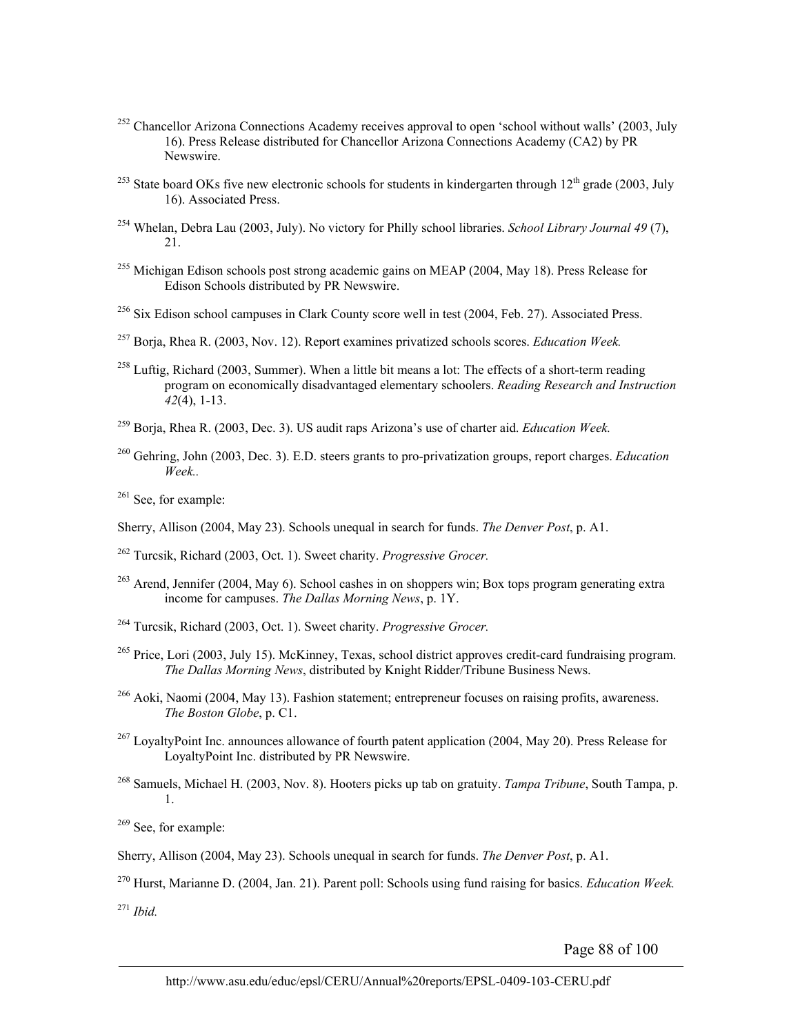[252] Chancellor Arizona Connections Academy receives approval to open 'school without walls' (2003, July 16). Press Release distributed for Chancellor Arizona Connections Academy (CA2) by PR Newswire.

[253] State board OKs five new electronic schools for students in kindergarten through 12th grade (2003, July 16). Associated Press.

[254] Whelan, Debra Lau (2003, July). No victory for Philly school libraries. *School Library Journal 49* (7), 21.

[255] Michigan Edison schools post strong academic gains on MEAP (2004, May 18). Press Release for Edison Schools distributed by PR Newswire.

[256] Six Edison school campuses in Clark County score well in test (2004, Feb. 27). Associated Press.

[257] Borja, Rhea R. (2003, Nov. 12). Report examines privatized schools scores. *Education Week.*

[258] Luftig, Richard (2003, Summer). When a little bit means a lot: The effects of a short-term reading program on economically disadvantaged elementary schoolers. *Reading Research and Instruction 42*(4), 1-13.

[259] Borja, Rhea R. (2003, Dec. 3). US audit raps Arizona's use of charter aid. *Education Week.*

[260] Gehring, John (2003, Dec. 3). E.D. steers grants to pro-privatization groups, report charges. *Education Week..*

[261] See, for example:

Sherry, Allison (2004, May 23). Schools unequal in search for funds. *The Denver Post*, p. A1.

[262] Turcsik, Richard (2003, Oct. 1). Sweet charity. *Progressive Grocer.*

[263] Arend, Jennifer (2004, May 6). School cashes in on shoppers win; Box tops program generating extra income for campuses. *The Dallas Morning News*, p. 1Y.

[264] Turcsik, Richard (2003, Oct. 1). Sweet charity. *Progressive Grocer.*

[265] Price, Lori (2003, July 15). McKinney, Texas, school district approves credit-card fundraising program. *The Dallas Morning News*, distributed by Knight Ridder/Tribune Business News.

[266] Aoki, Naomi (2004, May 13). Fashion statement; entrepreneur focuses on raising profits, awareness. *The Boston Globe*, p. C1.

[267] LoyaltyPoint Inc. announces allowance of fourth patent application (2004, May 20). Press Release for LoyaltyPoint Inc. distributed by PR Newswire.

[268] Samuels, Michael H. (2003, Nov. 8). Hooters picks up tab on gratuity. *Tampa Tribune*, South Tampa, p. 1.

[269] See, for example:

Sherry, Allison (2004, May 23). Schools unequal in search for funds. *The Denver Post*, p. A1.

[270] Hurst, Marianne D. (2004, Jan. 21). Parent poll: Schools using fund raising for basics. *Education Week.*

[271] *Ibid.*

http://www.asu.edu/educ/epsl/CERU/Annual%20reports/EPSL-0409-103-CERU.pdf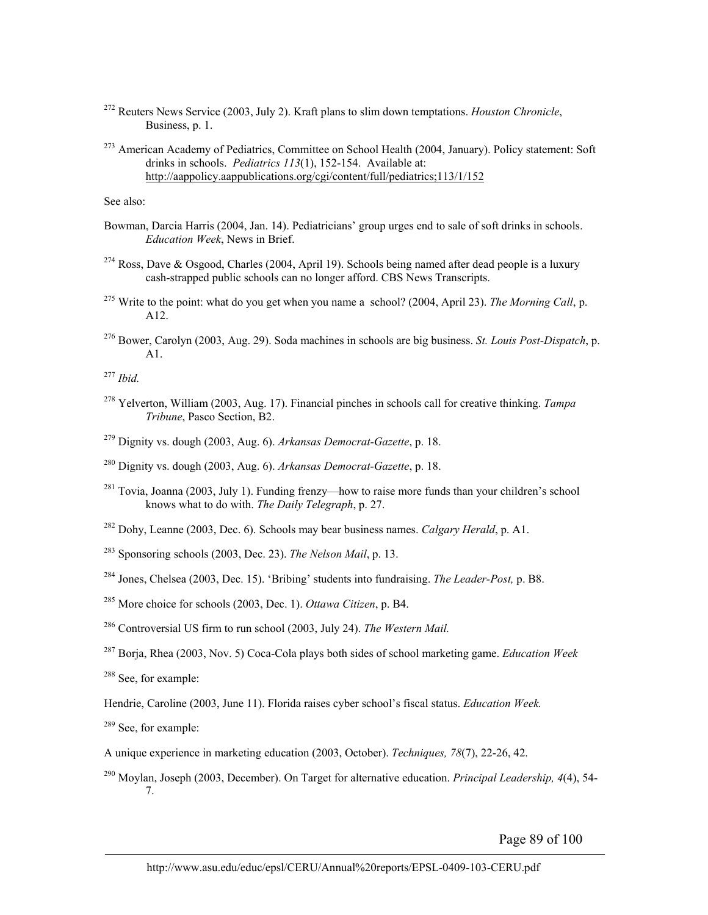[272] Reuters News Service (2003, July 2). Kraft plans to slim down temptations. *Houston Chronicle*, Business, p. 1.

[273] American Academy of Pediatrics, Committee on School Health (2004, January). Policy statement: Soft drinks in schools. *Pediatrics 113*(1), 152-154. Available at: http://aappolicy.aappublications.org/cgi/content/full/pediatrics;113/1/152

See also:

Bowman, Darcia Harris (2004, Jan. 14). Pediatricians' group urges end to sale of soft drinks in schools. *Education Week*, News in Brief.

[274] Ross, Dave & Osgood, Charles (2004, April 19). Schools being named after dead people is a luxury cash-strapped public schools can no longer afford. CBS News Transcripts.

[275] Write to the point: what do you get when you name a school? (2004, April 23). *The Morning Call*, p. A12.

[276] Bower, Carolyn (2003, Aug. 29). Soda machines in schools are big business. *St. Louis Post-Dispatch*, p. A1.

[277] *Ibid.*

[278] Yelverton, William (2003, Aug. 17). Financial pinches in schools call for creative thinking. *Tampa Tribune*, Pasco Section, B2.

[279] Dignity vs. dough (2003, Aug. 6). *Arkansas Democrat-Gazette*, p. 18.

[280] Dignity vs. dough (2003, Aug. 6). *Arkansas Democrat-Gazette*, p. 18.

[281] Tovia, Joanna (2003, July 1). Funding frenzy—how to raise more funds than your children's school knows what to do with. *The Daily Telegraph*, p. 27.

[282] Dohy, Leanne (2003, Dec. 6). Schools may bear business names. *Calgary Herald*, p. A1.

[283] Sponsoring schools (2003, Dec. 23). *The Nelson Mail*, p. 13.

[284] Jones, Chelsea (2003, Dec. 15). 'Bribing' students into fundraising. *The Leader-Post,* p. B8.

[285] More choice for schools (2003, Dec. 1). *Ottawa Citizen*, p. B4.

[286] Controversial US firm to run school (2003, July 24). *The Western Mail.*

[287] Borja, Rhea (2003, Nov. 5) Coca-Cola plays both sides of school marketing game. *Education Week*

[288] See, for example:

Hendrie, Caroline (2003, June 11). Florida raises cyber school's fiscal status. *Education Week.*

[289] See, for example:

A unique experience in marketing education (2003, October). *Techniques, 78*(7), 22-26, 42.

[290] Moylan, Joseph (2003, December). On Target for alternative education. *Principal Leadership, 4*(4), 54-7.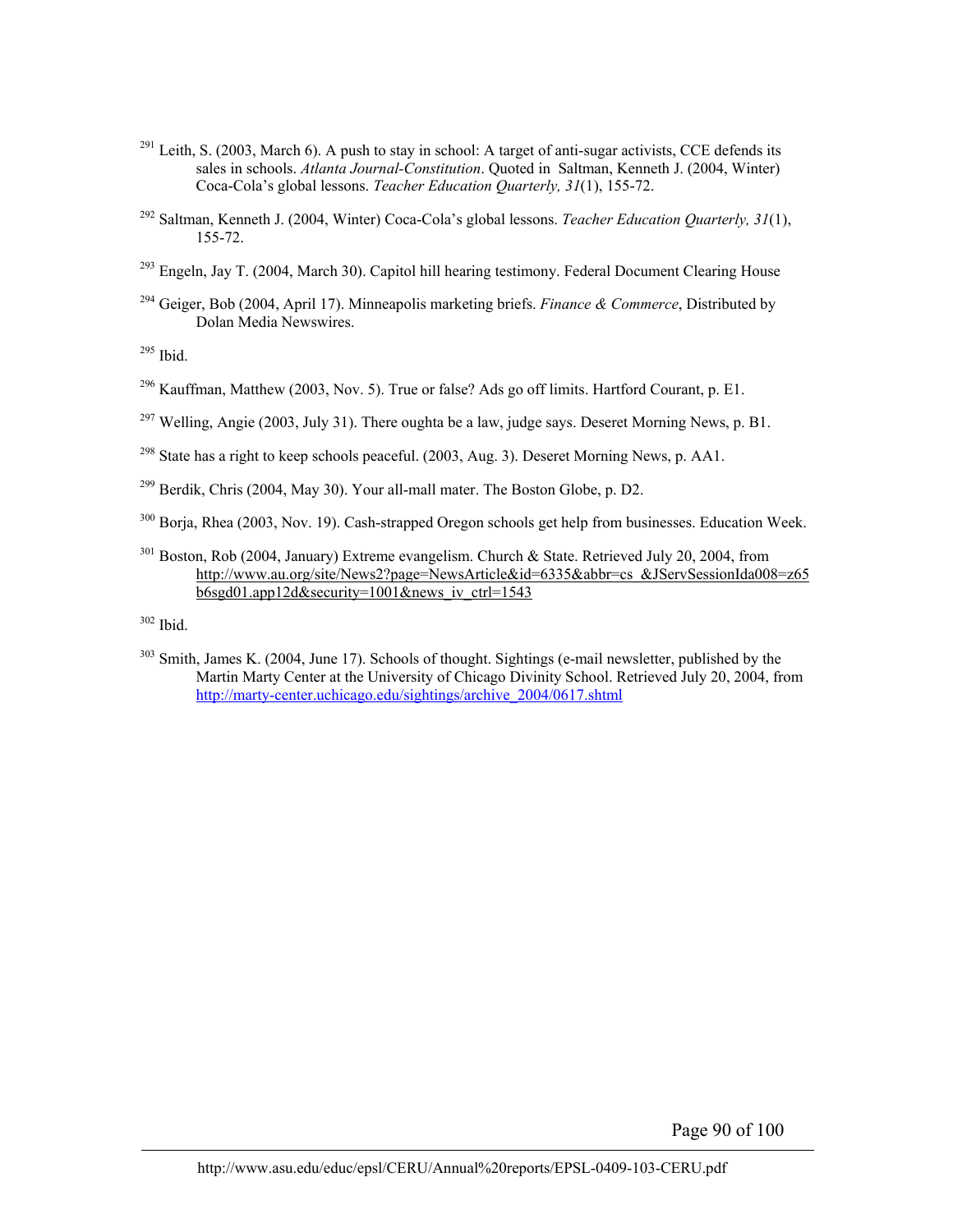[291] Leith, S. (2003, March 6). A push to stay in school: A target of anti-sugar activists, CCE defends its sales in schools. *Atlanta Journal-Constitution*. Quoted in Saltman, Kenneth J. (2004, Winter) Coca-Cola's global lessons. *Teacher Education Quarterly, 31*(1), 155-72.

[292] Saltman, Kenneth J. (2004, Winter) Coca-Cola's global lessons. *Teacher Education Quarterly, 31*(1), 155-72.

[293] Engeln, Jay T. (2004, March 30). Capitol hill hearing testimony. Federal Document Clearing House

[294] Geiger, Bob (2004, April 17). Minneapolis marketing briefs. *Finance & Commerce*, Distributed by Dolan Media Newswires.

[295] Ibid.

[296] Kauffman, Matthew (2003, Nov. 5). True or false? Ads go off limits. Hartford Courant, p. E1.

[297] Welling, Angie (2003, July 31). There oughta be a law, judge says. Deseret Morning News, p. B1.

[298] State has a right to keep schools peaceful. (2003, Aug. 3). Deseret Morning News, p. AA1.

[299] Berdik, Chris (2004, May 30). Your all-mall mater. The Boston Globe, p. D2.

[300] Borja, Rhea (2003, Nov. 19). Cash-strapped Oregon schools get help from businesses. Education Week.

[301] Boston, Rob (2004, January) Extreme evangelism. Church & State. Retrieved July 20, 2004, from http://www.au.org/site/News2?page=NewsArticle&id=6335&abbr=cs_&JServSessionIda008=z65b6sgd01.app12d&security=1001&news_iv_ctrl=1543

[302] Ibid.

[303] Smith, James K. (2004, June 17). Schools of thought. Sightings (e-mail newsletter, published by the Martin Marty Center at the University of Chicago Divinity School. Retrieved July 20, 2004, from http://marty-center.uchicago.edu/sightings/archive_2004/0617.shtml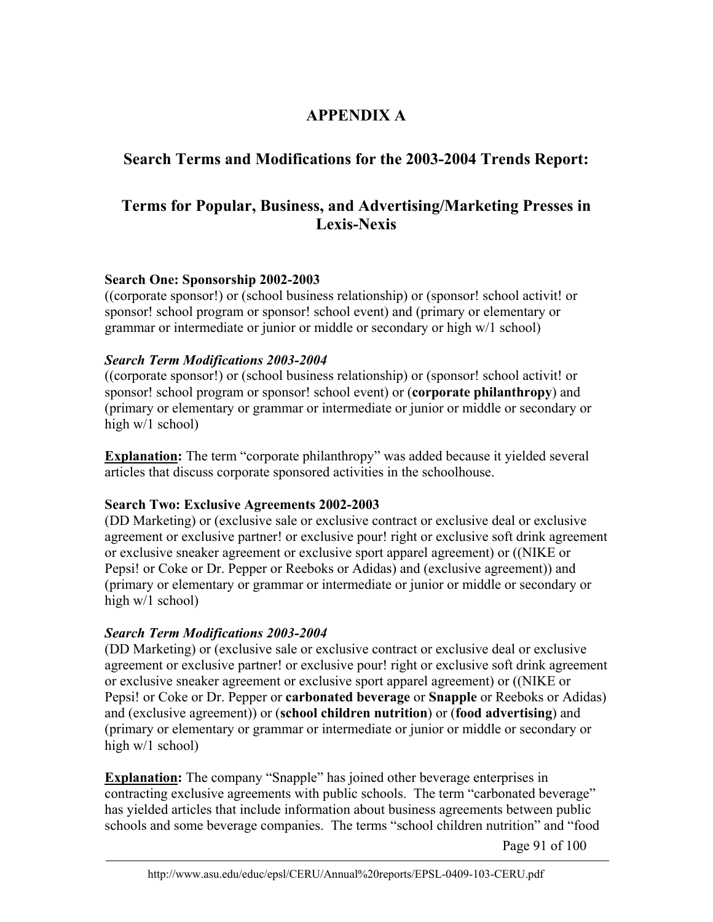# APPENDIX A

## Search Terms and Modifications for the 2003-2004 Trends Report:

## Terms for Popular, Business, and Advertising/Marketing Presses in Lexis-Nexis

**Search One: Sponsorship 2002-2003**
((corporate sponsor!) or (school business relationship) or (sponsor! school activit! or sponsor! school program or sponsor! school event) and (primary or elementary or grammar or intermediate or junior or middle or secondary or high w/1 school)

***Search Term Modifications 2003-2004***
((corporate sponsor!) or (school business relationship) or (sponsor! school activit! or sponsor! school program or sponsor! school event) or (**corporate philanthropy**) and (primary or elementary or grammar or intermediate or junior or middle or secondary or high w/1 school)

**Explanation:** The term "corporate philanthropy" was added because it yielded several articles that discuss corporate sponsored activities in the schoolhouse.

**Search Two: Exclusive Agreements 2002-2003**
(DD Marketing) or (exclusive sale or exclusive contract or exclusive deal or exclusive agreement or exclusive partner! or exclusive pour! right or exclusive soft drink agreement or exclusive sneaker agreement or exclusive sport apparel agreement) or ((NIKE or Pepsi! or Coke or Dr. Pepper or Reeboks or Adidas) and (exclusive agreement)) and (primary or elementary or grammar or intermediate or junior or middle or secondary or high w/1 school)

***Search Term Modifications 2003-2004***
(DD Marketing) or (exclusive sale or exclusive contract or exclusive deal or exclusive agreement or exclusive partner! or exclusive pour! right or exclusive soft drink agreement or exclusive sneaker agreement or exclusive sport apparel agreement) or ((NIKE or Pepsi! or Coke or Dr. Pepper or **carbonated beverage** or **Snapple** or Reeboks or Adidas) and (exclusive agreement)) or (**school children nutrition**) or (**food advertising**) and (primary or elementary or grammar or intermediate or junior or middle or secondary or high w/1 school)

**Explanation:** The company "Snapple" has joined other beverage enterprises in contracting exclusive agreements with public schools. The term "carbonated beverage" has yielded articles that include information about business agreements between public schools and some beverage companies. The terms "school children nutrition" and "food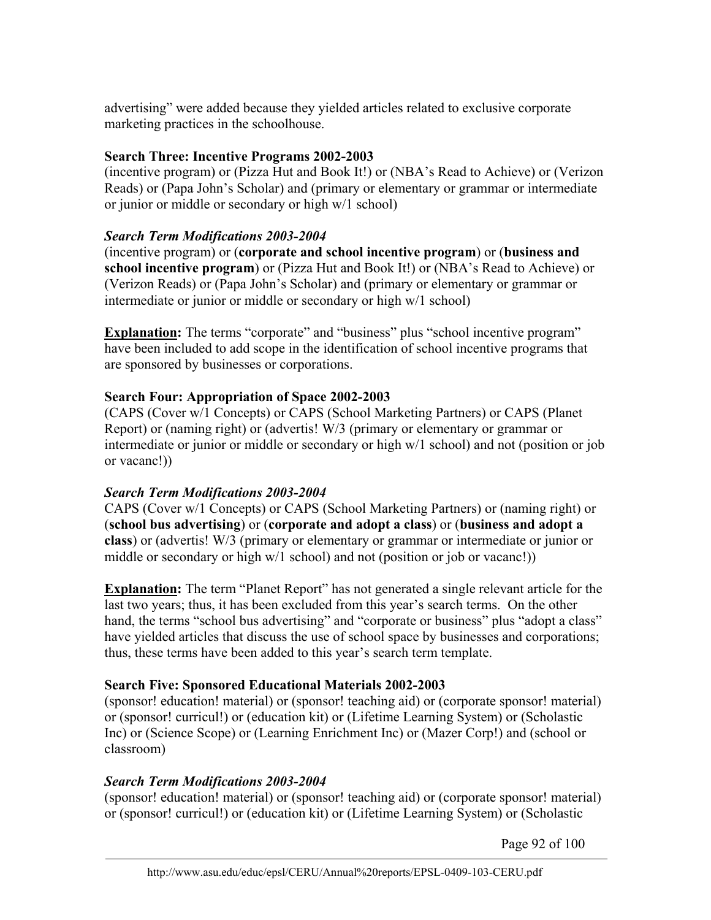advertising" were added because they yielded articles related to exclusive corporate marketing practices in the schoolhouse.

**Search Three: Incentive Programs 2002-2003**
(incentive program) or (Pizza Hut and Book It!) or (NBA's Read to Achieve) or (Verizon Reads) or (Papa John's Scholar) and (primary or elementary or grammar or intermediate or junior or middle or secondary or high w/1 school)

***Search Term Modifications 2003-2004***
(incentive program) or (**corporate and school incentive program**) or (**business and school incentive program**) or (Pizza Hut and Book It!) or (NBA's Read to Achieve) or (Verizon Reads) or (Papa John's Scholar) and (primary or elementary or grammar or intermediate or junior or middle or secondary or high w/1 school)

**Explanation:** The terms "corporate" and "business" plus "school incentive program" have been included to add scope in the identification of school incentive programs that are sponsored by businesses or corporations.

**Search Four: Appropriation of Space 2002-2003**
(CAPS (Cover w/1 Concepts) or CAPS (School Marketing Partners) or CAPS (Planet Report) or (naming right) or (advertis! W/3 (primary or elementary or grammar or intermediate or junior or middle or secondary or high w/1 school) and not (position or job or vacanc!))

***Search Term Modifications 2003-2004***
CAPS (Cover w/1 Concepts) or CAPS (School Marketing Partners) or (naming right) or (**school bus advertising**) or (**corporate and adopt a class**) or (**business and adopt a class**) or (advertis! W/3 (primary or elementary or grammar or intermediate or junior or middle or secondary or high w/1 school) and not (position or job or vacanc!))

**Explanation:** The term "Planet Report" has not generated a single relevant article for the last two years; thus, it has been excluded from this year's search terms. On the other hand, the terms "school bus advertising" and "corporate or business" plus "adopt a class" have yielded articles that discuss the use of school space by businesses and corporations; thus, these terms have been added to this year's search term template.

**Search Five: Sponsored Educational Materials 2002-2003**
(sponsor! education! material) or (sponsor! teaching aid) or (corporate sponsor! material) or (sponsor! curricul!) or (education kit) or (Lifetime Learning System) or (Scholastic Inc) or (Science Scope) or (Learning Enrichment Inc) or (Mazer Corp!) and (school or classroom)

***Search Term Modifications 2003-2004***
(sponsor! education! material) or (sponsor! teaching aid) or (corporate sponsor! material) or (sponsor! curricul!) or (education kit) or (Lifetime Learning System) or (Scholastic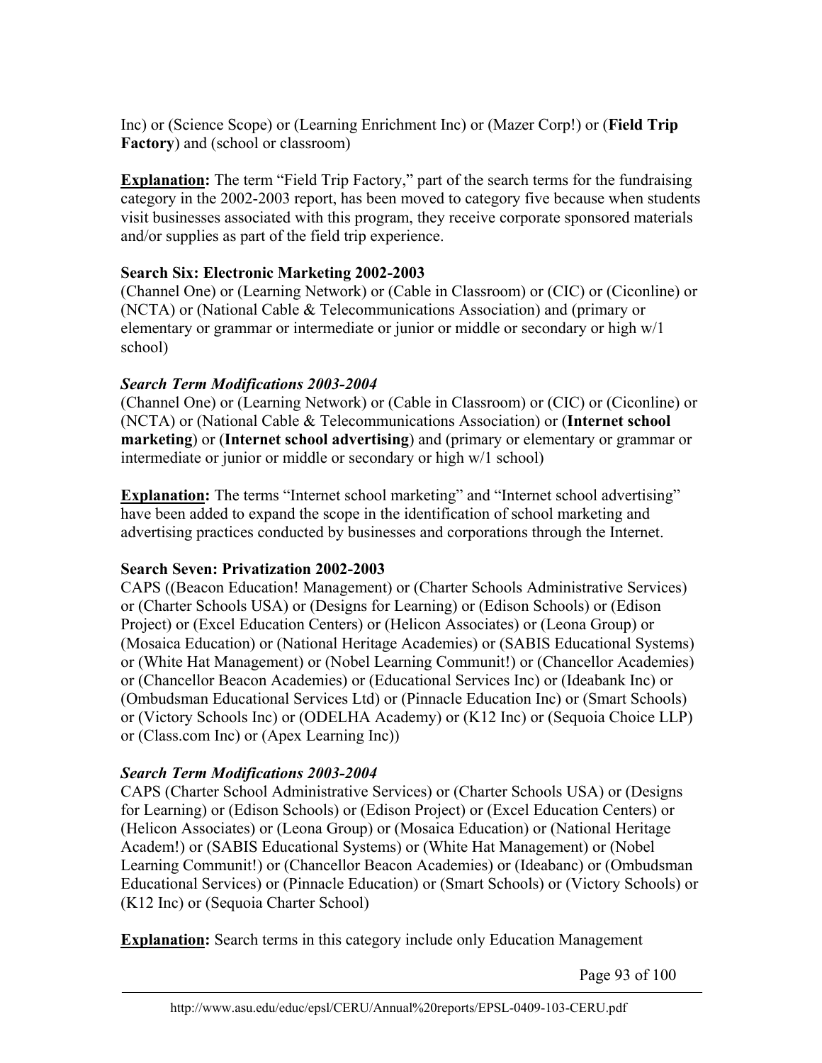Inc) or (Science Scope) or (Learning Enrichment Inc) or (Mazer Corp!) or (**Field Trip Factory**) and (school or classroom)

**Explanation:** The term "Field Trip Factory," part of the search terms for the fundraising category in the 2002-2003 report, has been moved to category five because when students visit businesses associated with this program, they receive corporate sponsored materials and/or supplies as part of the field trip experience.

**Search Six: Electronic Marketing 2002-2003**
(Channel One) or (Learning Network) or (Cable in Classroom) or (CIC) or (Ciconline) or (NCTA) or (National Cable & Telecommunications Association) and (primary or elementary or grammar or intermediate or junior or middle or secondary or high w/1 school)

***Search Term Modifications 2003-2004***
(Channel One) or (Learning Network) or (Cable in Classroom) or (CIC) or (Ciconline) or (NCTA) or (National Cable & Telecommunications Association) or (**Internet school marketing**) or (**Internet school advertising**) and (primary or elementary or grammar or intermediate or junior or middle or secondary or high w/1 school)

**Explanation:** The terms "Internet school marketing" and "Internet school advertising" have been added to expand the scope in the identification of school marketing and advertising practices conducted by businesses and corporations through the Internet.

**Search Seven: Privatization 2002-2003**
CAPS ((Beacon Education! Management) or (Charter Schools Administrative Services) or (Charter Schools USA) or (Designs for Learning) or (Edison Schools) or (Edison Project) or (Excel Education Centers) or (Helicon Associates) or (Leona Group) or (Mosaica Education) or (National Heritage Academies) or (SABIS Educational Systems) or (White Hat Management) or (Nobel Learning Communit!) or (Chancellor Academies) or (Chancellor Beacon Academies) or (Educational Services Inc) or (Ideabank Inc) or (Ombudsman Educational Services Ltd) or (Pinnacle Education Inc) or (Smart Schools) or (Victory Schools Inc) or (ODELHA Academy) or (K12 Inc) or (Sequoia Choice LLP) or (Class.com Inc) or (Apex Learning Inc))

***Search Term Modifications 2003-2004***
CAPS (Charter School Administrative Services) or (Charter Schools USA) or (Designs for Learning) or (Edison Schools) or (Edison Project) or (Excel Education Centers) or (Helicon Associates) or (Leona Group) or (Mosaica Education) or (National Heritage Academ!) or (SABIS Educational Systems) or (White Hat Management) or (Nobel Learning Communit!) or (Chancellor Beacon Academies) or (Ideabanc) or (Ombudsman Educational Services) or (Pinnacle Education) or (Smart Schools) or (Victory Schools) or (K12 Inc) or (Sequoia Charter School)

**Explanation:** Search terms in this category include only Education Management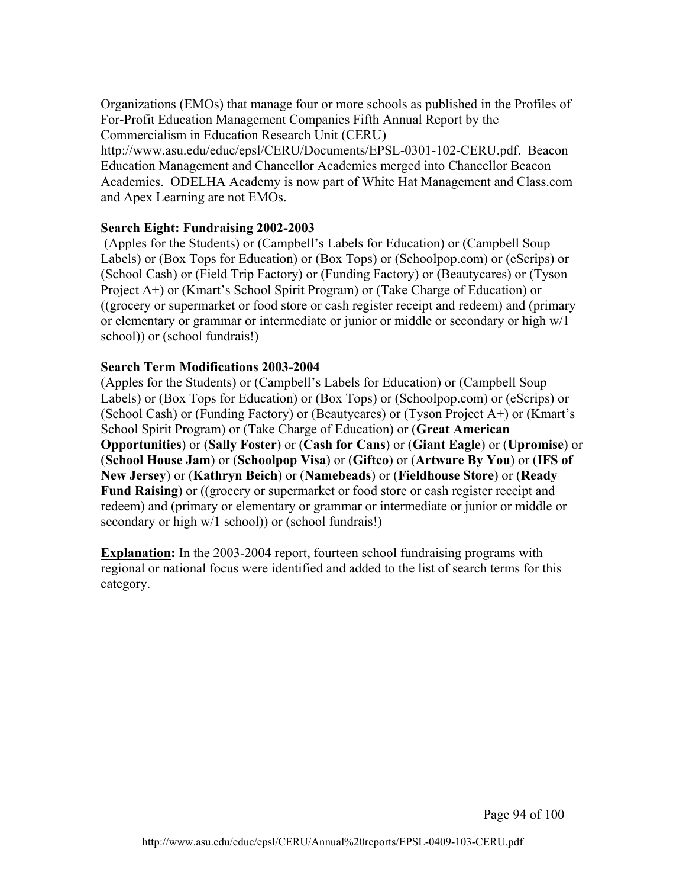Organizations (EMOs) that manage four or more schools as published in the Profiles of For-Profit Education Management Companies Fifth Annual Report by the Commercialism in Education Research Unit (CERU) http://www.asu.edu/educ/epsl/CERU/Documents/EPSL-0301-102-CERU.pdf. Beacon Education Management and Chancellor Academies merged into Chancellor Beacon Academies. ODELHA Academy is now part of White Hat Management and Class.com and Apex Learning are not EMOs.

**Search Eight: Fundraising 2002-2003**

(Apples for the Students) or (Campbell's Labels for Education) or (Campbell Soup Labels) or (Box Tops for Education) or (Box Tops) or (Schoolpop.com) or (eScrips) or (School Cash) or (Field Trip Factory) or (Funding Factory) or (Beautycares) or (Tyson Project A+) or (Kmart's School Spirit Program) or (Take Charge of Education) or ((grocery or supermarket or food store or cash register receipt and redeem) and (primary or elementary or grammar or intermediate or junior or middle or secondary or high w/1 school)) or (school fundrais!)

**Search Term Modifications 2003-2004**

(Apples for the Students) or (Campbell's Labels for Education) or (Campbell Soup Labels) or (Box Tops for Education) or (Box Tops) or (Schoolpop.com) or (eScrips) or (School Cash) or (Funding Factory) or (Beautycares) or (Tyson Project A+) or (Kmart's School Spirit Program) or (Take Charge of Education) or (**Great American Opportunities**) or (**Sally Foster**) or (**Cash for Cans**) or (**Giant Eagle**) or (**Upromise**) or (**School House Jam**) or (**Schoolpop Visa**) or (**Giftco**) or (**Artware By You**) or (**IFS of New Jersey**) or (**Kathryn Beich**) or (**Namebeads**) or (**Fieldhouse Store**) or (**Ready Fund Raising**) or ((grocery or supermarket or food store or cash register receipt and redeem) and (primary or elementary or grammar or intermediate or junior or middle or secondary or high w/1 school)) or (school fundrais!)

**Explanation:** In the 2003-2004 report, fourteen school fundraising programs with regional or national focus were identified and added to the list of search terms for this category.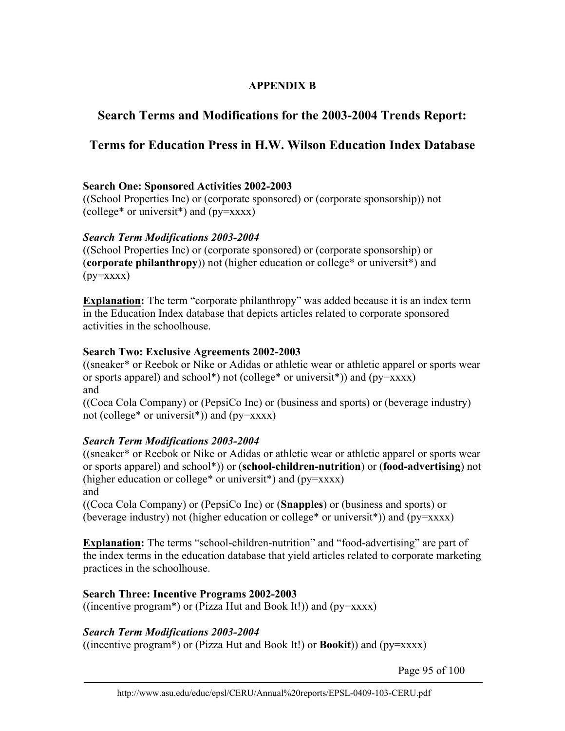**APPENDIX B**

## Search Terms and Modifications for the 2003-2004 Trends Report:

## Terms for Education Press in H.W. Wilson Education Index Database

**Search One: Sponsored Activities 2002-2003**
((School Properties Inc) or (corporate sponsored) or (corporate sponsorship)) not (college* or universit*) and (py=xxxx)

***Search Term Modifications 2003-2004***
((School Properties Inc) or (corporate sponsored) or (corporate sponsorship) or (**corporate philanthropy**)) not (higher education or college* or universit*) and (py=xxxx)

**Explanation:** The term "corporate philanthropy" was added because it is an index term in the Education Index database that depicts articles related to corporate sponsored activities in the schoolhouse.

**Search Two: Exclusive Agreements 2002-2003**
((sneaker* or Reebok or Nike or Adidas or athletic wear or athletic apparel or sports wear or sports apparel) and school*) not (college* or universit*)) and (py=xxxx)
and
((Coca Cola Company) or (PepsiCo Inc) or (business and sports) or (beverage industry) not (college* or universit*)) and (py=xxxx)

***Search Term Modifications 2003-2004***
((sneaker* or Reebok or Nike or Adidas or athletic wear or athletic apparel or sports wear or sports apparel) and school*)) or (**school-children-nutrition**) or (**food-advertising**) not (higher education or college* or universit*) and (py=xxxx)
and
((Coca Cola Company) or (PepsiCo Inc) or (**Snapples**) or (business and sports) or (beverage industry) not (higher education or college* or universit*)) and (py=xxxx)

**Explanation:** The terms "school-children-nutrition" and "food-advertising" are part of the index terms in the education database that yield articles related to corporate marketing practices in the schoolhouse.

**Search Three: Incentive Programs 2002-2003**
((incentive program*) or (Pizza Hut and Book It!)) and (py=xxxx)

***Search Term Modifications 2003-2004***
((incentive program*) or (Pizza Hut and Book It!) or **Bookit**)) and (py=xxxx)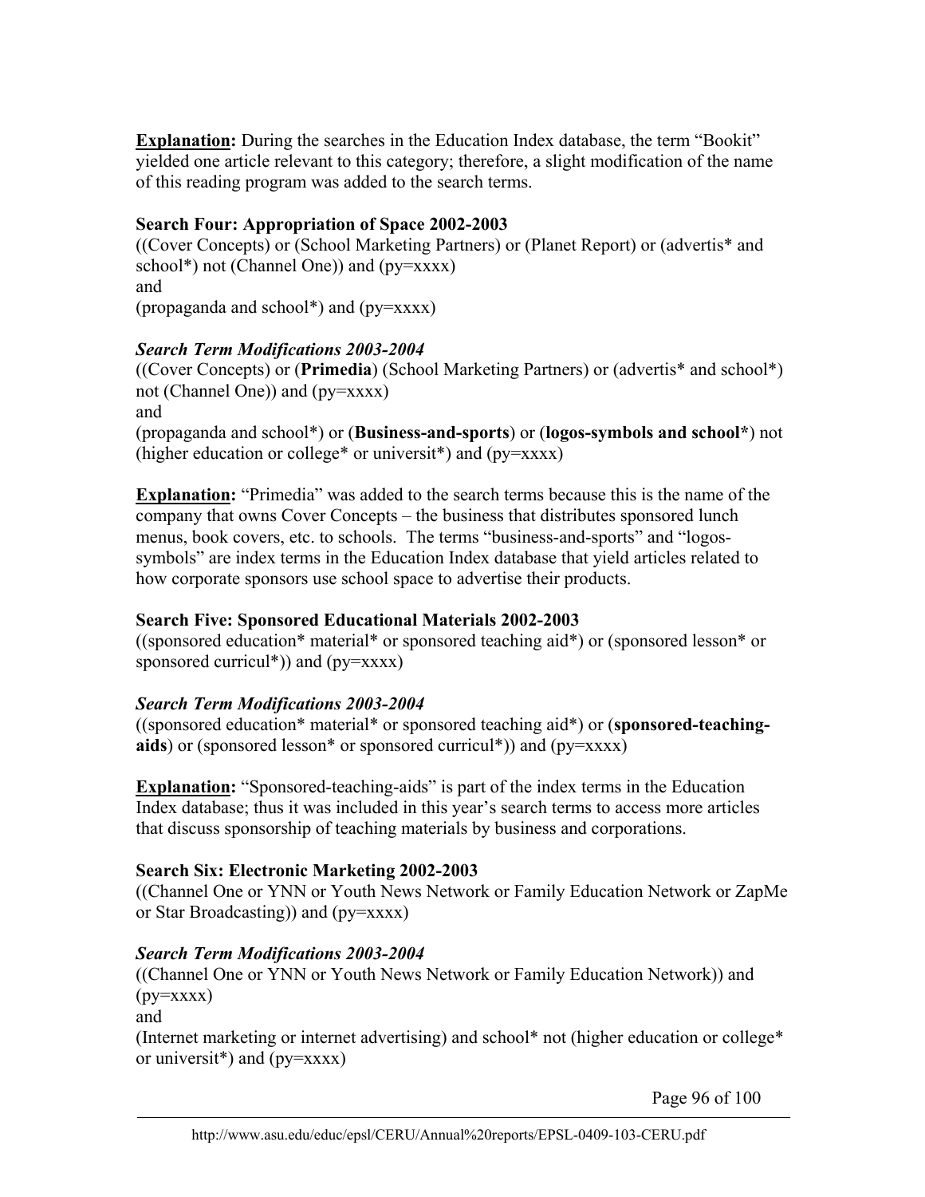**Explanation:** During the searches in the Education Index database, the term "Bookit" yielded one article relevant to this category; therefore, a slight modification of the name of this reading program was added to the search terms.

**Search Four: Appropriation of Space 2002-2003**

((Cover Concepts) or (School Marketing Partners) or (Planet Report) or (advertis* and school*) not (Channel One)) and (py=xxxx)
and
(propaganda and school*) and (py=xxxx)

***Search Term Modifications 2003-2004***

((Cover Concepts) or (**Primedia**) (School Marketing Partners) or (advertis* and school*) not (Channel One)) and (py=xxxx)
and
(propaganda and school*) or (**Business-and-sports**) or (**logos-symbols and school***) not (higher education or college* or universit*) and (py=xxxx)

**Explanation:** "Primedia" was added to the search terms because this is the name of the company that owns Cover Concepts – the business that distributes sponsored lunch menus, book covers, etc. to schools. The terms "business-and-sports" and "logos-symbols" are index terms in the Education Index database that yield articles related to how corporate sponsors use school space to advertise their products.

**Search Five: Sponsored Educational Materials 2002-2003**

((sponsored education* material* or sponsored teaching aid*) or (sponsored lesson* or sponsored curricul*)) and (py=xxxx)

***Search Term Modifications 2003-2004***

((sponsored education* material* or sponsored teaching aid*) or (**sponsored-teaching-aids**) or (sponsored lesson* or sponsored curricul*)) and (py=xxxx)

**Explanation:** "Sponsored-teaching-aids" is part of the index terms in the Education Index database; thus it was included in this year's search terms to access more articles that discuss sponsorship of teaching materials by business and corporations.

**Search Six: Electronic Marketing 2002-2003**

((Channel One or YNN or Youth News Network or Family Education Network or ZapMe or Star Broadcasting)) and (py=xxxx)

***Search Term Modifications 2003-2004***

((Channel One or YNN or Youth News Network or Family Education Network)) and (py=xxxx)
and
(Internet marketing or internet advertising) and school* not (higher education or college* or universit*) and (py=xxxx)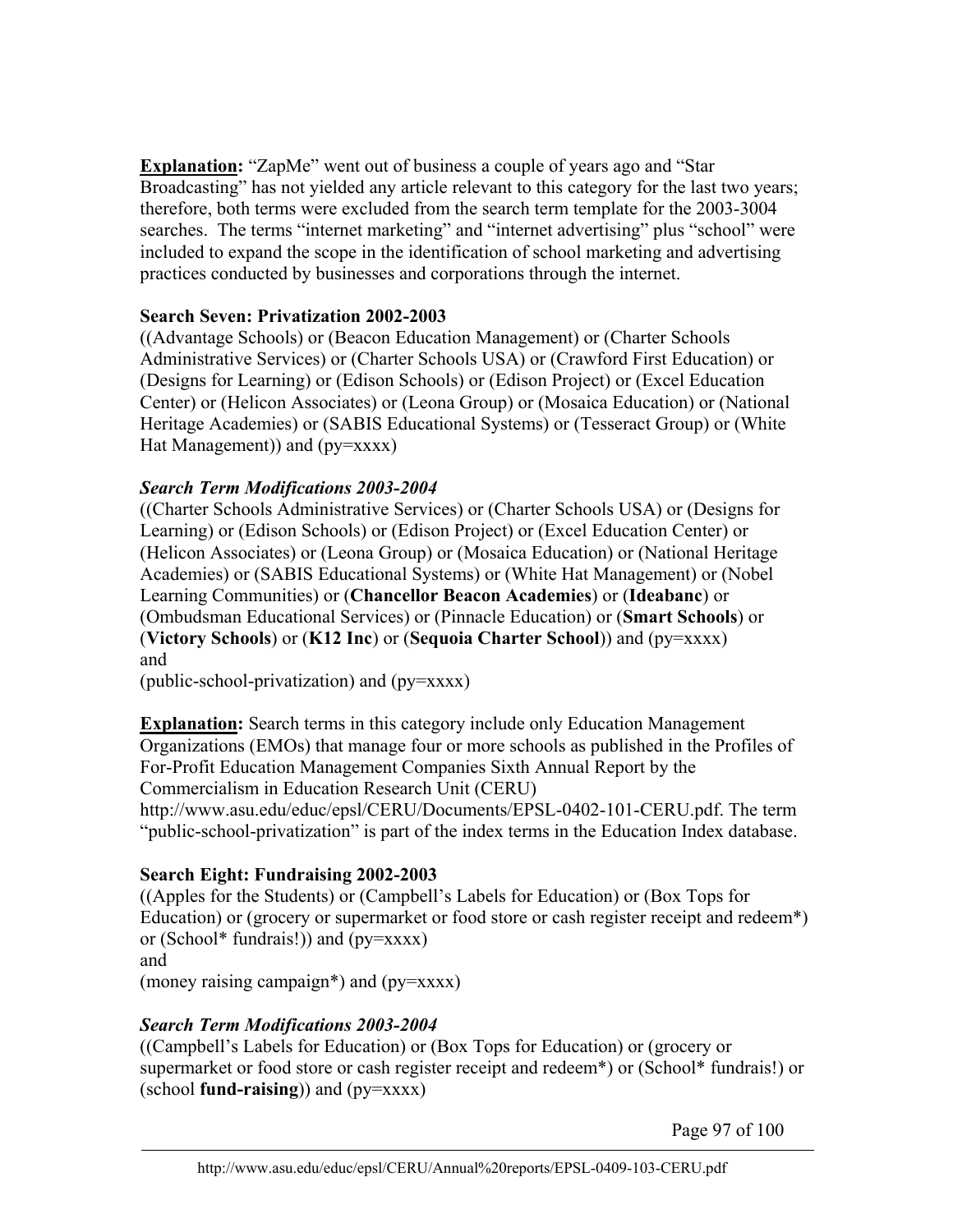**Explanation:** “ZapMe” went out of business a couple of years ago and “Star Broadcasting” has not yielded any article relevant to this category for the last two years; therefore, both terms were excluded from the search term template for the 2003-3004 searches. The terms “internet marketing” and “internet advertising” plus “school” were included to expand the scope in the identification of school marketing and advertising practices conducted by businesses and corporations through the internet.

**Search Seven: Privatization 2002-2003**

((Advantage Schools) or (Beacon Education Management) or (Charter Schools Administrative Services) or (Charter Schools USA) or (Crawford First Education) or (Designs for Learning) or (Edison Schools) or (Edison Project) or (Excel Education Center) or (Helicon Associates) or (Leona Group) or (Mosaica Education) or (National Heritage Academies) or (SABIS Educational Systems) or (Tesseract Group) or (White Hat Management)) and (py=xxxx)

***Search Term Modifications 2003-2004***

((Charter Schools Administrative Services) or (Charter Schools USA) or (Designs for Learning) or (Edison Schools) or (Edison Project) or (Excel Education Center) or (Helicon Associates) or (Leona Group) or (Mosaica Education) or (National Heritage Academies) or (SABIS Educational Systems) or (White Hat Management) or (Nobel Learning Communities) or (**Chancellor Beacon Academies**) or (**Ideabanc**) or (Ombudsman Educational Services) or (Pinnacle Education) or (**Smart Schools**) or (**Victory Schools**) or (**K12 Inc**) or (**Sequoia Charter School**)) and (py=xxxx)
and
(public-school-privatization) and (py=xxxx)

**Explanation:** Search terms in this category include only Education Management Organizations (EMOs) that manage four or more schools as published in the Profiles of For-Profit Education Management Companies Sixth Annual Report by the Commercialism in Education Research Unit (CERU) http://www.asu.edu/educ/epsl/CERU/Documents/EPSL-0402-101-CERU.pdf. The term “public-school-privatization” is part of the index terms in the Education Index database.

**Search Eight: Fundraising 2002-2003**

((Apples for the Students) or (Campbell’s Labels for Education) or (Box Tops for Education) or (grocery or supermarket or food store or cash register receipt and redeem*) or (School* fundrais!)) and (py=xxxx)
and
(money raising campaign*) and (py=xxxx)

***Search Term Modifications 2003-2004***

((Campbell’s Labels for Education) or (Box Tops for Education) or (grocery or supermarket or food store or cash register receipt and redeem*) or (School* fundrais!) or (school **fund-raising**)) and (py=xxxx)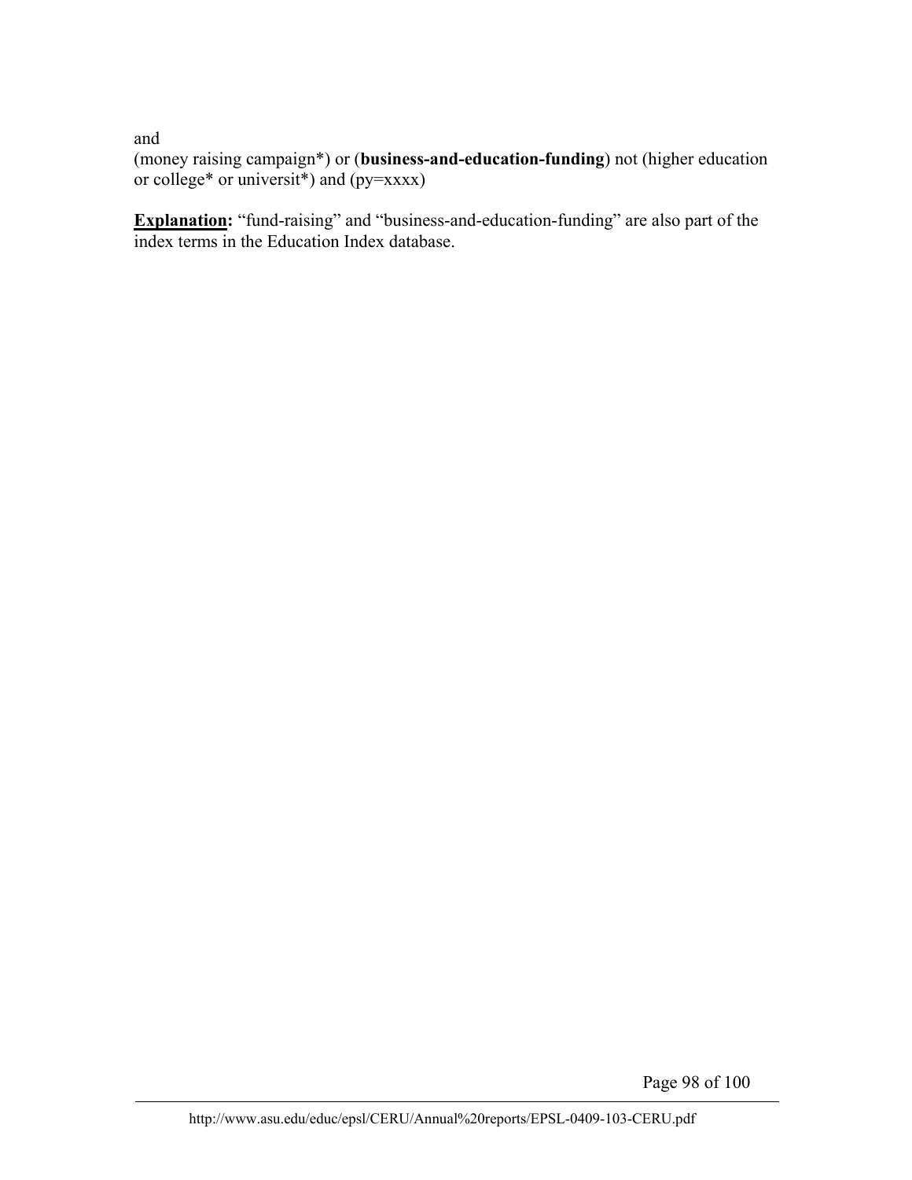and
(money raising campaign*) or (**business-and-education-funding**) not (higher education or college* or universit*) and (py=xxxx)

**Explanation:** "fund-raising" and "business-and-education-funding" are also part of the index terms in the Education Index database.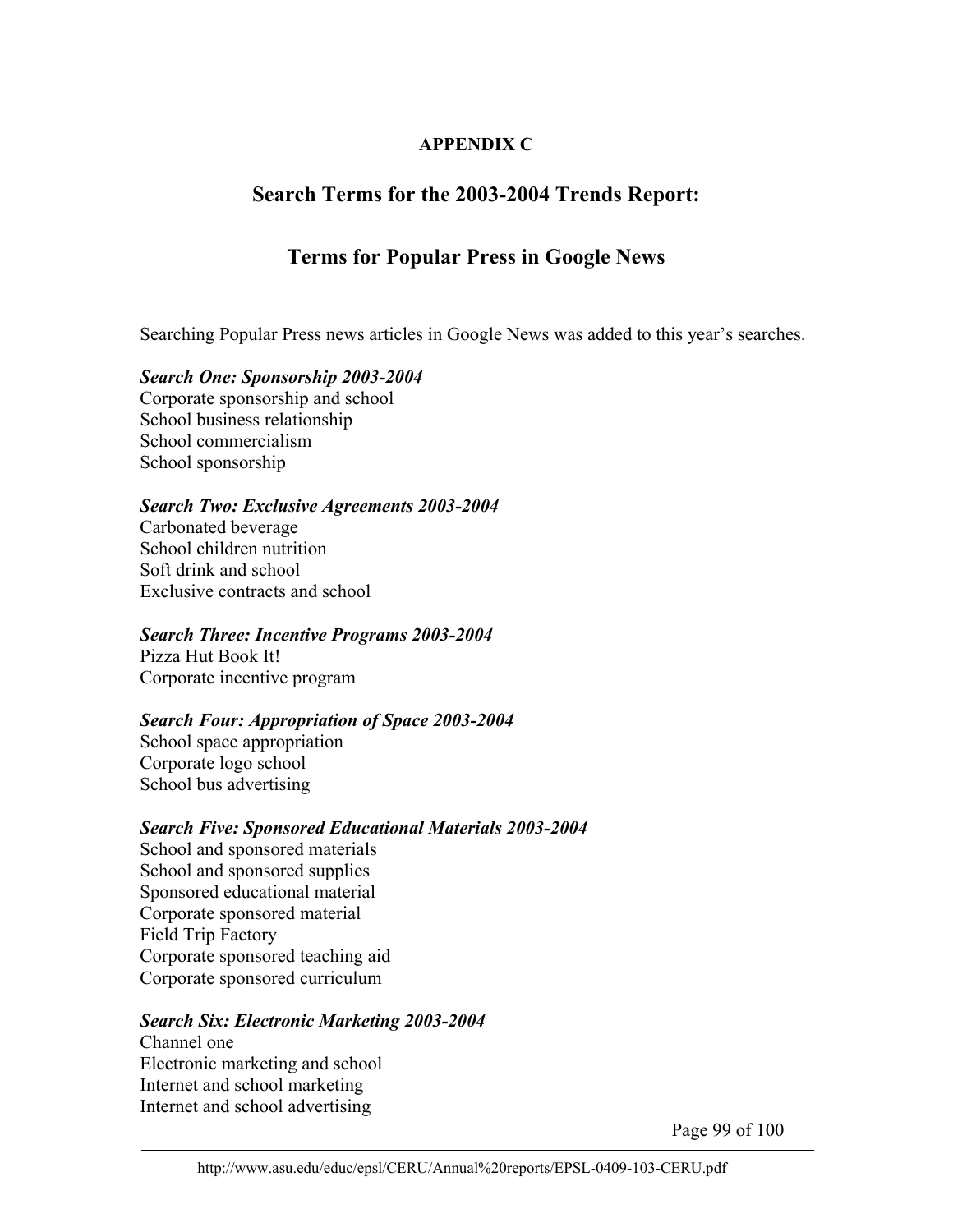**APPENDIX C**

## Search Terms for the 2003-2004 Trends Report:

## Terms for Popular Press in Google News

Searching Popular Press news articles in Google News was added to this year's searches.

***Search One: Sponsorship 2003-2004***
Corporate sponsorship and school
School business relationship
School commercialism
School sponsorship

***Search Two: Exclusive Agreements 2003-2004***
Carbonated beverage
School children nutrition
Soft drink and school
Exclusive contracts and school

***Search Three: Incentive Programs 2003-2004***
Pizza Hut Book It!
Corporate incentive program

***Search Four: Appropriation of Space 2003-2004***
School space appropriation
Corporate logo school
School bus advertising

***Search Five: Sponsored Educational Materials 2003-2004***
School and sponsored materials
School and sponsored supplies
Sponsored educational material
Corporate sponsored material
Field Trip Factory
Corporate sponsored teaching aid
Corporate sponsored curriculum

***Search Six: Electronic Marketing 2003-2004***
Channel one
Electronic marketing and school
Internet and school marketing
Internet and school advertising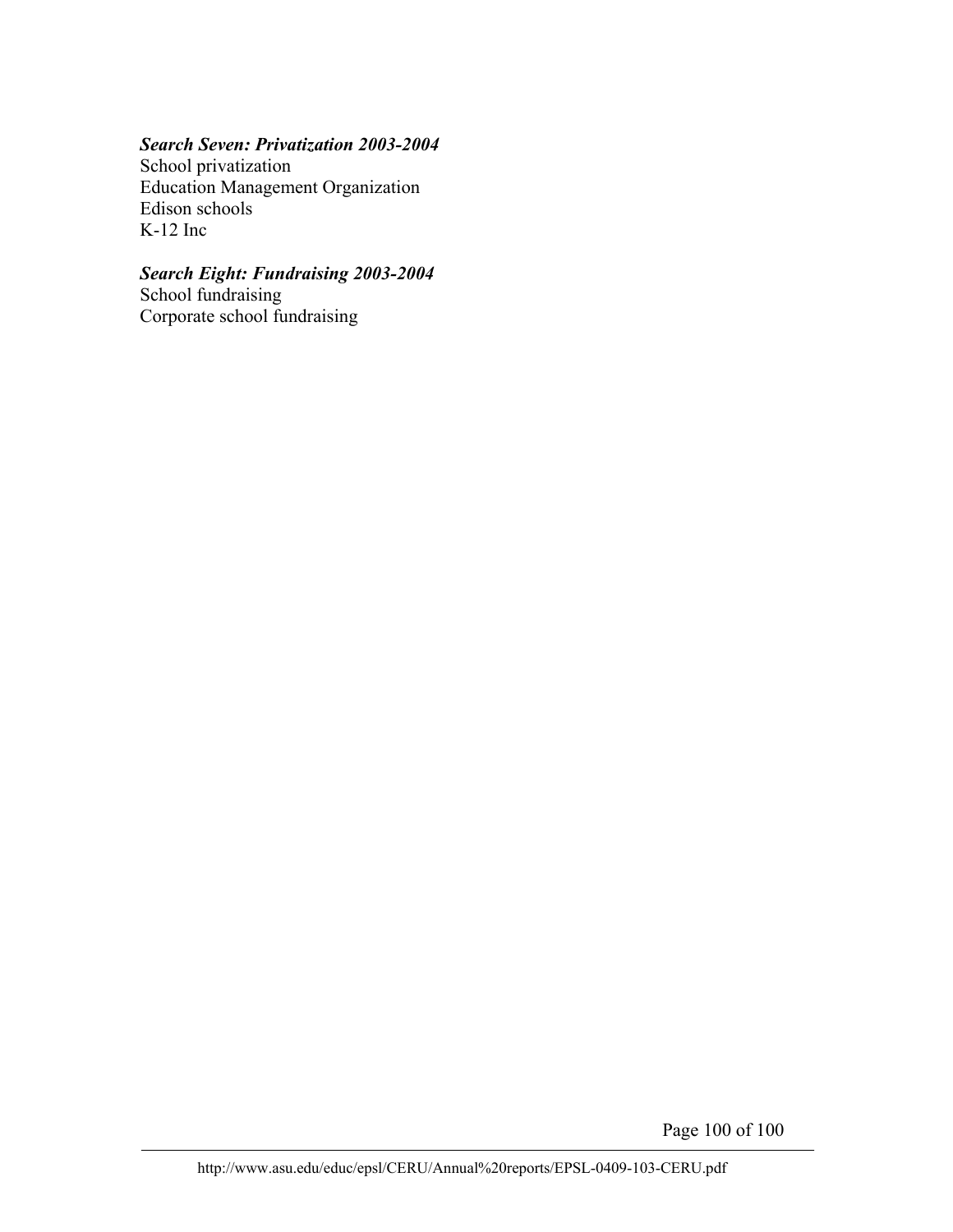***Search Seven: Privatization 2003-2004***

School privatization
Education Management Organization
Edison schools
K-12 Inc

***Search Eight: Fundraising 2003-2004***

School fundraising
Corporate school fundraising